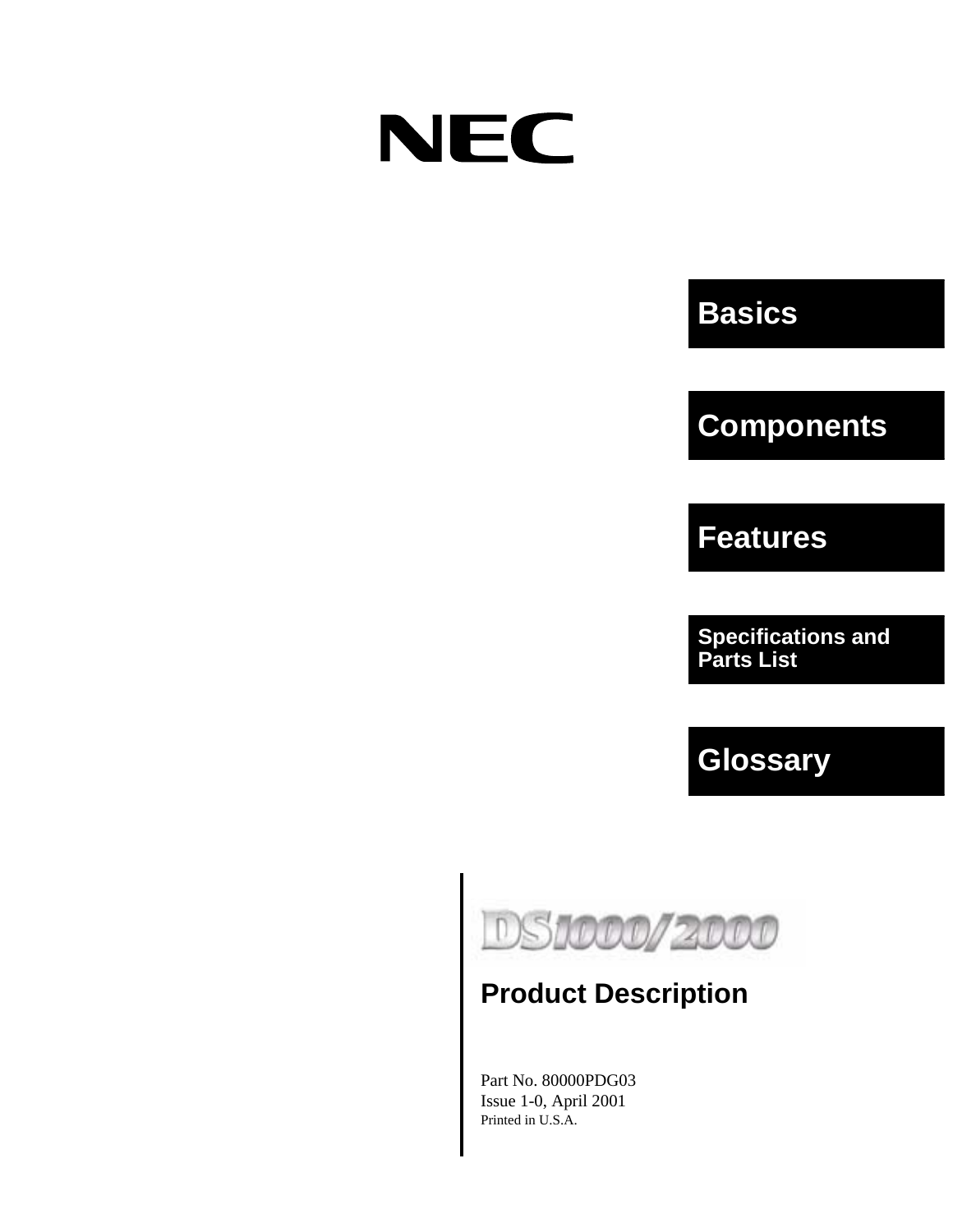NEC

Basics

Components

Features

Specifications and Parts List

Glossary

DS1000/2000

# Product Description

Part No. 80000PDG03
Issue 1-0, April 2001
Printed in U.S.A.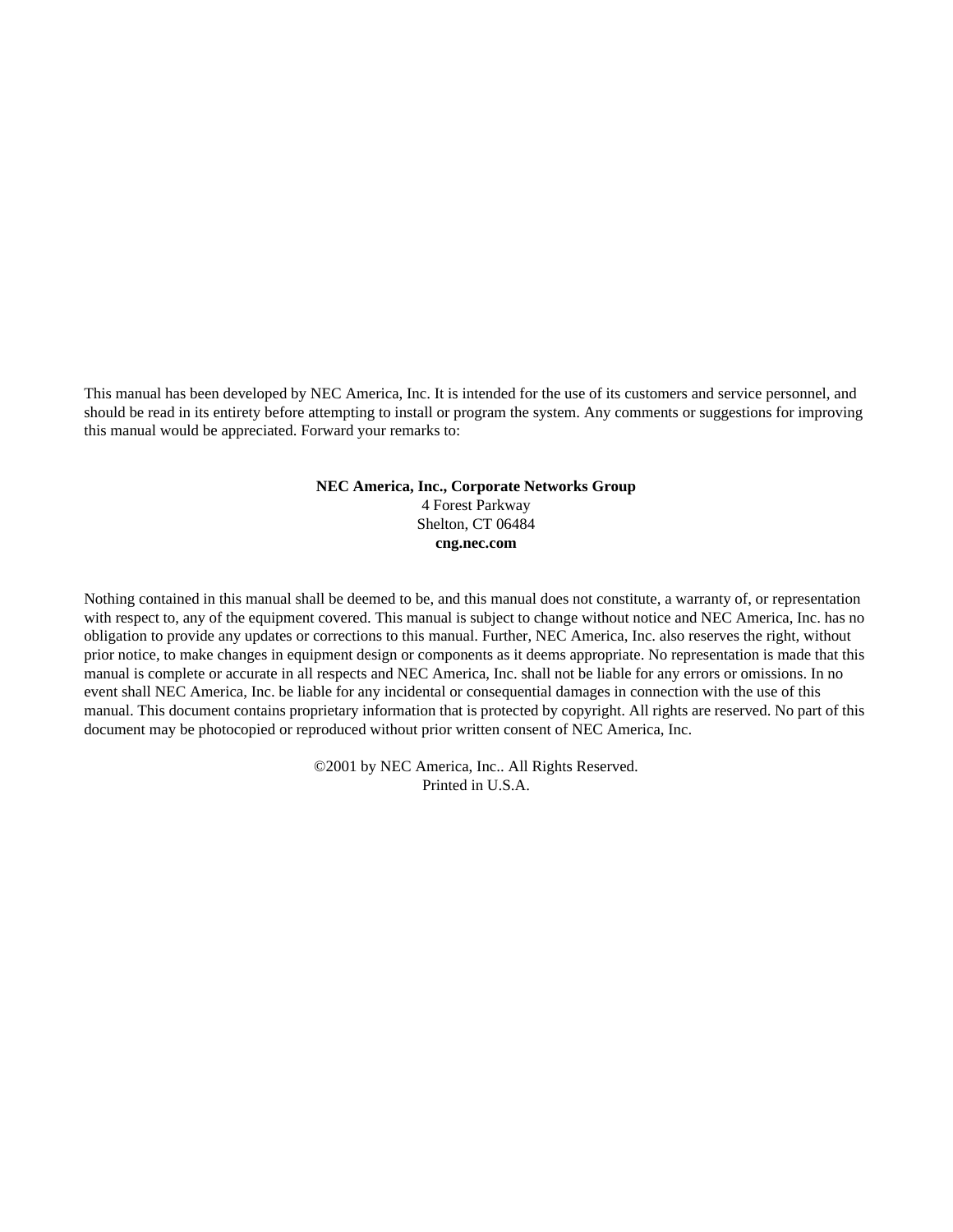This manual has been developed by NEC America, Inc. It is intended for the use of its customers and service personnel, and should be read in its entirety before attempting to install or program the system. Any comments or suggestions for improving this manual would be appreciated. Forward your remarks to:

**NEC America, Inc., Corporate Networks Group**
4 Forest Parkway
Shelton, CT 06484
**cng.nec.com**

Nothing contained in this manual shall be deemed to be, and this manual does not constitute, a warranty of, or representation with respect to, any of the equipment covered. This manual is subject to change without notice and NEC America, Inc. has no obligation to provide any updates or corrections to this manual. Further, NEC America, Inc. also reserves the right, without prior notice, to make changes in equipment design or components as it deems appropriate. No representation is made that this manual is complete or accurate in all respects and NEC America, Inc. shall not be liable for any errors or omissions. In no event shall NEC America, Inc. be liable for any incidental or consequential damages in connection with the use of this manual. This document contains proprietary information that is protected by copyright. All rights are reserved. No part of this document may be photocopied or reproduced without prior written consent of NEC America, Inc.

©2001 by NEC America, Inc.. All Rights Reserved.
Printed in U.S.A.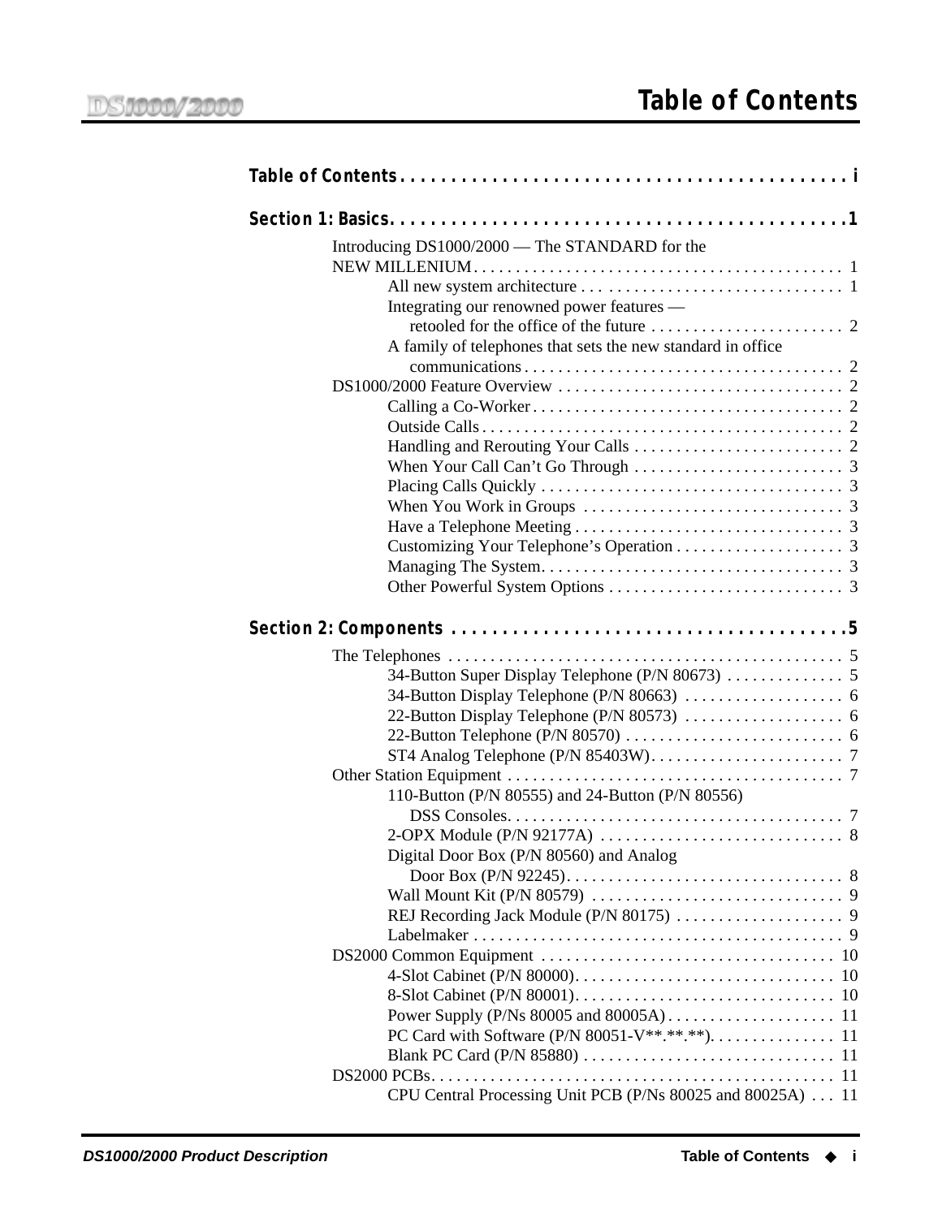# Table of Contents

**Table of Contents . . . . . . . . . . . . . . . . . . . . . . . . . . . . . . . . . . . . . . . . . . . . i**

**Section 1: Basics. . . . . . . . . . . . . . . . . . . . . . . . . . . . . . . . . . . . . . . . . . . . .1**

Introducing DS1000/2000 — The STANDARD for the NEW MILLENIUM . . . . . . . . . . . . . . . . . . . . . . . . . . . . . . . . . . . . . . . . . 1
- All new system architecture . . . . . . . . . . . . . . . . . . . . . . . . . . . . . . 1
- Integrating our renowned power features — retooled for the office of the future . . . . . . . . . . . . . . . . . . . . . . . 2
- A family of telephones that sets the new standard in office communications . . . . . . . . . . . . . . . . . . . . . . . . . . . . . . . . . . . . . . 2

DS1000/2000 Feature Overview . . . . . . . . . . . . . . . . . . . . . . . . . . . . . . . . . . 2
- Calling a Co-Worker . . . . . . . . . . . . . . . . . . . . . . . . . . . . . . . . . . . . . 2
- Outside Calls . . . . . . . . . . . . . . . . . . . . . . . . . . . . . . . . . . . . . . . . . . 2
- Handling and Rerouting Your Calls . . . . . . . . . . . . . . . . . . . . . . . . . 2
- When Your Call Can’t Go Through . . . . . . . . . . . . . . . . . . . . . . . . . 3
- Placing Calls Quickly . . . . . . . . . . . . . . . . . . . . . . . . . . . . . . . . . . . . 3
- When You Work in Groups . . . . . . . . . . . . . . . . . . . . . . . . . . . . . . . 3
- Have a Telephone Meeting . . . . . . . . . . . . . . . . . . . . . . . . . . . . . . . . 3
- Customizing Your Telephone’s Operation . . . . . . . . . . . . . . . . . . . . 3
- Managing The System. . . . . . . . . . . . . . . . . . . . . . . . . . . . . . . . . . . . 3
- Other Powerful System Options . . . . . . . . . . . . . . . . . . . . . . . . . . . . 3

**Section 2: Components . . . . . . . . . . . . . . . . . . . . . . . . . . . . . . . . . . . . . . .5**

The Telephones . . . . . . . . . . . . . . . . . . . . . . . . . . . . . . . . . . . . . . . . . . . . . . . 5
- 34-Button Super Display Telephone (P/N 80673) . . . . . . . . . . . . . . 5
- 34-Button Display Telephone (P/N 80663) . . . . . . . . . . . . . . . . . . . 6
- 22-Button Display Telephone (P/N 80573) . . . . . . . . . . . . . . . . . . . 6
- 22-Button Telephone (P/N 80570) . . . . . . . . . . . . . . . . . . . . . . . . . . 6
- ST4 Analog Telephone (P/N 85403W). . . . . . . . . . . . . . . . . . . . . . . 7

Other Station Equipment . . . . . . . . . . . . . . . . . . . . . . . . . . . . . . . . . . . . . . . 7
- 110-Button (P/N 80555) and 24-Button (P/N 80556) DSS Consoles. . . . . . . . . . . . . . . . . . . . . . . . . . . . . . . . . . . . . . . . 7
- 2-OPX Module (P/N 92177A) . . . . . . . . . . . . . . . . . . . . . . . . . . . . . 8
- Digital Door Box (P/N 80560) and Analog Door Box (P/N 92245). . . . . . . . . . . . . . . . . . . . . . . . . . . . . . . . . 8
- Wall Mount Kit (P/N 80579) . . . . . . . . . . . . . . . . . . . . . . . . . . . . . . 9
- REJ Recording Jack Module (P/N 80175) . . . . . . . . . . . . . . . . . . . . 9
- Labelmaker . . . . . . . . . . . . . . . . . . . . . . . . . . . . . . . . . . . . . . . . . . . 9

DS2000 Common Equipment . . . . . . . . . . . . . . . . . . . . . . . . . . . . . . . . . . . 10
- 4-Slot Cabinet (P/N 80000). . . . . . . . . . . . . . . . . . . . . . . . . . . . . . . 10
- 8-Slot Cabinet (P/N 80001). . . . . . . . . . . . . . . . . . . . . . . . . . . . . . . 10
- Power Supply (P/Ns 80005 and 80005A) . . . . . . . . . . . . . . . . . . . . 11
- PC Card with Software (P/N 80051-V**.**.**). . . . . . . . . . . . . . . 11
- Blank PC Card (P/N 85880) . . . . . . . . . . . . . . . . . . . . . . . . . . . . . . 11

DS2000 PCBs. . . . . . . . . . . . . . . . . . . . . . . . . . . . . . . . . . . . . . . . . . . . . . . . 11
- CPU Central Processing Unit PCB (P/Ns 80025 and 80025A) . . . 11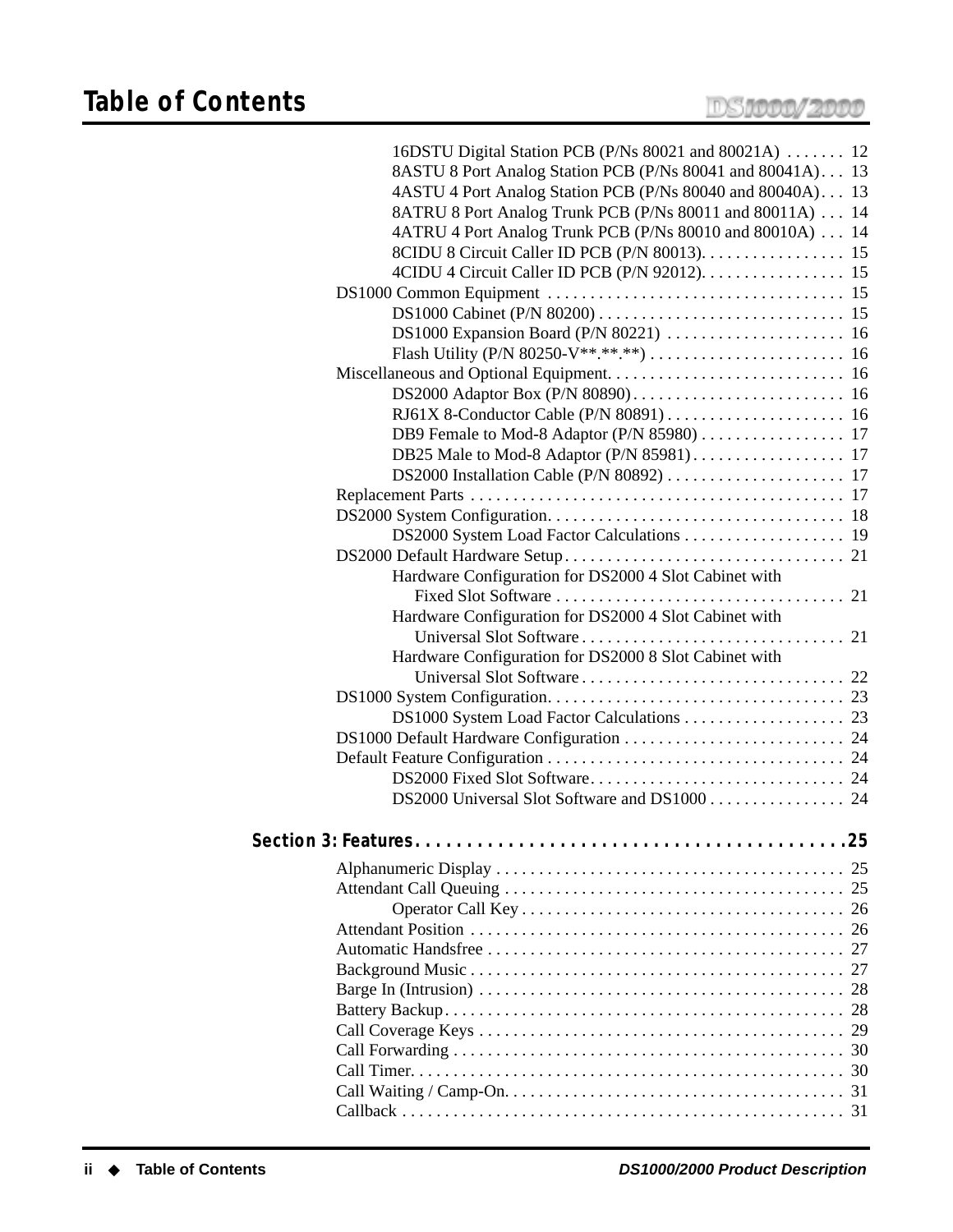16DSTU Digital Station PCB (P/Ns 80021 and 80021A) . . . . . . . 12
8ASTU 8 Port Analog Station PCB (P/Ns 80041 and 80041A). . . 13
4ASTU 4 Port Analog Station PCB (P/Ns 80040 and 80040A). . . 13
8ATRU 8 Port Analog Trunk PCB (P/Ns 80011 and 80011A) . . . 14
4ATRU 4 Port Analog Trunk PCB (P/Ns 80010 and 80010A) . . . 14
8CIDU 8 Circuit Caller ID PCB (P/N 80013). . . . . . . . . . . . . . . . . 15
4CIDU 4 Circuit Caller ID PCB (P/N 92012). . . . . . . . . . . . . . . . . 15
DS1000 Common Equipment . . . . . . . . . . . . . . . . . . . . . . . . . . . . . . . . . . 15
DS1000 Cabinet (P/N 80200) . . . . . . . . . . . . . . . . . . . . . . . . . . . . 15
DS1000 Expansion Board (P/N 80221) . . . . . . . . . . . . . . . . . . . . 16
Flash Utility (P/N 80250-V**.**.**) . . . . . . . . . . . . . . . . . . . . . . . 16
Miscellaneous and Optional Equipment. . . . . . . . . . . . . . . . . . . . . . . . . . . 16
DS2000 Adaptor Box (P/N 80890) . . . . . . . . . . . . . . . . . . . . . . . . . 16
RJ61X 8-Conductor Cable (P/N 80891) . . . . . . . . . . . . . . . . . . . . . 16
DB9 Female to Mod-8 Adaptor (P/N 85980) . . . . . . . . . . . . . . . . . 17
DB25 Male to Mod-8 Adaptor (P/N 85981) . . . . . . . . . . . . . . . . . . 17
DS2000 Installation Cable (P/N 80892) . . . . . . . . . . . . . . . . . . . . . 17
Replacement Parts . . . . . . . . . . . . . . . . . . . . . . . . . . . . . . . . . . . . . . . . . . . 17
DS2000 System Configuration. . . . . . . . . . . . . . . . . . . . . . . . . . . . . . . . . . . 18
DS2000 System Load Factor Calculations . . . . . . . . . . . . . . . . . . . 19
DS2000 Default Hardware Setup . . . . . . . . . . . . . . . . . . . . . . . . . . . . . . . . . 21
Hardware Configuration for DS2000 4 Slot Cabinet with Fixed Slot Software . . . . . . . . . . . . . . . . . . . . . . . . . . . . . . . . . . 21
Hardware Configuration for DS2000 4 Slot Cabinet with Universal Slot Software . . . . . . . . . . . . . . . . . . . . . . . . . . . . . . . 21
Hardware Configuration for DS2000 8 Slot Cabinet with Universal Slot Software . . . . . . . . . . . . . . . . . . . . . . . . . . . . . . . 22
DS1000 System Configuration. . . . . . . . . . . . . . . . . . . . . . . . . . . . . . . . . . . 23
DS1000 System Load Factor Calculations . . . . . . . . . . . . . . . . . . . 23
DS1000 Default Hardware Configuration . . . . . . . . . . . . . . . . . . . . . . . . . . 24
Default Feature Configuration . . . . . . . . . . . . . . . . . . . . . . . . . . . . . . . . . . . 24
DS2000 Fixed Slot Software. . . . . . . . . . . . . . . . . . . . . . . . . . . . . . 24
DS2000 Universal Slot Software and DS1000 . . . . . . . . . . . . . . . . 24

**Section 3: Features. . . . . . . . . . . . . . . . . . . . . . . . . . . . . . . . . . . . . . . . . . 25**

Alphanumeric Display . . . . . . . . . . . . . . . . . . . . . . . . . . . . . . . . . . . . . . . . . 25
Attendant Call Queuing . . . . . . . . . . . . . . . . . . . . . . . . . . . . . . . . . . . . . . . . 25
Operator Call Key . . . . . . . . . . . . . . . . . . . . . . . . . . . . . . . . . . . . . . 26
Attendant Position . . . . . . . . . . . . . . . . . . . . . . . . . . . . . . . . . . . . . . . . . . . . 26
Automatic Handsfree . . . . . . . . . . . . . . . . . . . . . . . . . . . . . . . . . . . . . . . . . . 27
Background Music . . . . . . . . . . . . . . . . . . . . . . . . . . . . . . . . . . . . . . . . . . . . 27
Barge In (Intrusion) . . . . . . . . . . . . . . . . . . . . . . . . . . . . . . . . . . . . . . . . . . . 28
Battery Backup. . . . . . . . . . . . . . . . . . . . . . . . . . . . . . . . . . . . . . . . . . . . . . . 28
Call Coverage Keys . . . . . . . . . . . . . . . . . . . . . . . . . . . . . . . . . . . . . . . . . . . 29
Call Forwarding . . . . . . . . . . . . . . . . . . . . . . . . . . . . . . . . . . . . . . . . . . . . . . 30
Call Timer. . . . . . . . . . . . . . . . . . . . . . . . . . . . . . . . . . . . . . . . . . . . . . . . . . . 30
Call Waiting / Camp-On. . . . . . . . . . . . . . . . . . . . . . . . . . . . . . . . . . . . . . . . 31
Callback . . . . . . . . . . . . . . . . . . . . . . . . . . . . . . . . . . . . . . . . . . . . . . . . . . . . 31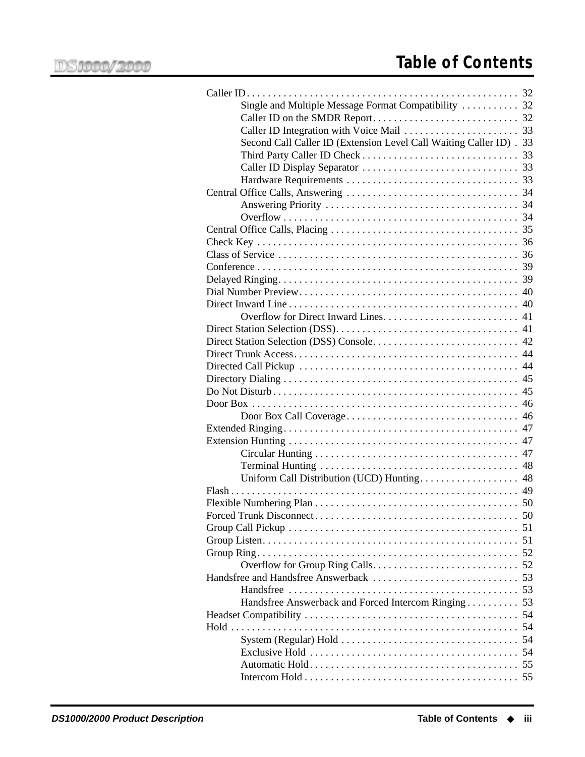# Table of Contents

Caller ID . . . . . . . . . . . . . . . . . . . . . . . . . . . . . . . . . . . . . . . . . . . . . . . . . . . 32
- Single and Multiple Message Format Compatibility . . . . . . . . . . . 32
- Caller ID on the SMDR Report. . . . . . . . . . . . . . . . . . . . . . . . . . . . 32
- Caller ID Integration with Voice Mail . . . . . . . . . . . . . . . . . . . . . . 33
- Second Call Caller ID (Extension Level Call Waiting Caller ID) . 33
- Third Party Caller ID Check . . . . . . . . . . . . . . . . . . . . . . . . . . . . . 33
- Caller ID Display Separator . . . . . . . . . . . . . . . . . . . . . . . . . . . . . 33
- Hardware Requirements . . . . . . . . . . . . . . . . . . . . . . . . . . . . . . . . 33

Central Office Calls, Answering . . . . . . . . . . . . . . . . . . . . . . . . . . . . . . . . . 34
- Answering Priority . . . . . . . . . . . . . . . . . . . . . . . . . . . . . . . . . . . . 34
- Overflow . . . . . . . . . . . . . . . . . . . . . . . . . . . . . . . . . . . . . . . . . . . . 34

Central Office Calls, Placing . . . . . . . . . . . . . . . . . . . . . . . . . . . . . . . . . . . . 35

Check Key . . . . . . . . . . . . . . . . . . . . . . . . . . . . . . . . . . . . . . . . . . . . . . . . . . 36

Class of Service . . . . . . . . . . . . . . . . . . . . . . . . . . . . . . . . . . . . . . . . . . . . . . 36

Conference . . . . . . . . . . . . . . . . . . . . . . . . . . . . . . . . . . . . . . . . . . . . . . . . . . 39

Delayed Ringing. . . . . . . . . . . . . . . . . . . . . . . . . . . . . . . . . . . . . . . . . . . . . . 39

Dial Number Preview. . . . . . . . . . . . . . . . . . . . . . . . . . . . . . . . . . . . . . . . . . 40

Direct Inward Line . . . . . . . . . . . . . . . . . . . . . . . . . . . . . . . . . . . . . . . . . . . . 40
- Overflow for Direct Inward Lines. . . . . . . . . . . . . . . . . . . . . . . . . . 41

Direct Station Selection (DSS). . . . . . . . . . . . . . . . . . . . . . . . . . . . . . . . . . . 41

Direct Station Selection (DSS) Console. . . . . . . . . . . . . . . . . . . . . . . . . . . . 42

Direct Trunk Access. . . . . . . . . . . . . . . . . . . . . . . . . . . . . . . . . . . . . . . . . . . 44

Directed Call Pickup . . . . . . . . . . . . . . . . . . . . . . . . . . . . . . . . . . . . . . . . . . 44

Directory Dialing . . . . . . . . . . . . . . . . . . . . . . . . . . . . . . . . . . . . . . . . . . . . . 45

Do Not Disturb . . . . . . . . . . . . . . . . . . . . . . . . . . . . . . . . . . . . . . . . . . . . . . . 45

Door Box . . . . . . . . . . . . . . . . . . . . . . . . . . . . . . . . . . . . . . . . . . . . . . . . . . . 46
- Door Box Call Coverage . . . . . . . . . . . . . . . . . . . . . . . . . . . . . . . . . 46

Extended Ringing. . . . . . . . . . . . . . . . . . . . . . . . . . . . . . . . . . . . . . . . . . . . . 47

Extension Hunting . . . . . . . . . . . . . . . . . . . . . . . . . . . . . . . . . . . . . . . . . . . . 47
- Circular Hunting . . . . . . . . . . . . . . . . . . . . . . . . . . . . . . . . . . . . . . . 47
- Terminal Hunting . . . . . . . . . . . . . . . . . . . . . . . . . . . . . . . . . . . . . . 48
- Uniform Call Distribution (UCD) Hunting. . . . . . . . . . . . . . . . . . . 48

Flash . . . . . . . . . . . . . . . . . . . . . . . . . . . . . . . . . . . . . . . . . . . . . . . . . . . . . . 49

Flexible Numbering Plan . . . . . . . . . . . . . . . . . . . . . . . . . . . . . . . . . . . . . . . 50

Forced Trunk Disconnect . . . . . . . . . . . . . . . . . . . . . . . . . . . . . . . . . . . . . . . 50

Group Call Pickup . . . . . . . . . . . . . . . . . . . . . . . . . . . . . . . . . . . . . . . . . . . . 51

Group Listen. . . . . . . . . . . . . . . . . . . . . . . . . . . . . . . . . . . . . . . . . . . . . . . . . 51

Group Ring. . . . . . . . . . . . . . . . . . . . . . . . . . . . . . . . . . . . . . . . . . . . . . . . . . 52
- Overflow for Group Ring Calls. . . . . . . . . . . . . . . . . . . . . . . . . . . . 52

Handsfree and Handsfree Answerback . . . . . . . . . . . . . . . . . . . . . . . . . . . . 53
- Handsfree . . . . . . . . . . . . . . . . . . . . . . . . . . . . . . . . . . . . . . . . . . . 53
- Handsfree Answerback and Forced Intercom Ringing . . . . . . . . . . 53

Headset Compatibility . . . . . . . . . . . . . . . . . . . . . . . . . . . . . . . . . . . . . . . . . 54

Hold . . . . . . . . . . . . . . . . . . . . . . . . . . . . . . . . . . . . . . . . . . . . . . . . . . . . . . . 54
- System (Regular) Hold . . . . . . . . . . . . . . . . . . . . . . . . . . . . . . . . . . 54
- Exclusive Hold . . . . . . . . . . . . . . . . . . . . . . . . . . . . . . . . . . . . . . . . 54
- Automatic Hold. . . . . . . . . . . . . . . . . . . . . . . . . . . . . . . . . . . . . . . . 55
- Intercom Hold . . . . . . . . . . . . . . . . . . . . . . . . . . . . . . . . . . . . . . . . . 55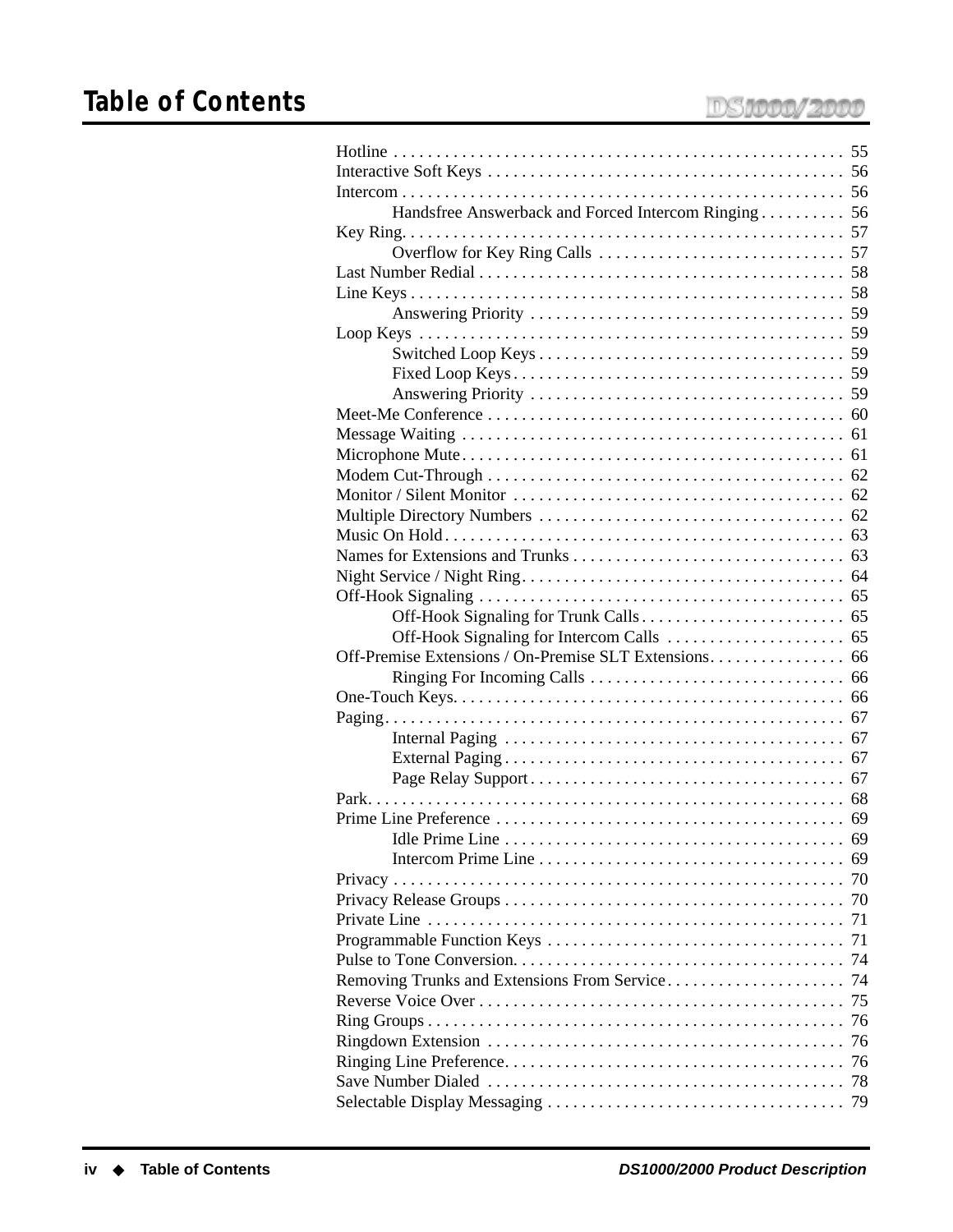# Table of Contents

Hotline . . . . . . . . . . . . . . . . . . . . . . . . . . . . . . . . . . . . . . . . . . . . . . . . . . . 55
Interactive Soft Keys . . . . . . . . . . . . . . . . . . . . . . . . . . . . . . . . . . . . . . . . . . 56
Intercom . . . . . . . . . . . . . . . . . . . . . . . . . . . . . . . . . . . . . . . . . . . . . . . . . . . 56
    Handsfree Answerback and Forced Intercom Ringing . . . . . . . . . . 56
Key Ring. . . . . . . . . . . . . . . . . . . . . . . . . . . . . . . . . . . . . . . . . . . . . . . . . . . 57
    Overflow for Key Ring Calls . . . . . . . . . . . . . . . . . . . . . . . . . . . . 57
Last Number Redial . . . . . . . . . . . . . . . . . . . . . . . . . . . . . . . . . . . . . . . . . . 58
Line Keys . . . . . . . . . . . . . . . . . . . . . . . . . . . . . . . . . . . . . . . . . . . . . . . . . . 58
    Answering Priority . . . . . . . . . . . . . . . . . . . . . . . . . . . . . . . . . . . . 59
Loop Keys . . . . . . . . . . . . . . . . . . . . . . . . . . . . . . . . . . . . . . . . . . . . . . . . . 59
    Switched Loop Keys . . . . . . . . . . . . . . . . . . . . . . . . . . . . . . . . . . . 59
    Fixed Loop Keys . . . . . . . . . . . . . . . . . . . . . . . . . . . . . . . . . . . . . . 59
    Answering Priority . . . . . . . . . . . . . . . . . . . . . . . . . . . . . . . . . . . . 59
Meet-Me Conference . . . . . . . . . . . . . . . . . . . . . . . . . . . . . . . . . . . . . . . . . 60
Message Waiting . . . . . . . . . . . . . . . . . . . . . . . . . . . . . . . . . . . . . . . . . . . . 61
Microphone Mute . . . . . . . . . . . . . . . . . . . . . . . . . . . . . . . . . . . . . . . . . . . . 61
Modem Cut-Through . . . . . . . . . . . . . . . . . . . . . . . . . . . . . . . . . . . . . . . . . 62
Monitor / Silent Monitor . . . . . . . . . . . . . . . . . . . . . . . . . . . . . . . . . . . . . . 62
Multiple Directory Numbers . . . . . . . . . . . . . . . . . . . . . . . . . . . . . . . . . . . 62
Music On Hold . . . . . . . . . . . . . . . . . . . . . . . . . . . . . . . . . . . . . . . . . . . . . . 63
Names for Extensions and Trunks . . . . . . . . . . . . . . . . . . . . . . . . . . . . . . . 63
Night Service / Night Ring . . . . . . . . . . . . . . . . . . . . . . . . . . . . . . . . . . . . . 64
Off-Hook Signaling . . . . . . . . . . . . . . . . . . . . . . . . . . . . . . . . . . . . . . . . . . 65
    Off-Hook Signaling for Trunk Calls . . . . . . . . . . . . . . . . . . . . . . . . 65
    Off-Hook Signaling for Intercom Calls . . . . . . . . . . . . . . . . . . . . . 65
Off-Premise Extensions / On-Premise SLT Extensions. . . . . . . . . . . . . . . . 66
    Ringing For Incoming Calls . . . . . . . . . . . . . . . . . . . . . . . . . . . . . . 66
One-Touch Keys. . . . . . . . . . . . . . . . . . . . . . . . . . . . . . . . . . . . . . . . . . . . . 66
Paging. . . . . . . . . . . . . . . . . . . . . . . . . . . . . . . . . . . . . . . . . . . . . . . . . . . . . 67
    Internal Paging . . . . . . . . . . . . . . . . . . . . . . . . . . . . . . . . . . . . . . . . 67
    External Paging . . . . . . . . . . . . . . . . . . . . . . . . . . . . . . . . . . . . . . . . 67
    Page Relay Support . . . . . . . . . . . . . . . . . . . . . . . . . . . . . . . . . . . . . 67
Park. . . . . . . . . . . . . . . . . . . . . . . . . . . . . . . . . . . . . . . . . . . . . . . . . . . . . . 68
Prime Line Preference . . . . . . . . . . . . . . . . . . . . . . . . . . . . . . . . . . . . . . . . 69
    Idle Prime Line . . . . . . . . . . . . . . . . . . . . . . . . . . . . . . . . . . . . . . . . 69
    Intercom Prime Line . . . . . . . . . . . . . . . . . . . . . . . . . . . . . . . . . . . . 69
Privacy . . . . . . . . . . . . . . . . . . . . . . . . . . . . . . . . . . . . . . . . . . . . . . . . . . . . 70
Privacy Release Groups . . . . . . . . . . . . . . . . . . . . . . . . . . . . . . . . . . . . . . . 70
Private Line . . . . . . . . . . . . . . . . . . . . . . . . . . . . . . . . . . . . . . . . . . . . . . . . 71
Programmable Function Keys . . . . . . . . . . . . . . . . . . . . . . . . . . . . . . . . . . 71
Pulse to Tone Conversion. . . . . . . . . . . . . . . . . . . . . . . . . . . . . . . . . . . . . . 74
Removing Trunks and Extensions From Service . . . . . . . . . . . . . . . . . . . . 74
Reverse Voice Over . . . . . . . . . . . . . . . . . . . . . . . . . . . . . . . . . . . . . . . . . . 75
Ring Groups . . . . . . . . . . . . . . . . . . . . . . . . . . . . . . . . . . . . . . . . . . . . . . . . 76
Ringdown Extension . . . . . . . . . . . . . . . . . . . . . . . . . . . . . . . . . . . . . . . . . 76
Ringing Line Preference. . . . . . . . . . . . . . . . . . . . . . . . . . . . . . . . . . . . . . . 76
Save Number Dialed . . . . . . . . . . . . . . . . . . . . . . . . . . . . . . . . . . . . . . . . . 78
Selectable Display Messaging . . . . . . . . . . . . . . . . . . . . . . . . . . . . . . . . . . 79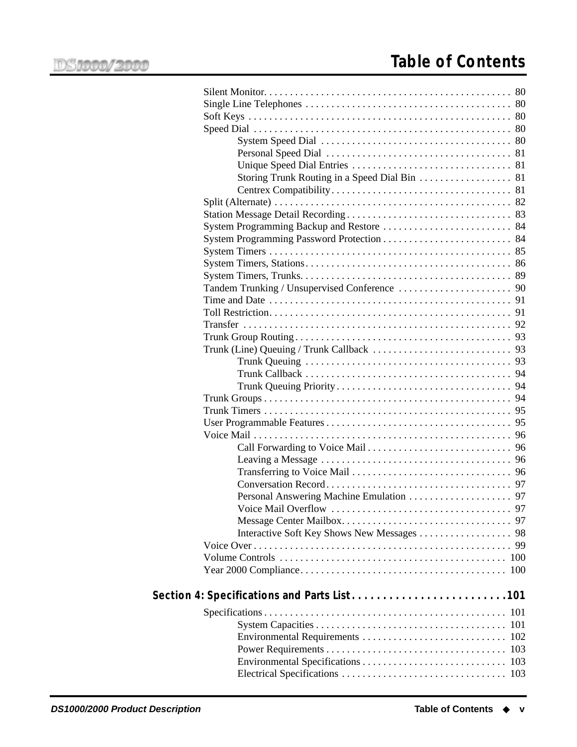Silent Monitor. . . . . . . . . . . . . . . . . . . . . . . . . . . . . . . . . . . . . . . . . . . . . . . . 80
Single Line Telephones . . . . . . . . . . . . . . . . . . . . . . . . . . . . . . . . . . . . . . . . 80
Soft Keys . . . . . . . . . . . . . . . . . . . . . . . . . . . . . . . . . . . . . . . . . . . . . . . . . . . 80
Speed Dial . . . . . . . . . . . . . . . . . . . . . . . . . . . . . . . . . . . . . . . . . . . . . . . . . . 80

- System Speed Dial . . . . . . . . . . . . . . . . . . . . . . . . . . . . . . . . . . . . . 80
- Personal Speed Dial . . . . . . . . . . . . . . . . . . . . . . . . . . . . . . . . . . . . 81
- Unique Speed Dial Entries . . . . . . . . . . . . . . . . . . . . . . . . . . . . . . . 81
- Storing Trunk Routing in a Speed Dial Bin . . . . . . . . . . . . . . . . . . 81
- Centrex Compatibility. . . . . . . . . . . . . . . . . . . . . . . . . . . . . . . . . . . 81

Split (Alternate) . . . . . . . . . . . . . . . . . . . . . . . . . . . . . . . . . . . . . . . . . . . . . . 82
Station Message Detail Recording . . . . . . . . . . . . . . . . . . . . . . . . . . . . . . . . 83
System Programming Backup and Restore . . . . . . . . . . . . . . . . . . . . . . . . . 84
System Programming Password Protection . . . . . . . . . . . . . . . . . . . . . . . . . 84
System Timers . . . . . . . . . . . . . . . . . . . . . . . . . . . . . . . . . . . . . . . . . . . . . . . 85
System Timers, Stations. . . . . . . . . . . . . . . . . . . . . . . . . . . . . . . . . . . . . . . . 86
System Timers, Trunks. . . . . . . . . . . . . . . . . . . . . . . . . . . . . . . . . . . . . . . . . 89
Tandem Trunking / Unsupervised Conference . . . . . . . . . . . . . . . . . . . . . . 90
Time and Date . . . . . . . . . . . . . . . . . . . . . . . . . . . . . . . . . . . . . . . . . . . . . . . 91
Toll Restriction. . . . . . . . . . . . . . . . . . . . . . . . . . . . . . . . . . . . . . . . . . . . . . . 91
Transfer . . . . . . . . . . . . . . . . . . . . . . . . . . . . . . . . . . . . . . . . . . . . . . . . . . . . 92
Trunk Group Routing . . . . . . . . . . . . . . . . . . . . . . . . . . . . . . . . . . . . . . . . . . 93
Trunk (Line) Queuing / Trunk Callback . . . . . . . . . . . . . . . . . . . . . . . . . . . 93

- Trunk Queuing . . . . . . . . . . . . . . . . . . . . . . . . . . . . . . . . . . . . . . . . 93
- Trunk Callback . . . . . . . . . . . . . . . . . . . . . . . . . . . . . . . . . . . . . . . . 94
- Trunk Queuing Priority . . . . . . . . . . . . . . . . . . . . . . . . . . . . . . . . . . 94

Trunk Groups . . . . . . . . . . . . . . . . . . . . . . . . . . . . . . . . . . . . . . . . . . . . . . . . 94
Trunk Timers . . . . . . . . . . . . . . . . . . . . . . . . . . . . . . . . . . . . . . . . . . . . . . . . 95
User Programmable Features . . . . . . . . . . . . . . . . . . . . . . . . . . . . . . . . . . . . 95
Voice Mail . . . . . . . . . . . . . . . . . . . . . . . . . . . . . . . . . . . . . . . . . . . . . . . . . . 96

- Call Forwarding to Voice Mail . . . . . . . . . . . . . . . . . . . . . . . . . . . . 96
- Leaving a Message . . . . . . . . . . . . . . . . . . . . . . . . . . . . . . . . . . . . . 96
- Transferring to Voice Mail . . . . . . . . . . . . . . . . . . . . . . . . . . . . . . . 96
- Conversation Record . . . . . . . . . . . . . . . . . . . . . . . . . . . . . . . . . . . . 97
- Personal Answering Machine Emulation . . . . . . . . . . . . . . . . . . . . 97
- Voice Mail Overflow . . . . . . . . . . . . . . . . . . . . . . . . . . . . . . . . . . . 97
- Message Center Mailbox. . . . . . . . . . . . . . . . . . . . . . . . . . . . . . . . . 97
- Interactive Soft Key Shows New Messages . . . . . . . . . . . . . . . . . . 98

Voice Over . . . . . . . . . . . . . . . . . . . . . . . . . . . . . . . . . . . . . . . . . . . . . . . . . . 99
Volume Controls . . . . . . . . . . . . . . . . . . . . . . . . . . . . . . . . . . . . . . . . . . . . 100
Year 2000 Compliance. . . . . . . . . . . . . . . . . . . . . . . . . . . . . . . . . . . . . . . . 100

## Section 4: Specifications and Parts List . . . . . . . . . . . . . . . . . . . . . . . . . 101

Specifications . . . . . . . . . . . . . . . . . . . . . . . . . . . . . . . . . . . . . . . . . . . . . . 101

- System Capacities . . . . . . . . . . . . . . . . . . . . . . . . . . . . . . . . . . . . . 101
- Environmental Requirements . . . . . . . . . . . . . . . . . . . . . . . . . . . . 102
- Power Requirements . . . . . . . . . . . . . . . . . . . . . . . . . . . . . . . . . . . 103
- Environmental Specifications . . . . . . . . . . . . . . . . . . . . . . . . . . . . 103
- Electrical Specifications . . . . . . . . . . . . . . . . . . . . . . . . . . . . . . . . 103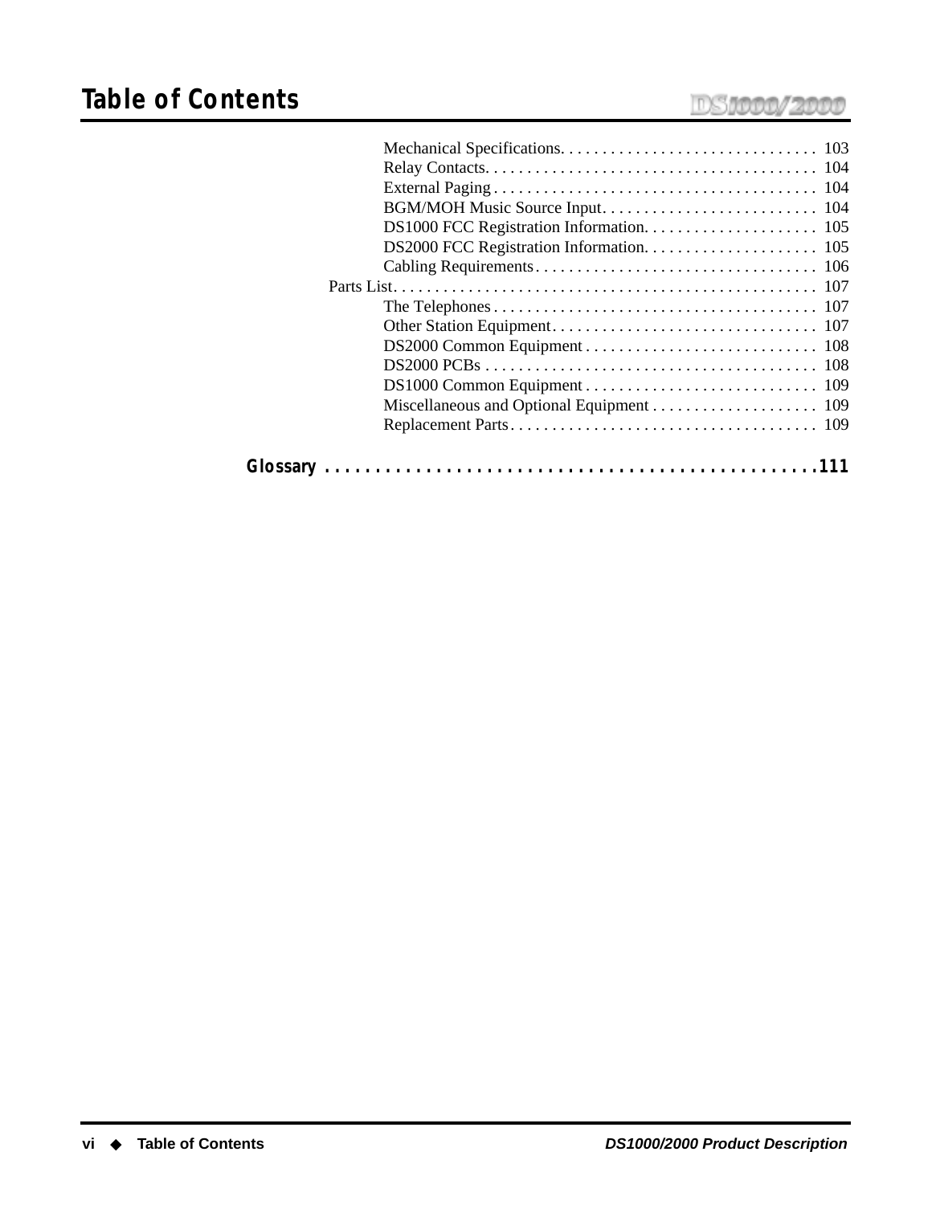# Table of Contents

Mechanical Specifications. . . . . . . . . . . . . . . . . . . . . . . . . . . . . . 103
Relay Contacts. . . . . . . . . . . . . . . . . . . . . . . . . . . . . . . . . . . . . . . 104
External Paging . . . . . . . . . . . . . . . . . . . . . . . . . . . . . . . . . . . . . . 104
BGM/MOH Music Source Input. . . . . . . . . . . . . . . . . . . . . . . . . . . 104
DS1000 FCC Registration Information. . . . . . . . . . . . . . . . . . . . . 105
DS2000 FCC Registration Information. . . . . . . . . . . . . . . . . . . . . 105
Cabling Requirements . . . . . . . . . . . . . . . . . . . . . . . . . . . . . . . . . 106

Parts List. . . . . . . . . . . . . . . . . . . . . . . . . . . . . . . . . . . . . . . . . . . . . . . . . . . 107

The Telephones . . . . . . . . . . . . . . . . . . . . . . . . . . . . . . . . . . . . . . 107
Other Station Equipment. . . . . . . . . . . . . . . . . . . . . . . . . . . . . . . 107
DS2000 Common Equipment . . . . . . . . . . . . . . . . . . . . . . . . . . . 108
DS2000 PCBs . . . . . . . . . . . . . . . . . . . . . . . . . . . . . . . . . . . . . . . 108
DS1000 Common Equipment . . . . . . . . . . . . . . . . . . . . . . . . . . . 109
Miscellaneous and Optional Equipment . . . . . . . . . . . . . . . . . . . 109
Replacement Parts . . . . . . . . . . . . . . . . . . . . . . . . . . . . . . . . . . . . 109

**Glossary . . . . . . . . . . . . . . . . . . . . . . . . . . . . . . . . . . . . . . . . . . . . . . . . . 111**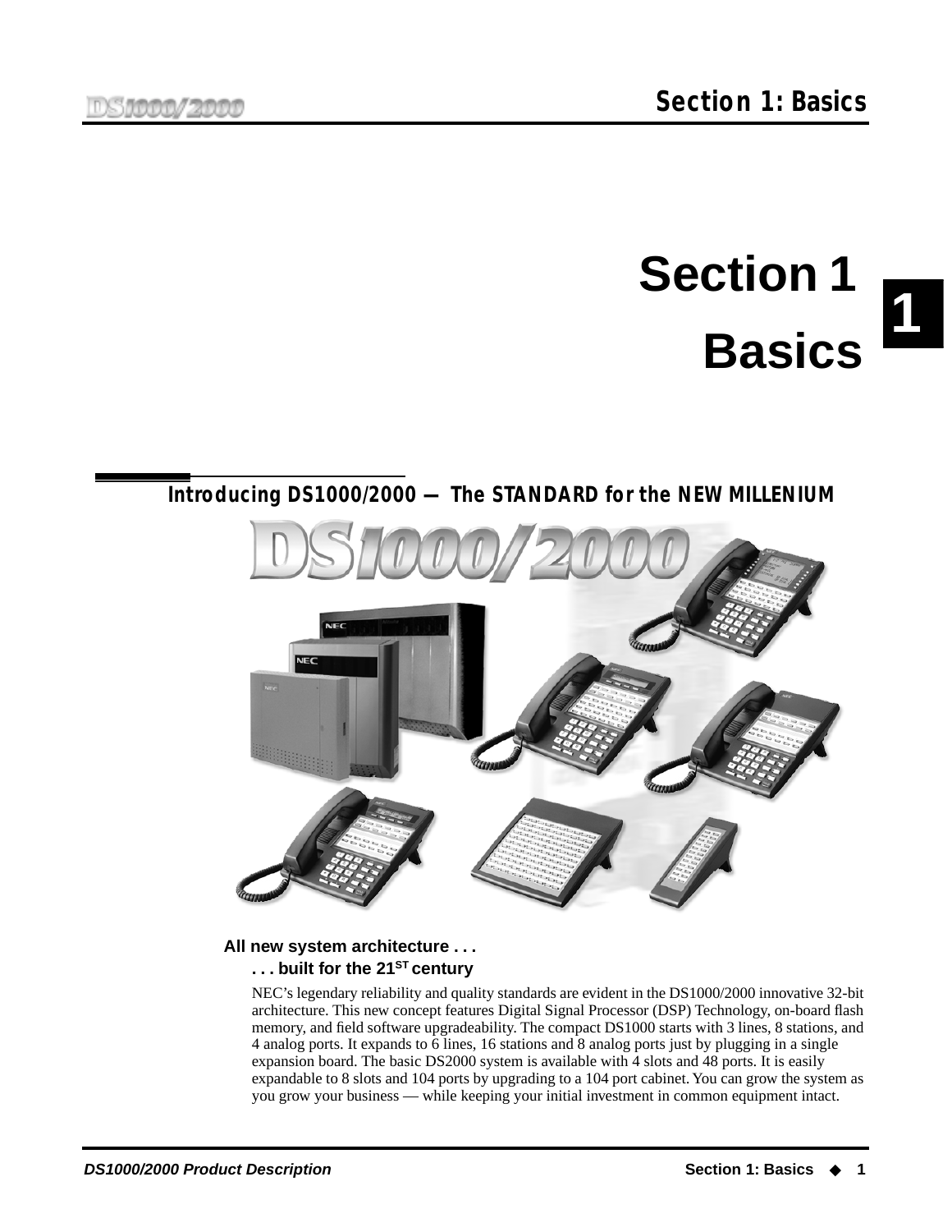# Section 1

# Basics

## Introducing DS1000/2000 — The STANDARD for the NEW MILLENIUM

### All new system architecture . . .

### . . . built for the 21ST century

NEC's legendary reliability and quality standards are evident in the DS1000/2000 innovative 32-bit architecture. This new concept features Digital Signal Processor (DSP) Technology, on-board flash memory, and field software upgradeability. The compact DS1000 starts with 3 lines, 8 stations, and 4 analog ports. It expands to 6 lines, 16 stations and 8 analog ports just by plugging in a single expansion board. The basic DS2000 system is available with 4 slots and 48 ports. It is easily expandable to 8 slots and 104 ports by upgrading to a 104 port cabinet. You can grow the system as you grow your business — while keeping your initial investment in common equipment intact.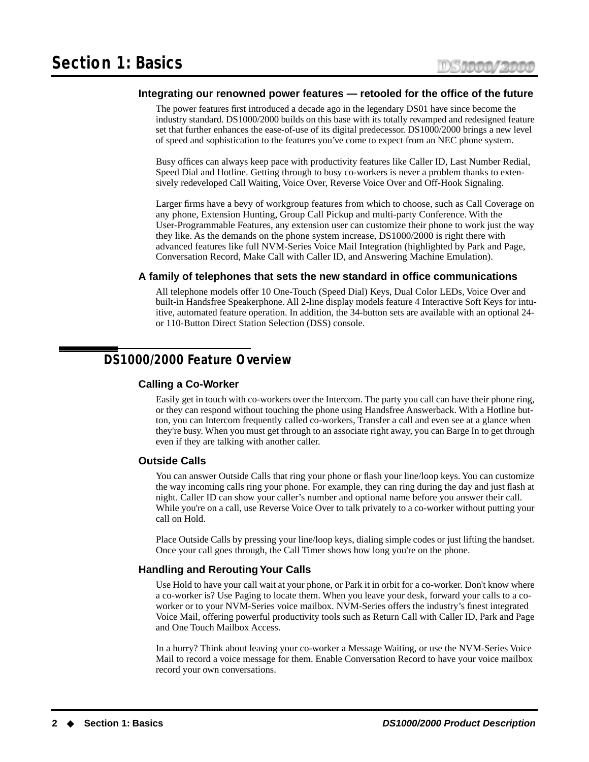### Integrating our renowned power features — retooled for the office of the future

The power features first introduced a decade ago in the legendary DS01 have since become the industry standard. DS1000/2000 builds on this base with its totally revamped and redesigned feature set that further enhances the ease-of-use of its digital predecessor. DS1000/2000 brings a new level of speed and sophistication to the features you've come to expect from an NEC phone system.

Busy offices can always keep pace with productivity features like Caller ID, Last Number Redial, Speed Dial and Hotline. Getting through to busy co-workers is never a problem thanks to extensively redeveloped Call Waiting, Voice Over, Reverse Voice Over and Off-Hook Signaling.

Larger firms have a bevy of workgroup features from which to choose, such as Call Coverage on any phone, Extension Hunting, Group Call Pickup and multi-party Conference. With the User-Programmable Features, any extension user can customize their phone to work just the way they like. As the demands on the phone system increase, DS1000/2000 is right there with advanced features like full NVM-Series Voice Mail Integration (highlighted by Park and Page, Conversation Record, Make Call with Caller ID, and Answering Machine Emulation).

### A family of telephones that sets the new standard in office communications

All telephone models offer 10 One-Touch (Speed Dial) Keys, Dual Color LEDs, Voice Over and built-in Handsfree Speakerphone. All 2-line display models feature 4 Interactive Soft Keys for intuitive, automated feature operation. In addition, the 34-button sets are available with an optional 24- or 110-Button Direct Station Selection (DSS) console.

## DS1000/2000 Feature Overview

### Calling a Co-Worker

Easily get in touch with co-workers over the Intercom. The party you call can have their phone ring, or they can respond without touching the phone using Handsfree Answerback. With a Hotline button, you can Intercom frequently called co-workers, Transfer a call and even see at a glance when they're busy. When you must get through to an associate right away, you can Barge In to get through even if they are talking with another caller.

### Outside Calls

You can answer Outside Calls that ring your phone or flash your line/loop keys. You can customize the way incoming calls ring your phone. For example, they can ring during the day and just flash at night. Caller ID can show your caller's number and optional name before you answer their call. While you're on a call, use Reverse Voice Over to talk privately to a co-worker without putting your call on Hold.

Place Outside Calls by pressing your line/loop keys, dialing simple codes or just lifting the handset. Once your call goes through, the Call Timer shows how long you're on the phone.

### Handling and Rerouting Your Calls

Use Hold to have your call wait at your phone, or Park it in orbit for a co-worker. Don't know where a co-worker is? Use Paging to locate them. When you leave your desk, forward your calls to a co-worker or to your NVM-Series voice mailbox. NVM-Series offers the industry's finest integrated Voice Mail, offering powerful productivity tools such as Return Call with Caller ID, Park and Page and One Touch Mailbox Access.

In a hurry? Think about leaving your co-worker a Message Waiting, or use the NVM-Series Voice Mail to record a voice message for them. Enable Conversation Record to have your voice mailbox record your own conversations.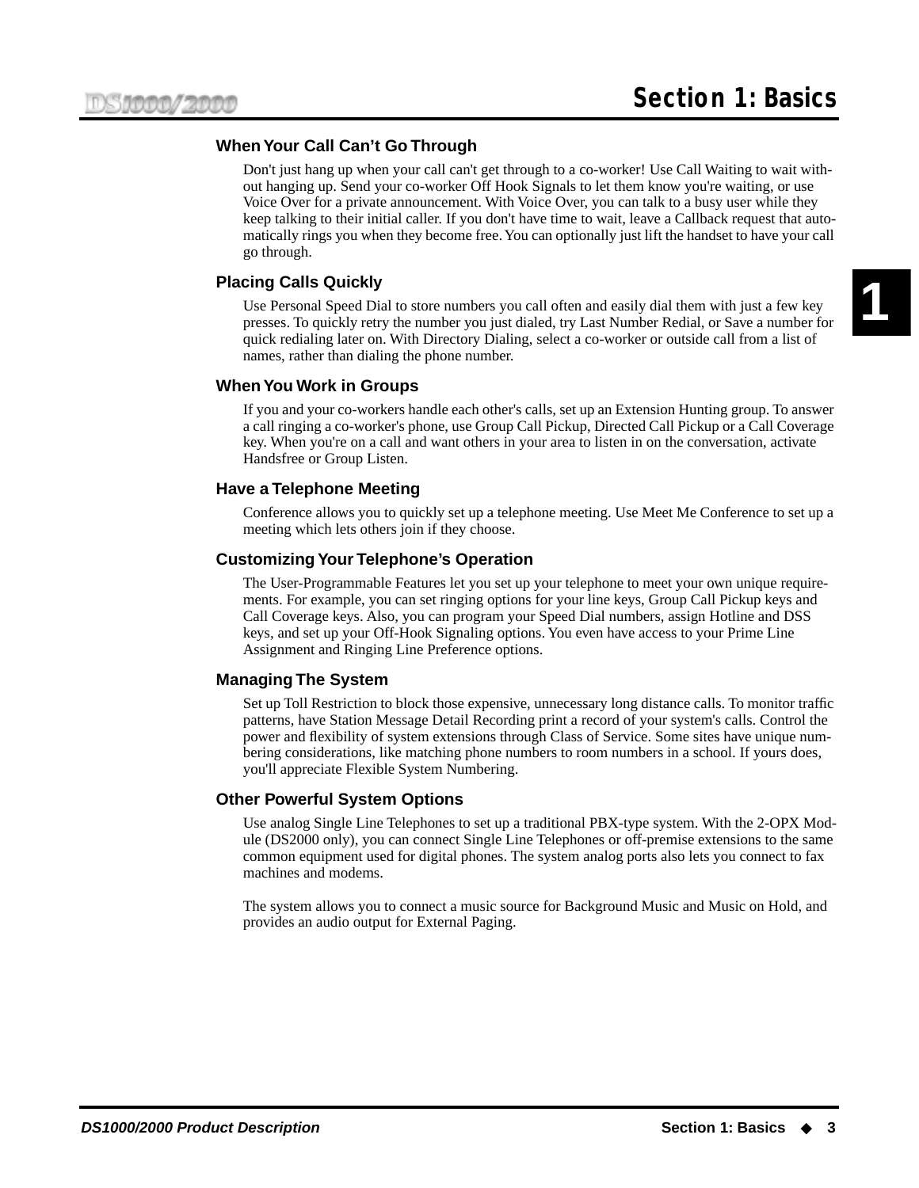### When Your Call Can't Go Through

Don't just hang up when your call can't get through to a co-worker! Use Call Waiting to wait without hanging up. Send your co-worker Off Hook Signals to let them know you're waiting, or use Voice Over for a private announcement. With Voice Over, you can talk to a busy user while they keep talking to their initial caller. If you don't have time to wait, leave a Callback request that automatically rings you when they become free. You can optionally just lift the handset to have your call go through.

### Placing Calls Quickly

Use Personal Speed Dial to store numbers you call often and easily dial them with just a few key presses. To quickly retry the number you just dialed, try Last Number Redial, or Save a number for quick redialing later on. With Directory Dialing, select a co-worker or outside call from a list of names, rather than dialing the phone number.

### When You Work in Groups

If you and your co-workers handle each other's calls, set up an Extension Hunting group. To answer a call ringing a co-worker's phone, use Group Call Pickup, Directed Call Pickup or a Call Coverage key. When you're on a call and want others in your area to listen in on the conversation, activate Handsfree or Group Listen.

### Have a Telephone Meeting

Conference allows you to quickly set up a telephone meeting. Use Meet Me Conference to set up a meeting which lets others join if they choose.

### Customizing Your Telephone's Operation

The User-Programmable Features let you set up your telephone to meet your own unique requirements. For example, you can set ringing options for your line keys, Group Call Pickup keys and Call Coverage keys. Also, you can program your Speed Dial numbers, assign Hotline and DSS keys, and set up your Off-Hook Signaling options. You even have access to your Prime Line Assignment and Ringing Line Preference options.

### Managing The System

Set up Toll Restriction to block those expensive, unnecessary long distance calls. To monitor traffic patterns, have Station Message Detail Recording print a record of your system's calls. Control the power and flexibility of system extensions through Class of Service. Some sites have unique numbering considerations, like matching phone numbers to room numbers in a school. If yours does, you'll appreciate Flexible System Numbering.

### Other Powerful System Options

Use analog Single Line Telephones to set up a traditional PBX-type system. With the 2-OPX Module (DS2000 only), you can connect Single Line Telephones or off-premise extensions to the same common equipment used for digital phones. The system analog ports also lets you connect to fax machines and modems.

The system allows you to connect a music source for Background Music and Music on Hold, and provides an audio output for External Paging.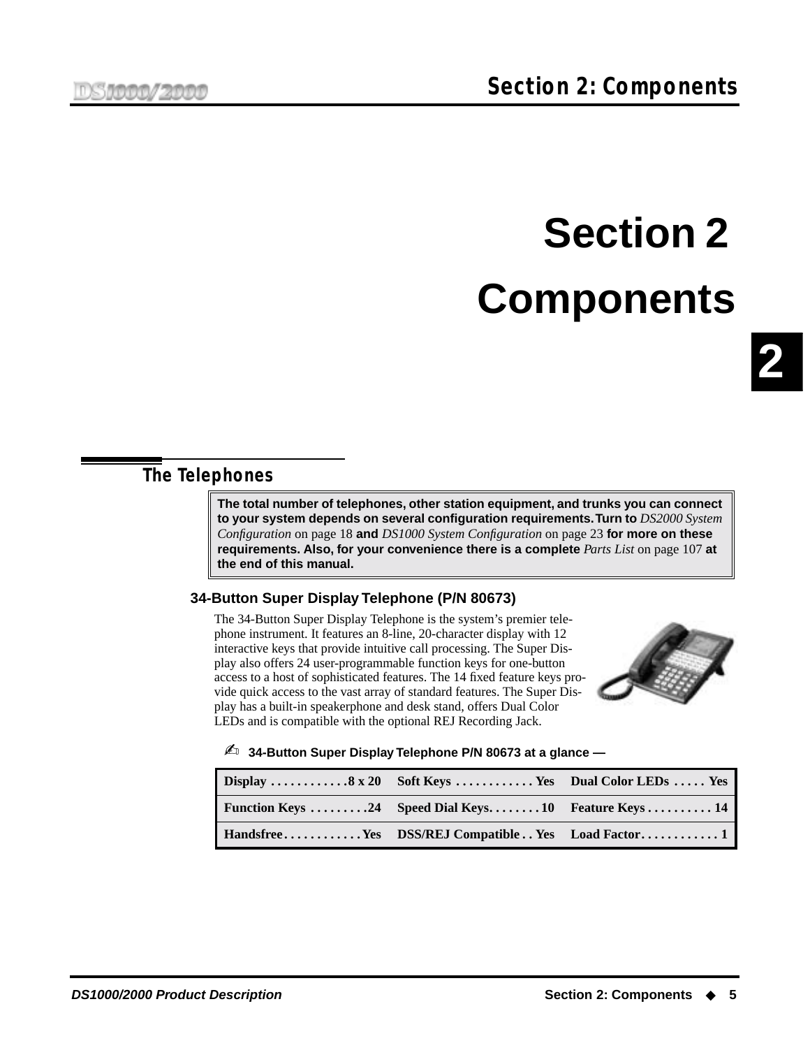# Section 2

# Components

## The Telephones

> **The total number of telephones, other station equipment, and trunks you can connect to your system depends on several configuration requirements. Turn to** *DS2000 System Configuration* on page 18 **and** *DS1000 System Configuration* on page 23 **for more on these requirements. Also, for your convenience there is a complete** *Parts List* on page 107 **at the end of this manual.**

### 34-Button Super Display Telephone (P/N 80673)

The 34-Button Super Display Telephone is the system's premier telephone instrument. It features an 8-line, 20-character display with 12 interactive keys that provide intuitive call processing. The Super Display also offers 24 user-programmable function keys for one-button access to a host of sophisticated features. The 14 fixed feature keys provide quick access to the vast array of standard features. The Super Display has a built-in speakerphone and desk stand, offers Dual Color LEDs and is compatible with the optional REJ Recording Jack.

✍ **34-Button Super Display Telephone P/N 80673 at a glance —**

| | | |
|---|---|---|
| **Display . . . . . . . . . . . .8 x 20** | **Soft Keys . . . . . . . . . . . . Yes** | **Dual Color LEDs . . . . . Yes** |
| **Function Keys . . . . . . . . .24** | **Speed Dial Keys. . . . . . . . 10** | **Feature Keys . . . . . . . . . . 14** |
| **Handsfree. . . . . . . . . . . . Yes** | **DSS/REJ Compatible . . Yes** | **Load Factor. . . . . . . . . . . . 1** |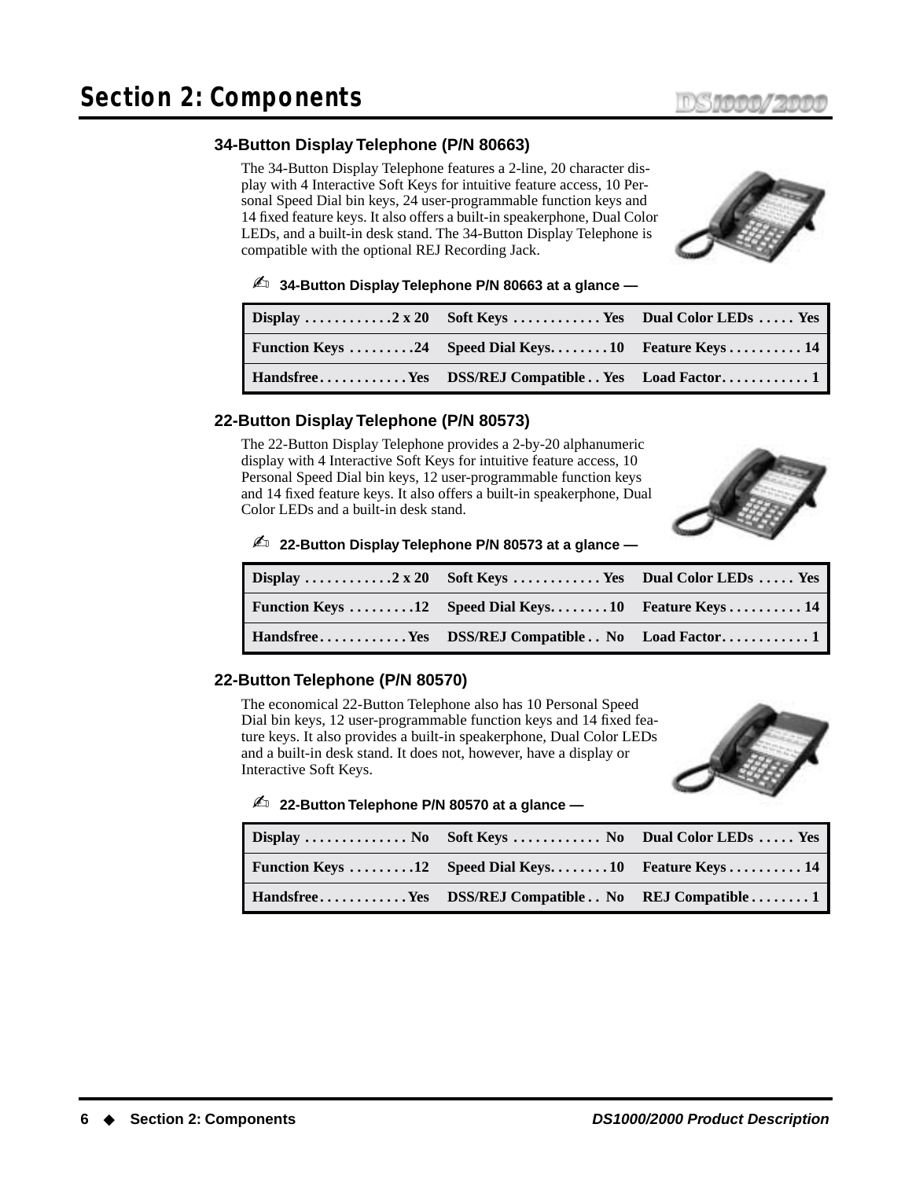# Section 2: Components

### 34-Button Display Telephone (P/N 80663)

The 34-Button Display Telephone features a 2-line, 20 character display with 4 Interactive Soft Keys for intuitive feature access, 10 Personal Speed Dial bin keys, 24 user-programmable function keys and 14 fixed feature keys. It also offers a built-in speakerphone, Dual Color LEDs, and a built-in desk stand. The 34-Button Display Telephone is compatible with the optional REJ Recording Jack.

✍ **34-Button Display Telephone P/N 80663 at a glance —**

| | | |
|---|---|---|
| Display . . . . . . . . . . . .2 x 20 | Soft Keys . . . . . . . . . . . . Yes | Dual Color LEDs . . . . . Yes |
| Function Keys . . . . . . . . .24 | Speed Dial Keys. . . . . . . . 10 | Feature Keys . . . . . . . . . . 14 |
| Handsfree . . . . . . . . . . . . Yes | DSS/REJ Compatible . . Yes | Load Factor. . . . . . . . . . . . 1 |

### 22-Button Display Telephone (P/N 80573)

The 22-Button Display Telephone provides a 2-by-20 alphanumeric display with 4 Interactive Soft Keys for intuitive feature access, 10 Personal Speed Dial bin keys, 12 user-programmable function keys and 14 fixed feature keys. It also offers a built-in speakerphone, Dual Color LEDs and a built-in desk stand.

✍ **22-Button Display Telephone P/N 80573 at a glance —**

| | | |
|---|---|---|
| Display . . . . . . . . . . . .2 x 20 | Soft Keys . . . . . . . . . . . . Yes | Dual Color LEDs . . . . . Yes |
| Function Keys . . . . . . . . .12 | Speed Dial Keys. . . . . . . . 10 | Feature Keys . . . . . . . . . . 14 |
| Handsfree . . . . . . . . . . . . Yes | DSS/REJ Compatible . . No | Load Factor. . . . . . . . . . . . 1 |

### 22-Button Telephone (P/N 80570)

The economical 22-Button Telephone also has 10 Personal Speed Dial bin keys, 12 user-programmable function keys and 14 fixed feature keys. It also provides a built-in speakerphone, Dual Color LEDs and a built-in desk stand. It does not, however, have a display or Interactive Soft Keys.

✍ **22-Button Telephone P/N 80570 at a glance —**

| | | |
|---|---|---|
| Display . . . . . . . . . . . . . No | Soft Keys . . . . . . . . . . . . No | Dual Color LEDs . . . . . Yes |
| Function Keys . . . . . . . . .12 | Speed Dial Keys. . . . . . . . 10 | Feature Keys . . . . . . . . . . 14 |
| Handsfree . . . . . . . . . . . . Yes | DSS/REJ Compatible . . No | REJ Compatible . . . . . . . . 1 |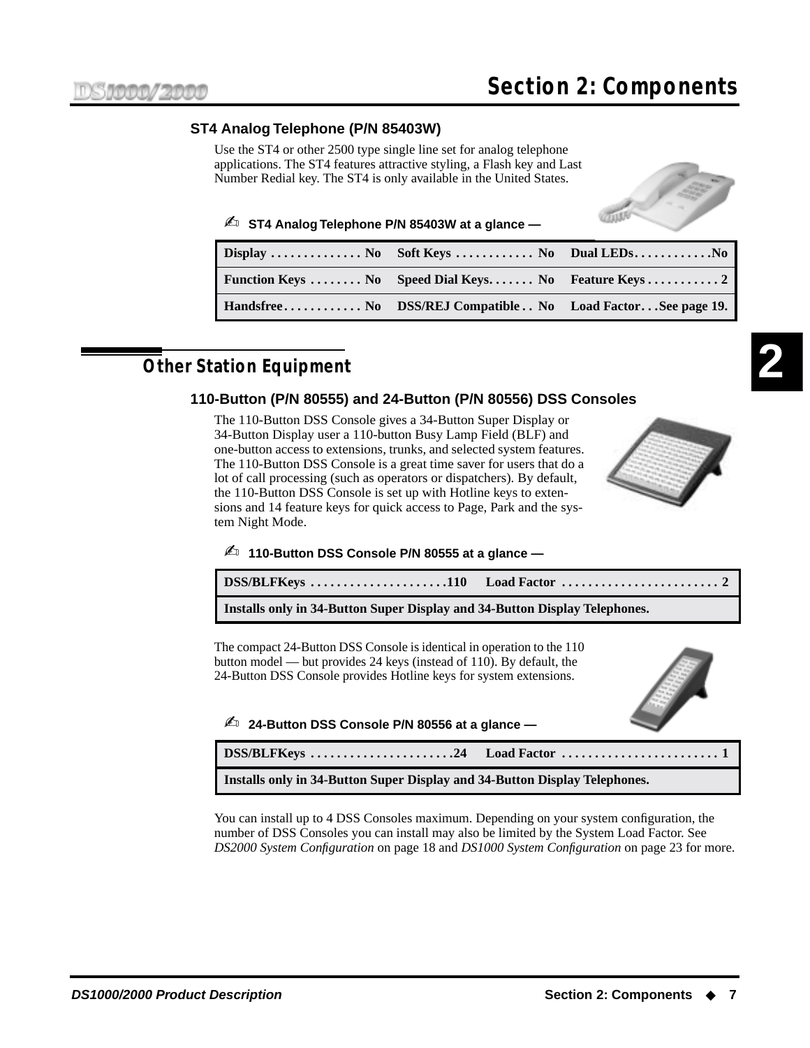### ST4 Analog Telephone (P/N 85403W)

Use the ST4 or other 2500 type single line set for analog telephone applications. The ST4 features attractive styling, a Flash key and Last Number Redial key. The ST4 is only available in the United States.

✍ **ST4 Analog Telephone P/N 85403W at a glance —**

| | | |
|---|---|---|
| **Display . . . . . . . . . . . . . No** | **Soft Keys . . . . . . . . . . . No** | **Dual LEDs. . . . . . . . . . . .No** |
| **Function Keys . . . . . . . . No** | **Speed Dial Keys. . . . . . . No** | **Feature Keys . . . . . . . . . . . 2** |
| **Handsfree. . . . . . . . . . . . No** | **DSS/REJ Compatible . . No** | **Load Factor. . .See page 19.** |

## Other Station Equipment

### 110-Button (P/N 80555) and 24-Button (P/N 80556) DSS Consoles

The 110-Button DSS Console gives a 34-Button Super Display or 34-Button Display user a 110-button Busy Lamp Field (BLF) and one-button access to extensions, trunks, and selected system features. The 110-Button DSS Console is a great time saver for users that do a lot of call processing (such as operators or dispatchers). By default, the 110-Button DSS Console is set up with Hotline keys to extensions and 14 feature keys for quick access to Page, Park and the system Night Mode.

✍ **110-Button DSS Console P/N 80555 at a glance —**

| | |
|---|---|
| **DSS/BLFKeys . . . . . . . . . . . . . . . . . . . . .110** | **Load Factor . . . . . . . . . . . . . . . . . . . . . . . . 2** |
| **Installs only in 34-Button Super Display and 34-Button Display Telephones.** | |

The compact 24-Button DSS Console is identical in operation to the 110 button model — but provides 24 keys (instead of 110). By default, the 24-Button DSS Console provides Hotline keys for system extensions.

✍ **24-Button DSS Console P/N 80556 at a glance —**

| | |
|---|---|
| **DSS/BLFKeys . . . . . . . . . . . . . . . . . . . . . .24** | **Load Factor . . . . . . . . . . . . . . . . . . . . . . . 1** |
| **Installs only in 34-Button Super Display and 34-Button Display Telephones.** | |

You can install up to 4 DSS Consoles maximum. Depending on your system configuration, the number of DSS Consoles you can install may also be limited by the System Load Factor. See *DS2000 System Configuration* on page 18 and *DS1000 System Configuration* on page 23 for more.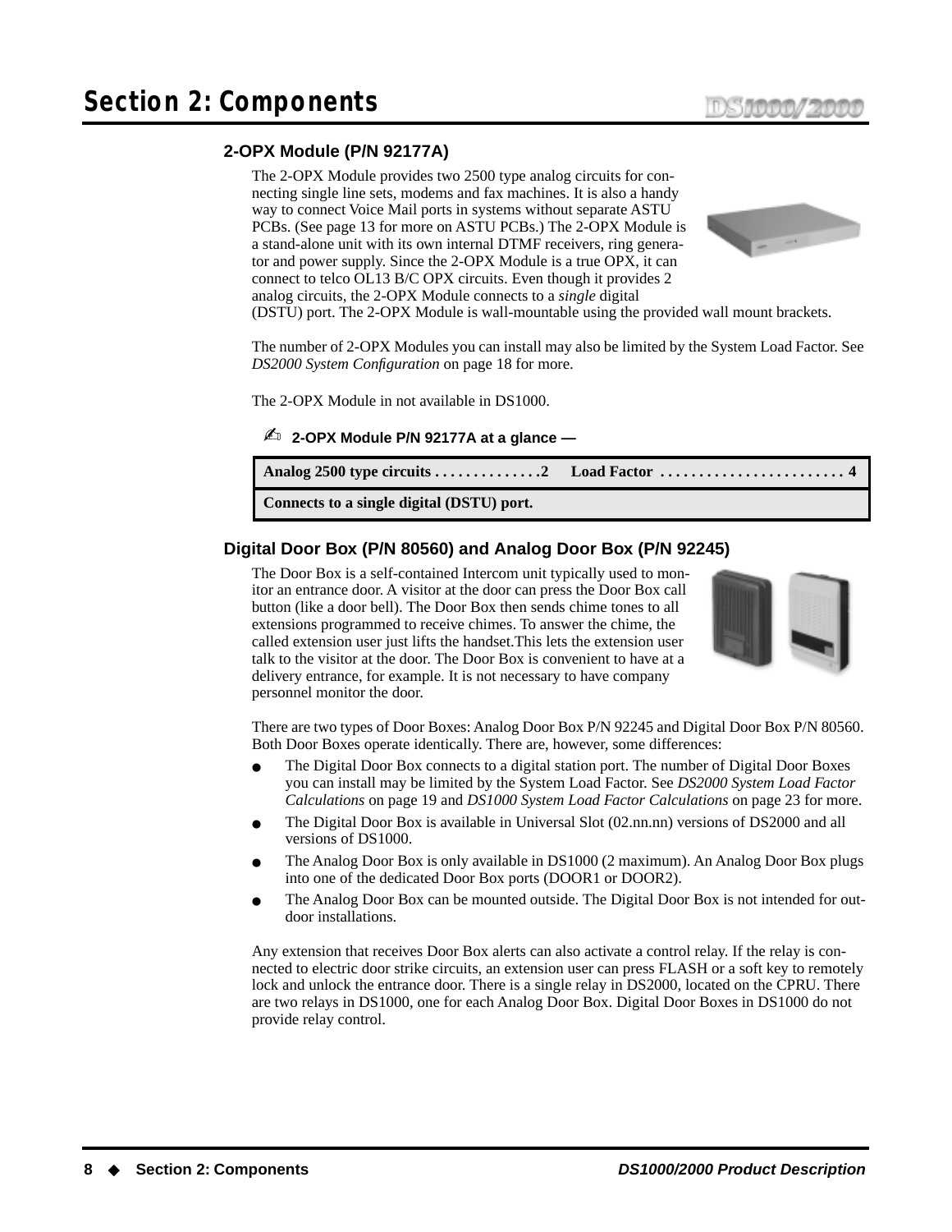# Section 2: Components

## 2-OPX Module (P/N 92177A)

The 2-OPX Module provides two 2500 type analog circuits for connecting single line sets, modems and fax machines. It is also a handy way to connect Voice Mail ports in systems without separate ASTU PCBs. (See page 13 for more on ASTU PCBs.) The 2-OPX Module is a stand-alone unit with its own internal DTMF receivers, ring generator and power supply. Since the 2-OPX Module is a true OPX, it can connect to telco OL13 B/C OPX circuits. Even though it provides 2 analog circuits, the 2-OPX Module connects to a *single* digital (DSTU) port. The 2-OPX Module is wall-mountable using the provided wall mount brackets.

The number of 2-OPX Modules you can install may also be limited by the System Load Factor. See *DS2000 System Configuration* on page 18 for more.

The 2-OPX Module in not available in DS1000.

✍ **2-OPX Module P/N 92177A at a glance —**

| Analog 2500 type circuits . . . . . . . . . . . . . .2 | Load Factor . . . . . . . . . . . . . . . . . . . . . . . 4 |
|---|---|
| Connects to a single digital (DSTU) port. | |

## Digital Door Box (P/N 80560) and Analog Door Box (P/N 92245)

The Door Box is a self-contained Intercom unit typically used to monitor an entrance door. A visitor at the door can press the Door Box call button (like a door bell). The Door Box then sends chime tones to all extensions programmed to receive chimes. To answer the chime, the called extension user just lifts the handset.This lets the extension user talk to the visitor at the door. The Door Box is convenient to have at a delivery entrance, for example. It is not necessary to have company personnel monitor the door.

There are two types of Door Boxes: Analog Door Box P/N 92245 and Digital Door Box P/N 80560. Both Door Boxes operate identically. There are, however, some differences:

- The Digital Door Box connects to a digital station port. The number of Digital Door Boxes you can install may be limited by the System Load Factor. See *DS2000 System Load Factor Calculations* on page 19 and *DS1000 System Load Factor Calculations* on page 23 for more.
- The Digital Door Box is available in Universal Slot (02.nn.nn) versions of DS2000 and all versions of DS1000.
- The Analog Door Box is only available in DS1000 (2 maximum). An Analog Door Box plugs into one of the dedicated Door Box ports (DOOR1 or DOOR2).
- The Analog Door Box can be mounted outside. The Digital Door Box is not intended for outdoor installations.

Any extension that receives Door Box alerts can also activate a control relay. If the relay is connected to electric door strike circuits, an extension user can press FLASH or a soft key to remotely lock and unlock the entrance door. There is a single relay in DS2000, located on the CPRU. There are two relays in DS1000, one for each Analog Door Box. Digital Door Boxes in DS1000 do not provide relay control.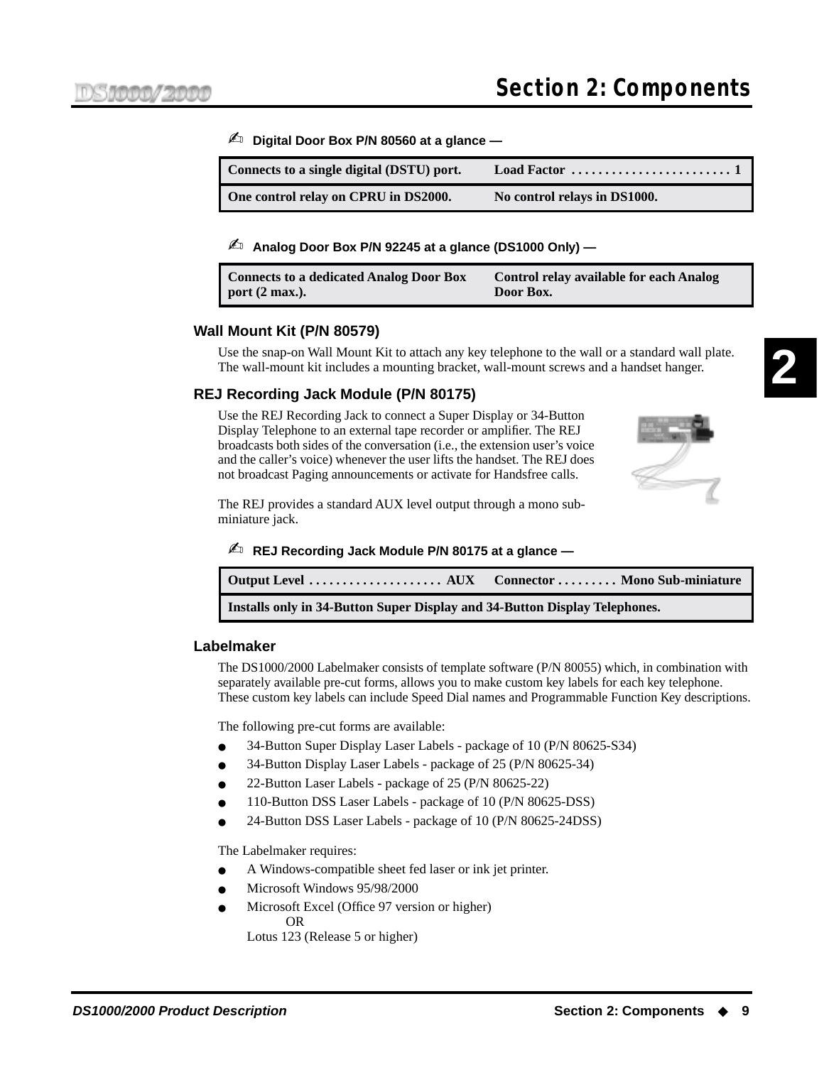✍ **Digital Door Box P/N 80560 at a glance —**

| Connects to a single digital (DSTU) port. | Load Factor . . . . . . . . . . . . . . . . . . . . . . . . 1 |
|---|---|
| One control relay on CPRU in DS2000. | No control relays in DS1000. |

✍ **Analog Door Box P/N 92245 at a glance (DS1000 Only) —**

| Connects to a dedicated Analog Door Box port (2 max.). | Control relay available for each Analog Door Box. |
|---|---|

### Wall Mount Kit (P/N 80579)

Use the snap-on Wall Mount Kit to attach any key telephone to the wall or a standard wall plate. The wall-mount kit includes a mounting bracket, wall-mount screws and a handset hanger.

### REJ Recording Jack Module (P/N 80175)

Use the REJ Recording Jack to connect a Super Display or 34-Button Display Telephone to an external tape recorder or amplifier. The REJ broadcasts both sides of the conversation (i.e., the extension user's voice and the caller's voice) whenever the user lifts the handset. The REJ does not broadcast Paging announcements or activate for Handsfree calls.

The REJ provides a standard AUX level output through a mono sub-miniature jack.

✍ **REJ Recording Jack Module P/N 80175 at a glance —**

| Output Level . . . . . . . . . . . . . . . . . . . . AUX | Connector . . . . . . . . . Mono Sub-miniature |
|---|---|
| Installs only in 34-Button Super Display and 34-Button Display Telephones. | |

### Labelmaker

The DS1000/2000 Labelmaker consists of template software (P/N 80055) which, in combination with separately available pre-cut forms, allows you to make custom key labels for each key telephone. These custom key labels can include Speed Dial names and Programmable Function Key descriptions.

The following pre-cut forms are available:

- 34-Button Super Display Laser Labels - package of 10 (P/N 80625-S34)
- 34-Button Display Laser Labels - package of 25 (P/N 80625-34)
- 22-Button Laser Labels - package of 25 (P/N 80625-22)
- 110-Button DSS Laser Labels - package of 10 (P/N 80625-DSS)
- 24-Button DSS Laser Labels - package of 10 (P/N 80625-24DSS)

The Labelmaker requires:

- A Windows-compatible sheet fed laser or ink jet printer.
- Microsoft Windows 95/98/2000
- Microsoft Excel (Office 97 version or higher)
  OR
  Lotus 123 (Release 5 or higher)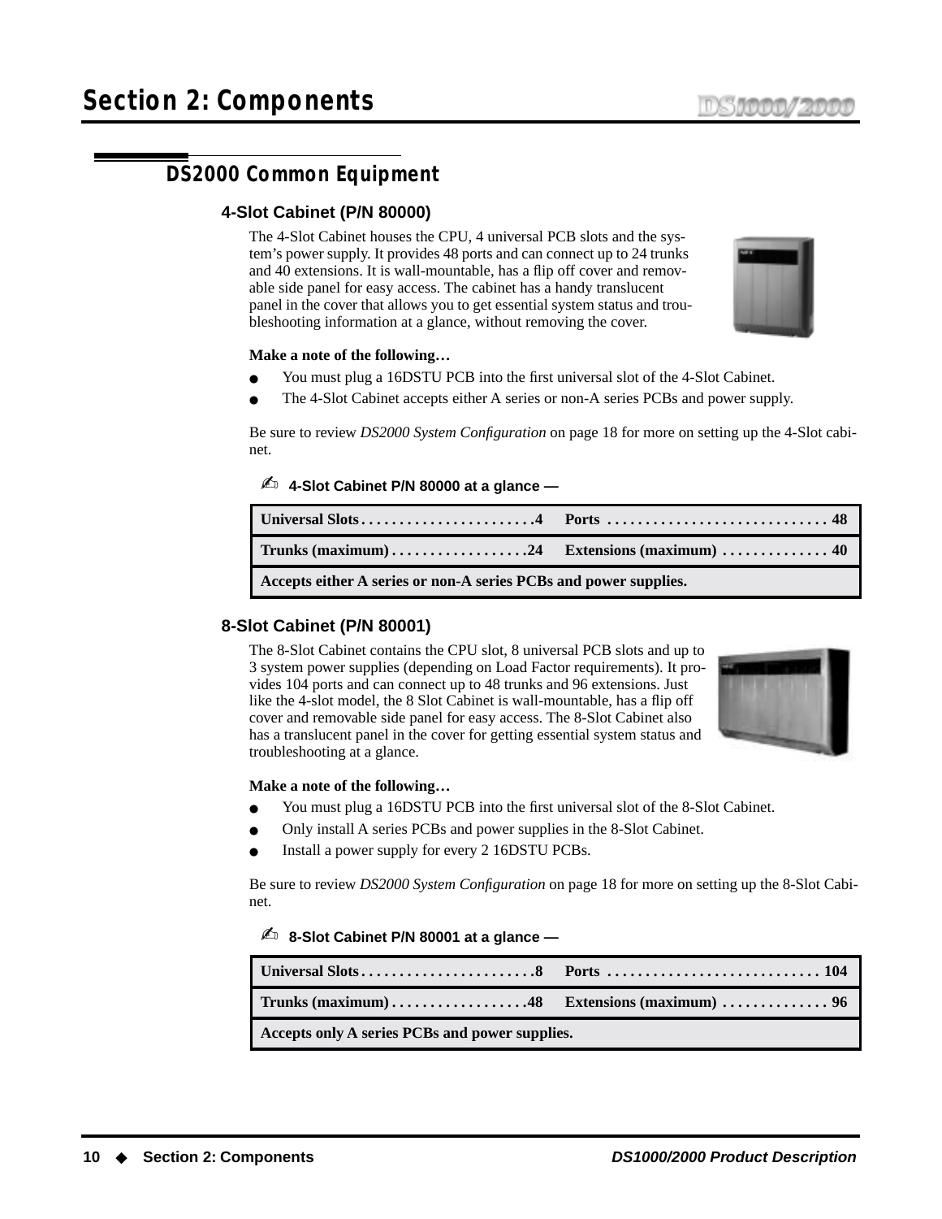# Section 2: Components

## DS2000 Common Equipment

### 4-Slot Cabinet (P/N 80000)

The 4-Slot Cabinet houses the CPU, 4 universal PCB slots and the system's power supply. It provides 48 ports and can connect up to 24 trunks and 40 extensions. It is wall-mountable, has a flip off cover and removable side panel for easy access. The cabinet has a handy translucent panel in the cover that allows you to get essential system status and troubleshooting information at a glance, without removing the cover.

**Make a note of the following…**

- You must plug a 16DSTU PCB into the first universal slot of the 4-Slot Cabinet.
- The 4-Slot Cabinet accepts either A series or non-A series PCBs and power supply.

Be sure to review *DS2000 System Configuration* on page 18 for more on setting up the 4-Slot cabinet.

✍ **4-Slot Cabinet P/N 80000 at a glance —**

| | |
|---|---|
| **Universal Slots . . . . . . . . . . . . . . . . . . . . . . .4** | **Ports . . . . . . . . . . . . . . . . . . . . . . . . . . . . . 48** |
| **Trunks (maximum) . . . . . . . . . . . . . . . . . .24** | **Extensions (maximum) . . . . . . . . . . . . . . 40** |
| **Accepts either A series or non-A series PCBs and power supplies.** | |

### 8-Slot Cabinet (P/N 80001)

The 8-Slot Cabinet contains the CPU slot, 8 universal PCB slots and up to 3 system power supplies (depending on Load Factor requirements). It provides 104 ports and can connect up to 48 trunks and 96 extensions. Just like the 4-slot model, the 8 Slot Cabinet is wall-mountable, has a flip off cover and removable side panel for easy access. The 8-Slot Cabinet also has a translucent panel in the cover for getting essential system status and troubleshooting at a glance.

**Make a note of the following…**

- You must plug a 16DSTU PCB into the first universal slot of the 8-Slot Cabinet.
- Only install A series PCBs and power supplies in the 8-Slot Cabinet.
- Install a power supply for every 2 16DSTU PCBs.

Be sure to review *DS2000 System Configuration* on page 18 for more on setting up the 8-Slot Cabinet.

✍ **8-Slot Cabinet P/N 80001 at a glance —**

| | |
|---|---|
| **Universal Slots . . . . . . . . . . . . . . . . . . . . . . .8** | **Ports . . . . . . . . . . . . . . . . . . . . . . . . . . . . 104** |
| **Trunks (maximum) . . . . . . . . . . . . . . . . . .48** | **Extensions (maximum) . . . . . . . . . . . . . . 96** |
| **Accepts only A series PCBs and power supplies.** | |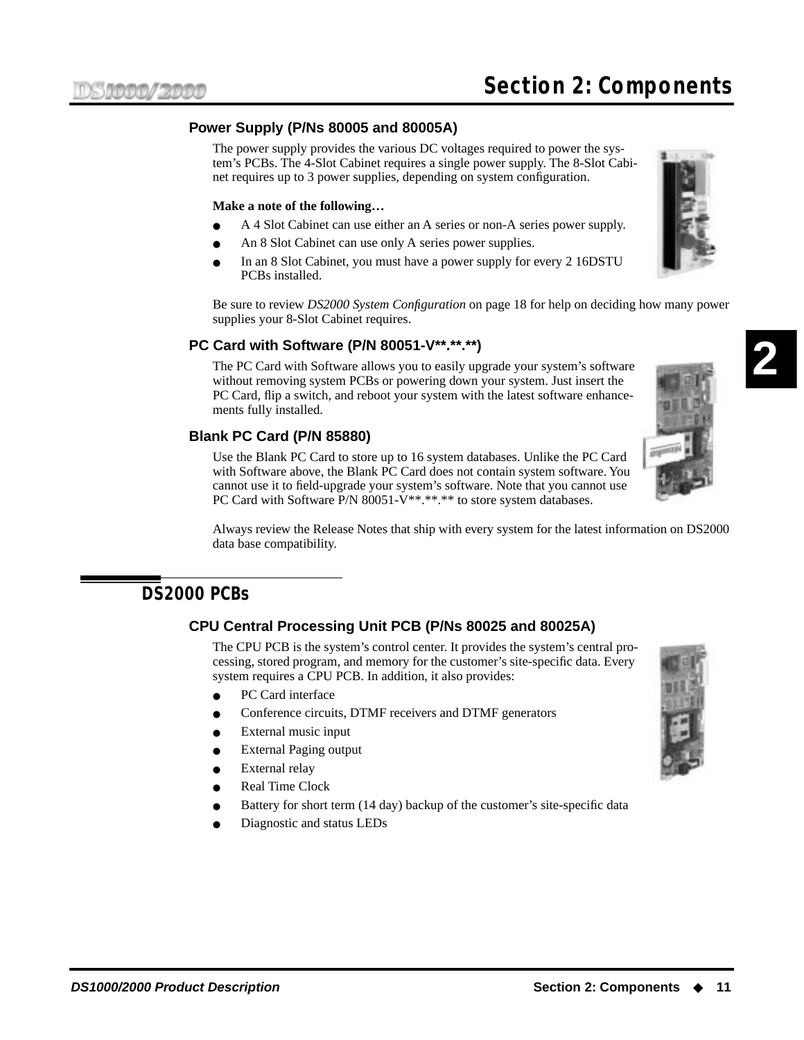### Power Supply (P/Ns 80005 and 80005A)

The power supply provides the various DC voltages required to power the system's PCBs. The 4-Slot Cabinet requires a single power supply. The 8-Slot Cabinet requires up to 3 power supplies, depending on system configuration.

**Make a note of the following…**

- A 4 Slot Cabinet can use either an A series or non-A series power supply.
- An 8 Slot Cabinet can use only A series power supplies.
- In an 8 Slot Cabinet, you must have a power supply for every 2 16DSTU PCBs installed.

Be sure to review *DS2000 System Configuration* on page 18 for help on deciding how many power supplies your 8-Slot Cabinet requires.

### PC Card with Software (P/N 80051-V**.**.**)

The PC Card with Software allows you to easily upgrade your system's software without removing system PCBs or powering down your system. Just insert the PC Card, flip a switch, and reboot your system with the latest software enhancements fully installed.

### Blank PC Card (P/N 85880)

Use the Blank PC Card to store up to 16 system databases. Unlike the PC Card with Software above, the Blank PC Card does not contain system software. You cannot use it to field-upgrade your system's software. Note that you cannot use PC Card with Software P/N 80051-V**.**.** to store system databases.

Always review the Release Notes that ship with every system for the latest information on DS2000 data base compatibility.

## DS2000 PCBs

### CPU Central Processing Unit PCB (P/Ns 80025 and 80025A)

The CPU PCB is the system's control center. It provides the system's central processing, stored program, and memory for the customer's site-specific data. Every system requires a CPU PCB. In addition, it also provides:

- PC Card interface
- Conference circuits, DTMF receivers and DTMF generators
- External music input
- External Paging output
- External relay
- Real Time Clock
- Battery for short term (14 day) backup of the customer's site-specific data
- Diagnostic and status LEDs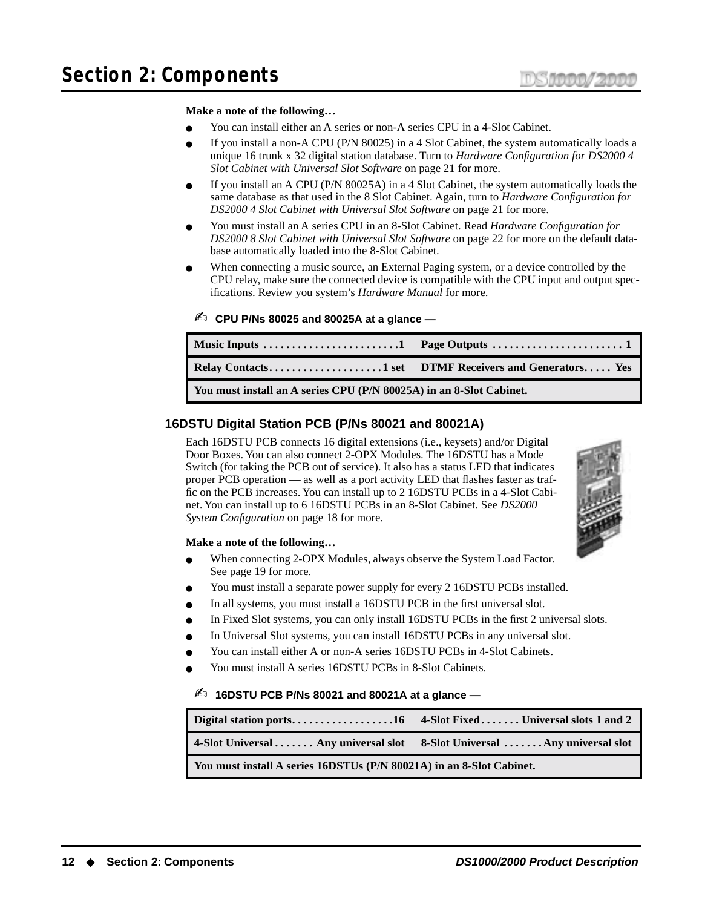**Make a note of the following…**

- You can install either an A series or non-A series CPU in a 4-Slot Cabinet.
- If you install a non-A CPU (P/N 80025) in a 4 Slot Cabinet, the system automatically loads a unique 16 trunk x 32 digital station database. Turn to *Hardware Configuration for DS2000 4 Slot Cabinet with Universal Slot Software* on page 21 for more.
- If you install an A CPU (P/N 80025A) in a 4 Slot Cabinet, the system automatically loads the same database as that used in the 8 Slot Cabinet. Again, turn to *Hardware Configuration for DS2000 4 Slot Cabinet with Universal Slot Software* on page 21 for more.
- You must install an A series CPU in an 8-Slot Cabinet. Read *Hardware Configuration for DS2000 8 Slot Cabinet with Universal Slot Software* on page 22 for more on the default database automatically loaded into the 8-Slot Cabinet.
- When connecting a music source, an External Paging system, or a device controlled by the CPU relay, make sure the connected device is compatible with the CPU input and output specifications. Review you system's *Hardware Manual* for more.

✍ **CPU P/Ns 80025 and 80025A at a glance —**

| | |
|---|---|
| **Music Inputs . . . . . . . . . . . . . . . . . . . . . . . .1** | **Page Outputs . . . . . . . . . . . . . . . . . . . . . . 1** |
| **Relay Contacts. . . . . . . . . . . . . . . . . . . .1 set** | **DTMF Receivers and Generators. . . . . Yes** |
| **You must install an A series CPU (P/N 80025A) in an 8-Slot Cabinet.** | |

### 16DSTU Digital Station PCB (P/Ns 80021 and 80021A)

Each 16DSTU PCB connects 16 digital extensions (i.e., keysets) and/or Digital Door Boxes. You can also connect 2-OPX Modules. The 16DSTU has a Mode Switch (for taking the PCB out of service). It also has a status LED that indicates proper PCB operation — as well as a port activity LED that flashes faster as traffic on the PCB increases. You can install up to 2 16DSTU PCBs in a 4-Slot Cabinet. You can install up to 6 16DSTU PCBs in an 8-Slot Cabinet. See *DS2000 System Configuration* on page 18 for more.

**Make a note of the following…**

- When connecting 2-OPX Modules, always observe the System Load Factor. See page 19 for more.
- You must install a separate power supply for every 2 16DSTU PCBs installed.
- In all systems, you must install a 16DSTU PCB in the first universal slot.
- In Fixed Slot systems, you can only install 16DSTU PCBs in the first 2 universal slots.
- In Universal Slot systems, you can install 16DSTU PCBs in any universal slot.
- You can install either A or non-A series 16DSTU PCBs in 4-Slot Cabinets.
- You must install A series 16DSTU PCBs in 8-Slot Cabinets.

✍ **16DSTU PCB P/Ns 80021 and 80021A at a glance —**

| | |
|---|---|
| **Digital station ports. . . . . . . . . . . . . . . . . .16** | **4-Slot Fixed . . . . . . . Universal slots 1 and 2** |
| **4-Slot Universal . . . . . . . Any universal slot** | **8-Slot Universal . . . . . . . Any universal slot** |
| **You must install A series 16DSTUs (P/N 80021A) in an 8-Slot Cabinet.** | |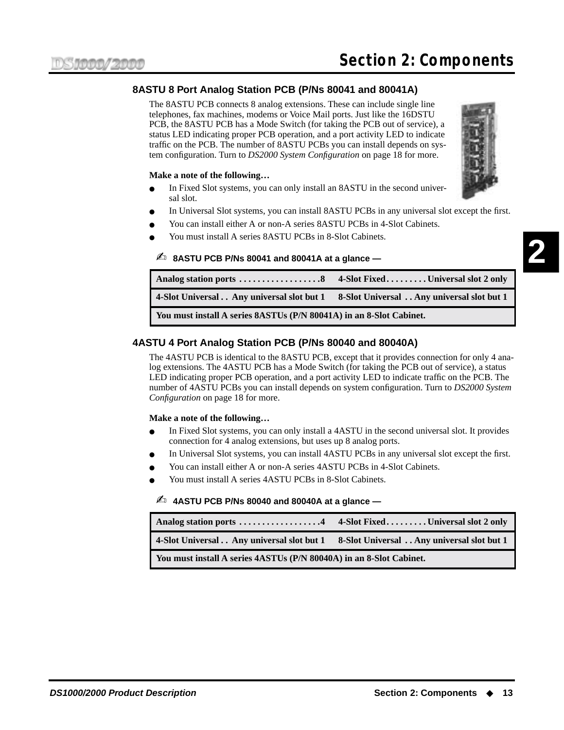## 8ASTU 8 Port Analog Station PCB (P/Ns 80041 and 80041A)

The 8ASTU PCB connects 8 analog extensions. These can include single line telephones, fax machines, modems or Voice Mail ports. Just like the 16DSTU PCB, the 8ASTU PCB has a Mode Switch (for taking the PCB out of service), a status LED indicating proper PCB operation, and a port activity LED to indicate traffic on the PCB. The number of 8ASTU PCBs you can install depends on system configuration. Turn to *DS2000 System Configuration* on page 18 for more.

**Make a note of the following…**

- In Fixed Slot systems, you can only install an 8ASTU in the second universal slot.
- In Universal Slot systems, you can install 8ASTU PCBs in any universal slot except the first.
- You can install either A or non-A series 8ASTU PCBs in 4-Slot Cabinets.
- You must install A series 8ASTU PCBs in 8-Slot Cabinets.

✍ **8ASTU PCB P/Ns 80041 and 80041A at a glance —**

| | |
|---|---|
| **Analog station ports . . . . . . . . . . . . . . . . . .8** | **4-Slot Fixed . . . . . . . . . Universal slot 2 only** |
| **4-Slot Universal . . Any universal slot but 1** | **8-Slot Universal . . Any universal slot but 1** |
| **You must install A series 8ASTUs (P/N 80041A) in an 8-Slot Cabinet.** | |

## 4ASTU 4 Port Analog Station PCB (P/Ns 80040 and 80040A)

The 4ASTU PCB is identical to the 8ASTU PCB, except that it provides connection for only 4 analog extensions. The 4ASTU PCB has a Mode Switch (for taking the PCB out of service), a status LED indicating proper PCB operation, and a port activity LED to indicate traffic on the PCB. The number of 4ASTU PCBs you can install depends on system configuration. Turn to *DS2000 System Configuration* on page 18 for more.

**Make a note of the following…**

- In Fixed Slot systems, you can only install a 4ASTU in the second universal slot. It provides connection for 4 analog extensions, but uses up 8 analog ports.
- In Universal Slot systems, you can install 4ASTU PCBs in any universal slot except the first.
- You can install either A or non-A series 4ASTU PCBs in 4-Slot Cabinets.
- You must install A series 4ASTU PCBs in 8-Slot Cabinets.

✍ **4ASTU PCB P/Ns 80040 and 80040A at a glance —**

| | |
|---|---|
| **Analog station ports . . . . . . . . . . . . . . . . . .4** | **4-Slot Fixed . . . . . . . . . Universal slot 2 only** |
| **4-Slot Universal . . Any universal slot but 1** | **8-Slot Universal . . Any universal slot but 1** |
| **You must install A series 4ASTUs (P/N 80040A) in an 8-Slot Cabinet.** | |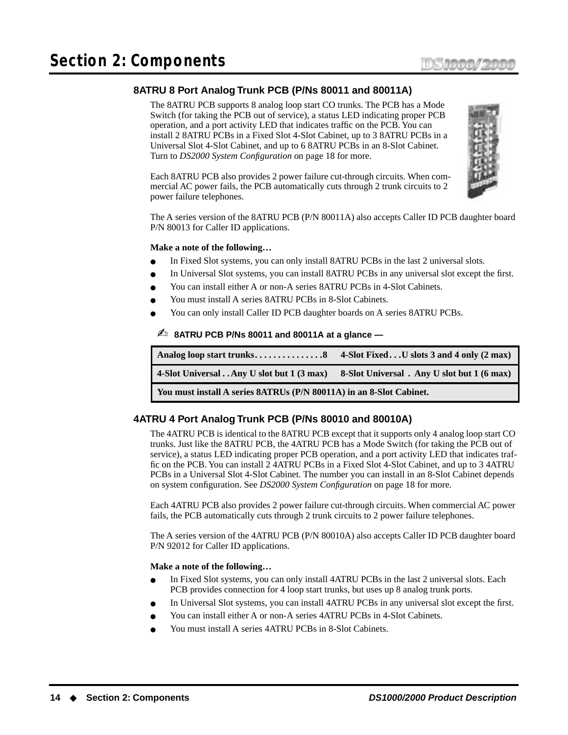# Section 2: Components

## 8ATRU 8 Port Analog Trunk PCB (P/Ns 80011 and 80011A)

The 8ATRU PCB supports 8 analog loop start CO trunks. The PCB has a Mode Switch (for taking the PCB out of service), a status LED indicating proper PCB operation, and a port activity LED that indicates traffic on the PCB. You can install 2 8ATRU PCBs in a Fixed Slot 4-Slot Cabinet, up to 3 8ATRU PCBs in a Universal Slot 4-Slot Cabinet, and up to 6 8ATRU PCBs in an 8-Slot Cabinet. Turn to *DS2000 System Configuration* on page 18 for more.

Each 8ATRU PCB also provides 2 power failure cut-through circuits. When commercial AC power fails, the PCB automatically cuts through 2 trunk circuits to 2 power failure telephones.

The A series version of the 8ATRU PCB (P/N 80011A) also accepts Caller ID PCB daughter board P/N 80013 for Caller ID applications.

**Make a note of the following…**

- In Fixed Slot systems, you can only install 8ATRU PCBs in the last 2 universal slots.
- In Universal Slot systems, you can install 8ATRU PCBs in any universal slot except the first.
- You can install either A or non-A series 8ATRU PCBs in 4-Slot Cabinets.
- You must install A series 8ATRU PCBs in 8-Slot Cabinets.
- You can only install Caller ID PCB daughter boards on A series 8ATRU PCBs.

✍ **8ATRU PCB P/Ns 80011 and 80011A at a glance —**

| | |
|---|---|
| **Analog loop start trunks. . . . . . . . . . . . . . .8** | **4-Slot Fixed . . .U slots 3 and 4 only (2 max)** |
| **4-Slot Universal . . Any U slot but 1 (3 max)** | **8-Slot Universal . Any U slot but 1 (6 max)** |
| **You must install A series 8ATRUs (P/N 80011A) in an 8-Slot Cabinet.** | |

## 4ATRU 4 Port Analog Trunk PCB (P/Ns 80010 and 80010A)

The 4ATRU PCB is identical to the 8ATRU PCB except that it supports only 4 analog loop start CO trunks. Just like the 8ATRU PCB, the 4ATRU PCB has a Mode Switch (for taking the PCB out of service), a status LED indicating proper PCB operation, and a port activity LED that indicates traffic on the PCB. You can install 2 4ATRU PCBs in a Fixed Slot 4-Slot Cabinet, and up to 3 4ATRU PCBs in a Universal Slot 4-Slot Cabinet. The number you can install in an 8-Slot Cabinet depends on system configuration. See *DS2000 System Configuration* on page 18 for more.

Each 4ATRU PCB also provides 2 power failure cut-through circuits. When commercial AC power fails, the PCB automatically cuts through 2 trunk circuits to 2 power failure telephones.

The A series version of the 4ATRU PCB (P/N 80010A) also accepts Caller ID PCB daughter board P/N 92012 for Caller ID applications.

**Make a note of the following…**

- In Fixed Slot systems, you can only install 4ATRU PCBs in the last 2 universal slots. Each PCB provides connection for 4 loop start trunks, but uses up 8 analog trunk ports.
- In Universal Slot systems, you can install 4ATRU PCBs in any universal slot except the first.
- You can install either A or non-A series 4ATRU PCBs in 4-Slot Cabinets.
- You must install A series 4ATRU PCBs in 8-Slot Cabinets.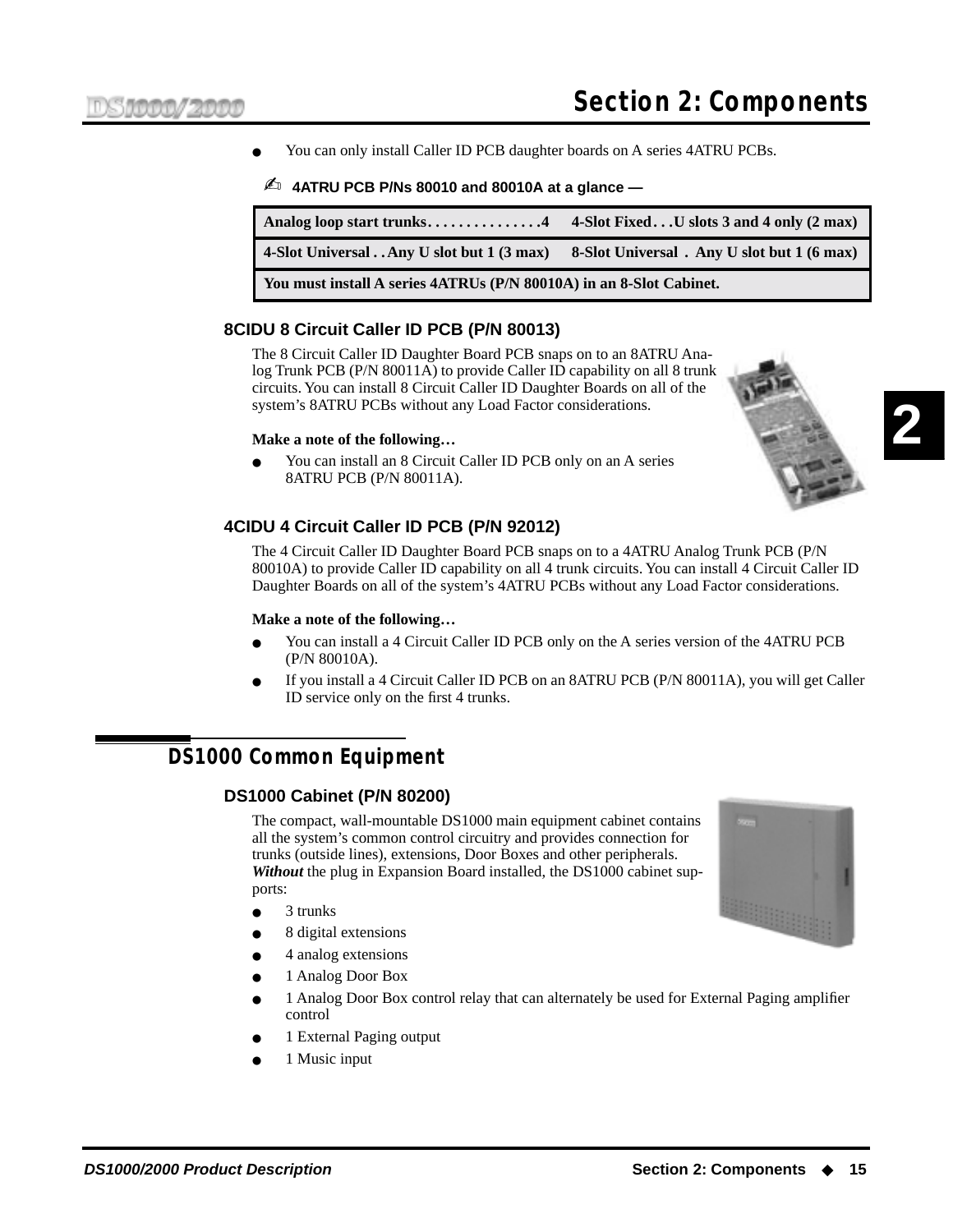- You can only install Caller ID PCB daughter boards on A series 4ATRU PCBs.

✍ **4ATRU PCB P/Ns 80010 and 80010A at a glance —**

| | |
|---|---|
| **Analog loop start trunks. . . . . . . . . . . . . . .4** | **4-Slot Fixed . . . U slots 3 and 4 only (2 max)** |
| **4-Slot Universal . . Any U slot but 1 (3 max)** | **8-Slot Universal . Any U slot but 1 (6 max)** |
| **You must install A series 4ATRUs (P/N 80010A) in an 8-Slot Cabinet.** | |

### 8CIDU 8 Circuit Caller ID PCB (P/N 80013)

The 8 Circuit Caller ID Daughter Board PCB snaps on to an 8ATRU Analog Trunk PCB (P/N 80011A) to provide Caller ID capability on all 8 trunk circuits. You can install 8 Circuit Caller ID Daughter Boards on all of the system's 8ATRU PCBs without any Load Factor considerations.

**Make a note of the following…**

- You can install an 8 Circuit Caller ID PCB only on an A series 8ATRU PCB (P/N 80011A).

### 4CIDU 4 Circuit Caller ID PCB (P/N 92012)

The 4 Circuit Caller ID Daughter Board PCB snaps on to a 4ATRU Analog Trunk PCB (P/N 80010A) to provide Caller ID capability on all 4 trunk circuits. You can install 4 Circuit Caller ID Daughter Boards on all of the system's 4ATRU PCBs without any Load Factor considerations.

**Make a note of the following…**

- You can install a 4 Circuit Caller ID PCB only on the A series version of the 4ATRU PCB (P/N 80010A).
- If you install a 4 Circuit Caller ID PCB on an 8ATRU PCB (P/N 80011A), you will get Caller ID service only on the first 4 trunks.

## DS1000 Common Equipment

### DS1000 Cabinet (P/N 80200)

The compact, wall-mountable DS1000 main equipment cabinet contains all the system's common control circuitry and provides connection for trunks (outside lines), extensions, Door Boxes and other peripherals. ***Without*** the plug in Expansion Board installed, the DS1000 cabinet supports:

- 3 trunks
- 8 digital extensions
- 4 analog extensions
- 1 Analog Door Box
- 1 Analog Door Box control relay that can alternately be used for External Paging amplifier control
- 1 External Paging output
- 1 Music input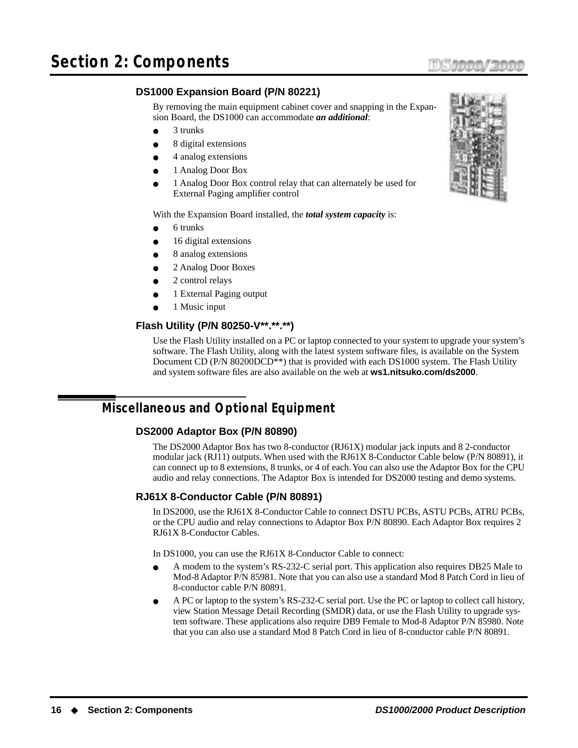# Section 2: Components

### DS1000 Expansion Board (P/N 80221)

By removing the main equipment cabinet cover and snapping in the Expansion Board, the DS1000 can accommodate ***an additional***:

- 3 trunks
- 8 digital extensions
- 4 analog extensions
- 1 Analog Door Box
- 1 Analog Door Box control relay that can alternately be used for External Paging amplifier control

With the Expansion Board installed, the ***total system capacity*** is:

- 6 trunks
- 16 digital extensions
- 8 analog extensions
- 2 Analog Door Boxes
- 2 control relays
- 1 External Paging output
- 1 Music input

### Flash Utility (P/N 80250-V**.**.**)

Use the Flash Utility installed on a PC or laptop connected to your system to upgrade your system's software. The Flash Utility, along with the latest system software files, is available on the System Document CD (P/N 80200DCD**) that is provided with each DS1000 system. The Flash Utility and system software files are also available on the web at **ws1.nitsuko.com/ds2000**.

## Miscellaneous and Optional Equipment

### DS2000 Adaptor Box (P/N 80890)

The DS2000 Adaptor Box has two 8-conductor (RJ61X) modular jack inputs and 8 2-conductor modular jack (RJ11) outputs. When used with the RJ61X 8-Conductor Cable below (P/N 80891), it can connect up to 8 extensions, 8 trunks, or 4 of each. You can also use the Adaptor Box for the CPU audio and relay connections. The Adaptor Box is intended for DS2000 testing and demo systems.

### RJ61X 8-Conductor Cable (P/N 80891)

In DS2000, use the RJ61X 8-Conductor Cable to connect DSTU PCBs, ASTU PCBs, ATRU PCBs, or the CPU audio and relay connections to Adaptor Box P/N 80890. Each Adaptor Box requires 2 RJ61X 8-Conductor Cables.

In DS1000, you can use the RJ61X 8-Conductor Cable to connect:

- A modem to the system's RS-232-C serial port. This application also requires DB25 Male to Mod-8 Adaptor P/N 85981. Note that you can also use a standard Mod 8 Patch Cord in lieu of 8-conductor cable P/N 80891.
- A PC or laptop to the system's RS-232-C serial port. Use the PC or laptop to collect call history, view Station Message Detail Recording (SMDR) data, or use the Flash Utility to upgrade system software. These applications also require DB9 Female to Mod-8 Adaptor P/N 85980. Note that you can also use a standard Mod 8 Patch Cord in lieu of 8-conductor cable P/N 80891.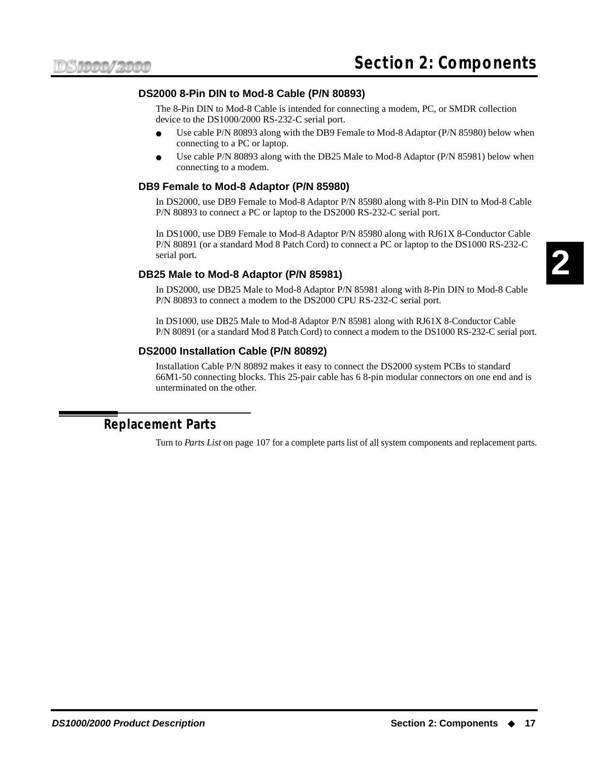### DS2000 8-Pin DIN to Mod-8 Cable (P/N 80893)

The 8-Pin DIN to Mod-8 Cable is intended for connecting a modem, PC, or SMDR collection device to the DS1000/2000 RS-232-C serial port.

- Use cable P/N 80893 along with the DB9 Female to Mod-8 Adaptor (P/N 85980) below when connecting to a PC or laptop.
- Use cable P/N 80893 along with the DB25 Male to Mod-8 Adaptor (P/N 85981) below when connecting to a modem.

### DB9 Female to Mod-8 Adaptor (P/N 85980)

In DS2000, use DB9 Female to Mod-8 Adaptor P/N 85980 along with 8-Pin DIN to Mod-8 Cable P/N 80893 to connect a PC or laptop to the DS2000 RS-232-C serial port.

In DS1000, use DB9 Female to Mod-8 Adaptor P/N 85980 along with RJ61X 8-Conductor Cable P/N 80891 (or a standard Mod 8 Patch Cord) to connect a PC or laptop to the DS1000 RS-232-C serial port.

### DB25 Male to Mod-8 Adaptor (P/N 85981)

In DS2000, use DB25 Male to Mod-8 Adaptor P/N 85981 along with 8-Pin DIN to Mod-8 Cable P/N 80893 to connect a modem to the DS2000 CPU RS-232-C serial port.

In DS1000, use DB25 Male to Mod-8 Adaptor P/N 85981 along with RJ61X 8-Conductor Cable P/N 80891 (or a standard Mod 8 Patch Cord) to connect a modem to the DS1000 RS-232-C serial port.

### DS2000 Installation Cable (P/N 80892)

Installation Cable P/N 80892 makes it easy to connect the DS2000 system PCBs to standard 66M1-50 connecting blocks. This 25-pair cable has 6 8-pin modular connectors on one end and is unterminated on the other.

## Replacement Parts

Turn to *Parts List* on page 107 for a complete parts list of all system components and replacement parts.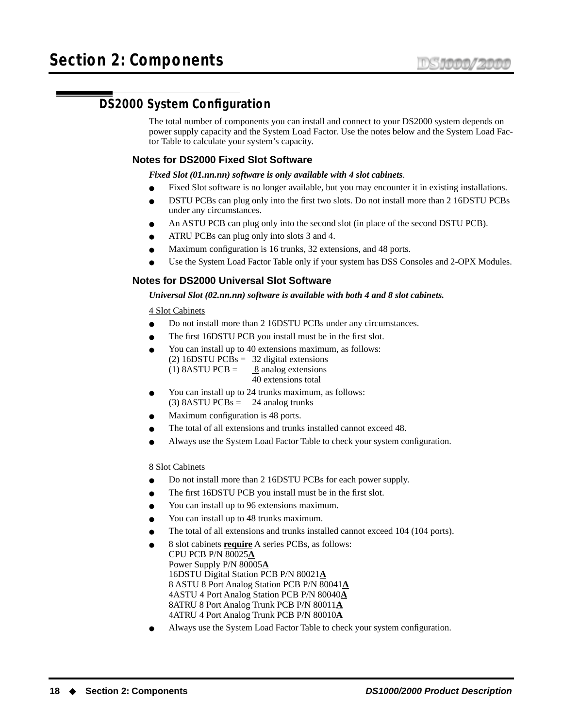## DS2000 System Configuration

The total number of components you can install and connect to your DS2000 system depends on power supply capacity and the System Load Factor. Use the notes below and the System Load Factor Table to calculate your system's capacity.

### Notes for DS2000 Fixed Slot Software

***Fixed Slot (01.nn.nn) software is only available with 4 slot cabinets***.

- Fixed Slot software is no longer available, but you may encounter it in existing installations.
- DSTU PCBs can plug only into the first two slots. Do not install more than 2 16DSTU PCBs under any circumstances.
- An ASTU PCB can plug only into the second slot (in place of the second DSTU PCB).
- ATRU PCBs can plug only into slots 3 and 4.
- Maximum configuration is 16 trunks, 32 extensions, and 48 ports.
- Use the System Load Factor Table only if your system has DSS Consoles and 2-OPX Modules.

### Notes for DS2000 Universal Slot Software

***Universal Slot (02.nn.nn) software is available with both 4 and 8 slot cabinets.***

<u>4 Slot Cabinets</u>

- Do not install more than 2 16DSTU PCBs under any circumstances.
- The first 16DSTU PCB you install must be in the first slot.
- You can install up to 40 extensions maximum, as follows:  
  (2) 16DSTU PCBs = 32 digital extensions  
  (1) 8ASTU PCB = <u>8</u> analog extensions  
  40 extensions total
- You can install up to 24 trunks maximum, as follows:  
  (3) 8ASTU PCBs = 24 analog trunks
- Maximum configuration is 48 ports.
- The total of all extensions and trunks installed cannot exceed 48.
- Always use the System Load Factor Table to check your system configuration.

<u>8 Slot Cabinets</u>

- Do not install more than 2 16DSTU PCBs for each power supply.
- The first 16DSTU PCB you install must be in the first slot.
- You can install up to 96 extensions maximum.
- You can install up to 48 trunks maximum.
- The total of all extensions and trunks installed cannot exceed 104 (104 ports).
- 8 slot cabinets <u>**require**</u> A series PCBs, as follows:  
  CPU PCB P/N 80025<u>**A**</u>  
  Power Supply P/N 80005<u>**A**</u>  
  16DSTU Digital Station PCB P/N 80021<u>**A**</u>  
  8 ASTU 8 Port Analog Station PCB P/N 80041<u>**A**</u>  
  4ASTU 4 Port Analog Station PCB P/N 80040<u>**A**</u>  
  8ATRU 8 Port Analog Trunk PCB P/N 80011<u>**A**</u>  
  4ATRU 4 Port Analog Trunk PCB P/N 80010<u>**A**</u>
- Always use the System Load Factor Table to check your system configuration.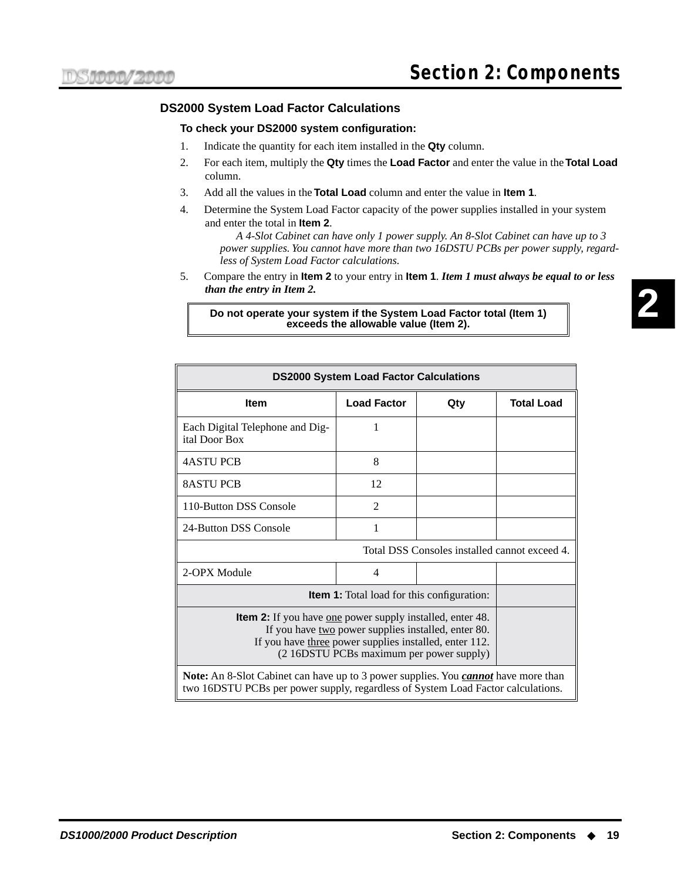## DS2000 System Load Factor Calculations

**To check your DS2000 system configuration:**

1. Indicate the quantity for each item installed in the **Qty** column.
2. For each item, multiply the **Qty** times the **Load Factor** and enter the value in the **Total Load** column.
3. Add all the values in the **Total Load** column and enter the value in **Item 1**.
4. Determine the System Load Factor capacity of the power supplies installed in your system and enter the total in **Item 2**.

   *A 4-Slot Cabinet can have only 1 power supply. An 8-Slot Cabinet can have up to 3 power supplies. You cannot have more than two 16DSTU PCBs per power supply, regardless of System Load Factor calculations.*

5. Compare the entry in **Item 2** to your entry in **Item 1**. ***Item 1 must always be equal to or less than the entry in Item 2.***

> **Do not operate your system if the System Load Factor total (Item 1) exceeds the allowable value (Item 2).**

| DS2000 System Load Factor Calculations | | | |
|---|---|---|---|
| **Item** | **Load Factor** | **Qty** | **Total Load** |
| Each Digital Telephone and Digital Door Box | 1 | | |
| 4ASTU PCB | 8 | | |
| 8ASTU PCB | 12 | | |
| 110-Button DSS Console | 2 | | |
| 24-Button DSS Console | 1 | | |
| Total DSS Consoles installed cannot exceed 4. | | | |
| 2-OPX Module | 4 | | |
| **Item 1:** Total load for this configuration: | | | |
| **Item 2:** If you have <u>one</u> power supply installed, enter 48. If you have <u>two</u> power supplies installed, enter 80. If you have <u>three</u> power supplies installed, enter 112. (2 16DSTU PCBs maximum per power supply) | | | |
| **Note:** An 8-Slot Cabinet can have up to 3 power supplies. You ***<u>cannot</u>*** have more than two 16DSTU PCBs per power supply, regardless of System Load Factor calculations. | | | |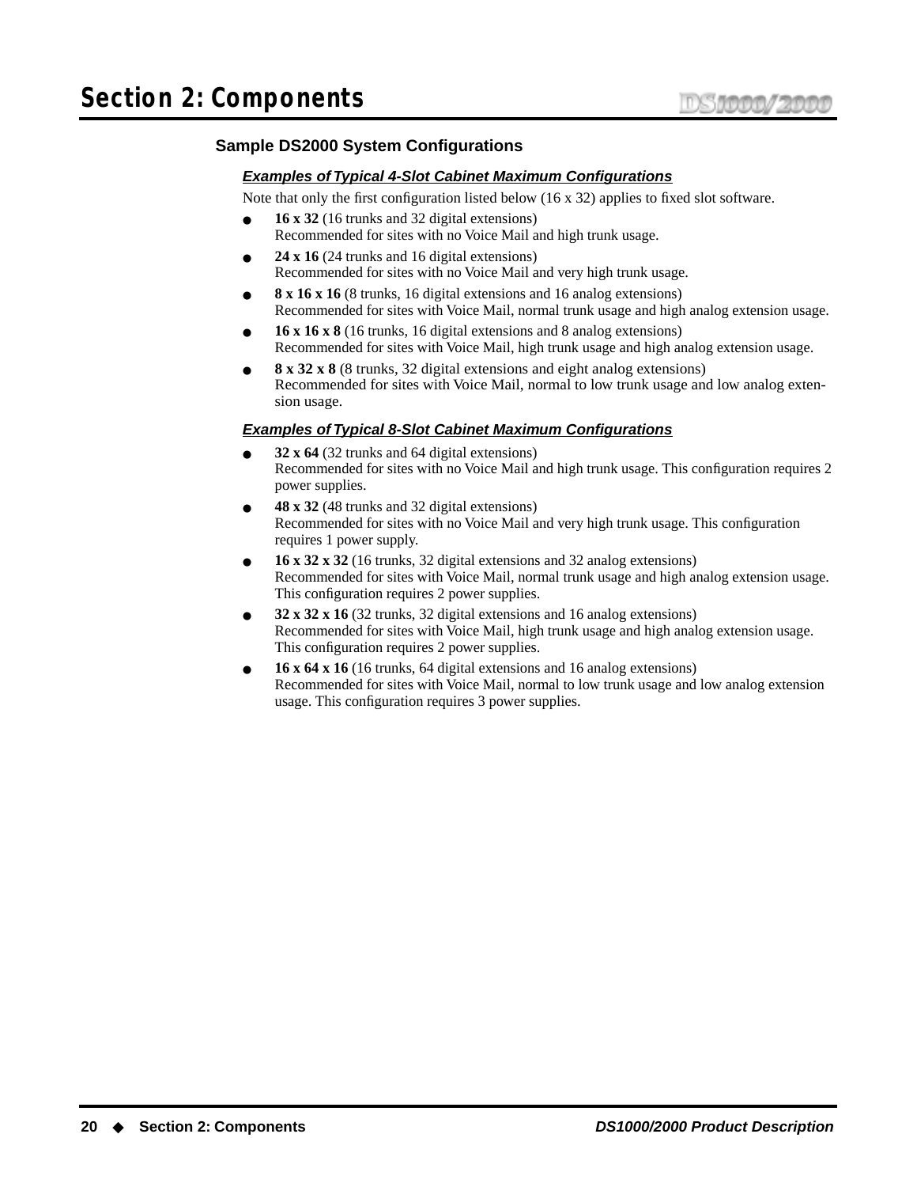# Section 2: Components

## Sample DS2000 System Configurations

### *Examples of Typical 4-Slot Cabinet Maximum Configurations*

Note that only the first configuration listed below (16 x 32) applies to fixed slot software.

- **16 x 32** (16 trunks and 32 digital extensions)
  Recommended for sites with no Voice Mail and high trunk usage.
- **24 x 16** (24 trunks and 16 digital extensions)
  Recommended for sites with no Voice Mail and very high trunk usage.
- **8 x 16 x 16** (8 trunks, 16 digital extensions and 16 analog extensions)
  Recommended for sites with Voice Mail, normal trunk usage and high analog extension usage.
- **16 x 16 x 8** (16 trunks, 16 digital extensions and 8 analog extensions)
  Recommended for sites with Voice Mail, high trunk usage and high analog extension usage.
- **8 x 32 x 8** (8 trunks, 32 digital extensions and eight analog extensions)
  Recommended for sites with Voice Mail, normal to low trunk usage and low analog extension usage.

### *Examples of Typical 8-Slot Cabinet Maximum Configurations*

- **32 x 64** (32 trunks and 64 digital extensions)
  Recommended for sites with no Voice Mail and high trunk usage. This configuration requires 2 power supplies.
- **48 x 32** (48 trunks and 32 digital extensions)
  Recommended for sites with no Voice Mail and very high trunk usage. This configuration requires 1 power supply.
- **16 x 32 x 32** (16 trunks, 32 digital extensions and 32 analog extensions)
  Recommended for sites with Voice Mail, normal trunk usage and high analog extension usage. This configuration requires 2 power supplies.
- **32 x 32 x 16** (32 trunks, 32 digital extensions and 16 analog extensions)
  Recommended for sites with Voice Mail, high trunk usage and high analog extension usage. This configuration requires 2 power supplies.
- **16 x 64 x 16** (16 trunks, 64 digital extensions and 16 analog extensions)
  Recommended for sites with Voice Mail, normal to low trunk usage and low analog extension usage. This configuration requires 3 power supplies.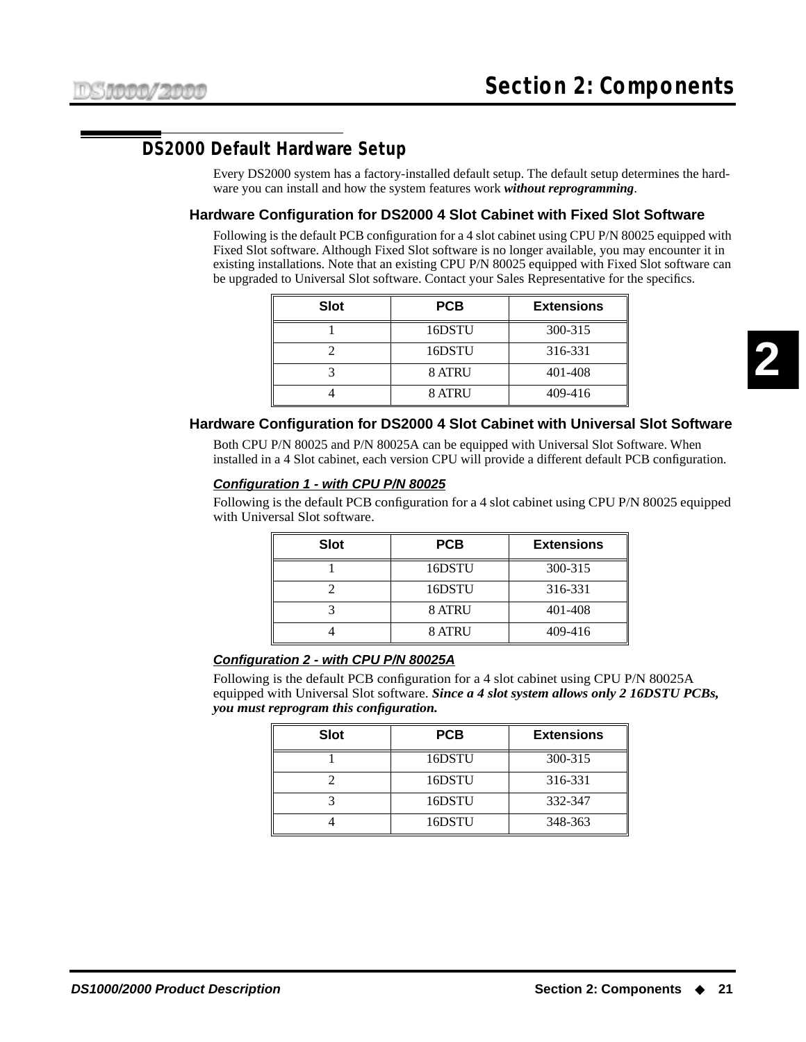## DS2000 Default Hardware Setup

Every DS2000 system has a factory-installed default setup. The default setup determines the hardware you can install and how the system features work ***without reprogramming***.

### Hardware Configuration for DS2000 4 Slot Cabinet with Fixed Slot Software

Following is the default PCB configuration for a 4 slot cabinet using CPU P/N 80025 equipped with Fixed Slot software. Although Fixed Slot software is no longer available, you may encounter it in existing installations. Note that an existing CPU P/N 80025 equipped with Fixed Slot software can be upgraded to Universal Slot software. Contact your Sales Representative for the specifics.

| Slot | PCB | Extensions |
|---|---|---|
| 1 | 16DSTU | 300-315 |
| 2 | 16DSTU | 316-331 |
| 3 | 8 ATRU | 401-408 |
| 4 | 8 ATRU | 409-416 |

### Hardware Configuration for DS2000 4 Slot Cabinet with Universal Slot Software

Both CPU P/N 80025 and P/N 80025A can be equipped with Universal Slot Software. When installed in a 4 Slot cabinet, each version CPU will provide a different default PCB configuration.

#### *Configuration 1 - with CPU P/N 80025*

Following is the default PCB configuration for a 4 slot cabinet using CPU P/N 80025 equipped with Universal Slot software.

| Slot | PCB | Extensions |
|---|---|---|
| 1 | 16DSTU | 300-315 |
| 2 | 16DSTU | 316-331 |
| 3 | 8 ATRU | 401-408 |
| 4 | 8 ATRU | 409-416 |

#### *Configuration 2 - with CPU P/N 80025A*

Following is the default PCB configuration for a 4 slot cabinet using CPU P/N 80025A equipped with Universal Slot software. ***Since a 4 slot system allows only 2 16DSTU PCBs, you must reprogram this configuration.***

| Slot | PCB | Extensions |
|---|---|---|
| 1 | 16DSTU | 300-315 |
| 2 | 16DSTU | 316-331 |
| 3 | 16DSTU | 332-347 |
| 4 | 16DSTU | 348-363 |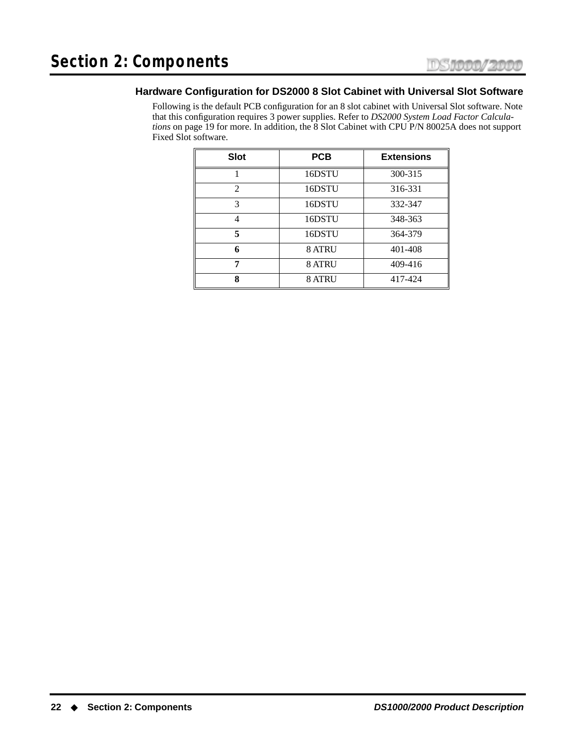### Hardware Configuration for DS2000 8 Slot Cabinet with Universal Slot Software

Following is the default PCB configuration for an 8 slot cabinet with Universal Slot software. Note that this configuration requires 3 power supplies. Refer to *DS2000 System Load Factor Calculations* on page 19 for more. In addition, the 8 Slot Cabinet with CPU P/N 80025A does not support Fixed Slot software.

| Slot | PCB | Extensions |
|---|---|---|
| 1 | 16DSTU | 300-315 |
| 2 | 16DSTU | 316-331 |
| 3 | 16DSTU | 332-347 |
| 4 | 16DSTU | 348-363 |
| **5** | 16DSTU | 364-379 |
| **6** | 8 ATRU | 401-408 |
| **7** | 8 ATRU | 409-416 |
| **8** | 8 ATRU | 417-424 |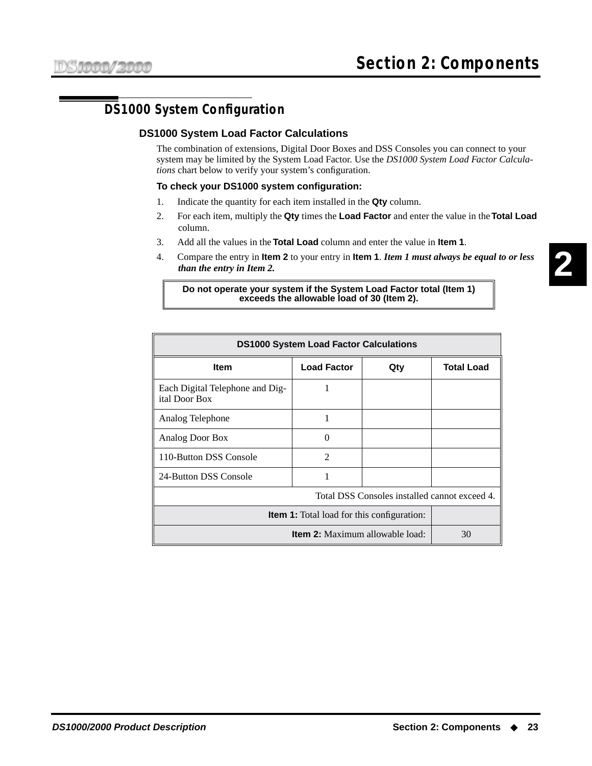## DS1000 System Configuration

### DS1000 System Load Factor Calculations

The combination of extensions, Digital Door Boxes and DSS Consoles you can connect to your system may be limited by the System Load Factor. Use the *DS1000 System Load Factor Calculations* chart below to verify your system's configuration.

**To check your DS1000 system configuration:**

1. Indicate the quantity for each item installed in the **Qty** column.
2. For each item, multiply the **Qty** times the **Load Factor** and enter the value in the **Total Load** column.
3. Add all the values in the **Total Load** column and enter the value in **Item 1**.
4. Compare the entry in **Item 2** to your entry in **Item 1**. ***Item 1 must always be equal to or less than the entry in Item 2.***

**Do not operate your system if the System Load Factor total (Item 1) exceeds the allowable load of 30 (Item 2).**

| DS1000 System Load Factor Calculations | | | |
|---|---|---|---|
| **Item** | **Load Factor** | **Qty** | **Total Load** |
| Each Digital Telephone and Digital Door Box | 1 | | |
| Analog Telephone | 1 | | |
| Analog Door Box | 0 | | |
| 110-Button DSS Console | 2 | | |
| 24-Button DSS Console | 1 | | |
| Total DSS Consoles installed cannot exceed 4. | | | |
| **Item 1:** Total load for this configuration: | | | |
| **Item 2:** Maximum allowable load: | | | 30 |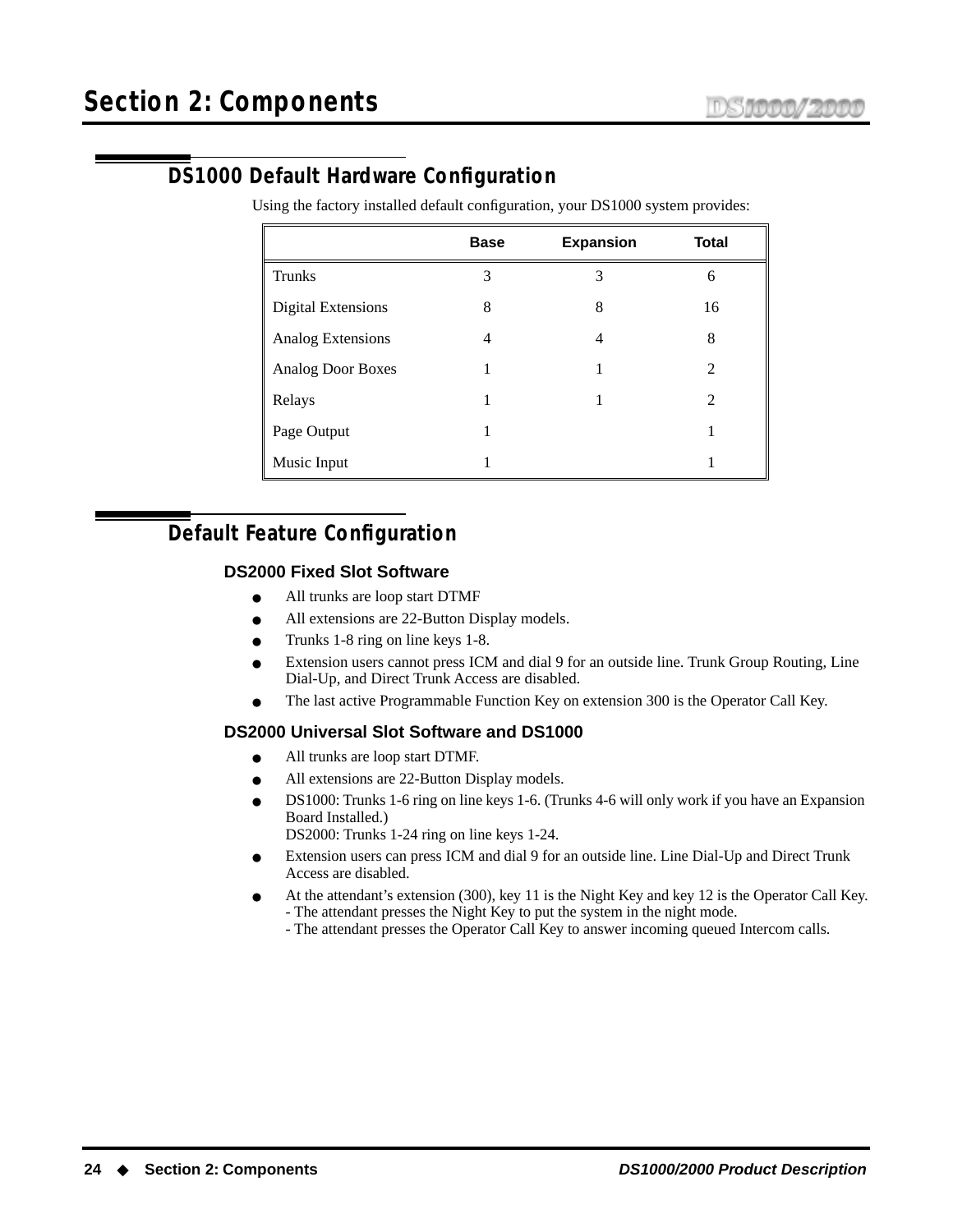# Section 2: Components

## DS1000 Default Hardware Configuration

Using the factory installed default configuration, your DS1000 system provides:

| | Base | Expansion | Total |
|---|---|---|---|
| Trunks | 3 | 3 | 6 |
| Digital Extensions | 8 | 8 | 16 |
| Analog Extensions | 4 | 4 | 8 |
| Analog Door Boxes | 1 | 1 | 2 |
| Relays | 1 | 1 | 2 |
| Page Output | 1 | | 1 |
| Music Input | 1 | | 1 |

## Default Feature Configuration

### DS2000 Fixed Slot Software

- All trunks are loop start DTMF
- All extensions are 22-Button Display models.
- Trunks 1-8 ring on line keys 1-8.
- Extension users cannot press ICM and dial 9 for an outside line. Trunk Group Routing, Line Dial-Up, and Direct Trunk Access are disabled.
- The last active Programmable Function Key on extension 300 is the Operator Call Key.

### DS2000 Universal Slot Software and DS1000

- All trunks are loop start DTMF.
- All extensions are 22-Button Display models.
- DS1000: Trunks 1-6 ring on line keys 1-6. (Trunks 4-6 will only work if you have an Expansion Board Installed.)
  DS2000: Trunks 1-24 ring on line keys 1-24.
- Extension users can press ICM and dial 9 for an outside line. Line Dial-Up and Direct Trunk Access are disabled.
- At the attendant's extension (300), key 11 is the Night Key and key 12 is the Operator Call Key.
  - The attendant presses the Night Key to put the system in the night mode.
  - The attendant presses the Operator Call Key to answer incoming queued Intercom calls.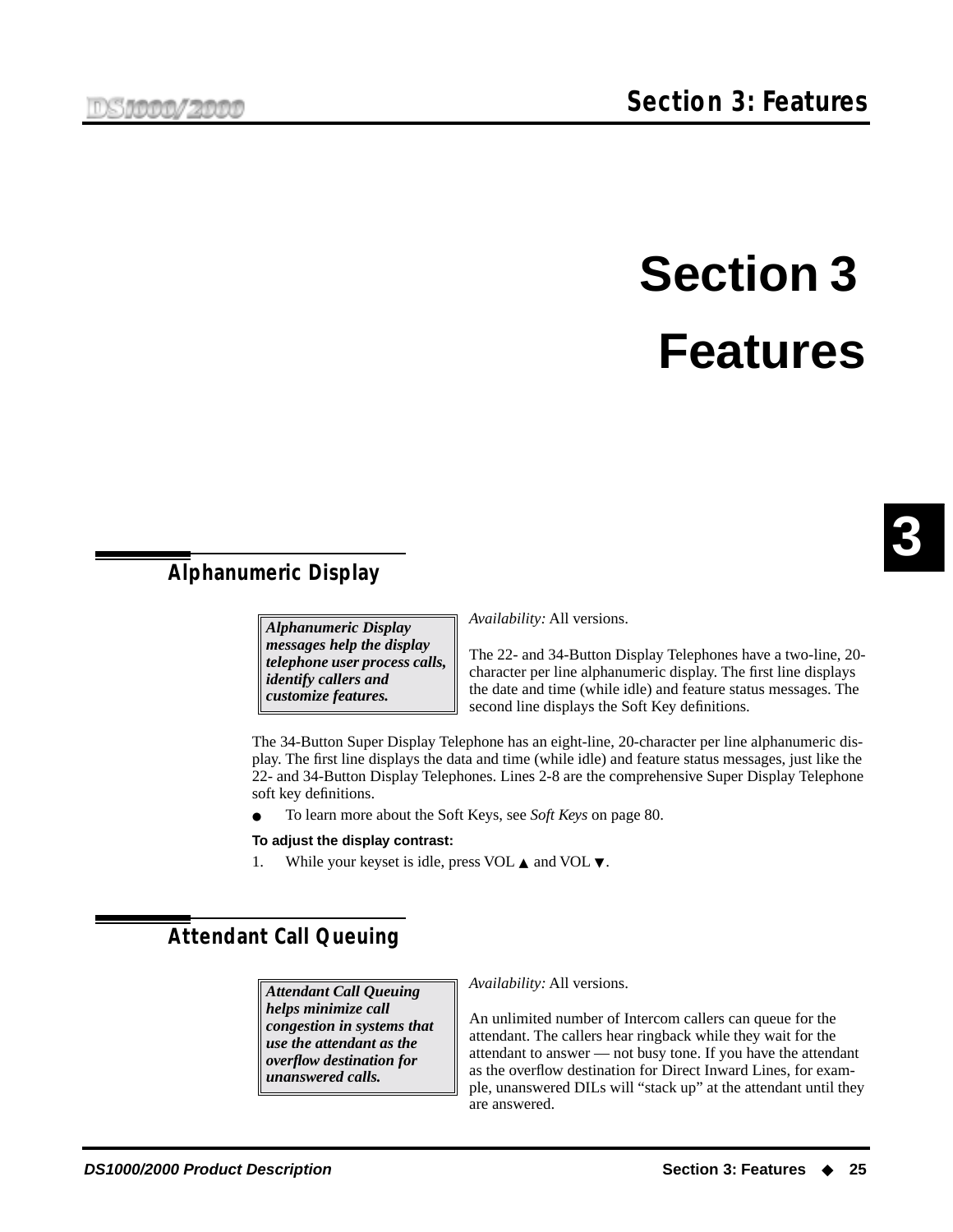# Section 3

# Features

## Alphanumeric Display

> ***Alphanumeric Display messages help the display telephone user process calls, identify callers and customize features.***

*Availability:* All versions.

The 22- and 34-Button Display Telephones have a two-line, 20-character per line alphanumeric display. The first line displays the date and time (while idle) and feature status messages. The second line displays the Soft Key definitions.

The 34-Button Super Display Telephone has an eight-line, 20-character per line alphanumeric display. The first line displays the data and time (while idle) and feature status messages, just like the 22- and 34-Button Display Telephones. Lines 2-8 are the comprehensive Super Display Telephone soft key definitions.

- To learn more about the Soft Keys, see *Soft Keys* on page 80.

**To adjust the display contrast:**

1. While your keyset is idle, press VOL ▲ and VOL ▼.

## Attendant Call Queuing

> ***Attendant Call Queuing helps minimize call congestion in systems that use the attendant as the overflow destination for unanswered calls.***

*Availability:* All versions.

An unlimited number of Intercom callers can queue for the attendant. The callers hear ringback while they wait for the attendant to answer — not busy tone. If you have the attendant as the overflow destination for Direct Inward Lines, for example, unanswered DILs will “stack up” at the attendant until they are answered.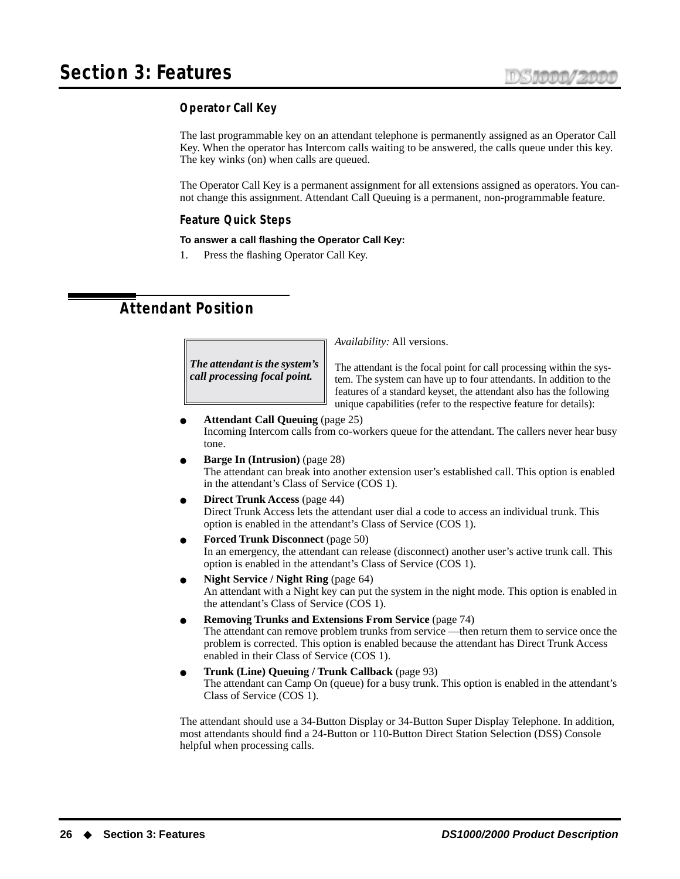### Operator Call Key

The last programmable key on an attendant telephone is permanently assigned as an Operator Call Key. When the operator has Intercom calls waiting to be answered, the calls queue under this key. The key winks (on) when calls are queued.

The Operator Call Key is a permanent assignment for all extensions assigned as operators. You cannot change this assignment. Attendant Call Queuing is a permanent, non-programmable feature.

#### Feature Quick Steps

**To answer a call flashing the Operator Call Key:**

1. Press the flashing Operator Call Key.

## Attendant Position

*The attendant is the system's call processing focal point.*

*Availability:* All versions.

The attendant is the focal point for call processing within the system. The system can have up to four attendants. In addition to the features of a standard keyset, the attendant also has the following unique capabilities (refer to the respective feature for details):

- **Attendant Call Queuing** (page 25)
  Incoming Intercom calls from co-workers queue for the attendant. The callers never hear busy tone.
- **Barge In (Intrusion)** (page 28)
  The attendant can break into another extension user's established call. This option is enabled in the attendant's Class of Service (COS 1).
- **Direct Trunk Access** (page 44)
  Direct Trunk Access lets the attendant user dial a code to access an individual trunk. This option is enabled in the attendant's Class of Service (COS 1).
- **Forced Trunk Disconnect** (page 50)
  In an emergency, the attendant can release (disconnect) another user's active trunk call. This option is enabled in the attendant's Class of Service (COS 1).
- **Night Service / Night Ring** (page 64)
  An attendant with a Night key can put the system in the night mode. This option is enabled in the attendant's Class of Service (COS 1).
- **Removing Trunks and Extensions From Service** (page 74)
  The attendant can remove problem trunks from service —then return them to service once the problem is corrected. This option is enabled because the attendant has Direct Trunk Access enabled in their Class of Service (COS 1).
- **Trunk (Line) Queuing / Trunk Callback** (page 93)
  The attendant can Camp On (queue) for a busy trunk. This option is enabled in the attendant's Class of Service (COS 1).

The attendant should use a 34-Button Display or 34-Button Super Display Telephone. In addition, most attendants should find a 24-Button or 110-Button Direct Station Selection (DSS) Console helpful when processing calls.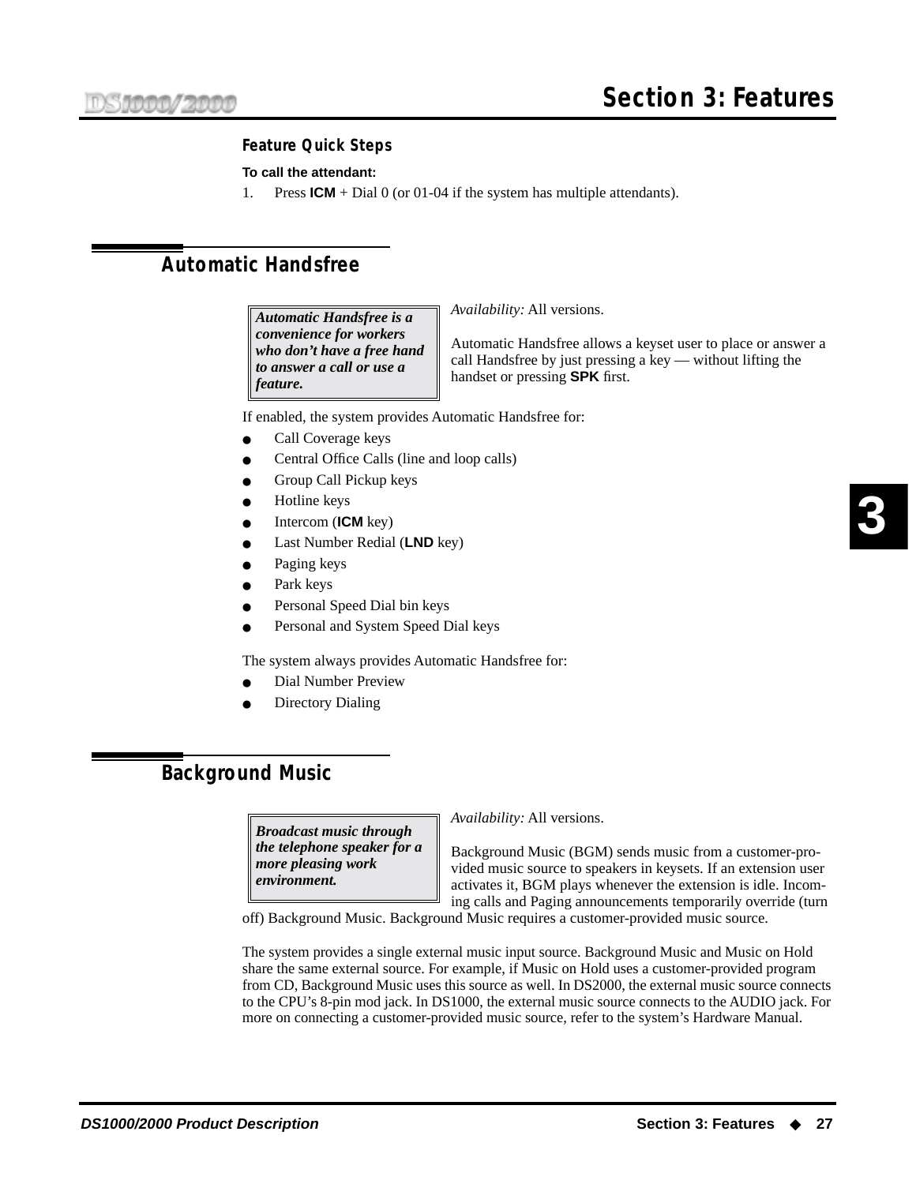#### Feature Quick Steps

**To call the attendant:**

1. Press **ICM** + Dial 0 (or 01-04 if the system has multiple attendants).

## Automatic Handsfree

***Automatic Handsfree is a convenience for workers who don't have a free hand to answer a call or use a feature.***

*Availability:* All versions.

Automatic Handsfree allows a keyset user to place or answer a call Handsfree by just pressing a key — without lifting the handset or pressing **SPK** first.

If enabled, the system provides Automatic Handsfree for:

- Call Coverage keys
- Central Office Calls (line and loop calls)
- Group Call Pickup keys
- Hotline keys
- Intercom (**ICM** key)
- Last Number Redial (**LND** key)
- Paging keys
- Park keys
- Personal Speed Dial bin keys
- Personal and System Speed Dial keys

The system always provides Automatic Handsfree for:

- Dial Number Preview
- Directory Dialing

## Background Music

***Broadcast music through the telephone speaker for a more pleasing work environment.***

*Availability:* All versions.

Background Music (BGM) sends music from a customer-provided music source to speakers in keysets. If an extension user activates it, BGM plays whenever the extension is idle. Incoming calls and Paging announcements temporarily override (turn off) Background Music. Background Music requires a customer-provided music source.

The system provides a single external music input source. Background Music and Music on Hold share the same external source. For example, if Music on Hold uses a customer-provided program from CD, Background Music uses this source as well. In DS2000, the external music source connects to the CPU's 8-pin mod jack. In DS1000, the external music source connects to the AUDIO jack. For more on connecting a customer-provided music source, refer to the system's Hardware Manual.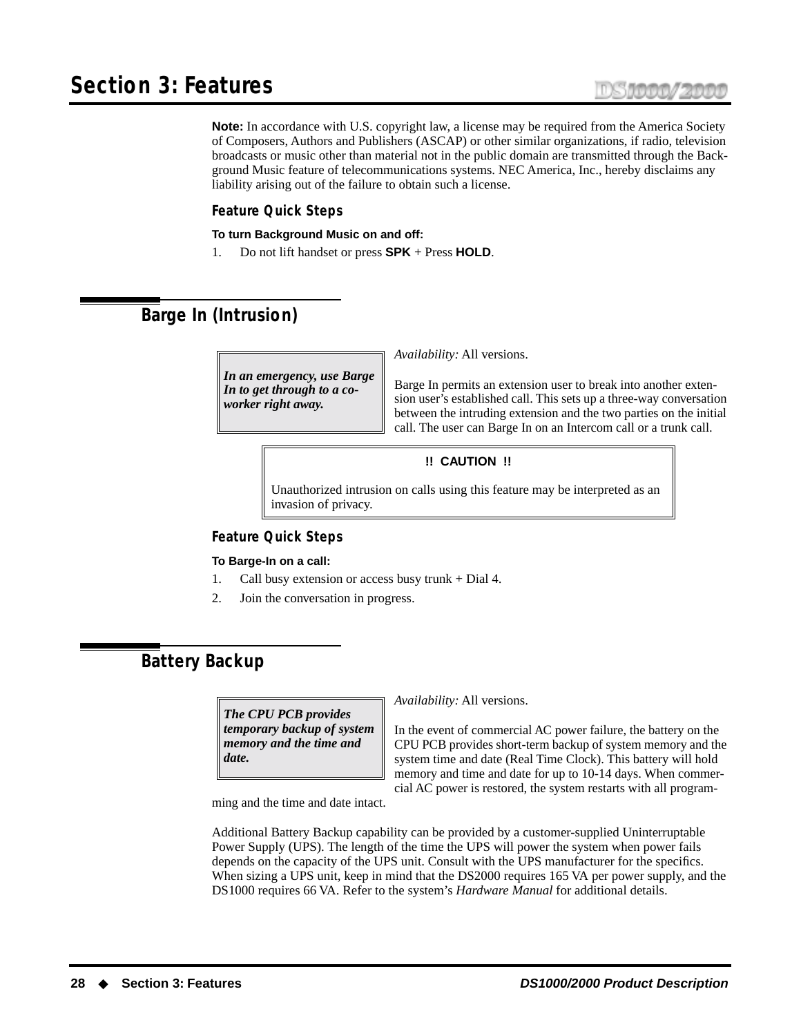**Note:** In accordance with U.S. copyright law, a license may be required from the America Society of Composers, Authors and Publishers (ASCAP) or other similar organizations, if radio, television broadcasts or music other than material not in the public domain are transmitted through the Background Music feature of telecommunications systems. NEC America, Inc., hereby disclaims any liability arising out of the failure to obtain such a license.

### Feature Quick Steps

**To turn Background Music on and off:**

1. Do not lift handset or press **SPK** + Press **HOLD**.

## Barge In (Intrusion)

> ***In an emergency, use Barge In to get through to a co-worker right away.***

*Availability:* All versions.

Barge In permits an extension user to break into another extension user's established call. This sets up a three-way conversation between the intruding extension and the two parties on the initial call. The user can Barge In on an Intercom call or a trunk call.

> **!! CAUTION !!**
>
> Unauthorized intrusion on calls using this feature may be interpreted as an invasion of privacy.

### Feature Quick Steps

**To Barge-In on a call:**

1. Call busy extension or access busy trunk + Dial 4.
2. Join the conversation in progress.

## Battery Backup

> ***The CPU PCB provides temporary backup of system memory and the time and date.***

*Availability:* All versions.

In the event of commercial AC power failure, the battery on the CPU PCB provides short-term backup of system memory and the system time and date (Real Time Clock). This battery will hold memory and time and date for up to 10-14 days. When commercial AC power is restored, the system restarts with all programming and the time and date intact.

Additional Battery Backup capability can be provided by a customer-supplied Uninterruptable Power Supply (UPS). The length of the time the UPS will power the system when power fails depends on the capacity of the UPS unit. Consult with the UPS manufacturer for the specifics. When sizing a UPS unit, keep in mind that the DS2000 requires 165 VA per power supply, and the DS1000 requires 66 VA. Refer to the system's *Hardware Manual* for additional details.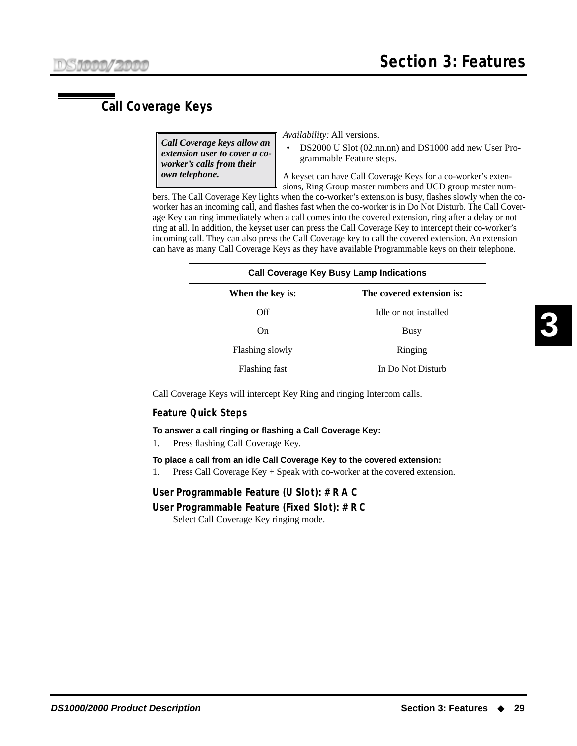## Call Coverage Keys

***Call Coverage keys allow an extension user to cover a co-worker's calls from their own telephone.***

*Availability:* All versions.

- DS2000 U Slot (02.nn.nn) and DS1000 add new User Programmable Feature steps.

A keyset can have Call Coverage Keys for a co-worker's extensions, Ring Group master numbers and UCD group master numbers. The Call Coverage Key lights when the co-worker's extension is busy, flashes slowly when the co-worker has an incoming call, and flashes fast when the co-worker is in Do Not Disturb. The Call Coverage Key can ring immediately when a call comes into the covered extension, ring after a delay or not ring at all. In addition, the keyset user can press the Call Coverage Key to intercept their co-worker's incoming call. They can also press the Call Coverage key to call the covered extension. An extension can have as many Call Coverage Keys as they have available Programmable keys on their telephone.

| Call Coverage Key Busy Lamp Indications | |
|---|---|
| **When the key is:** | **The covered extension is:** |
| Off | Idle or not installed |
| On | Busy |
| Flashing slowly | Ringing |
| Flashing fast | In Do Not Disturb |

Call Coverage Keys will intercept Key Ring and ringing Intercom calls.

### Feature Quick Steps

**To answer a call ringing or flashing a Call Coverage Key:**

1. Press flashing Call Coverage Key.

**To place a call from an idle Call Coverage Key to the covered extension:**

1. Press Call Coverage Key + Speak with co-worker at the covered extension.

### User Programmable Feature (U Slot): # R A C
### User Programmable Feature (Fixed Slot): # R C

Select Call Coverage Key ringing mode.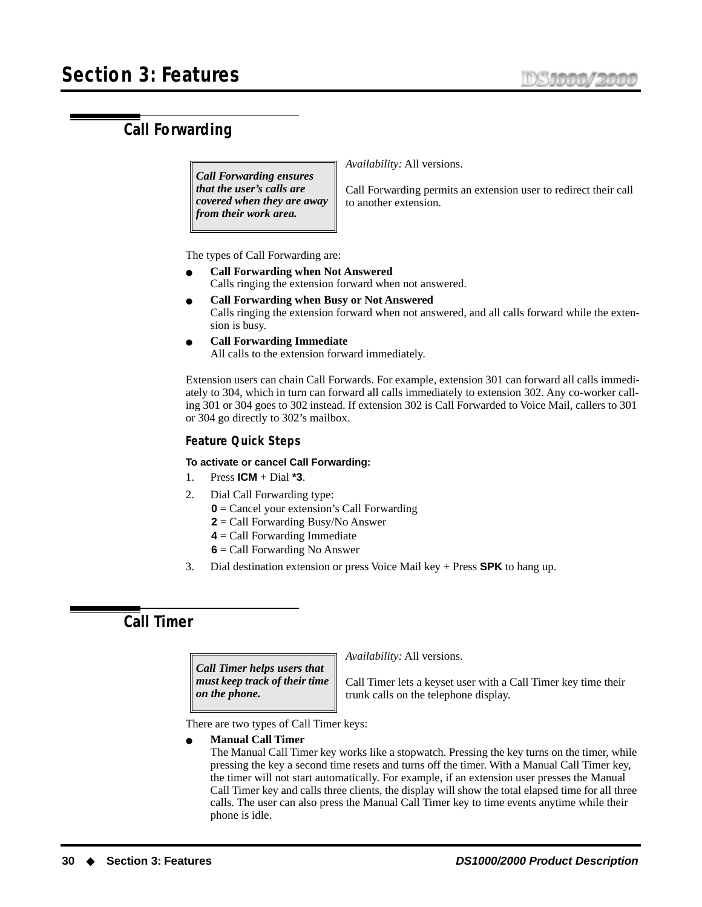# Section 3: Features

## Call Forwarding

> ***Call Forwarding ensures that the user's calls are covered when they are away from their work area.***

*Availability:* All versions.

Call Forwarding permits an extension user to redirect their call to another extension.

The types of Call Forwarding are:

- **Call Forwarding when Not Answered**
  Calls ringing the extension forward when not answered.
- **Call Forwarding when Busy or Not Answered**
  Calls ringing the extension forward when not answered, and all calls forward while the extension is busy.
- **Call Forwarding Immediate**
  All calls to the extension forward immediately.

Extension users can chain Call Forwards. For example, extension 301 can forward all calls immediately to 304, which in turn can forward all calls immediately to extension 302. Any co-worker calling 301 or 304 goes to 302 instead. If extension 302 is Call Forwarded to Voice Mail, callers to 301 or 304 go directly to 302's mailbox.

### Feature Quick Steps

**To activate or cancel Call Forwarding:**

1. Press **ICM** + Dial ***3**.
2. Dial Call Forwarding type:
   **0** = Cancel your extension's Call Forwarding
   **2** = Call Forwarding Busy/No Answer
   **4** = Call Forwarding Immediate
   **6** = Call Forwarding No Answer
3. Dial destination extension or press Voice Mail key + Press **SPK** to hang up.

## Call Timer

> ***Call Timer helps users that must keep track of their time on the phone.***

*Availability:* All versions.

Call Timer lets a keyset user with a Call Timer key time their trunk calls on the telephone display.

There are two types of Call Timer keys:

- **Manual Call Timer**
  The Manual Call Timer key works like a stopwatch. Pressing the key turns on the timer, while pressing the key a second time resets and turns off the timer. With a Manual Call Timer key, the timer will not start automatically. For example, if an extension user presses the Manual Call Timer key and calls three clients, the display will show the total elapsed time for all three calls. The user can also press the Manual Call Timer key to time events anytime while their phone is idle.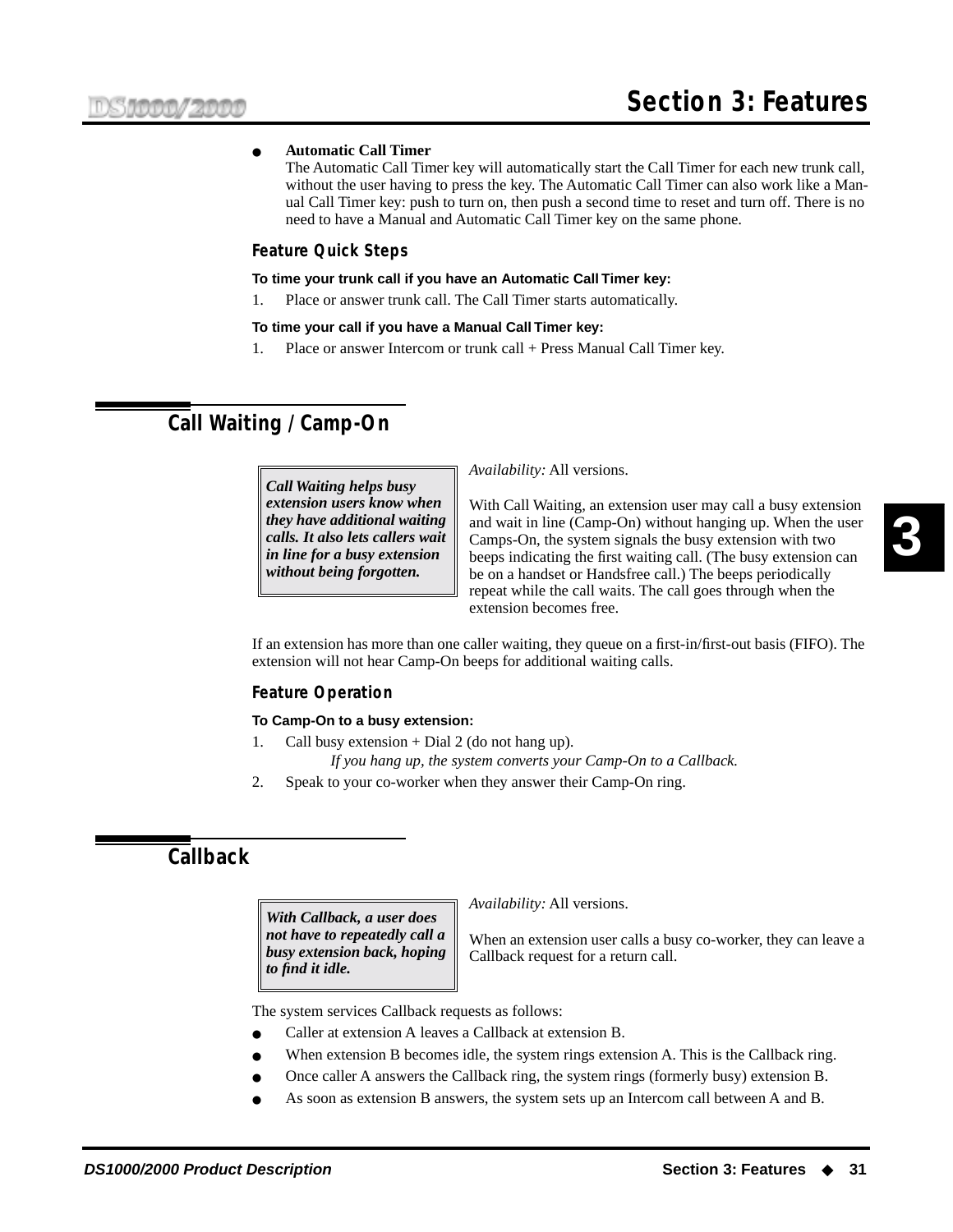- **Automatic Call Timer**
  The Automatic Call Timer key will automatically start the Call Timer for each new trunk call, without the user having to press the key. The Automatic Call Timer can also work like a Manual Call Timer key: push to turn on, then push a second time to reset and turn off. There is no need to have a Manual and Automatic Call Timer key on the same phone.

### Feature Quick Steps

**To time your trunk call if you have an Automatic Call Timer key:**

1. Place or answer trunk call. The Call Timer starts automatically.

**To time your call if you have a Manual Call Timer key:**

1. Place or answer Intercom or trunk call + Press Manual Call Timer key.

## Call Waiting / Camp-On

***Call Waiting helps busy extension users know when they have additional waiting calls. It also lets callers wait in line for a busy extension without being forgotten.***

*Availability:* All versions.

With Call Waiting, an extension user may call a busy extension and wait in line (Camp-On) without hanging up. When the user Camps-On, the system signals the busy extension with two beeps indicating the first waiting call. (The busy extension can be on a handset or Handsfree call.) The beeps periodically repeat while the call waits. The call goes through when the extension becomes free.

If an extension has more than one caller waiting, they queue on a first-in/first-out basis (FIFO). The extension will not hear Camp-On beeps for additional waiting calls.

### Feature Operation

**To Camp-On to a busy extension:**

1. Call busy extension + Dial 2 (do not hang up).
   *If you hang up, the system converts your Camp-On to a Callback.*
2. Speak to your co-worker when they answer their Camp-On ring.

## Callback

***With Callback, a user does not have to repeatedly call a busy extension back, hoping to find it idle.***

*Availability:* All versions.

When an extension user calls a busy co-worker, they can leave a Callback request for a return call.

The system services Callback requests as follows:

- Caller at extension A leaves a Callback at extension B.
- When extension B becomes idle, the system rings extension A. This is the Callback ring.
- Once caller A answers the Callback ring, the system rings (formerly busy) extension B.
- As soon as extension B answers, the system sets up an Intercom call between A and B.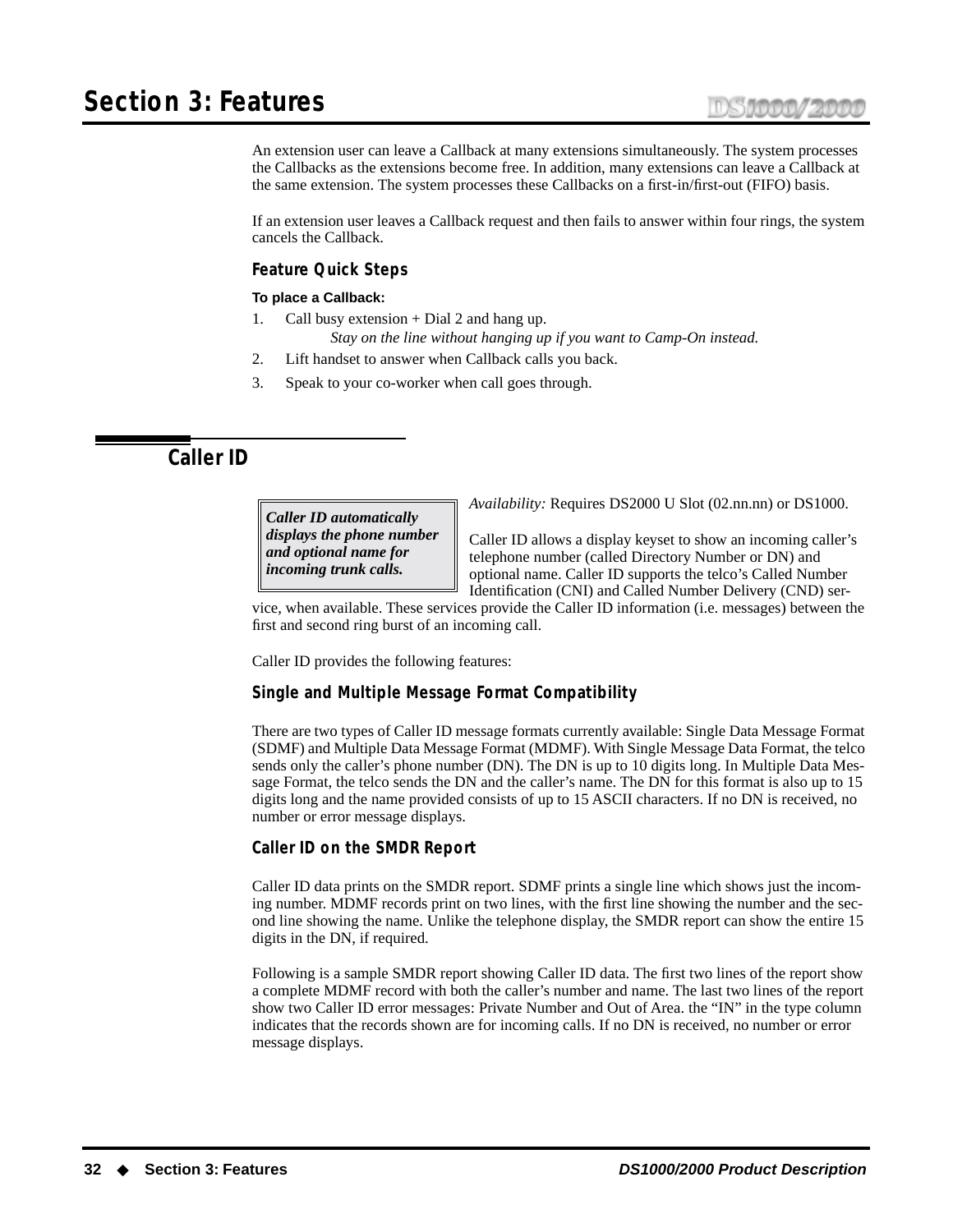An extension user can leave a Callback at many extensions simultaneously. The system processes the Callbacks as the extensions become free. In addition, many extensions can leave a Callback at the same extension. The system processes these Callbacks on a first-in/first-out (FIFO) basis.

If an extension user leaves a Callback request and then fails to answer within four rings, the system cancels the Callback.

### Feature Quick Steps

**To place a Callback:**

1. Call busy extension + Dial 2 and hang up.
   *Stay on the line without hanging up if you want to Camp-On instead.*
2. Lift handset to answer when Callback calls you back.
3. Speak to your co-worker when call goes through.

## Caller ID

> ***Caller ID automatically displays the phone number and optional name for incoming trunk calls.***

*Availability:* Requires DS2000 U Slot (02.nn.nn) or DS1000.

Caller ID allows a display keyset to show an incoming caller's telephone number (called Directory Number or DN) and optional name. Caller ID supports the telco's Called Number Identification (CNI) and Called Number Delivery (CND) service, when available. These services provide the Caller ID information (i.e. messages) between the first and second ring burst of an incoming call.

Caller ID provides the following features:

### Single and Multiple Message Format Compatibility

There are two types of Caller ID message formats currently available: Single Data Message Format (SDMF) and Multiple Data Message Format (MDMF). With Single Message Data Format, the telco sends only the caller's phone number (DN). The DN is up to 10 digits long. In Multiple Data Message Format, the telco sends the DN and the caller's name. The DN for this format is also up to 15 digits long and the name provided consists of up to 15 ASCII characters. If no DN is received, no number or error message displays.

### Caller ID on the SMDR Report

Caller ID data prints on the SMDR report. SDMF prints a single line which shows just the incoming number. MDMF records print on two lines, with the first line showing the number and the second line showing the name. Unlike the telephone display, the SMDR report can show the entire 15 digits in the DN, if required.

Following is a sample SMDR report showing Caller ID data. The first two lines of the report show a complete MDMF record with both the caller's number and name. The last two lines of the report show two Caller ID error messages: Private Number and Out of Area. the "IN" in the type column indicates that the records shown are for incoming calls. If no DN is received, no number or error message displays.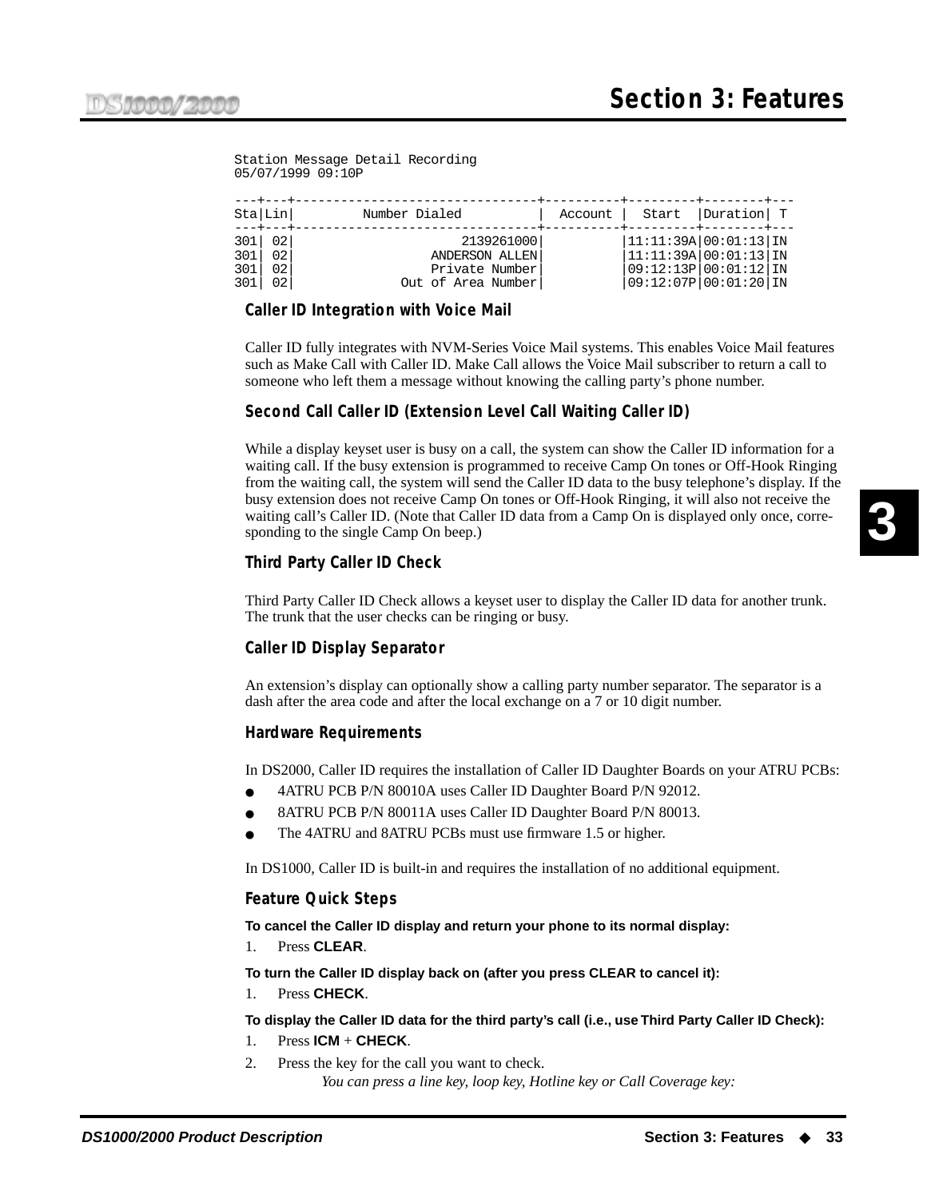```
Station Message Detail Recording
05/07/1999 09:10P

---+---+--------------------------------+----------+---------+--------+---
Sta|Lin|         Number Dialed          |  Account |  Start  |Duration| T
---+---+--------------------------------+----------+---------+--------+---
301| 02|                      2139261000|          |11:11:39A|00:01:13|IN
301| 02|                  ANDERSON ALLEN|          |11:11:39A|00:01:13|IN
301| 02|                  Private Number|          |09:12:13P|00:01:12|IN
301| 02|              Out of Area Number|          |09:12:07P|00:01:20|IN
```

### Caller ID Integration with Voice Mail

Caller ID fully integrates with NVM-Series Voice Mail systems. This enables Voice Mail features such as Make Call with Caller ID. Make Call allows the Voice Mail subscriber to return a call to someone who left them a message without knowing the calling party's phone number.

### Second Call Caller ID (Extension Level Call Waiting Caller ID)

While a display keyset user is busy on a call, the system can show the Caller ID information for a waiting call. If the busy extension is programmed to receive Camp On tones or Off-Hook Ringing from the waiting call, the system will send the Caller ID data to the busy telephone's display. If the busy extension does not receive Camp On tones or Off-Hook Ringing, it will also not receive the waiting call's Caller ID. (Note that Caller ID data from a Camp On is displayed only once, corresponding to the single Camp On beep.)

### Third Party Caller ID Check

Third Party Caller ID Check allows a keyset user to display the Caller ID data for another trunk. The trunk that the user checks can be ringing or busy.

### Caller ID Display Separator

An extension's display can optionally show a calling party number separator. The separator is a dash after the area code and after the local exchange on a 7 or 10 digit number.

### Hardware Requirements

In DS2000, Caller ID requires the installation of Caller ID Daughter Boards on your ATRU PCBs:

- 4ATRU PCB P/N 80010A uses Caller ID Daughter Board P/N 92012.
- 8ATRU PCB P/N 80011A uses Caller ID Daughter Board P/N 80013.
- The 4ATRU and 8ATRU PCBs must use firmware 1.5 or higher.

In DS1000, Caller ID is built-in and requires the installation of no additional equipment.

### Feature Quick Steps

**To cancel the Caller ID display and return your phone to its normal display:**

1. Press **CLEAR**.

**To turn the Caller ID display back on (after you press CLEAR to cancel it):**

1. Press **CHECK**.

**To display the Caller ID data for the third party's call (i.e., use Third Party Caller ID Check):**

1. Press **ICM** + **CHECK**.
2. Press the key for the call you want to check.
   *You can press a line key, loop key, Hotline key or Call Coverage key:*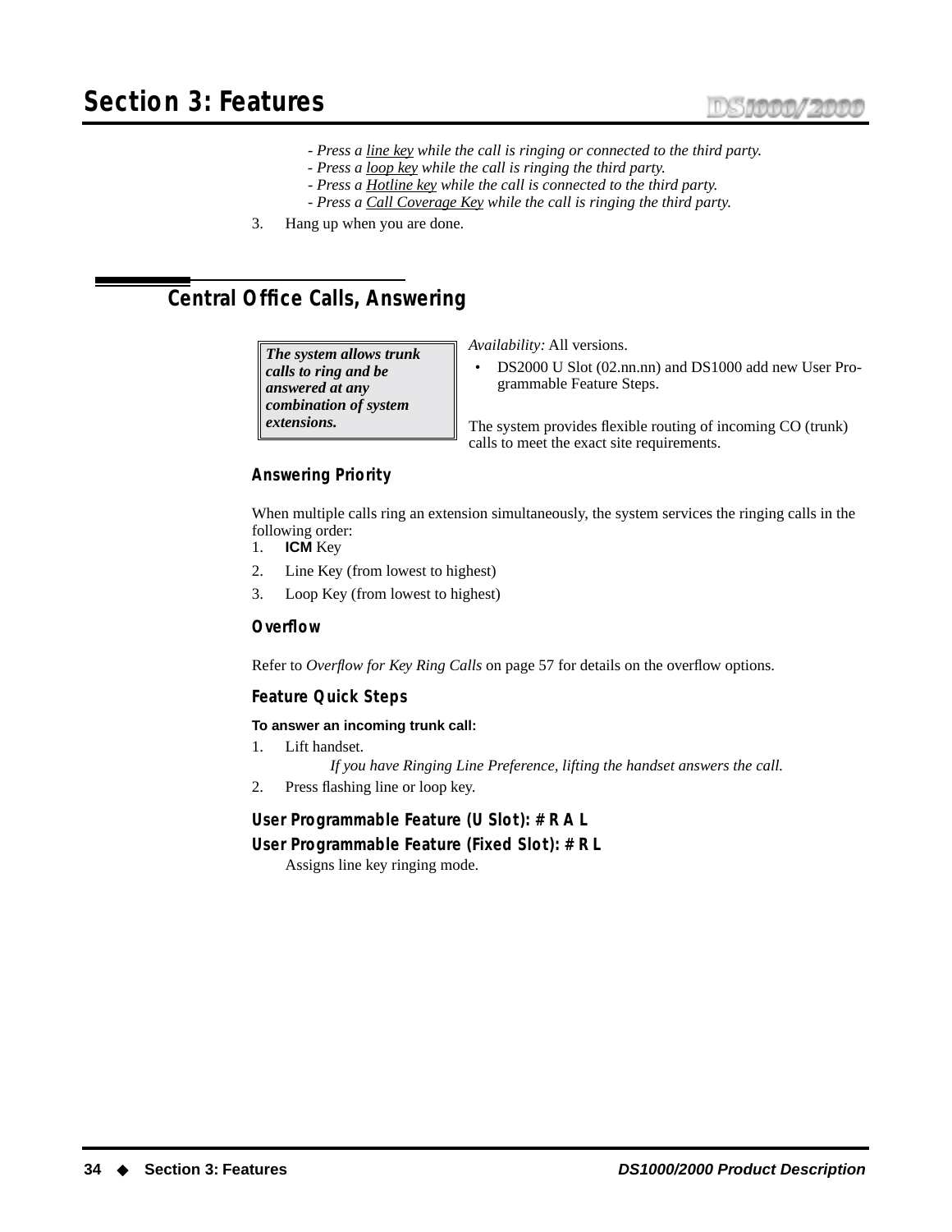*- Press a line key while the call is ringing or connected to the third party.*
*- Press a loop key while the call is ringing the third party.*
*- Press a Hotline key while the call is connected to the third party.*
*- Press a Call Coverage Key while the call is ringing the third party.*

3. Hang up when you are done.

## Central Office Calls, Answering

> ***The system allows trunk calls to ring and be answered at any combination of system extensions.***

*Availability:* All versions.

- DS2000 U Slot (02.nn.nn) and DS1000 add new User Programmable Feature Steps.

The system provides flexible routing of incoming CO (trunk) calls to meet the exact site requirements.

### Answering Priority

When multiple calls ring an extension simultaneously, the system services the ringing calls in the following order:

1. **ICM** Key
2. Line Key (from lowest to highest)
3. Loop Key (from lowest to highest)

### Overflow

Refer to *Overflow for Key Ring Calls* on page 57 for details on the overflow options.

### Feature Quick Steps

**To answer an incoming trunk call:**

1. Lift handset.
   *If you have Ringing Line Preference, lifting the handset answers the call.*
2. Press flashing line or loop key.

**User Programmable Feature (U Slot): # R A L**

**User Programmable Feature (Fixed Slot): # R L**

Assigns line key ringing mode.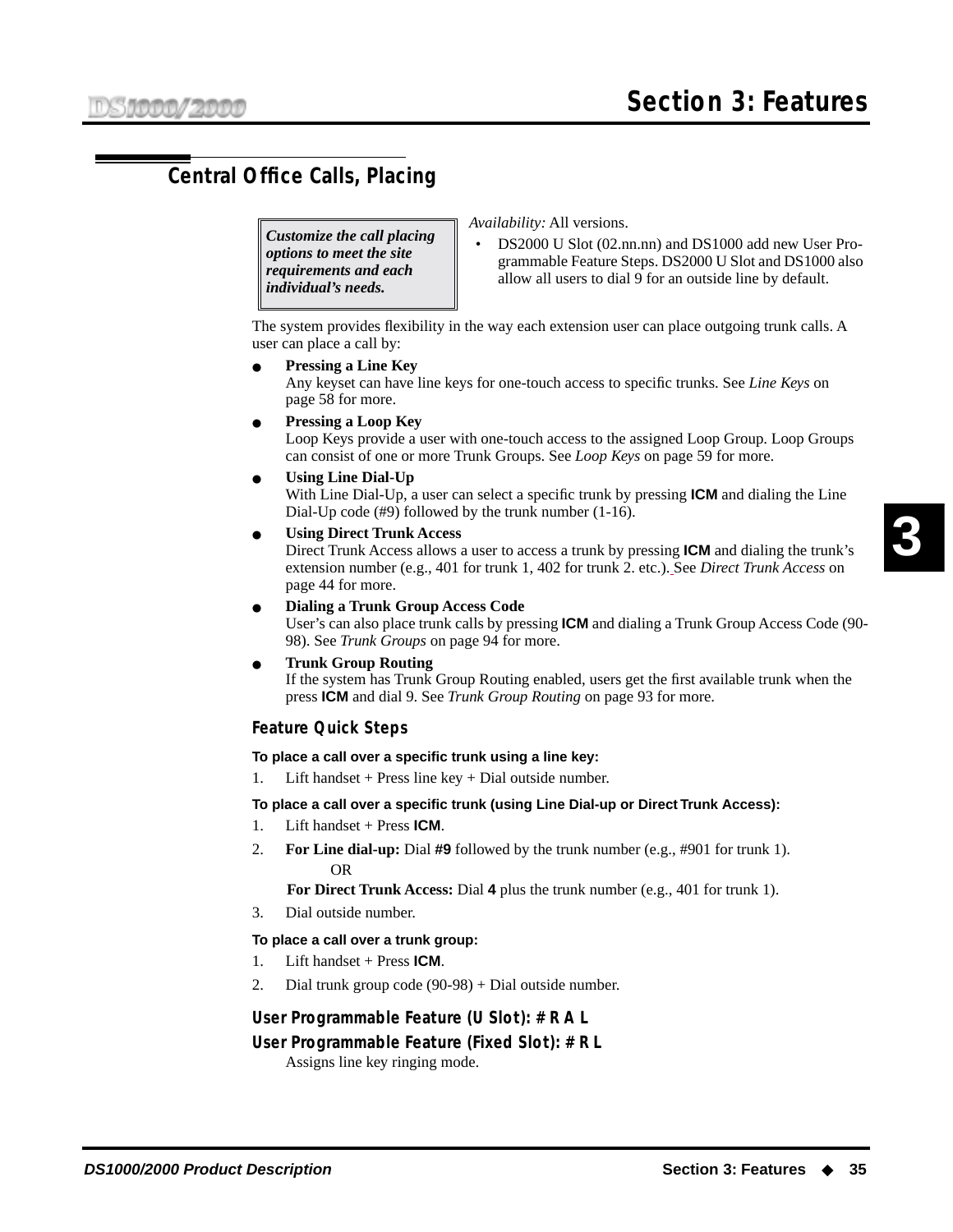## Central Office Calls, Placing

***Customize the call placing options to meet the site requirements and each individual's needs.***

*Availability:* All versions.

- DS2000 U Slot (02.nn.nn) and DS1000 add new User Programmable Feature Steps. DS2000 U Slot and DS1000 also allow all users to dial 9 for an outside line by default.

The system provides flexibility in the way each extension user can place outgoing trunk calls. A user can place a call by:

- **Pressing a Line Key**
  Any keyset can have line keys for one-touch access to specific trunks. See *Line Keys* on page 58 for more.
- **Pressing a Loop Key**
  Loop Keys provide a user with one-touch access to the assigned Loop Group. Loop Groups can consist of one or more Trunk Groups. See *Loop Keys* on page 59 for more.
- **Using Line Dial-Up**
  With Line Dial-Up, a user can select a specific trunk by pressing **ICM** and dialing the Line Dial-Up code (#9) followed by the trunk number (1-16).
- **Using Direct Trunk Access**
  Direct Trunk Access allows a user to access a trunk by pressing **ICM** and dialing the trunk's extension number (e.g., 401 for trunk 1, 402 for trunk 2. etc.). See *Direct Trunk Access* on page 44 for more.
- **Dialing a Trunk Group Access Code**
  User's can also place trunk calls by pressing **ICM** and dialing a Trunk Group Access Code (90-98). See *Trunk Groups* on page 94 for more.
- **Trunk Group Routing**
  If the system has Trunk Group Routing enabled, users get the first available trunk when the press **ICM** and dial 9. See *Trunk Group Routing* on page 93 for more.

### Feature Quick Steps

**To place a call over a specific trunk using a line key:**

1. Lift handset + Press line key + Dial outside number.

**To place a call over a specific trunk (using Line Dial-up or Direct Trunk Access):**

1. Lift handset + Press **ICM**.
2. **For Line dial-up:** Dial **#9** followed by the trunk number (e.g., #901 for trunk 1).
   OR
   **For Direct Trunk Access:** Dial **4** plus the trunk number (e.g., 401 for trunk 1).
3. Dial outside number.

**To place a call over a trunk group:**

1. Lift handset + Press **ICM**.
2. Dial trunk group code (90-98) + Dial outside number.

### User Programmable Feature (U Slot): # R A L

### User Programmable Feature (Fixed Slot): # R L

Assigns line key ringing mode.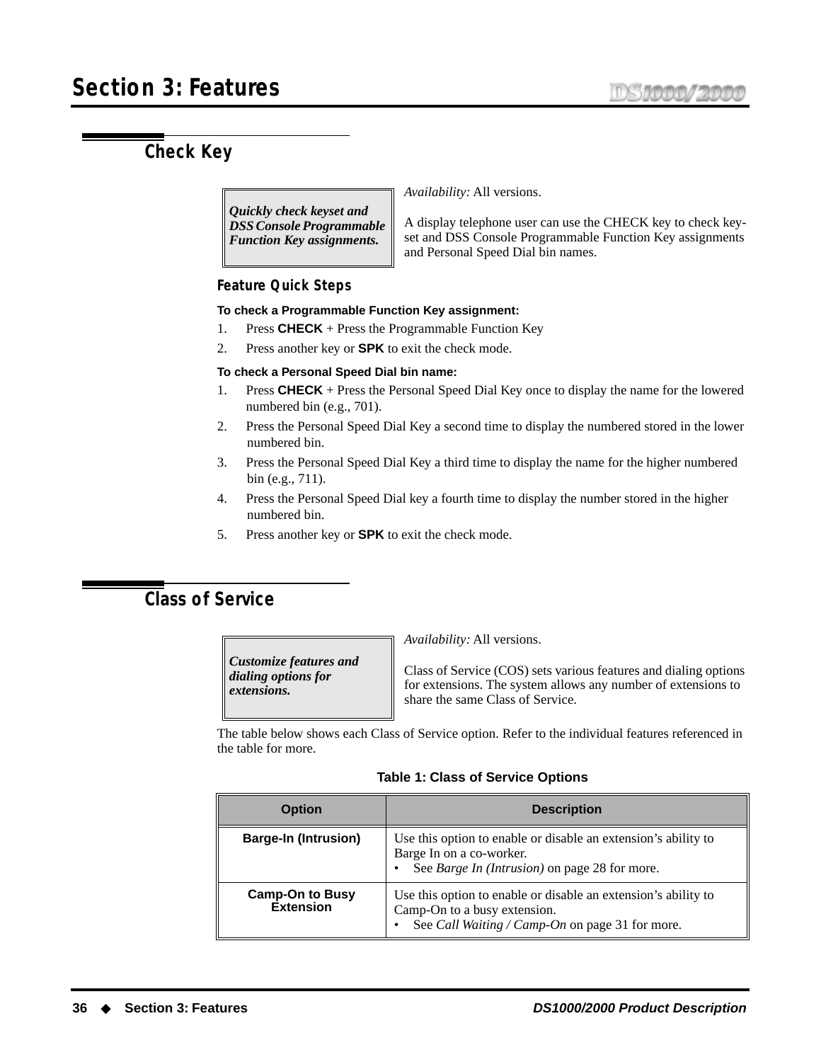## Check Key

**_Quickly check keyset and DSS Console Programmable Function Key assignments._**

*Availability:* All versions.

A display telephone user can use the CHECK key to check keyset and DSS Console Programmable Function Key assignments and Personal Speed Dial bin names.

### Feature Quick Steps

**To check a Programmable Function Key assignment:**

1. Press **CHECK** + Press the Programmable Function Key
2. Press another key or **SPK** to exit the check mode.

**To check a Personal Speed Dial bin name:**

1. Press **CHECK** + Press the Personal Speed Dial Key once to display the name for the lowered numbered bin (e.g., 701).
2. Press the Personal Speed Dial Key a second time to display the numbered stored in the lower numbered bin.
3. Press the Personal Speed Dial Key a third time to display the name for the higher numbered bin (e.g., 711).
4. Press the Personal Speed Dial key a fourth time to display the number stored in the higher numbered bin.
5. Press another key or **SPK** to exit the check mode.

## Class of Service

**_Customize features and dialing options for extensions._**

*Availability:* All versions.

Class of Service (COS) sets various features and dialing options for extensions. The system allows any number of extensions to share the same Class of Service.

The table below shows each Class of Service option. Refer to the individual features referenced in the table for more.

**Table 1: Class of Service Options**

| Option | Description |
|---|---|
| **Barge-In (Intrusion)** | Use this option to enable or disable an extension’s ability to Barge In on a co-worker.<br>• See *Barge In (Intrusion)* on page 28 for more. |
| **Camp-On to Busy Extension** | Use this option to enable or disable an extension’s ability to Camp-On to a busy extension.<br>• See *Call Waiting / Camp-On* on page 31 for more. |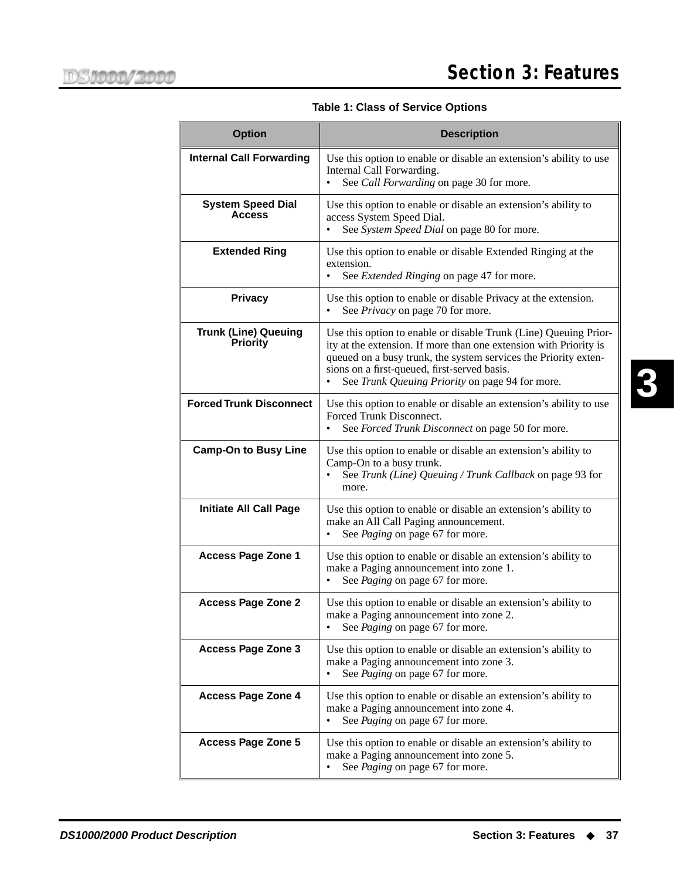**Table 1: Class of Service Options**

| Option | Description |
|---|---|
| **Internal Call Forwarding** | Use this option to enable or disable an extension's ability to use Internal Call Forwarding.<br>• See *Call Forwarding* on page 30 for more. |
| **System Speed Dial Access** | Use this option to enable or disable an extension's ability to access System Speed Dial.<br>• See *System Speed Dial* on page 80 for more. |
| **Extended Ring** | Use this option to enable or disable Extended Ringing at the extension.<br>• See *Extended Ringing* on page 47 for more. |
| **Privacy** | Use this option to enable or disable Privacy at the extension.<br>• See *Privacy* on page 70 for more. |
| **Trunk (Line) Queuing Priority** | Use this option to enable or disable Trunk (Line) Queuing Priority at the extension. If more than one extension with Priority is queued on a busy trunk, the system services the Priority extensions on a first-queued, first-served basis.<br>• See *Trunk Queuing Priority* on page 94 for more. |
| **Forced Trunk Disconnect** | Use this option to enable or disable an extension's ability to use Forced Trunk Disconnect.<br>• See *Forced Trunk Disconnect* on page 50 for more. |
| **Camp-On to Busy Line** | Use this option to enable or disable an extension's ability to Camp-On to a busy trunk.<br>• See *Trunk (Line) Queuing / Trunk Callback* on page 93 for more. |
| **Initiate All Call Page** | Use this option to enable or disable an extension's ability to make an All Call Paging announcement.<br>• See *Paging* on page 67 for more. |
| **Access Page Zone 1** | Use this option to enable or disable an extension's ability to make a Paging announcement into zone 1.<br>• See *Paging* on page 67 for more. |
| **Access Page Zone 2** | Use this option to enable or disable an extension's ability to make a Paging announcement into zone 2.<br>• See *Paging* on page 67 for more. |
| **Access Page Zone 3** | Use this option to enable or disable an extension's ability to make a Paging announcement into zone 3.<br>• See *Paging* on page 67 for more. |
| **Access Page Zone 4** | Use this option to enable or disable an extension's ability to make a Paging announcement into zone 4.<br>• See *Paging* on page 67 for more. |
| **Access Page Zone 5** | Use this option to enable or disable an extension's ability to make a Paging announcement into zone 5.<br>• See *Paging* on page 67 for more. |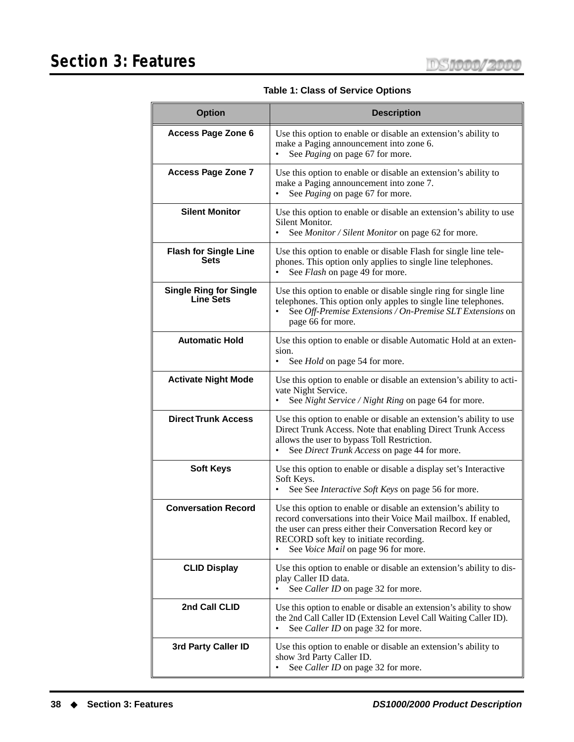**Table 1: Class of Service Options**

| Option | Description |
|---|---|
| **Access Page Zone 6** | Use this option to enable or disable an extension’s ability to make a Paging announcement into zone 6.<br>• See *Paging* on page 67 for more. |
| **Access Page Zone 7** | Use this option to enable or disable an extension’s ability to make a Paging announcement into zone 7.<br>• See *Paging* on page 67 for more. |
| **Silent Monitor** | Use this option to enable or disable an extension’s ability to use Silent Monitor.<br>• See *Monitor / Silent Monitor* on page 62 for more. |
| **Flash for Single Line Sets** | Use this option to enable or disable Flash for single line telephones. This option only applies to single line telephones.<br>• See *Flash* on page 49 for more. |
| **Single Ring for Single Line Sets** | Use this option to enable or disable single ring for single line telephones. This option only apples to single line telephones.<br>• See *Off-Premise Extensions / On-Premise SLT Extensions* on page 66 for more. |
| **Automatic Hold** | Use this option to enable or disable Automatic Hold at an extension.<br>• See *Hold* on page 54 for more. |
| **Activate Night Mode** | Use this option to enable or disable an extension’s ability to activate Night Service.<br>• See *Night Service / Night Ring* on page 64 for more. |
| **Direct Trunk Access** | Use this option to enable or disable an extension’s ability to use Direct Trunk Access. Note that enabling Direct Trunk Access allows the user to bypass Toll Restriction.<br>• See *Direct Trunk Access* on page 44 for more. |
| **Soft Keys** | Use this option to enable or disable a display set’s Interactive Soft Keys.<br>• See See *Interactive Soft Keys* on page 56 for more. |
| **Conversation Record** | Use this option to enable or disable an extension’s ability to record conversations into their Voice Mail mailbox. If enabled, the user can press either their Conversation Record key or RECORD soft key to initiate recording.<br>• See *Voice Mail* on page 96 for more. |
| **CLID Display** | Use this option to enable or disable an extension’s ability to display Caller ID data.<br>• See *Caller ID* on page 32 for more. |
| **2nd Call CLID** | Use this option to enable or disable an extension’s ability to show the 2nd Call Caller ID (Extension Level Call Waiting Caller ID).<br>• See *Caller ID* on page 32 for more. |
| **3rd Party Caller ID** | Use this option to enable or disable an extension’s ability to show 3rd Party Caller ID.<br>• See *Caller ID* on page 32 for more. |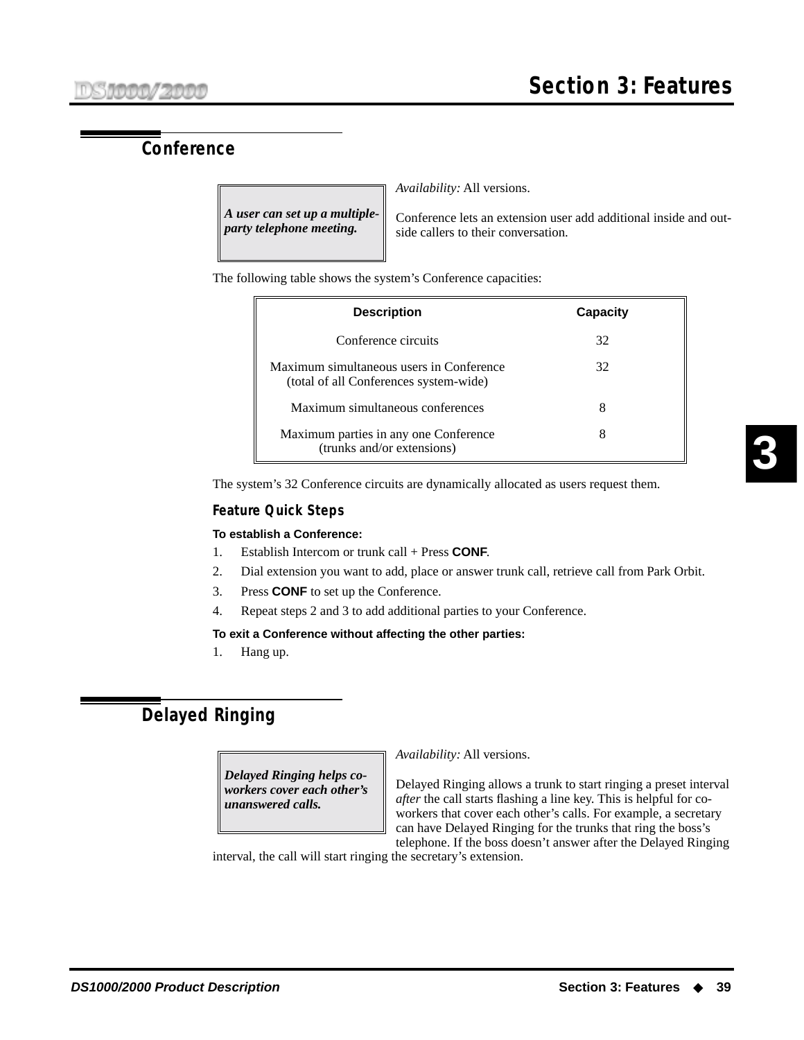## Conference

*A user can set up a multiple-party telephone meeting.*

*Availability:* All versions.

Conference lets an extension user add additional inside and outside callers to their conversation.

The following table shows the system's Conference capacities:

| Description | Capacity |
|---|---|
| Conference circuits | 32 |
| Maximum simultaneous users in Conference (total of all Conferences system-wide) | 32 |
| Maximum simultaneous conferences | 8 |
| Maximum parties in any one Conference (trunks and/or extensions) | 8 |

The system's 32 Conference circuits are dynamically allocated as users request them.

### Feature Quick Steps

**To establish a Conference:**

1. Establish Intercom or trunk call + Press **CONF**.
2. Dial extension you want to add, place or answer trunk call, retrieve call from Park Orbit.
3. Press **CONF** to set up the Conference.
4. Repeat steps 2 and 3 to add additional parties to your Conference.

**To exit a Conference without affecting the other parties:**

1. Hang up.

## Delayed Ringing

*Delayed Ringing helps co-workers cover each other's unanswered calls.*

*Availability:* All versions.

Delayed Ringing allows a trunk to start ringing a preset interval *after* the call starts flashing a line key. This is helpful for co-workers that cover each other's calls. For example, a secretary can have Delayed Ringing for the trunks that ring the boss's telephone. If the boss doesn't answer after the Delayed Ringing interval, the call will start ringing the secretary's extension.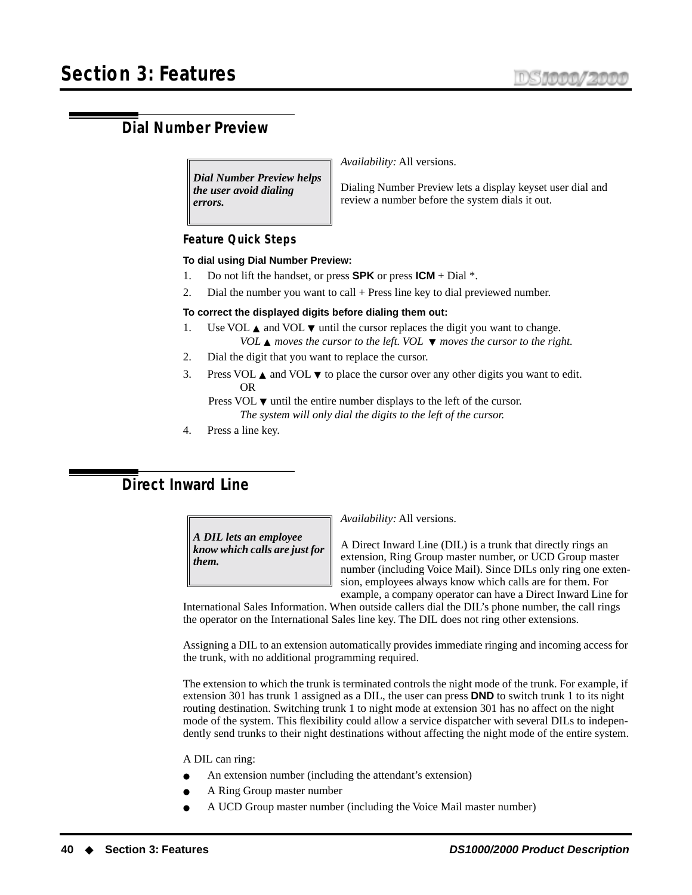# Section 3: Features

## Dial Number Preview

> ***Dial Number Preview helps the user avoid dialing errors.***

*Availability:* All versions.

Dialing Number Preview lets a display keyset user dial and review a number before the system dials it out.

### Feature Quick Steps

**To dial using Dial Number Preview:**

1. Do not lift the handset, or press **SPK** or press **ICM** + Dial *.
2. Dial the number you want to call + Press line key to dial previewed number.

**To correct the displayed digits before dialing them out:**

1. Use VOL ▲ and VOL ▼ until the cursor replaces the digit you want to change.
   *VOL ▲ moves the cursor to the left. VOL ▼ moves the cursor to the right.*
2. Dial the digit that you want to replace the cursor.
3. Press VOL ▲ and VOL ▼ to place the cursor over any other digits you want to edit.
   OR
   Press VOL ▼ until the entire number displays to the left of the cursor.
   *The system will only dial the digits to the left of the cursor.*
4. Press a line key.

## Direct Inward Line

> ***A DIL lets an employee know which calls are just for them.***

*Availability:* All versions.

A Direct Inward Line (DIL) is a trunk that directly rings an extension, Ring Group master number, or UCD Group master number (including Voice Mail). Since DILs only ring one extension, employees always know which calls are for them. For example, a company operator can have a Direct Inward Line for International Sales Information. When outside callers dial the DIL's phone number, the call rings the operator on the International Sales line key. The DIL does not ring other extensions.

Assigning a DIL to an extension automatically provides immediate ringing and incoming access for the trunk, with no additional programming required.

The extension to which the trunk is terminated controls the night mode of the trunk. For example, if extension 301 has trunk 1 assigned as a DIL, the user can press **DND** to switch trunk 1 to its night routing destination. Switching trunk 1 to night mode at extension 301 has no affect on the night mode of the system. This flexibility could allow a service dispatcher with several DILs to independently send trunks to their night destinations without affecting the night mode of the entire system.

A DIL can ring:

- An extension number (including the attendant's extension)
- A Ring Group master number
- A UCD Group master number (including the Voice Mail master number)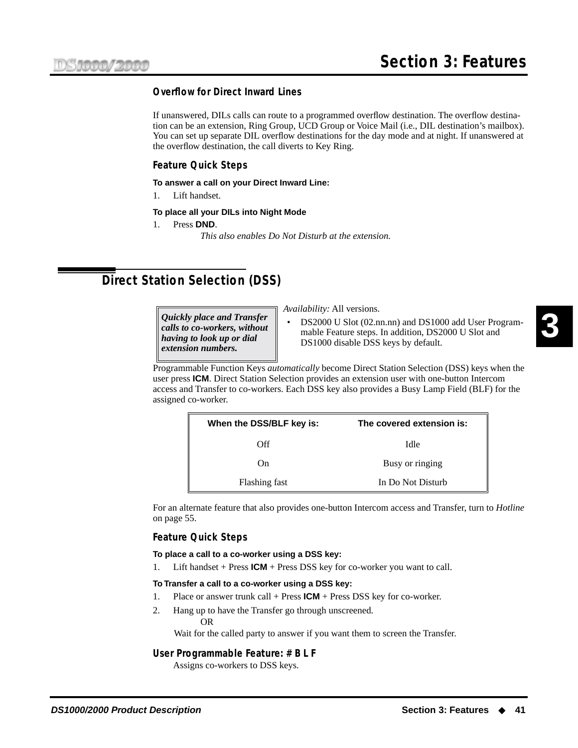### Overflow for Direct Inward Lines

If unanswered, DILs calls can route to a programmed overflow destination. The overflow destination can be an extension, Ring Group, UCD Group or Voice Mail (i.e., DIL destination's mailbox). You can set up separate DIL overflow destinations for the day mode and at night. If unanswered at the overflow destination, the call diverts to Key Ring.

### Feature Quick Steps

**To answer a call on your Direct Inward Line:**

1. Lift handset.

**To place all your DILs into Night Mode**

1. Press **DND**.
   *This also enables Do Not Disturb at the extension.*

## Direct Station Selection (DSS)

***Quickly place and Transfer calls to co-workers, without having to look up or dial extension numbers.***

*Availability:* All versions.

- DS2000 U Slot (02.nn.nn) and DS1000 add User Programmable Feature steps. In addition, DS2000 U Slot and DS1000 disable DSS keys by default.

Programmable Function Keys *automatically* become Direct Station Selection (DSS) keys when the user press **ICM**. Direct Station Selection provides an extension user with one-button Intercom access and Transfer to co-workers. Each DSS key also provides a Busy Lamp Field (BLF) for the assigned co-worker.

| When the DSS/BLF key is: | The covered extension is: |
|---|---|
| Off | Idle |
| On | Busy or ringing |
| Flashing fast | In Do Not Disturb |

For an alternate feature that also provides one-button Intercom access and Transfer, turn to *Hotline* on page 55.

### Feature Quick Steps

**To place a call to a co-worker using a DSS key:**

1. Lift handset + Press **ICM** + Press DSS key for co-worker you want to call.

**To Transfer a call to a co-worker using a DSS key:**

1. Place or answer trunk call + Press **ICM** + Press DSS key for co-worker.
2. Hang up to have the Transfer go through unscreened.
   OR
   Wait for the called party to answer if you want them to screen the Transfer.

### User Programmable Feature: # B L F

Assigns co-workers to DSS keys.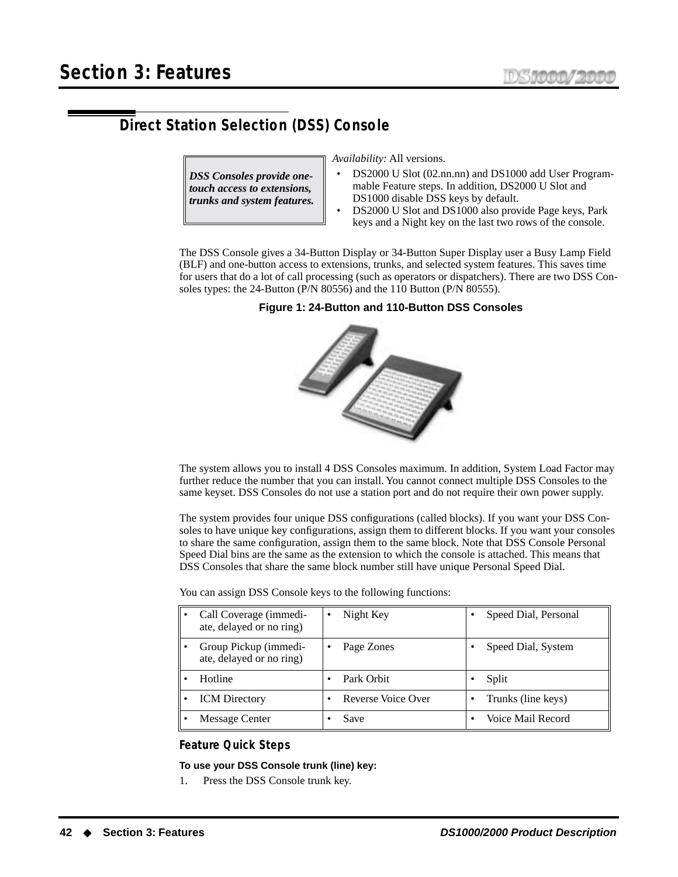## Direct Station Selection (DSS) Console

***DSS Consoles provide one-touch access to extensions, trunks and system features.***

*Availability:* All versions.

- DS2000 U Slot (02.nn.nn) and DS1000 add User Programmable Feature steps. In addition, DS2000 U Slot and DS1000 disable DSS keys by default.
- DS2000 U Slot and DS1000 also provide Page keys, Park keys and a Night key on the last two rows of the console.

The DSS Console gives a 34-Button Display or 34-Button Super Display user a Busy Lamp Field (BLF) and one-button access to extensions, trunks, and selected system features. This saves time for users that do a lot of call processing (such as operators or dispatchers). There are two DSS Consoles types: the 24-Button (P/N 80556) and the 110 Button (P/N 80555).

**Figure 1: 24-Button and 110-Button DSS Consoles**

The system allows you to install 4 DSS Consoles maximum. In addition, System Load Factor may further reduce the number that you can install. You cannot connect multiple DSS Consoles to the same keyset. DSS Consoles do not use a station port and do not require their own power supply.

The system provides four unique DSS configurations (called blocks). If you want your DSS Consoles to have unique key configurations, assign them to different blocks. If you want your consoles to share the same configuration, assign them to the same block. Note that DSS Console Personal Speed Dial bins are the same as the extension to which the console is attached. This means that DSS Consoles that share the same block number still have unique Personal Speed Dial.

You can assign DSS Console keys to the following functions:

| | | |
|---|---|---|
| • Call Coverage (immediate, delayed or no ring) | • Night Key | • Speed Dial, Personal |
| • Group Pickup (immediate, delayed or no ring) | • Page Zones | • Speed Dial, System |
| • Hotline | • Park Orbit | • Split |
| • ICM Directory | • Reverse Voice Over | • Trunks (line keys) |
| • Message Center | • Save | • Voice Mail Record |

### Feature Quick Steps

**To use your DSS Console trunk (line) key:**

1. Press the DSS Console trunk key.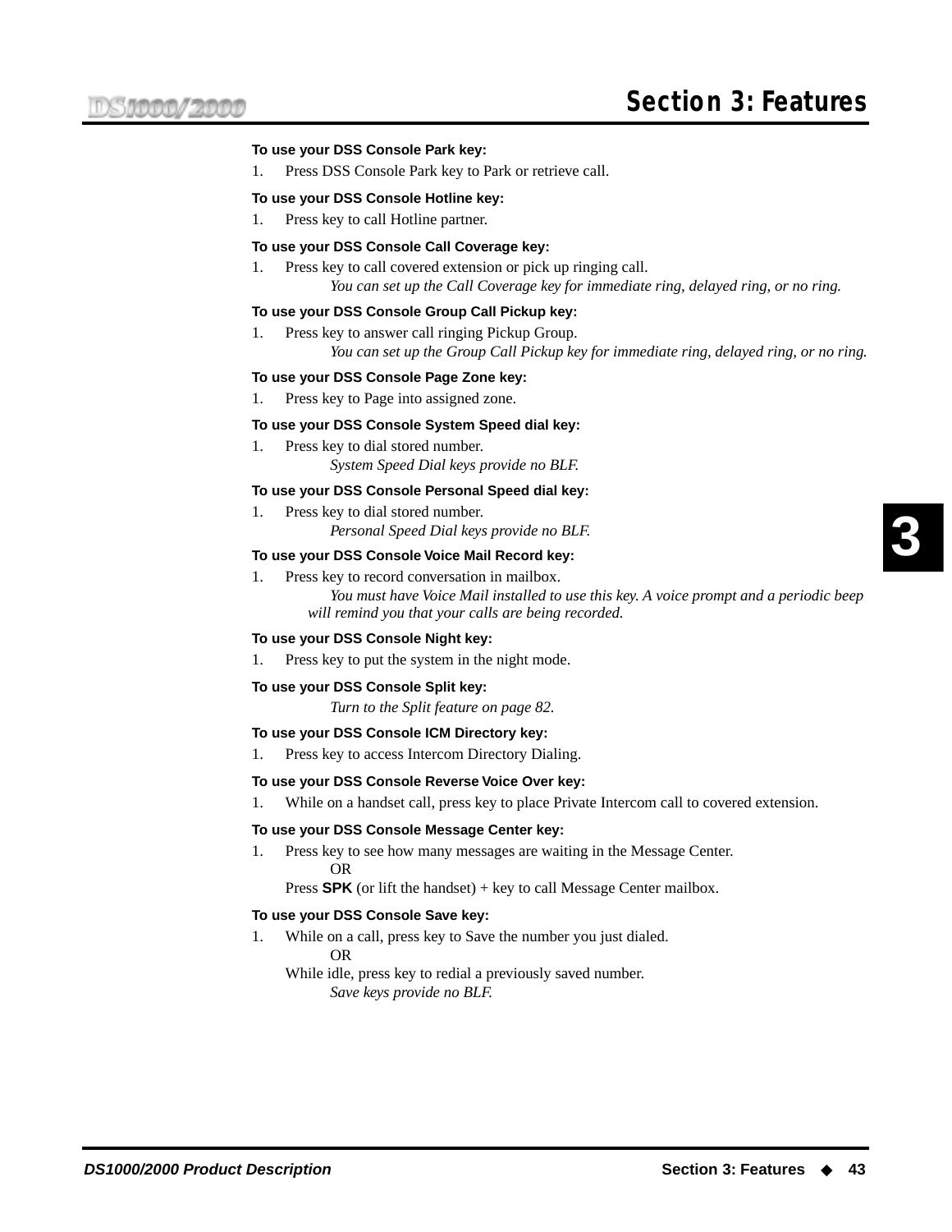**To use your DSS Console Park key:**

1. Press DSS Console Park key to Park or retrieve call.

**To use your DSS Console Hotline key:**

1. Press key to call Hotline partner.

**To use your DSS Console Call Coverage key:**

1. Press key to call covered extension or pick up ringing call.
   *You can set up the Call Coverage key for immediate ring, delayed ring, or no ring.*

**To use your DSS Console Group Call Pickup key:**

1. Press key to answer call ringing Pickup Group.
   *You can set up the Group Call Pickup key for immediate ring, delayed ring, or no ring.*

**To use your DSS Console Page Zone key:**

1. Press key to Page into assigned zone.

**To use your DSS Console System Speed dial key:**

1. Press key to dial stored number.
   *System Speed Dial keys provide no BLF.*

**To use your DSS Console Personal Speed dial key:**

1. Press key to dial stored number.
   *Personal Speed Dial keys provide no BLF.*

**To use your DSS Console Voice Mail Record key:**

1. Press key to record conversation in mailbox.
   *You must have Voice Mail installed to use this key. A voice prompt and a periodic beep will remind you that your calls are being recorded.*

**To use your DSS Console Night key:**

1. Press key to put the system in the night mode.

**To use your DSS Console Split key:**

*Turn to the Split feature on page 82.*

**To use your DSS Console ICM Directory key:**

1. Press key to access Intercom Directory Dialing.

**To use your DSS Console Reverse Voice Over key:**

1. While on a handset call, press key to place Private Intercom call to covered extension.

**To use your DSS Console Message Center key:**

1. Press key to see how many messages are waiting in the Message Center.
   OR
   Press **SPK** (or lift the handset) + key to call Message Center mailbox.

**To use your DSS Console Save key:**

1. While on a call, press key to Save the number you just dialed.
   OR
   While idle, press key to redial a previously saved number.
   *Save keys provide no BLF.*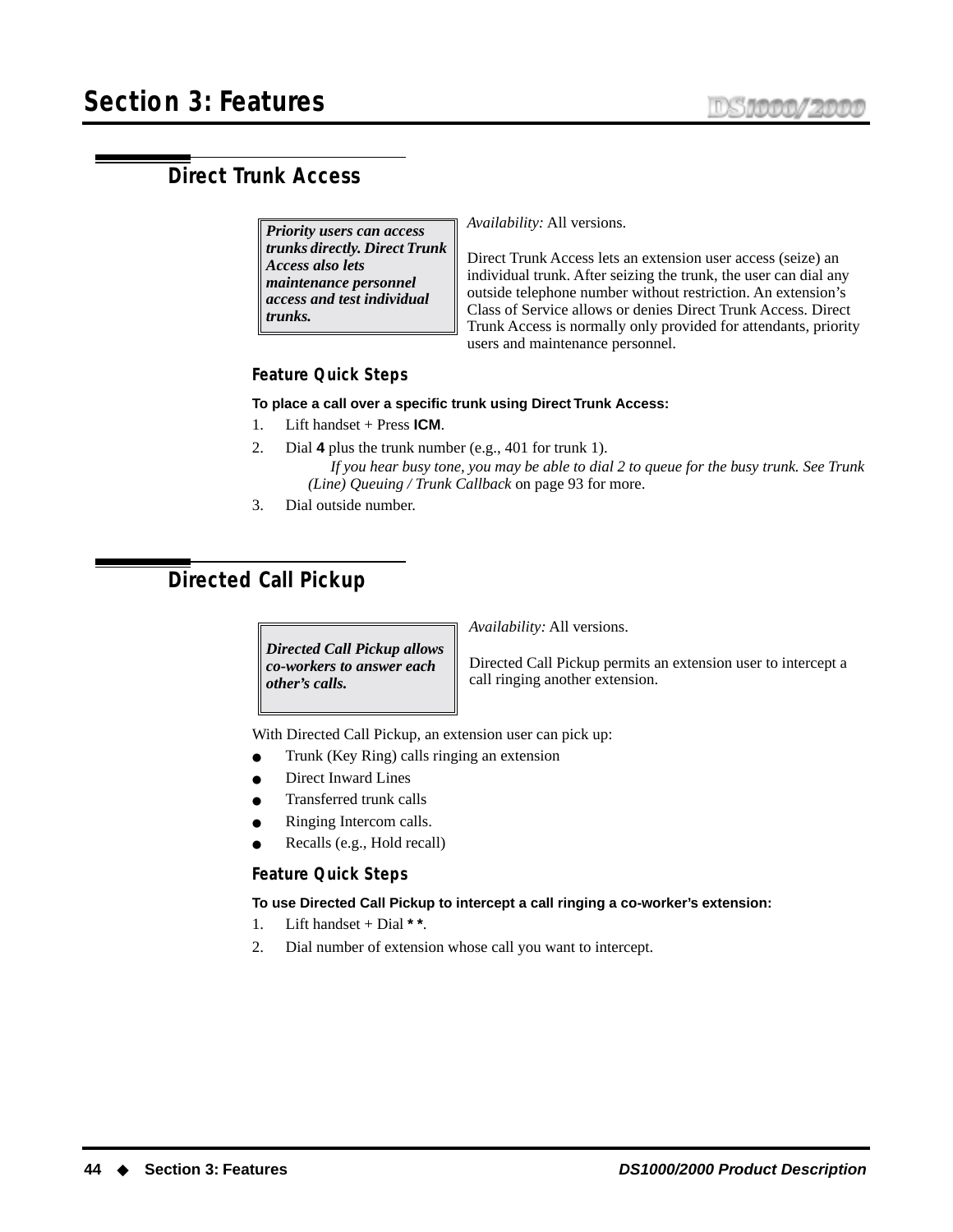## Direct Trunk Access

> ***Priority users can access trunks directly. Direct Trunk Access also lets maintenance personnel access and test individual trunks.***

*Availability:* All versions.

Direct Trunk Access lets an extension user access (seize) an individual trunk. After seizing the trunk, the user can dial any outside telephone number without restriction. An extension's Class of Service allows or denies Direct Trunk Access. Direct Trunk Access is normally only provided for attendants, priority users and maintenance personnel.

### Feature Quick Steps

**To place a call over a specific trunk using Direct Trunk Access:**

1. Lift handset + Press **ICM**.
2. Dial **4** plus the trunk number (e.g., 401 for trunk 1).
   *If you hear busy tone, you may be able to dial 2 to queue for the busy trunk. See Trunk (Line) Queuing / Trunk Callback* on page 93 for more.
3. Dial outside number.

## Directed Call Pickup

> ***Directed Call Pickup allows co-workers to answer each other's calls.***

*Availability:* All versions.

Directed Call Pickup permits an extension user to intercept a call ringing another extension.

With Directed Call Pickup, an extension user can pick up:

- Trunk (Key Ring) calls ringing an extension
- Direct Inward Lines
- Transferred trunk calls
- Ringing Intercom calls.
- Recalls (e.g., Hold recall)

### Feature Quick Steps

**To use Directed Call Pickup to intercept a call ringing a co-worker's extension:**

1. Lift handset + Dial *** ***.
2. Dial number of extension whose call you want to intercept.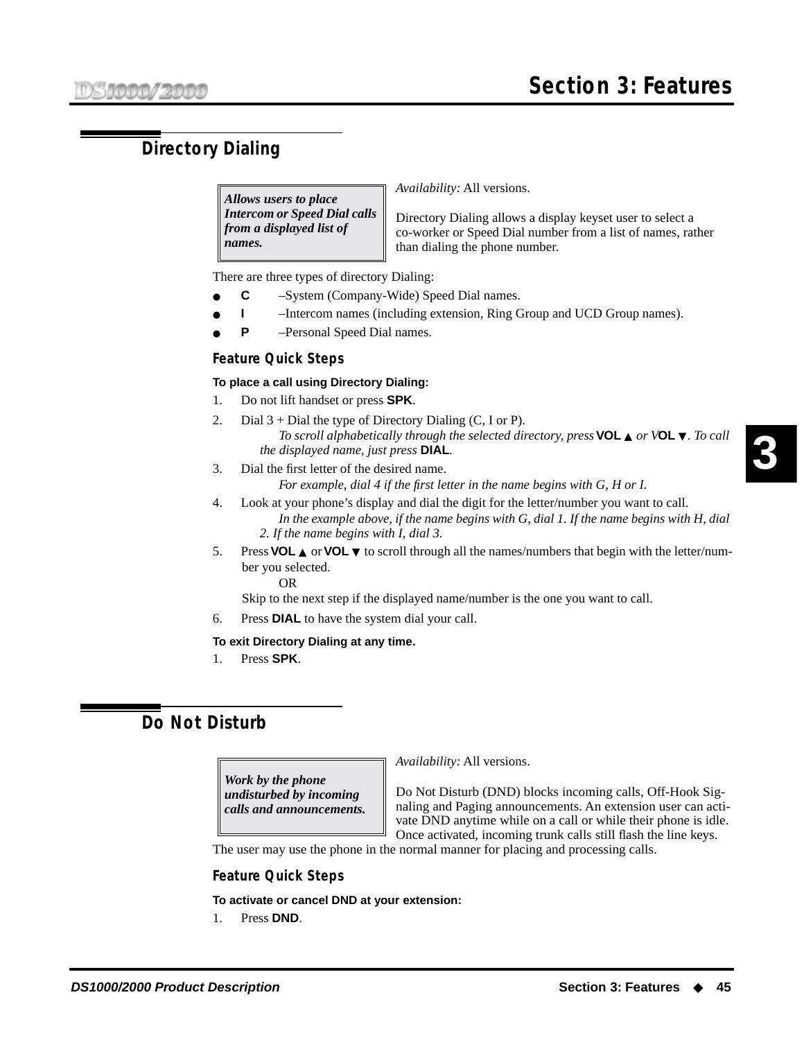## Directory Dialing

***Allows users to place Intercom or Speed Dial calls from a displayed list of names.***

*Availability:* All versions.

Directory Dialing allows a display keyset user to select a co-worker or Speed Dial number from a list of names, rather than dialing the phone number.

There are three types of directory Dialing:

- **C** –System (Company-Wide) Speed Dial names.
- **I** –Intercom names (including extension, Ring Group and UCD Group names).
- **P** –Personal Speed Dial names.

### Feature Quick Steps

**To place a call using Directory Dialing:**

1. Do not lift handset or press **SPK**.
2. Dial 3 + Dial the type of Directory Dialing (C, I or P).
   *To scroll alphabetically through the selected directory, press* **VOL ▲** *or V***OL ▼**. *To call the displayed name, just press* **DIAL**.
3. Dial the first letter of the desired name.
   *For example, dial 4 if the first letter in the name begins with G, H or I.*
4. Look at your phone's display and dial the digit for the letter/number you want to call.
   *In the example above, if the name begins with G, dial 1. If the name begins with H, dial 2. If the name begins with I, dial 3.*
5. Press **VOL ▲** or **VOL ▼** to scroll through all the names/numbers that begin with the letter/number you selected.
   OR
   Skip to the next step if the displayed name/number is the one you want to call.
6. Press **DIAL** to have the system dial your call.

**To exit Directory Dialing at any time.**

1. Press **SPK**.

## Do Not Disturb

***Work by the phone undisturbed by incoming calls and announcements.***

*Availability:* All versions.

Do Not Disturb (DND) blocks incoming calls, Off-Hook Signaling and Paging announcements. An extension user can activate DND anytime while on a call or while their phone is idle. Once activated, incoming trunk calls still flash the line keys. The user may use the phone in the normal manner for placing and processing calls.

### Feature Quick Steps

**To activate or cancel DND at your extension:**

1. Press **DND**.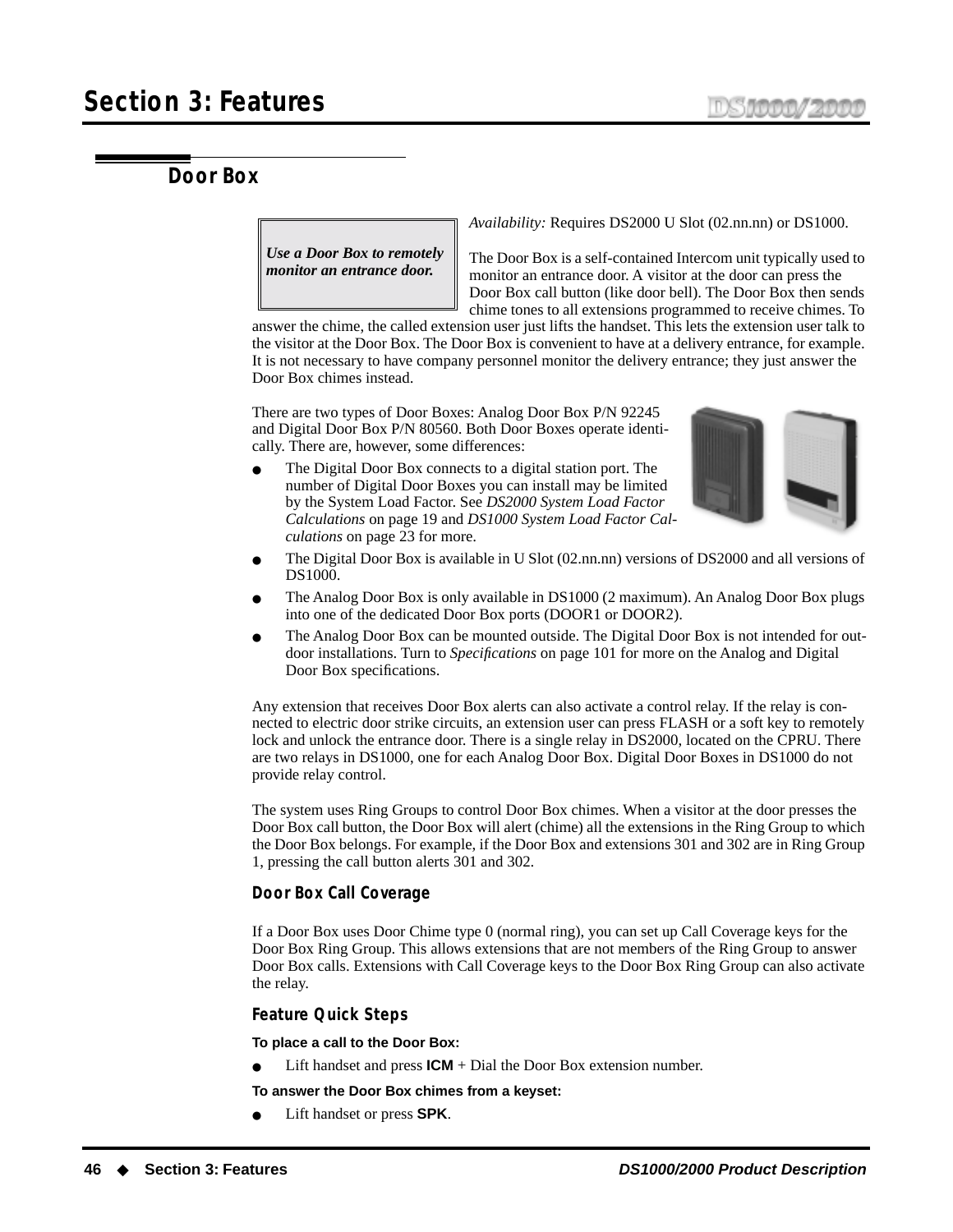## Door Box

> *Use a Door Box to remotely monitor an entrance door.*

*Availability:* Requires DS2000 U Slot (02.nn.nn) or DS1000.

The Door Box is a self-contained Intercom unit typically used to monitor an entrance door. A visitor at the door can press the Door Box call button (like door bell). The Door Box then sends chime tones to all extensions programmed to receive chimes. To answer the chime, the called extension user just lifts the handset. This lets the extension user talk to the visitor at the Door Box. The Door Box is convenient to have at a delivery entrance, for example. It is not necessary to have company personnel monitor the delivery entrance; they just answer the Door Box chimes instead.

There are two types of Door Boxes: Analog Door Box P/N 92245 and Digital Door Box P/N 80560. Both Door Boxes operate identically. There are, however, some differences:

- The Digital Door Box connects to a digital station port. The number of Digital Door Boxes you can install may be limited by the System Load Factor. See *DS2000 System Load Factor Calculations* on page 19 and *DS1000 System Load Factor Calculations* on page 23 for more.
- The Digital Door Box is available in U Slot (02.nn.nn) versions of DS2000 and all versions of DS1000.
- The Analog Door Box is only available in DS1000 (2 maximum). An Analog Door Box plugs into one of the dedicated Door Box ports (DOOR1 or DOOR2).
- The Analog Door Box can be mounted outside. The Digital Door Box is not intended for outdoor installations. Turn to *Specifications* on page 101 for more on the Analog and Digital Door Box specifications.

Any extension that receives Door Box alerts can also activate a control relay. If the relay is connected to electric door strike circuits, an extension user can press FLASH or a soft key to remotely lock and unlock the entrance door. There is a single relay in DS2000, located on the CPRU. There are two relays in DS1000, one for each Analog Door Box. Digital Door Boxes in DS1000 do not provide relay control.

The system uses Ring Groups to control Door Box chimes. When a visitor at the door presses the Door Box call button, the Door Box will alert (chime) all the extensions in the Ring Group to which the Door Box belongs. For example, if the Door Box and extensions 301 and 302 are in Ring Group 1, pressing the call button alerts 301 and 302.

### Door Box Call Coverage

If a Door Box uses Door Chime type 0 (normal ring), you can set up Call Coverage keys for the Door Box Ring Group. This allows extensions that are not members of the Ring Group to answer Door Box calls. Extensions with Call Coverage keys to the Door Box Ring Group can also activate the relay.

### Feature Quick Steps

**To place a call to the Door Box:**

- Lift handset and press **ICM** + Dial the Door Box extension number.

**To answer the Door Box chimes from a keyset:**

- Lift handset or press **SPK**.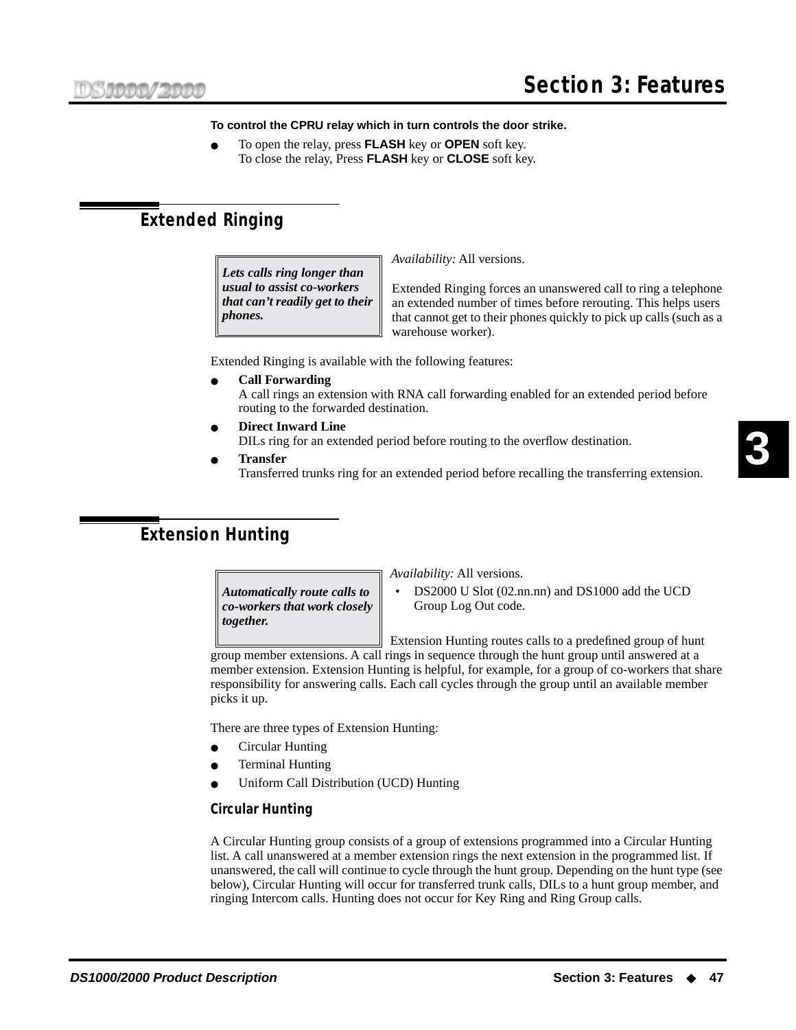**To control the CPRU relay which in turn controls the door strike.**

- To open the relay, press **FLASH** key or **OPEN** soft key.
  To close the relay, Press **FLASH** key or **CLOSE** soft key.

## Extended Ringing

> ***Lets calls ring longer than usual to assist co-workers that can't readily get to their phones.***

*Availability:* All versions.

Extended Ringing forces an unanswered call to ring a telephone an extended number of times before rerouting. This helps users that cannot get to their phones quickly to pick up calls (such as a warehouse worker).

Extended Ringing is available with the following features:

- **Call Forwarding**
  A call rings an extension with RNA call forwarding enabled for an extended period before routing to the forwarded destination.
- **Direct Inward Line**
  DILs ring for an extended period before routing to the overflow destination.
- **Transfer**
  Transferred trunks ring for an extended period before recalling the transferring extension.

## Extension Hunting

> ***Automatically route calls to co-workers that work closely together.***

*Availability:* All versions.

- DS2000 U Slot (02.nn.nn) and DS1000 add the UCD Group Log Out code.

Extension Hunting routes calls to a predefined group of hunt group member extensions. A call rings in sequence through the hunt group until answered at a member extension. Extension Hunting is helpful, for example, for a group of co-workers that share responsibility for answering calls. Each call cycles through the group until an available member picks it up.

There are three types of Extension Hunting:

- Circular Hunting
- Terminal Hunting
- Uniform Call Distribution (UCD) Hunting

### Circular Hunting

A Circular Hunting group consists of a group of extensions programmed into a Circular Hunting list. A call unanswered at a member extension rings the next extension in the programmed list. If unanswered, the call will continue to cycle through the hunt group. Depending on the hunt type (see below), Circular Hunting will occur for transferred trunk calls, DILs to a hunt group member, and ringing Intercom calls. Hunting does not occur for Key Ring and Ring Group calls.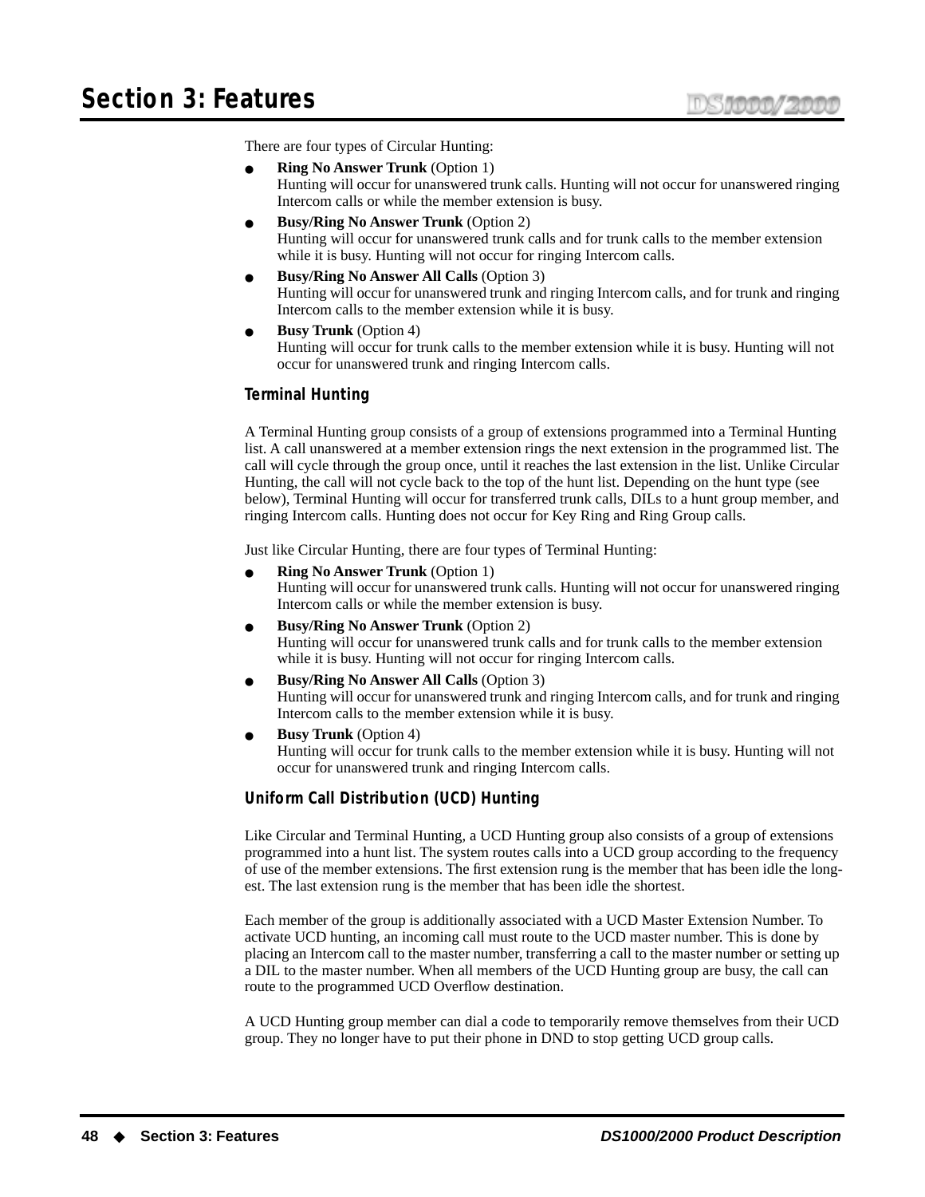There are four types of Circular Hunting:

- **Ring No Answer Trunk** (Option 1)
  Hunting will occur for unanswered trunk calls. Hunting will not occur for unanswered ringing Intercom calls or while the member extension is busy.
- **Busy/Ring No Answer Trunk** (Option 2)
  Hunting will occur for unanswered trunk calls and for trunk calls to the member extension while it is busy. Hunting will not occur for ringing Intercom calls.
- **Busy/Ring No Answer All Calls** (Option 3)
  Hunting will occur for unanswered trunk and ringing Intercom calls, and for trunk and ringing Intercom calls to the member extension while it is busy.
- **Busy Trunk** (Option 4)
  Hunting will occur for trunk calls to the member extension while it is busy. Hunting will not occur for unanswered trunk and ringing Intercom calls.

### Terminal Hunting

A Terminal Hunting group consists of a group of extensions programmed into a Terminal Hunting list. A call unanswered at a member extension rings the next extension in the programmed list. The call will cycle through the group once, until it reaches the last extension in the list. Unlike Circular Hunting, the call will not cycle back to the top of the hunt list. Depending on the hunt type (see below), Terminal Hunting will occur for transferred trunk calls, DILs to a hunt group member, and ringing Intercom calls. Hunting does not occur for Key Ring and Ring Group calls.

Just like Circular Hunting, there are four types of Terminal Hunting:

- **Ring No Answer Trunk** (Option 1)
  Hunting will occur for unanswered trunk calls. Hunting will not occur for unanswered ringing Intercom calls or while the member extension is busy.
- **Busy/Ring No Answer Trunk** (Option 2)
  Hunting will occur for unanswered trunk calls and for trunk calls to the member extension while it is busy. Hunting will not occur for ringing Intercom calls.
- **Busy/Ring No Answer All Calls** (Option 3)
  Hunting will occur for unanswered trunk and ringing Intercom calls, and for trunk and ringing Intercom calls to the member extension while it is busy.
- **Busy Trunk** (Option 4)
  Hunting will occur for trunk calls to the member extension while it is busy. Hunting will not occur for unanswered trunk and ringing Intercom calls.

### Uniform Call Distribution (UCD) Hunting

Like Circular and Terminal Hunting, a UCD Hunting group also consists of a group of extensions programmed into a hunt list. The system routes calls into a UCD group according to the frequency of use of the member extensions. The first extension rung is the member that has been idle the longest. The last extension rung is the member that has been idle the shortest.

Each member of the group is additionally associated with a UCD Master Extension Number. To activate UCD hunting, an incoming call must route to the UCD master number. This is done by placing an Intercom call to the master number, transferring a call to the master number or setting up a DIL to the master number. When all members of the UCD Hunting group are busy, the call can route to the programmed UCD Overflow destination.

A UCD Hunting group member can dial a code to temporarily remove themselves from their UCD group. They no longer have to put their phone in DND to stop getting UCD group calls.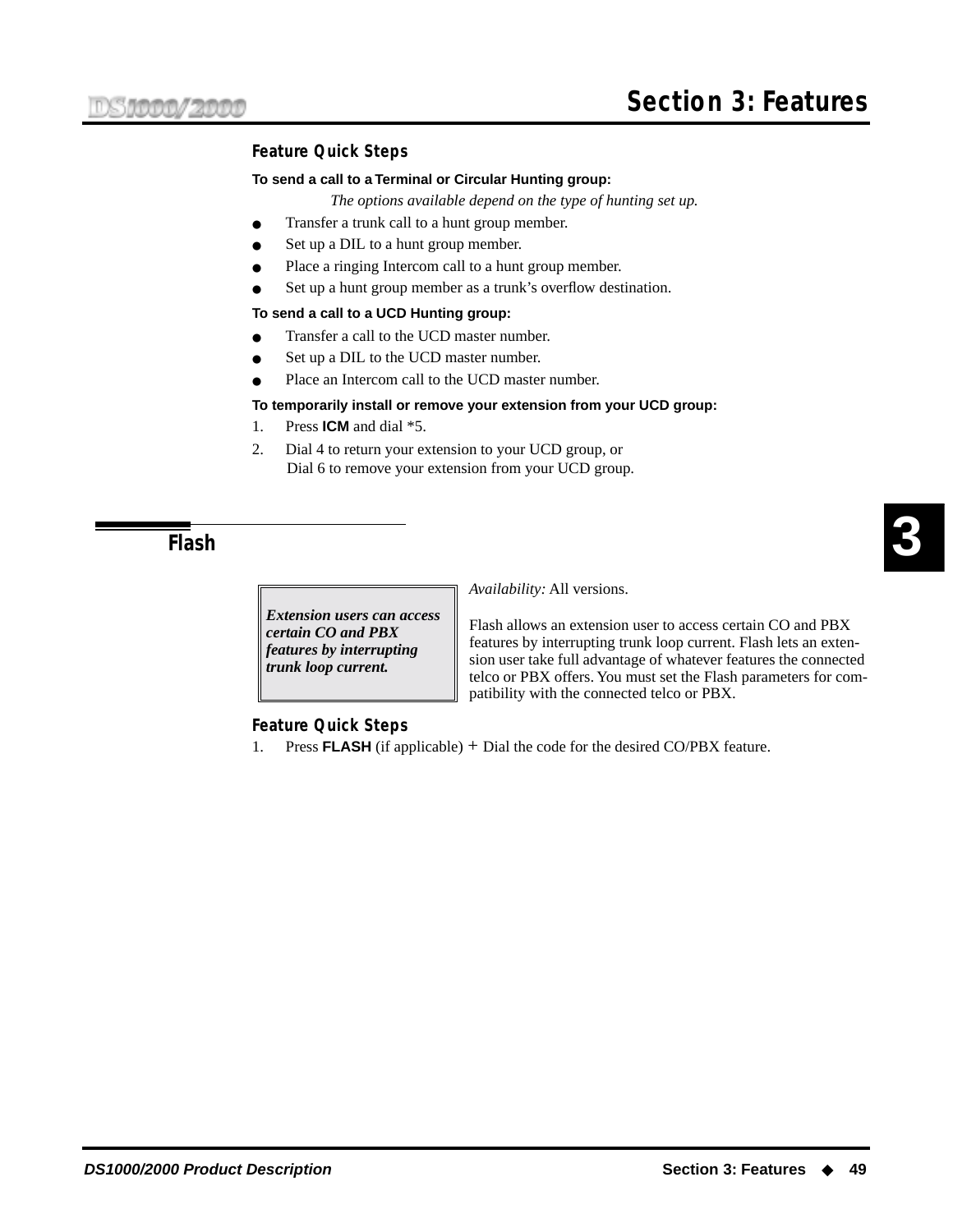### Feature Quick Steps

**To send a call to a Terminal or Circular Hunting group:**

*The options available depend on the type of hunting set up.*

- Transfer a trunk call to a hunt group member.
- Set up a DIL to a hunt group member.
- Place a ringing Intercom call to a hunt group member.
- Set up a hunt group member as a trunk's overflow destination.

**To send a call to a UCD Hunting group:**

- Transfer a call to the UCD master number.
- Set up a DIL to the UCD master number.
- Place an Intercom call to the UCD master number.

**To temporarily install or remove your extension from your UCD group:**

1. Press **ICM** and dial *5.
2. Dial 4 to return your extension to your UCD group, or
   Dial 6 to remove your extension from your UCD group.

## Flash

> ***Extension users can access certain CO and PBX features by interrupting trunk loop current.***

*Availability:* All versions.

Flash allows an extension user to access certain CO and PBX features by interrupting trunk loop current. Flash lets an extension user take full advantage of whatever features the connected telco or PBX offers. You must set the Flash parameters for compatibility with the connected telco or PBX.

### Feature Quick Steps

1. Press **FLASH** (if applicable) + Dial the code for the desired CO/PBX feature.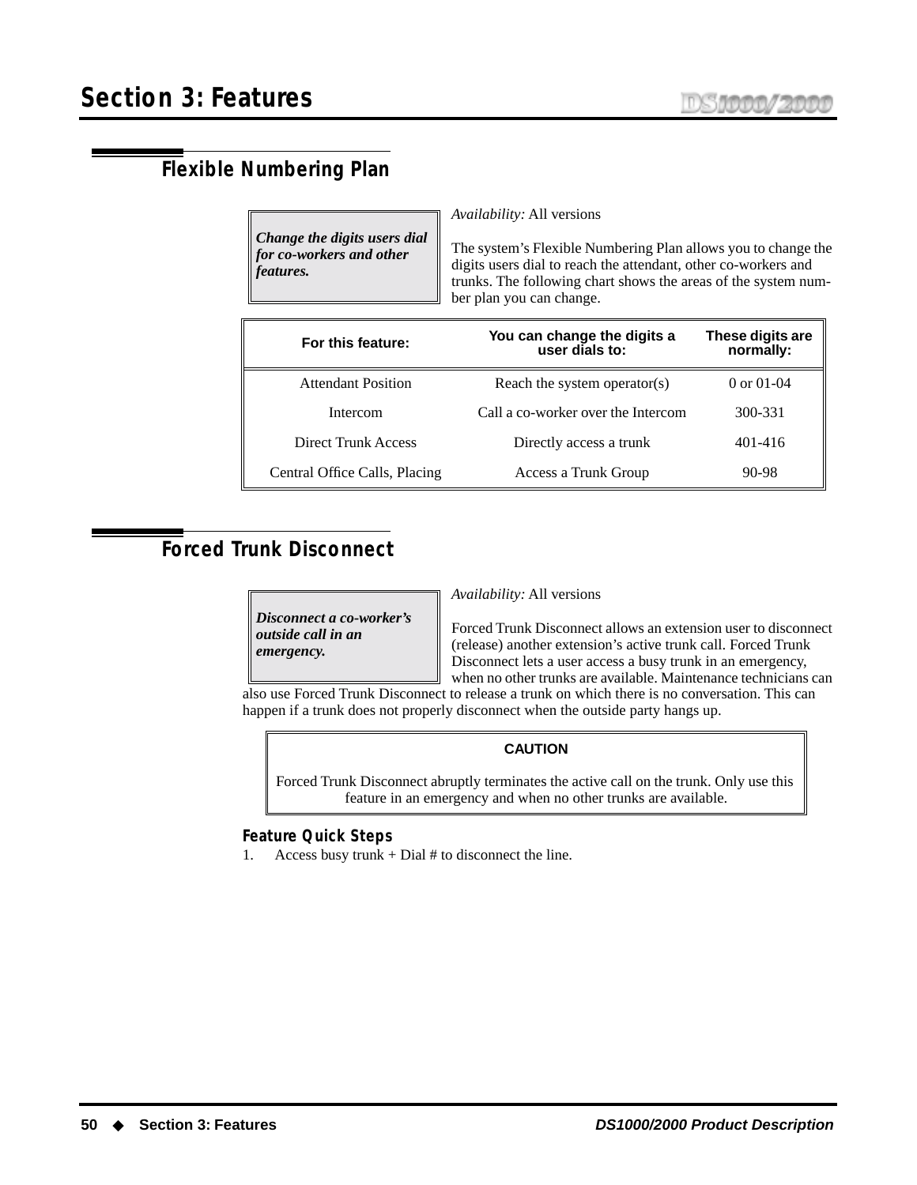## Flexible Numbering Plan

***Change the digits users dial for co-workers and other features.***

*Availability:* All versions

The system's Flexible Numbering Plan allows you to change the digits users dial to reach the attendant, other co-workers and trunks. The following chart shows the areas of the system number plan you can change.

| For this feature: | You can change the digits a user dials to: | These digits are normally: |
|---|---|---|
| Attendant Position | Reach the system operator(s) | 0 or 01-04 |
| Intercom | Call a co-worker over the Intercom | 300-331 |
| Direct Trunk Access | Directly access a trunk | 401-416 |
| Central Office Calls, Placing | Access a Trunk Group | 90-98 |

## Forced Trunk Disconnect

***Disconnect a co-worker's outside call in an emergency.***

*Availability:* All versions

Forced Trunk Disconnect allows an extension user to disconnect (release) another extension's active trunk call. Forced Trunk Disconnect lets a user access a busy trunk in an emergency, when no other trunks are available. Maintenance technicians can also use Forced Trunk Disconnect to release a trunk on which there is no conversation. This can happen if a trunk does not properly disconnect when the outside party hangs up.

**CAUTION**

Forced Trunk Disconnect abruptly terminates the active call on the trunk. Only use this feature in an emergency and when no other trunks are available.

### Feature Quick Steps

1. Access busy trunk + Dial # to disconnect the line.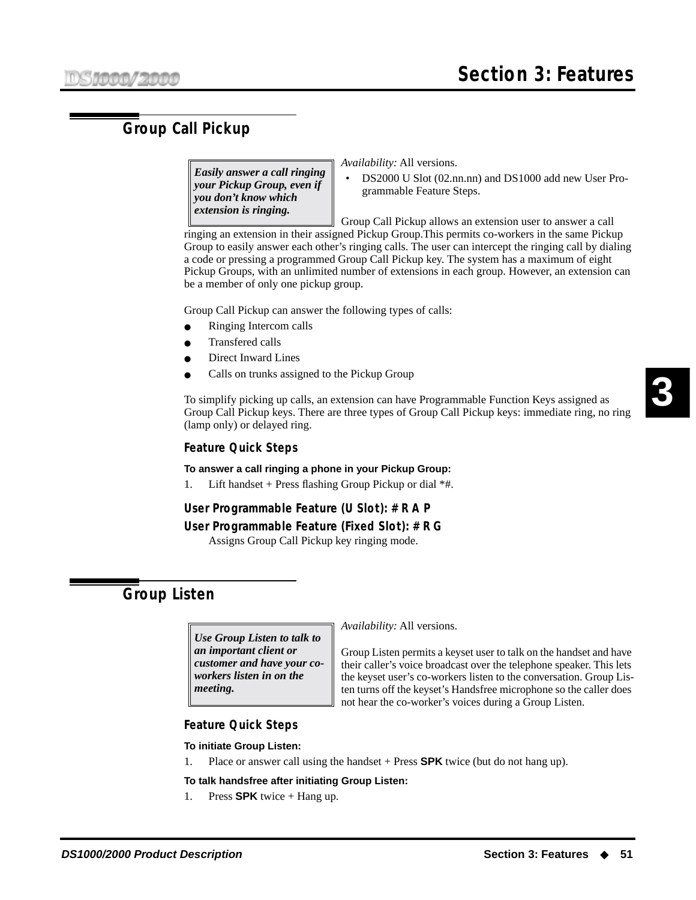## Group Call Pickup

***Easily answer a call ringing your Pickup Group, even if you don't know which extension is ringing.***

*Availability:* All versions.

- DS2000 U Slot (02.nn.nn) and DS1000 add new User Programmable Feature Steps.

Group Call Pickup allows an extension user to answer a call ringing an extension in their assigned Pickup Group.This permits co-workers in the same Pickup Group to easily answer each other's ringing calls. The user can intercept the ringing call by dialing a code or pressing a programmed Group Call Pickup key. The system has a maximum of eight Pickup Groups, with an unlimited number of extensions in each group. However, an extension can be a member of only one pickup group.

Group Call Pickup can answer the following types of calls:

- Ringing Intercom calls
- Transfered calls
- Direct Inward Lines
- Calls on trunks assigned to the Pickup Group

To simplify picking up calls, an extension can have Programmable Function Keys assigned as Group Call Pickup keys. There are three types of Group Call Pickup keys: immediate ring, no ring (lamp only) or delayed ring.

### Feature Quick Steps

**To answer a call ringing a phone in your Pickup Group:**

1. Lift handset + Press flashing Group Pickup or dial *#.

**User Programmable Feature (U Slot): # R A P**

**User Programmable Feature (Fixed Slot): # R G**

Assigns Group Call Pickup key ringing mode.

## Group Listen

***Use Group Listen to talk to an important client or customer and have your co-workers listen in on the meeting.***

*Availability:* All versions.

Group Listen permits a keyset user to talk on the handset and have their caller's voice broadcast over the telephone speaker. This lets the keyset user's co-workers listen to the conversation. Group Listen turns off the keyset's Handsfree microphone so the caller does not hear the co-worker's voices during a Group Listen.

### Feature Quick Steps

**To initiate Group Listen:**

1. Place or answer call using the handset + Press **SPK** twice (but do not hang up).

**To talk handsfree after initiating Group Listen:**

1. Press **SPK** twice + Hang up.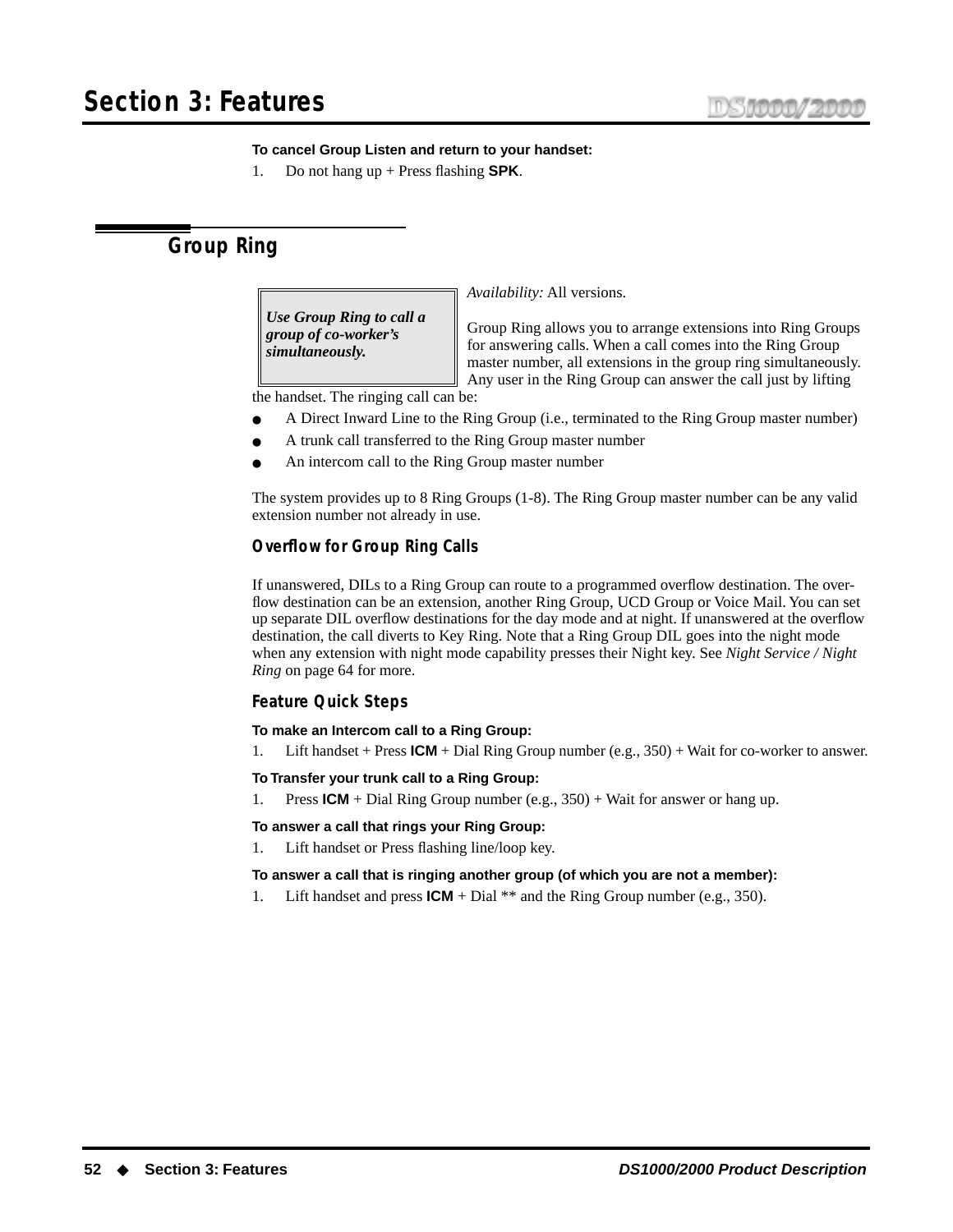**To cancel Group Listen and return to your handset:**

1. Do not hang up + Press flashing **SPK**.

## Group Ring

> ***Use Group Ring to call a group of co-worker's simultaneously.***

*Availability:* All versions.

Group Ring allows you to arrange extensions into Ring Groups for answering calls. When a call comes into the Ring Group master number, all extensions in the group ring simultaneously. Any user in the Ring Group can answer the call just by lifting the handset. The ringing call can be:

- A Direct Inward Line to the Ring Group (i.e., terminated to the Ring Group master number)
- A trunk call transferred to the Ring Group master number
- An intercom call to the Ring Group master number

The system provides up to 8 Ring Groups (1-8). The Ring Group master number can be any valid extension number not already in use.

### Overflow for Group Ring Calls

If unanswered, DILs to a Ring Group can route to a programmed overflow destination. The overflow destination can be an extension, another Ring Group, UCD Group or Voice Mail. You can set up separate DIL overflow destinations for the day mode and at night. If unanswered at the overflow destination, the call diverts to Key Ring. Note that a Ring Group DIL goes into the night mode when any extension with night mode capability presses their Night key. See *Night Service / Night Ring* on page 64 for more.

### Feature Quick Steps

**To make an Intercom call to a Ring Group:**

1. Lift handset + Press **ICM** + Dial Ring Group number (e.g., 350) + Wait for co-worker to answer.

**To Transfer your trunk call to a Ring Group:**

1. Press **ICM** + Dial Ring Group number (e.g., 350) + Wait for answer or hang up.

**To answer a call that rings your Ring Group:**

1. Lift handset or Press flashing line/loop key.

**To answer a call that is ringing another group (of which you are not a member):**

1. Lift handset and press **ICM** + Dial ** and the Ring Group number (e.g., 350).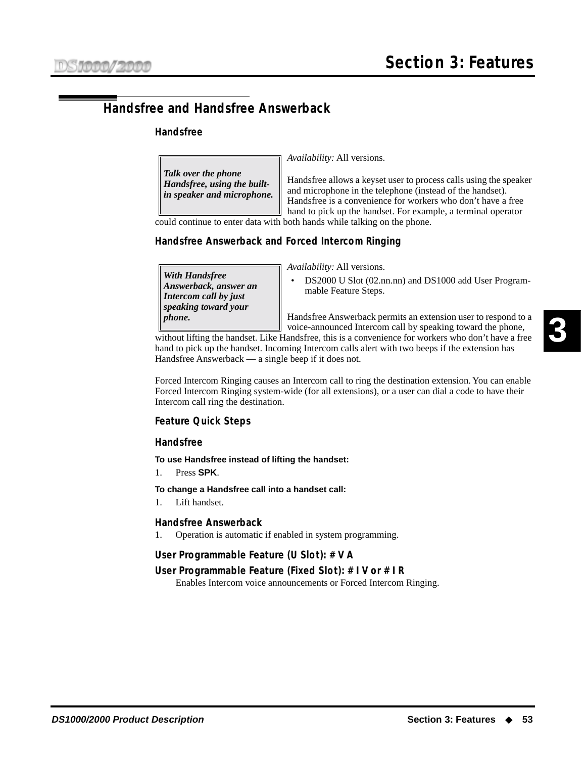## Handsfree and Handsfree Answerback

### Handsfree

> ***Talk over the phone Handsfree, using the built-in speaker and microphone.***

*Availability:* All versions.

Handsfree allows a keyset user to process calls using the speaker and microphone in the telephone (instead of the handset). Handsfree is a convenience for workers who don't have a free hand to pick up the handset. For example, a terminal operator could continue to enter data with both hands while talking on the phone.

### Handsfree Answerback and Forced Intercom Ringing

> ***With Handsfree Answerback, answer an Intercom call by just speaking toward your phone.***

*Availability:* All versions.

- DS2000 U Slot (02.nn.nn) and DS1000 add User Programmable Feature Steps.

Handsfree Answerback permits an extension user to respond to a voice-announced Intercom call by speaking toward the phone, without lifting the handset. Like Handsfree, this is a convenience for workers who don't have a free hand to pick up the handset. Incoming Intercom calls alert with two beeps if the extension has Handsfree Answerback — a single beep if it does not.

Forced Intercom Ringing causes an Intercom call to ring the destination extension. You can enable Forced Intercom Ringing system-wide (for all extensions), or a user can dial a code to have their Intercom call ring the destination.

### Feature Quick Steps

#### Handsfree

**To use Handsfree instead of lifting the handset:**

1. Press **SPK**.

**To change a Handsfree call into a handset call:**

1. Lift handset.

#### Handsfree Answerback

1. Operation is automatic if enabled in system programming.

#### User Programmable Feature (U Slot): # V A

#### User Programmable Feature (Fixed Slot): # I V or # I R

Enables Intercom voice announcements or Forced Intercom Ringing.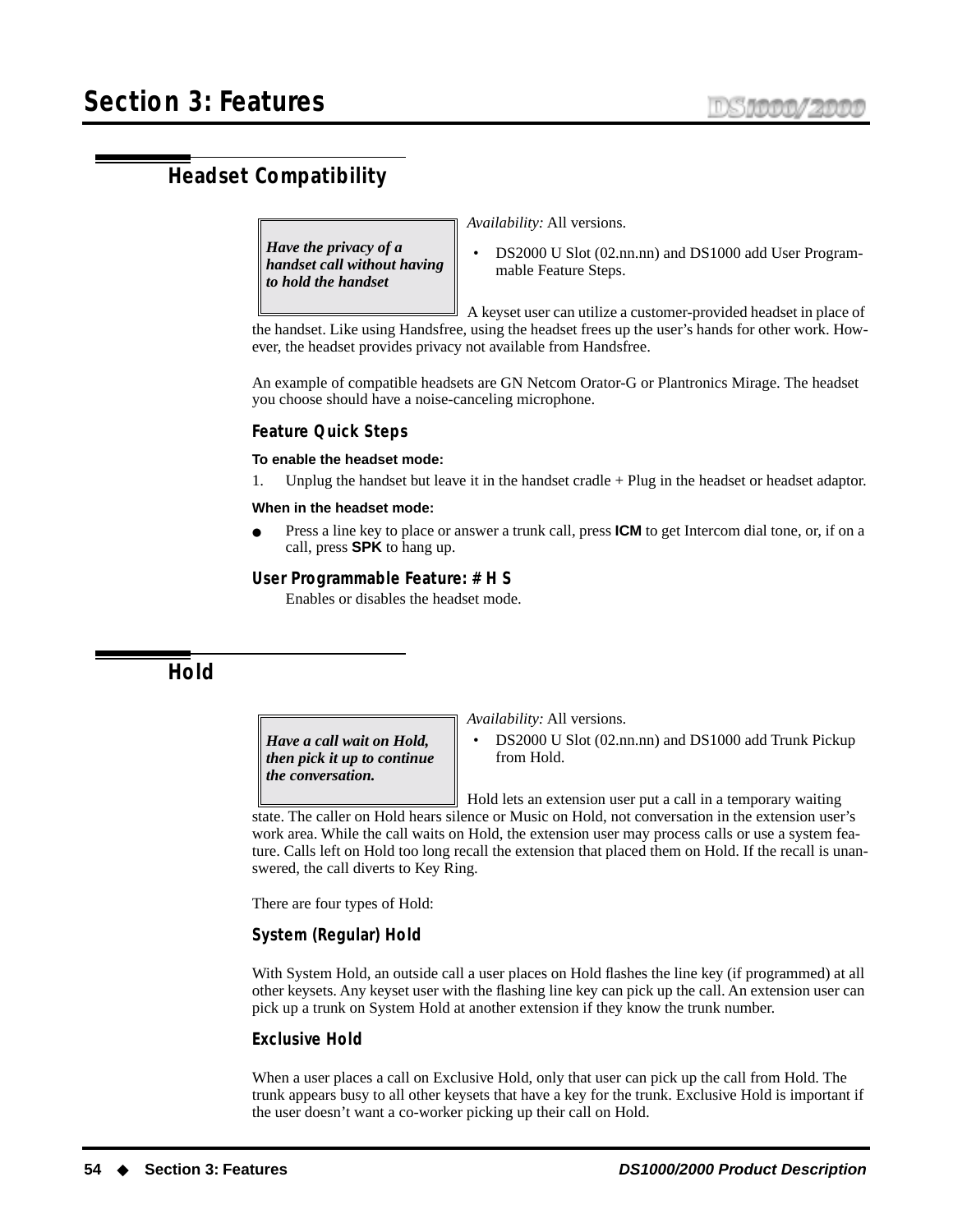## Headset Compatibility

***Have the privacy of a handset call without having to hold the handset***

*Availability:* All versions.

- DS2000 U Slot (02.nn.nn) and DS1000 add User Programmable Feature Steps.

A keyset user can utilize a customer-provided headset in place of the handset. Like using Handsfree, using the headset frees up the user's hands for other work. However, the headset provides privacy not available from Handsfree.

An example of compatible headsets are GN Netcom Orator-G or Plantronics Mirage. The headset you choose should have a noise-canceling microphone.

### Feature Quick Steps

**To enable the headset mode:**

1. Unplug the handset but leave it in the handset cradle + Plug in the headset or headset adaptor.

**When in the headset mode:**

- Press a line key to place or answer a trunk call, press **ICM** to get Intercom dial tone, or, if on a call, press **SPK** to hang up.

### User Programmable Feature: # H S

Enables or disables the headset mode.

## Hold

***Have a call wait on Hold, then pick it up to continue the conversation.***

*Availability:* All versions.

- DS2000 U Slot (02.nn.nn) and DS1000 add Trunk Pickup from Hold.

Hold lets an extension user put a call in a temporary waiting state. The caller on Hold hears silence or Music on Hold, not conversation in the extension user's work area. While the call waits on Hold, the extension user may process calls or use a system feature. Calls left on Hold too long recall the extension that placed them on Hold. If the recall is unanswered, the call diverts to Key Ring.

There are four types of Hold:

### System (Regular) Hold

With System Hold, an outside call a user places on Hold flashes the line key (if programmed) at all other keysets. Any keyset user with the flashing line key can pick up the call. An extension user can pick up a trunk on System Hold at another extension if they know the trunk number.

### Exclusive Hold

When a user places a call on Exclusive Hold, only that user can pick up the call from Hold. The trunk appears busy to all other keysets that have a key for the trunk. Exclusive Hold is important if the user doesn't want a co-worker picking up their call on Hold.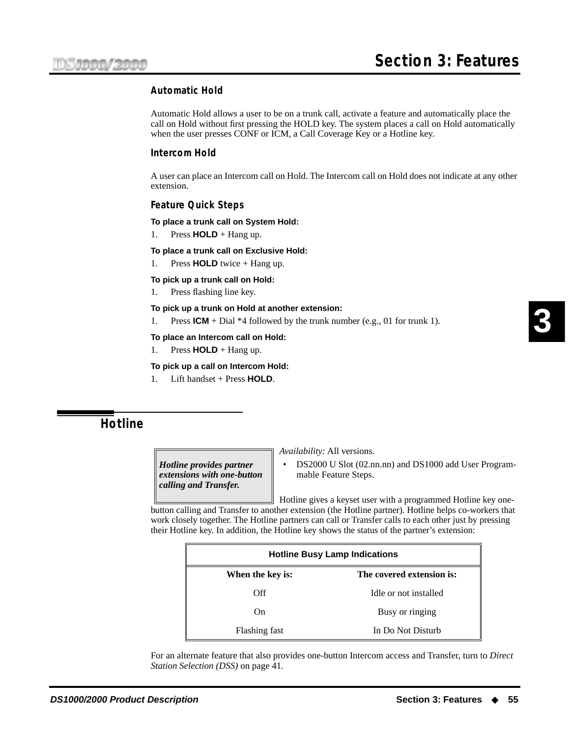### Automatic Hold

Automatic Hold allows a user to be on a trunk call, activate a feature and automatically place the call on Hold without first pressing the HOLD key. The system places a call on Hold automatically when the user presses CONF or ICM, a Call Coverage Key or a Hotline key.

### Intercom Hold

A user can place an Intercom call on Hold. The Intercom call on Hold does not indicate at any other extension.

### Feature Quick Steps

**To place a trunk call on System Hold:**

1. Press **HOLD** + Hang up.

**To place a trunk call on Exclusive Hold:**

1. Press **HOLD** twice + Hang up.

**To pick up a trunk call on Hold:**

1. Press flashing line key.

**To pick up a trunk on Hold at another extension:**

1. Press **ICM** + Dial *4 followed by the trunk number (e.g., 01 for trunk 1).

**To place an Intercom call on Hold:**

1. Press **HOLD** + Hang up.

**To pick up a call on Intercom Hold:**

1. Lift handset + Press **HOLD**.

## Hotline

***Hotline provides partner extensions with one-button calling and Transfer.***

*Availability:* All versions.

- DS2000 U Slot (02.nn.nn) and DS1000 add User Programmable Feature Steps.

Hotline gives a keyset user with a programmed Hotline key one-button calling and Transfer to another extension (the Hotline partner). Hotline helps co-workers that work closely together. The Hotline partners can call or Transfer calls to each other just by pressing their Hotline key. In addition, the Hotline key shows the status of the partner's extension:

| Hotline Busy Lamp Indications | |
|---|---|
| **When the key is:** | **The covered extension is:** |
| Off | Idle or not installed |
| On | Busy or ringing |
| Flashing fast | In Do Not Disturb |

For an alternate feature that also provides one-button Intercom access and Transfer, turn to *Direct Station Selection (DSS)* on page 41.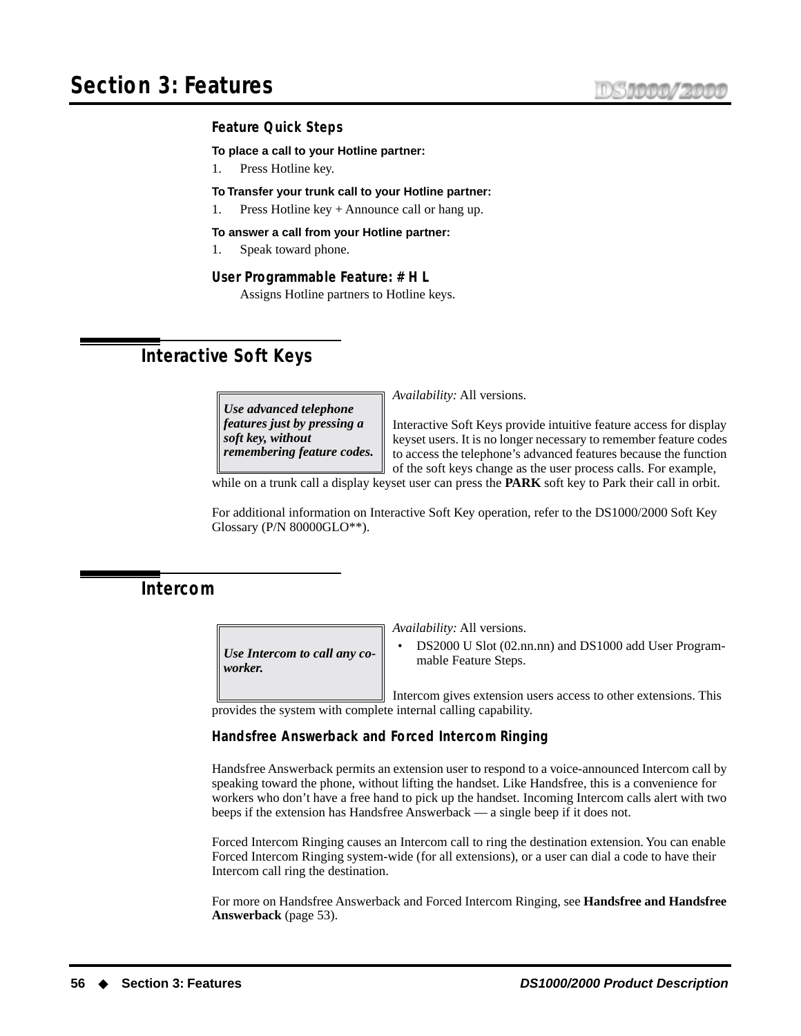#### Feature Quick Steps

**To place a call to your Hotline partner:**

1. Press Hotline key.

**To Transfer your trunk call to your Hotline partner:**

1. Press Hotline key + Announce call or hang up.

**To answer a call from your Hotline partner:**

1. Speak toward phone.

#### User Programmable Feature: # H L

Assigns Hotline partners to Hotline keys.

## Interactive Soft Keys

> ***Use advanced telephone features just by pressing a soft key, without remembering feature codes.***

*Availability:* All versions.

Interactive Soft Keys provide intuitive feature access for display keyset users. It is no longer necessary to remember feature codes to access the telephone's advanced features because the function of the soft keys change as the user process calls. For example, while on a trunk call a display keyset user can press the **PARK** soft key to Park their call in orbit.

For additional information on Interactive Soft Key operation, refer to the DS1000/2000 Soft Key Glossary (P/N 80000GLO**).

## Intercom

> ***Use Intercom to call any co-worker.***

*Availability:* All versions.

- DS2000 U Slot (02.nn.nn) and DS1000 add User Programmable Feature Steps.

Intercom gives extension users access to other extensions. This provides the system with complete internal calling capability.

#### Handsfree Answerback and Forced Intercom Ringing

Handsfree Answerback permits an extension user to respond to a voice-announced Intercom call by speaking toward the phone, without lifting the handset. Like Handsfree, this is a convenience for workers who don't have a free hand to pick up the handset. Incoming Intercom calls alert with two beeps if the extension has Handsfree Answerback — a single beep if it does not.

Forced Intercom Ringing causes an Intercom call to ring the destination extension. You can enable Forced Intercom Ringing system-wide (for all extensions), or a user can dial a code to have their Intercom call ring the destination.

For more on Handsfree Answerback and Forced Intercom Ringing, see **Handsfree and Handsfree Answerback** (page 53).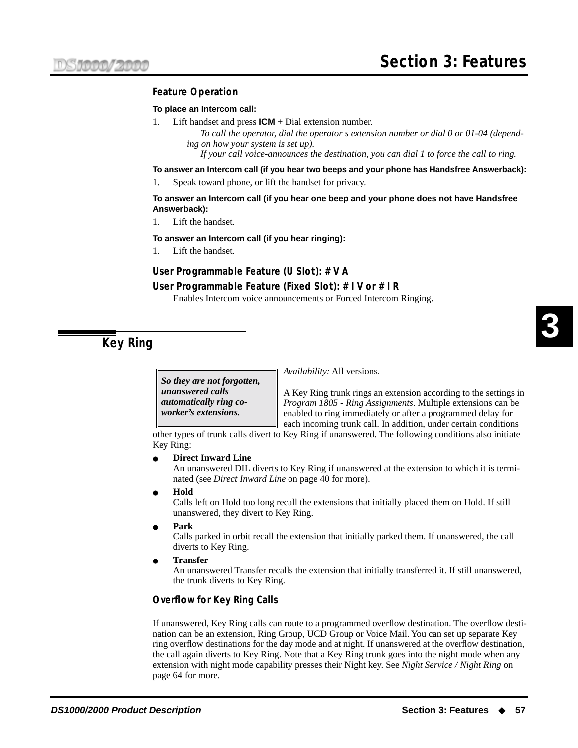#### Feature Operation

**To place an Intercom call:**

1. Lift handset and press **ICM** + Dial extension number.
   *To call the operator, dial the operator s extension number or dial 0 or 01-04 (depending on how your system is set up).*
   *If your call voice-announces the destination, you can dial 1 to force the call to ring.*

**To answer an Intercom call (if you hear two beeps and your phone has Handsfree Answerback):**

1. Speak toward phone, or lift the handset for privacy.

**To answer an Intercom call (if you hear one beep and your phone does not have Handsfree Answerback):**

1. Lift the handset.

**To answer an Intercom call (if you hear ringing):**

1. Lift the handset.

#### User Programmable Feature (U Slot): # V A

#### User Programmable Feature (Fixed Slot): # I V or # I R

Enables Intercom voice announcements or Forced Intercom Ringing.

## Key Ring

> ***So they are not forgotten, unanswered calls automatically ring co-worker's extensions.***

*Availability:* All versions.

A Key Ring trunk rings an extension according to the settings in *Program 1805 - Ring Assignments*. Multiple extensions can be enabled to ring immediately or after a programmed delay for each incoming trunk call. In addition, under certain conditions other types of trunk calls divert to Key Ring if unanswered. The following conditions also initiate Key Ring:

- **Direct Inward Line**
  An unanswered DIL diverts to Key Ring if unanswered at the extension to which it is terminated (see *Direct Inward Line* on page 40 for more).
- **Hold**
  Calls left on Hold too long recall the extensions that initially placed them on Hold. If still unanswered, they divert to Key Ring.
- **Park**
  Calls parked in orbit recall the extension that initially parked them. If unanswered, the call diverts to Key Ring.
- **Transfer**
  An unanswered Transfer recalls the extension that initially transferred it. If still unanswered, the trunk diverts to Key Ring.

#### Overflow for Key Ring Calls

If unanswered, Key Ring calls can route to a programmed overflow destination. The overflow destination can be an extension, Ring Group, UCD Group or Voice Mail. You can set up separate Key ring overflow destinations for the day mode and at night. If unanswered at the overflow destination, the call again diverts to Key Ring. Note that a Key Ring trunk goes into the night mode when any extension with night mode capability presses their Night key. See *Night Service / Night Ring* on page 64 for more.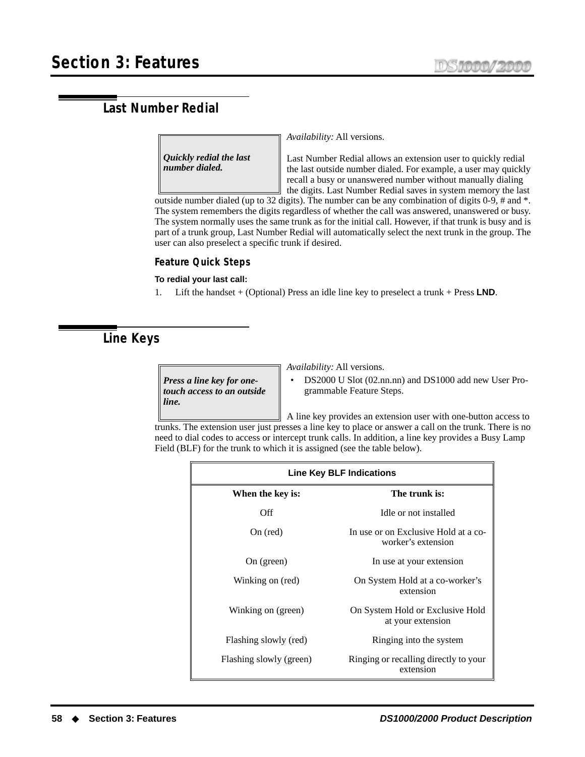## Last Number Redial

> ***Quickly redial the last number dialed.***

*Availability:* All versions.

Last Number Redial allows an extension user to quickly redial the last outside number dialed. For example, a user may quickly recall a busy or unanswered number without manually dialing the digits. Last Number Redial saves in system memory the last outside number dialed (up to 32 digits). The number can be any combination of digits 0-9, # and *. The system remembers the digits regardless of whether the call was answered, unanswered or busy. The system normally uses the same trunk as for the initial call. However, if that trunk is busy and is part of a trunk group, Last Number Redial will automatically select the next trunk in the group. The user can also preselect a specific trunk if desired.

### Feature Quick Steps

**To redial your last call:**

1. Lift the handset + (Optional) Press an idle line key to preselect a trunk + Press **LND**.

## Line Keys

> ***Press a line key for one-touch access to an outside line.***

*Availability:* All versions.

- DS2000 U Slot (02.nn.nn) and DS1000 add new User Programmable Feature Steps.

A line key provides an extension user with one-button access to trunks. The extension user just presses a line key to place or answer a call on the trunk. There is no need to dial codes to access or intercept trunk calls. In addition, a line key provides a Busy Lamp Field (BLF) for the trunk to which it is assigned (see the table below).

**Line Key BLF Indications**

| When the key is: | The trunk is: |
|---|---|
| Off | Idle or not installed |
| On (red) | In use or on Exclusive Hold at a co-worker's extension |
| On (green) | In use at your extension |
| Winking on (red) | On System Hold at a co-worker's extension |
| Winking on (green) | On System Hold or Exclusive Hold at your extension |
| Flashing slowly (red) | Ringing into the system |
| Flashing slowly (green) | Ringing or recalling directly to your extension |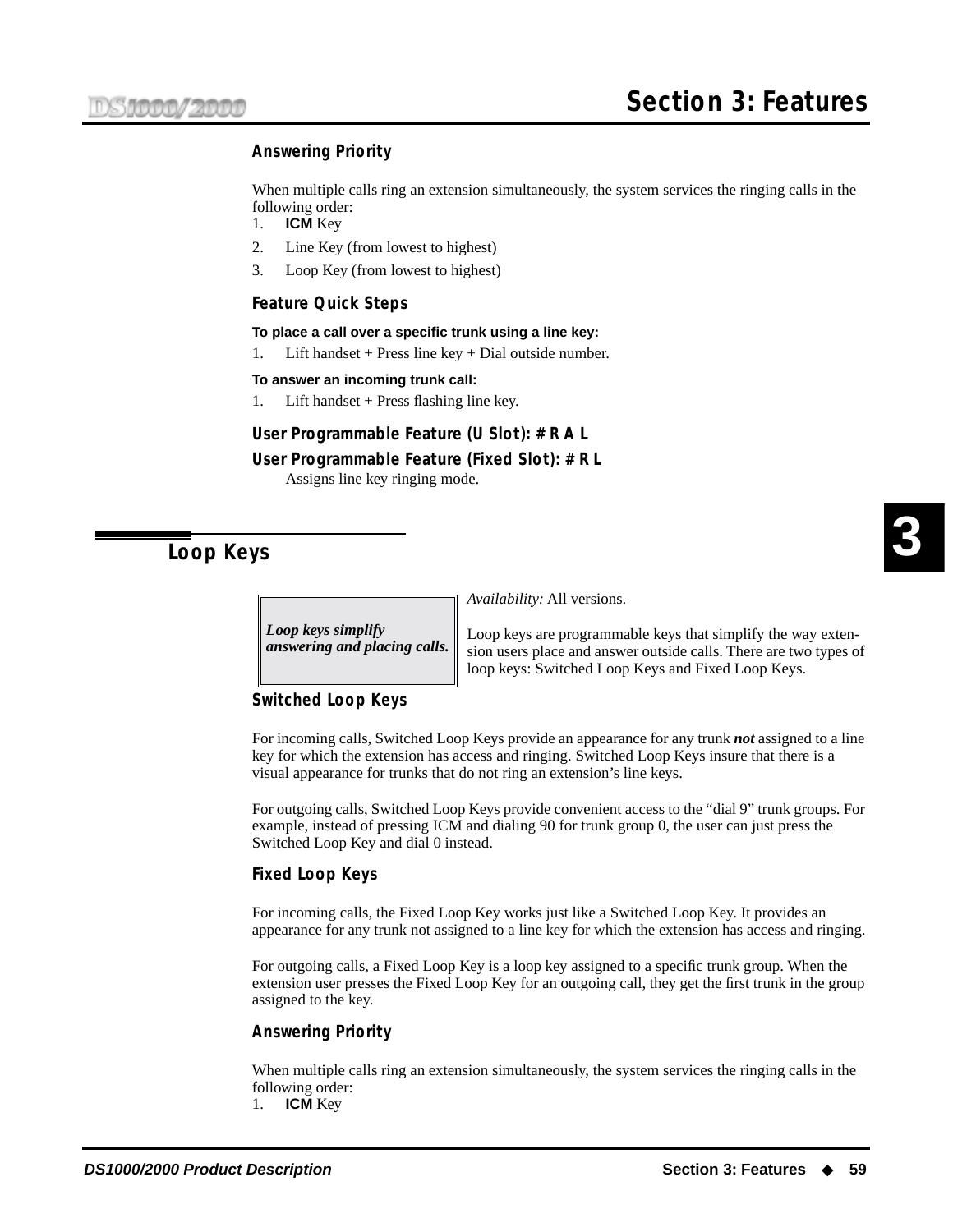### Answering Priority

When multiple calls ring an extension simultaneously, the system services the ringing calls in the following order:

1. **ICM** Key
2. Line Key (from lowest to highest)
3. Loop Key (from lowest to highest)

### Feature Quick Steps

**To place a call over a specific trunk using a line key:**

1. Lift handset + Press line key + Dial outside number.

**To answer an incoming trunk call:**

1. Lift handset + Press flashing line key.

### User Programmable Feature (U Slot): # R A L

### User Programmable Feature (Fixed Slot): # R L

Assigns line key ringing mode.

## Loop Keys

***Loop keys simplify answering and placing calls.***

*Availability:* All versions.

Loop keys are programmable keys that simplify the way extension users place and answer outside calls. There are two types of loop keys: Switched Loop Keys and Fixed Loop Keys.

### Switched Loop Keys

For incoming calls, Switched Loop Keys provide an appearance for any trunk ***not*** assigned to a line key for which the extension has access and ringing. Switched Loop Keys insure that there is a visual appearance for trunks that do not ring an extension's line keys.

For outgoing calls, Switched Loop Keys provide convenient access to the "dial 9" trunk groups. For example, instead of pressing ICM and dialing 90 for trunk group 0, the user can just press the Switched Loop Key and dial 0 instead.

### Fixed Loop Keys

For incoming calls, the Fixed Loop Key works just like a Switched Loop Key. It provides an appearance for any trunk not assigned to a line key for which the extension has access and ringing.

For outgoing calls, a Fixed Loop Key is a loop key assigned to a specific trunk group. When the extension user presses the Fixed Loop Key for an outgoing call, they get the first trunk in the group assigned to the key.

### Answering Priority

When multiple calls ring an extension simultaneously, the system services the ringing calls in the following order:

1. **ICM** Key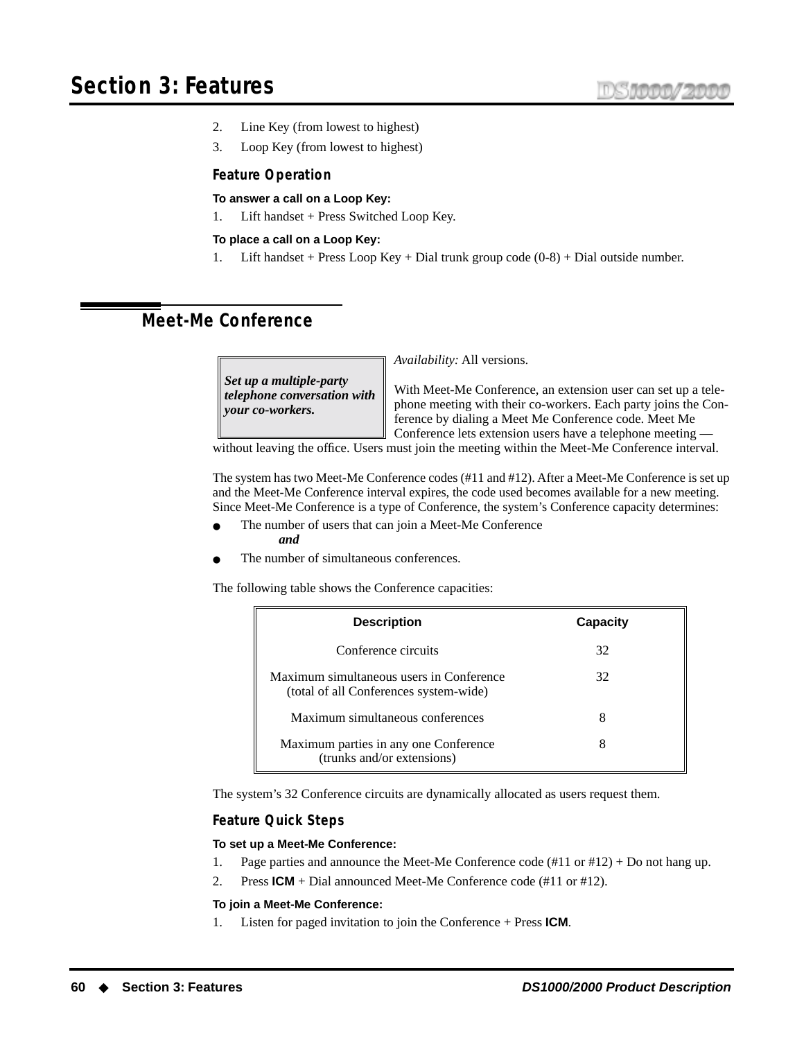2. Line Key (from lowest to highest)
3. Loop Key (from lowest to highest)

### Feature Operation

**To answer a call on a Loop Key:**

1. Lift handset + Press Switched Loop Key.

**To place a call on a Loop Key:**

1. Lift handset + Press Loop Key + Dial trunk group code (0-8) + Dial outside number.

## Meet-Me Conference

***Set up a multiple-party telephone conversation with your co-workers.***

*Availability:* All versions.

With Meet-Me Conference, an extension user can set up a telephone meeting with their co-workers. Each party joins the Conference by dialing a Meet Me Conference code. Meet Me Conference lets extension users have a telephone meeting — without leaving the office. Users must join the meeting within the Meet-Me Conference interval.

The system has two Meet-Me Conference codes (#11 and #12). After a Meet-Me Conference is set up and the Meet-Me Conference interval expires, the code used becomes available for a new meeting. Since Meet-Me Conference is a type of Conference, the system's Conference capacity determines:

- The number of users that can join a Meet-Me Conference
  ***and***
- The number of simultaneous conferences.

The following table shows the Conference capacities:

| Description | Capacity |
|---|---|
| Conference circuits | 32 |
| Maximum simultaneous users in Conference (total of all Conferences system-wide) | 32 |
| Maximum simultaneous conferences | 8 |
| Maximum parties in any one Conference (trunks and/or extensions) | 8 |

The system's 32 Conference circuits are dynamically allocated as users request them.

### Feature Quick Steps

**To set up a Meet-Me Conference:**

1. Page parties and announce the Meet-Me Conference code (#11 or #12) + Do not hang up.
2. Press **ICM** + Dial announced Meet-Me Conference code (#11 or #12).

**To join a Meet-Me Conference:**

1. Listen for paged invitation to join the Conference + Press **ICM**.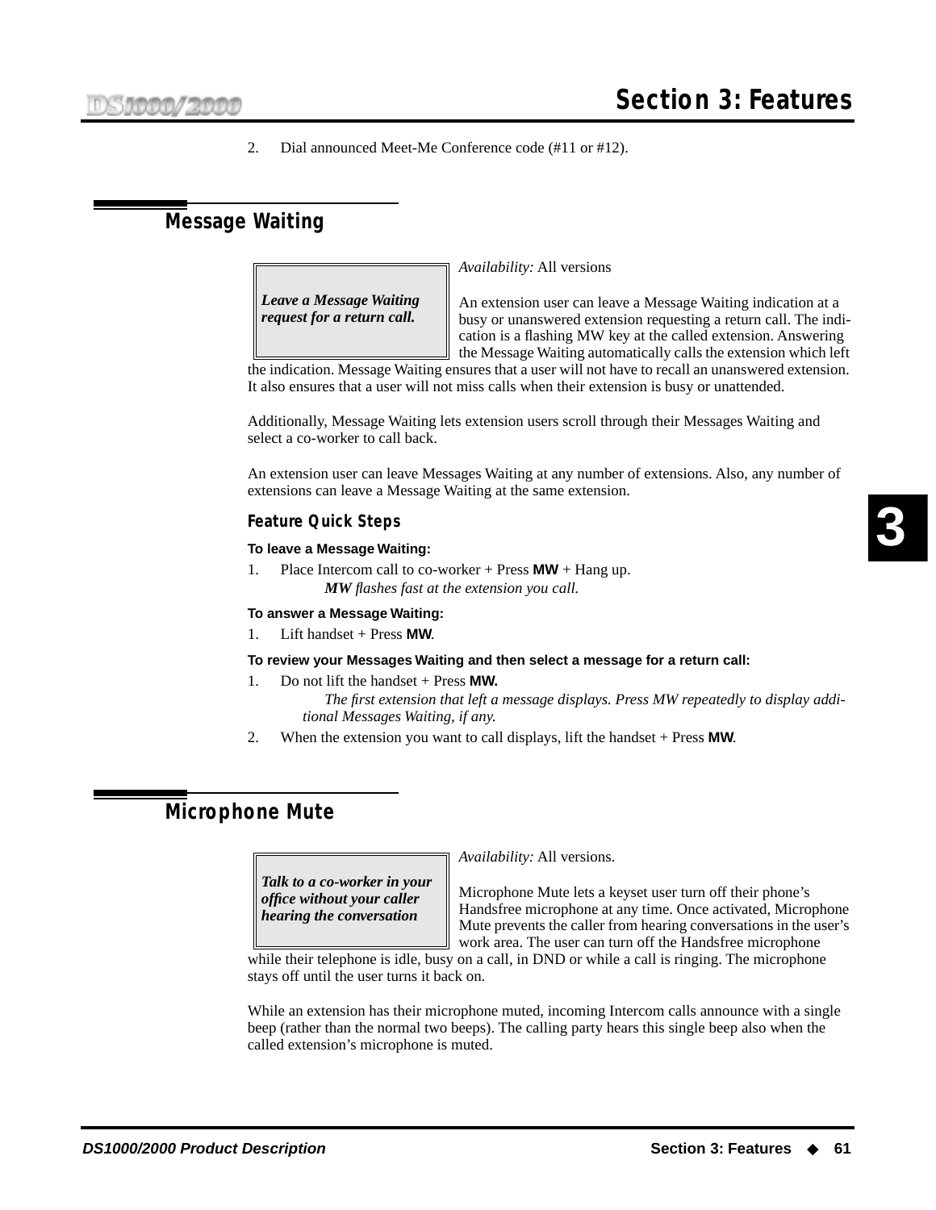2. Dial announced Meet-Me Conference code (#11 or #12).

## Message Waiting

***Leave a Message Waiting request for a return call.***

*Availability:* All versions

An extension user can leave a Message Waiting indication at a busy or unanswered extension requesting a return call. The indication is a flashing MW key at the called extension. Answering the Message Waiting automatically calls the extension which left the indication. Message Waiting ensures that a user will not have to recall an unanswered extension. It also ensures that a user will not miss calls when their extension is busy or unattended.

Additionally, Message Waiting lets extension users scroll through their Messages Waiting and select a co-worker to call back.

An extension user can leave Messages Waiting at any number of extensions. Also, any number of extensions can leave a Message Waiting at the same extension.

### Feature Quick Steps

**To leave a Message Waiting:**

1. Place Intercom call to co-worker + Press **MW** + Hang up.
   ***MW** flashes fast at the extension you call.*

**To answer a Message Waiting:**

1. Lift handset + Press **MW**.

**To review your Messages Waiting and then select a message for a return call:**

1. Do not lift the handset + Press **MW.**
   *The first extension that left a message displays. Press MW repeatedly to display additional Messages Waiting, if any.*
2. When the extension you want to call displays, lift the handset + Press **MW**.

## Microphone Mute

***Talk to a co-worker in your office without your caller hearing the conversation***

*Availability:* All versions.

Microphone Mute lets a keyset user turn off their phone's Handsfree microphone at any time. Once activated, Microphone Mute prevents the caller from hearing conversations in the user's work area. The user can turn off the Handsfree microphone while their telephone is idle, busy on a call, in DND or while a call is ringing. The microphone stays off until the user turns it back on.

While an extension has their microphone muted, incoming Intercom calls announce with a single beep (rather than the normal two beeps). The calling party hears this single beep also when the called extension's microphone is muted.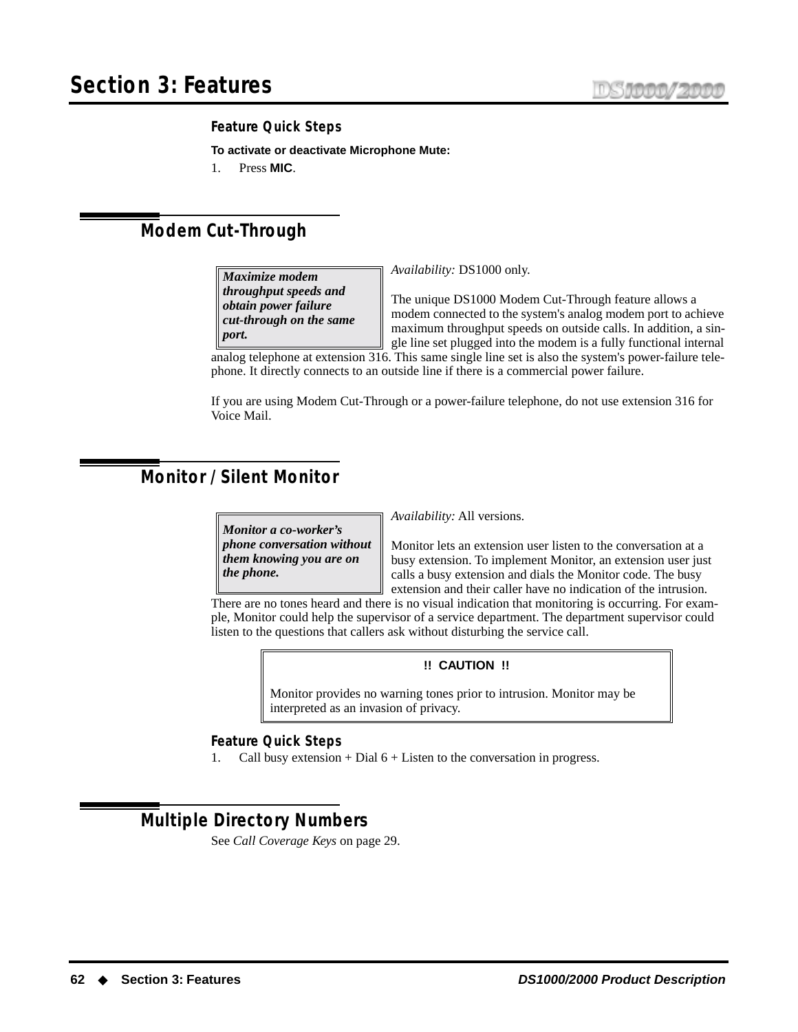#### Feature Quick Steps

**To activate or deactivate Microphone Mute:**

1. Press **MIC**.

## Modem Cut-Through

> ***Maximize modem throughput speeds and obtain power failure cut-through on the same port.***

*Availability:* DS1000 only.

The unique DS1000 Modem Cut-Through feature allows a modem connected to the system's analog modem port to achieve maximum throughput speeds on outside calls. In addition, a single line set plugged into the modem is a fully functional internal analog telephone at extension 316. This same single line set is also the system's power-failure telephone. It directly connects to an outside line if there is a commercial power failure.

If you are using Modem Cut-Through or a power-failure telephone, do not use extension 316 for Voice Mail.

## Monitor / Silent Monitor

> ***Monitor a co-worker's phone conversation without them knowing you are on the phone.***

*Availability:* All versions.

Monitor lets an extension user listen to the conversation at a busy extension. To implement Monitor, an extension user just calls a busy extension and dials the Monitor code. The busy extension and their caller have no indication of the intrusion. There are no tones heard and there is no visual indication that monitoring is occurring. For example, Monitor could help the supervisor of a service department. The department supervisor could listen to the questions that callers ask without disturbing the service call.

> **!! CAUTION !!**
>
> Monitor provides no warning tones prior to intrusion. Monitor may be interpreted as an invasion of privacy.

#### Feature Quick Steps

1. Call busy extension + Dial 6 + Listen to the conversation in progress.

## Multiple Directory Numbers

See *Call Coverage Keys* on page 29.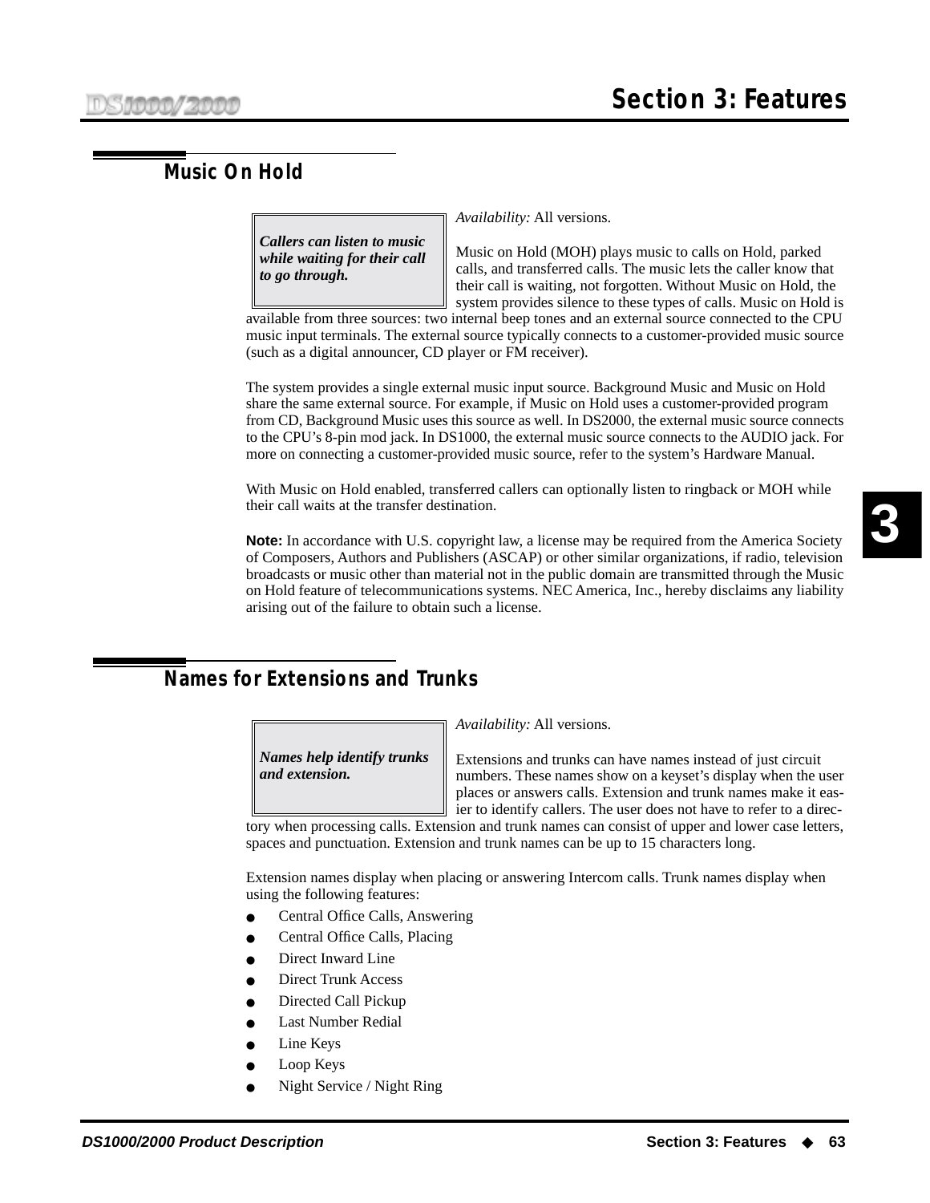## Music On Hold

> ***Callers can listen to music while waiting for their call to go through.***

*Availability:* All versions.

Music on Hold (MOH) plays music to calls on Hold, parked calls, and transferred calls. The music lets the caller know that their call is waiting, not forgotten. Without Music on Hold, the system provides silence to these types of calls. Music on Hold is available from three sources: two internal beep tones and an external source connected to the CPU music input terminals. The external source typically connects to a customer-provided music source (such as a digital announcer, CD player or FM receiver).

The system provides a single external music input source. Background Music and Music on Hold share the same external source. For example, if Music on Hold uses a customer-provided program from CD, Background Music uses this source as well. In DS2000, the external music source connects to the CPU's 8-pin mod jack. In DS1000, the external music source connects to the AUDIO jack. For more on connecting a customer-provided music source, refer to the system's Hardware Manual.

With Music on Hold enabled, transferred callers can optionally listen to ringback or MOH while their call waits at the transfer destination.

**Note:** In accordance with U.S. copyright law, a license may be required from the America Society of Composers, Authors and Publishers (ASCAP) or other similar organizations, if radio, television broadcasts or music other than material not in the public domain are transmitted through the Music on Hold feature of telecommunications systems. NEC America, Inc., hereby disclaims any liability arising out of the failure to obtain such a license.

## Names for Extensions and Trunks

> ***Names help identify trunks and extension.***

*Availability:* All versions.

Extensions and trunks can have names instead of just circuit numbers. These names show on a keyset's display when the user places or answers calls. Extension and trunk names make it easier to identify callers. The user does not have to refer to a directory when processing calls. Extension and trunk names can consist of upper and lower case letters, spaces and punctuation. Extension and trunk names can be up to 15 characters long.

Extension names display when placing or answering Intercom calls. Trunk names display when using the following features:

- Central Office Calls, Answering
- Central Office Calls, Placing
- Direct Inward Line
- Direct Trunk Access
- Directed Call Pickup
- Last Number Redial
- Line Keys
- Loop Keys
- Night Service / Night Ring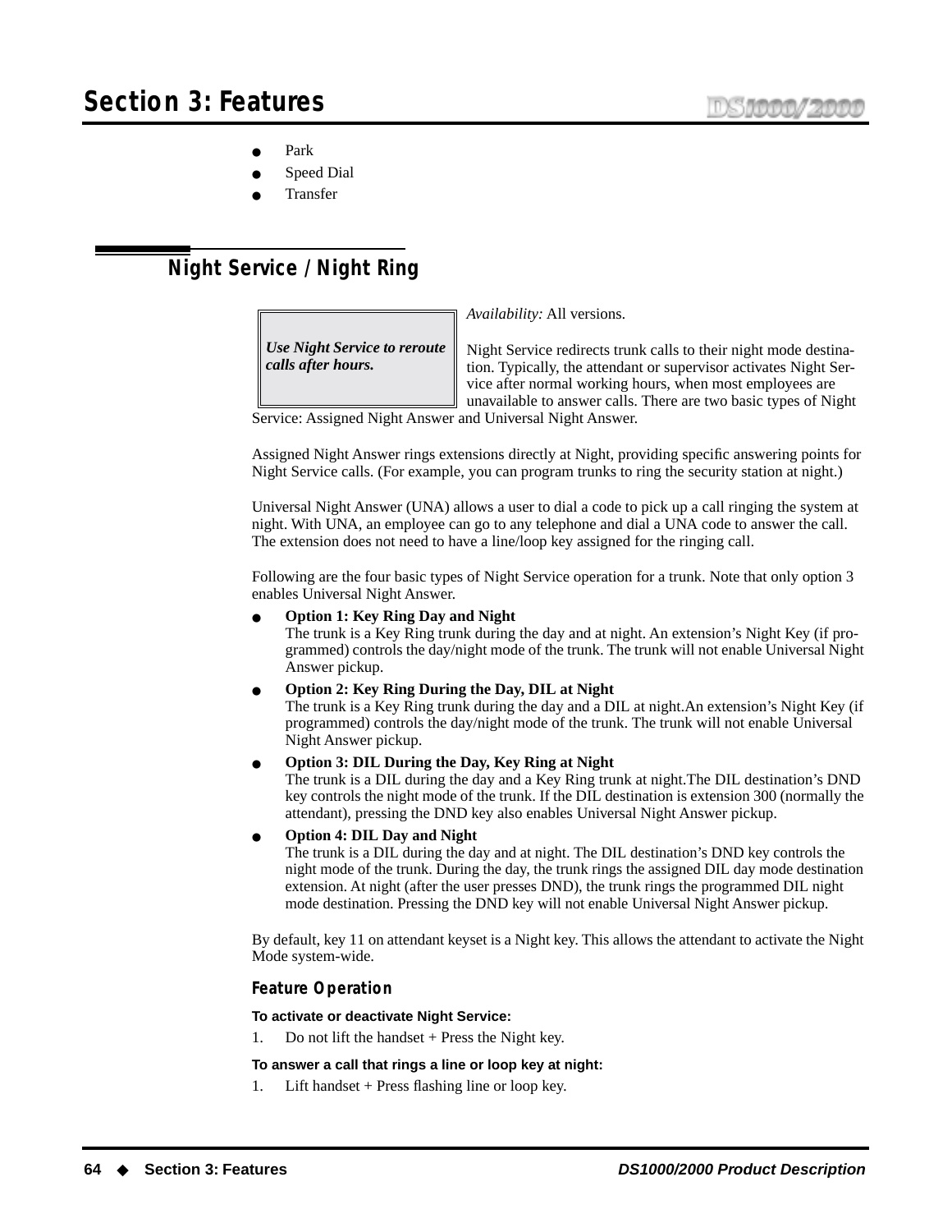- Park
- Speed Dial
- Transfer

## Night Service / Night Ring

> ***Use Night Service to reroute calls after hours.***

*Availability:* All versions.

Night Service redirects trunk calls to their night mode destination. Typically, the attendant or supervisor activates Night Service after normal working hours, when most employees are unavailable to answer calls. There are two basic types of Night Service: Assigned Night Answer and Universal Night Answer.

Assigned Night Answer rings extensions directly at Night, providing specific answering points for Night Service calls. (For example, you can program trunks to ring the security station at night.)

Universal Night Answer (UNA) allows a user to dial a code to pick up a call ringing the system at night. With UNA, an employee can go to any telephone and dial a UNA code to answer the call. The extension does not need to have a line/loop key assigned for the ringing call.

Following are the four basic types of Night Service operation for a trunk. Note that only option 3 enables Universal Night Answer.

- **Option 1: Key Ring Day and Night**
  The trunk is a Key Ring trunk during the day and at night. An extension's Night Key (if programmed) controls the day/night mode of the trunk. The trunk will not enable Universal Night Answer pickup.
- **Option 2: Key Ring During the Day, DIL at Night**
  The trunk is a Key Ring trunk during the day and a DIL at night.An extension's Night Key (if programmed) controls the day/night mode of the trunk. The trunk will not enable Universal Night Answer pickup.
- **Option 3: DIL During the Day, Key Ring at Night**
  The trunk is a DIL during the day and a Key Ring trunk at night.The DIL destination's DND key controls the night mode of the trunk. If the DIL destination is extension 300 (normally the attendant), pressing the DND key also enables Universal Night Answer pickup.
- **Option 4: DIL Day and Night**
  The trunk is a DIL during the day and at night. The DIL destination's DND key controls the night mode of the trunk. During the day, the trunk rings the assigned DIL day mode destination extension. At night (after the user presses DND), the trunk rings the programmed DIL night mode destination. Pressing the DND key will not enable Universal Night Answer pickup.

By default, key 11 on attendant keyset is a Night key. This allows the attendant to activate the Night Mode system-wide.

### Feature Operation

**To activate or deactivate Night Service:**

1. Do not lift the handset + Press the Night key.

**To answer a call that rings a line or loop key at night:**

1. Lift handset + Press flashing line or loop key.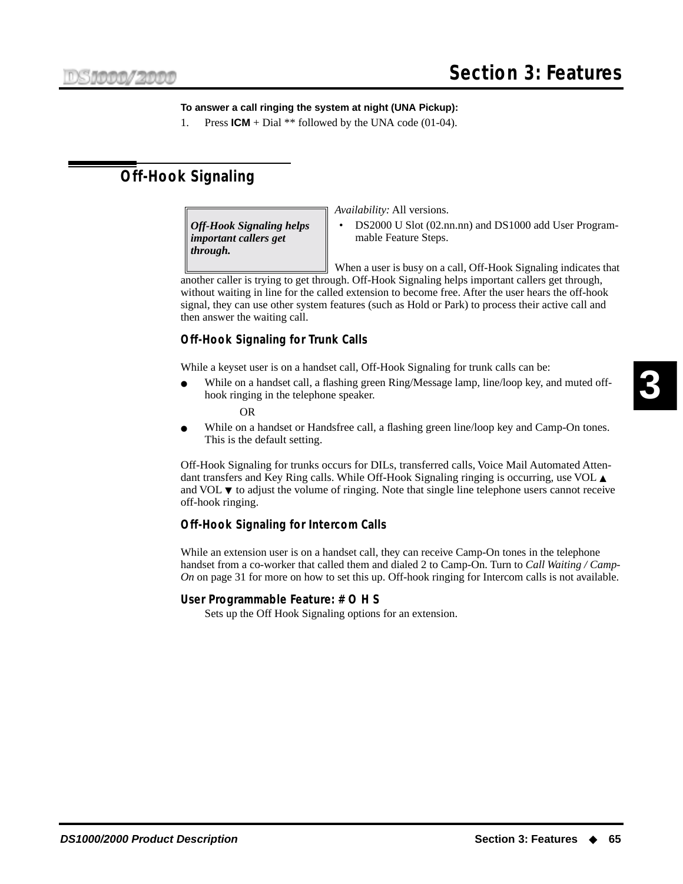**To answer a call ringing the system at night (UNA Pickup):**

1. Press **ICM** + Dial ** followed by the UNA code (01-04).

## Off-Hook Signaling

> ***Off-Hook Signaling helps important callers get through.***

*Availability:* All versions.

- DS2000 U Slot (02.nn.nn) and DS1000 add User Programmable Feature Steps.

When a user is busy on a call, Off-Hook Signaling indicates that another caller is trying to get through. Off-Hook Signaling helps important callers get through, without waiting in line for the called extension to become free. After the user hears the off-hook signal, they can use other system features (such as Hold or Park) to process their active call and then answer the waiting call.

### Off-Hook Signaling for Trunk Calls

While a keyset user is on a handset call, Off-Hook Signaling for trunk calls can be:

- While on a handset call, a flashing green Ring/Message lamp, line/loop key, and muted off-hook ringing in the telephone speaker.

  OR

- While on a handset or Handsfree call, a flashing green line/loop key and Camp-On tones. This is the default setting.

Off-Hook Signaling for trunks occurs for DILs, transferred calls, Voice Mail Automated Attendant transfers and Key Ring calls. While Off-Hook Signaling ringing is occurring, use VOL ▲ and VOL ▼ to adjust the volume of ringing. Note that single line telephone users cannot receive off-hook ringing.

### Off-Hook Signaling for Intercom Calls

While an extension user is on a handset call, they can receive Camp-On tones in the telephone handset from a co-worker that called them and dialed 2 to Camp-On. Turn to *Call Waiting / Camp-On* on page 31 for more on how to set this up. Off-hook ringing for Intercom calls is not available.

### User Programmable Feature: # O H S

Sets up the Off Hook Signaling options for an extension.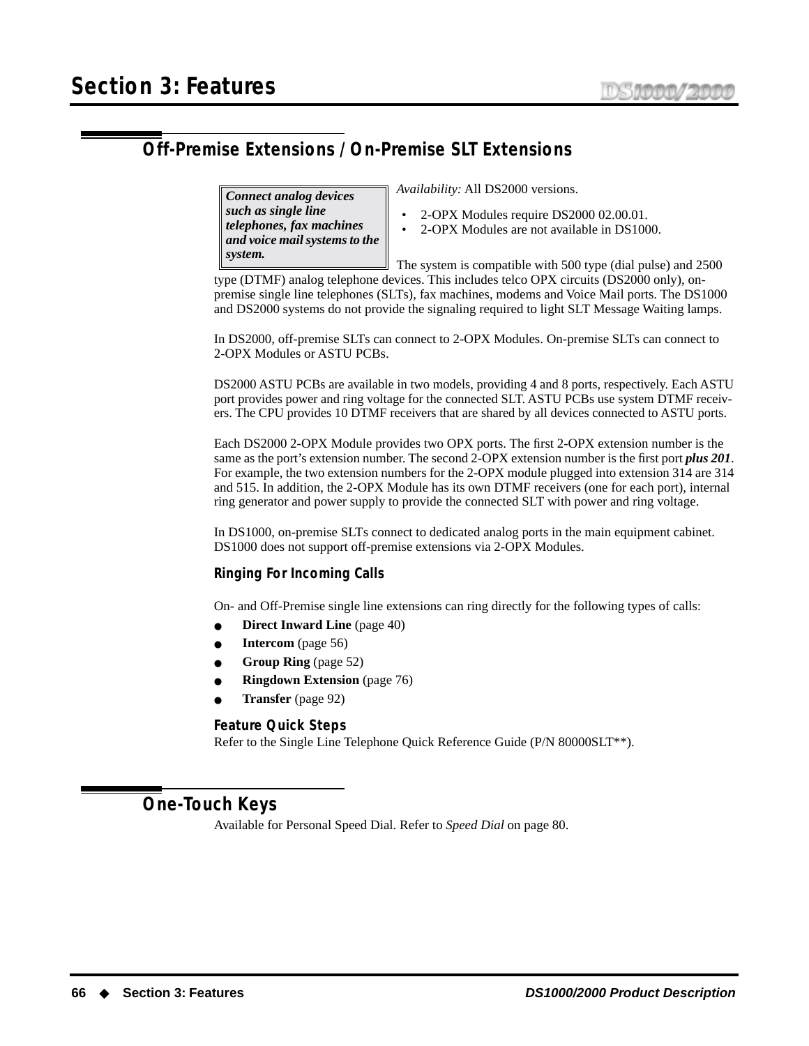## Off-Premise Extensions / On-Premise SLT Extensions

**_Connect analog devices such as single line telephones, fax machines and voice mail systems to the system._**

*Availability:* All DS2000 versions.

- 2-OPX Modules require DS2000 02.00.01.
- 2-OPX Modules are not available in DS1000.

The system is compatible with 500 type (dial pulse) and 2500 type (DTMF) analog telephone devices. This includes telco OPX circuits (DS2000 only), on-premise single line telephones (SLTs), fax machines, modems and Voice Mail ports. The DS1000 and DS2000 systems do not provide the signaling required to light SLT Message Waiting lamps.

In DS2000, off-premise SLTs can connect to 2-OPX Modules. On-premise SLTs can connect to 2-OPX Modules or ASTU PCBs.

DS2000 ASTU PCBs are available in two models, providing 4 and 8 ports, respectively. Each ASTU port provides power and ring voltage for the connected SLT. ASTU PCBs use system DTMF receivers. The CPU provides 10 DTMF receivers that are shared by all devices connected to ASTU ports.

Each DS2000 2-OPX Module provides two OPX ports. The first 2-OPX extension number is the same as the port's extension number. The second 2-OPX extension number is the first port ***plus 201***. For example, the two extension numbers for the 2-OPX module plugged into extension 314 are 314 and 515. In addition, the 2-OPX Module has its own DTMF receivers (one for each port), internal ring generator and power supply to provide the connected SLT with power and ring voltage.

In DS1000, on-premise SLTs connect to dedicated analog ports in the main equipment cabinet. DS1000 does not support off-premise extensions via 2-OPX Modules.

### Ringing For Incoming Calls

On- and Off-Premise single line extensions can ring directly for the following types of calls:

- **Direct Inward Line** (page 40)
- **Intercom** (page 56)
- **Group Ring** (page 52)
- **Ringdown Extension** (page 76)
- **Transfer** (page 92)

### Feature Quick Steps

Refer to the Single Line Telephone Quick Reference Guide (P/N 80000SLT**).

## One-Touch Keys

Available for Personal Speed Dial. Refer to *Speed Dial* on page 80.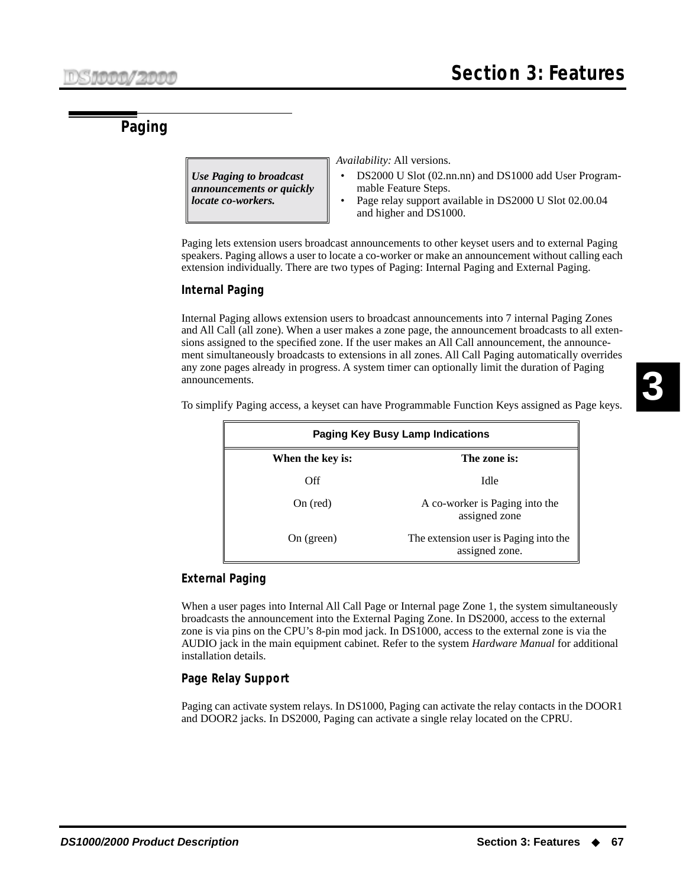## Paging

*Availability:* All versions.

- DS2000 U Slot (02.nn.nn) and DS1000 add User Programmable Feature Steps.
- Page relay support available in DS2000 U Slot 02.00.04 and higher and DS1000.

***Use Paging to broadcast announcements or quickly locate co-workers.***

Paging lets extension users broadcast announcements to other keyset users and to external Paging speakers. Paging allows a user to locate a co-worker or make an announcement without calling each extension individually. There are two types of Paging: Internal Paging and External Paging.

### Internal Paging

Internal Paging allows extension users to broadcast announcements into 7 internal Paging Zones and All Call (all zone). When a user makes a zone page, the announcement broadcasts to all extensions assigned to the specified zone. If the user makes an All Call announcement, the announcement simultaneously broadcasts to extensions in all zones. All Call Paging automatically overrides any zone pages already in progress. A system timer can optionally limit the duration of Paging announcements.

To simplify Paging access, a keyset can have Programmable Function Keys assigned as Page keys.

**Paging Key Busy Lamp Indications**

| When the key is: | The zone is: |
|---|---|
| Off | Idle |
| On (red) | A co-worker is Paging into the assigned zone |
| On (green) | The extension user is Paging into the assigned zone. |

### External Paging

When a user pages into Internal All Call Page or Internal page Zone 1, the system simultaneously broadcasts the announcement into the External Paging Zone. In DS2000, access to the external zone is via pins on the CPU's 8-pin mod jack. In DS1000, access to the external zone is via the AUDIO jack in the main equipment cabinet. Refer to the system *Hardware Manual* for additional installation details.

### Page Relay Support

Paging can activate system relays. In DS1000, Paging can activate the relay contacts in the DOOR1 and DOOR2 jacks. In DS2000, Paging can activate a single relay located on the CPRU.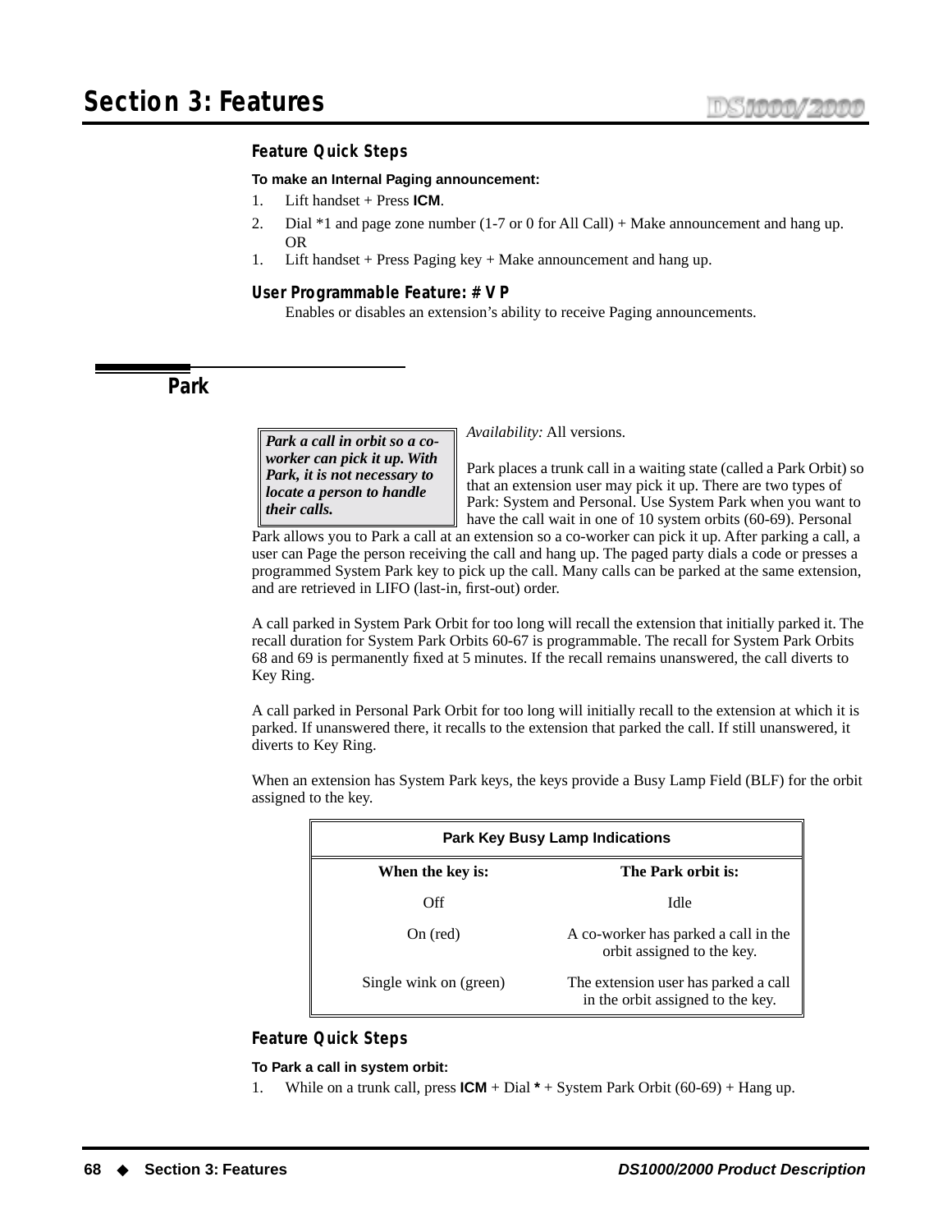### Feature Quick Steps

**To make an Internal Paging announcement:**

1. Lift handset + Press **ICM**.
2. Dial *1 and page zone number (1-7 or 0 for All Call) + Make announcement and hang up.
   OR
1. Lift handset + Press Paging key + Make announcement and hang up.

### User Programmable Feature: # V P

Enables or disables an extension's ability to receive Paging announcements.

## Park

***Park a call in orbit so a co-worker can pick it up. With Park, it is not necessary to locate a person to handle their calls.***

*Availability:* All versions.

Park places a trunk call in a waiting state (called a Park Orbit) so that an extension user may pick it up. There are two types of Park: System and Personal. Use System Park when you want to have the call wait in one of 10 system orbits (60-69). Personal Park allows you to Park a call at an extension so a co-worker can pick it up. After parking a call, a user can Page the person receiving the call and hang up. The paged party dials a code or presses a programmed System Park key to pick up the call. Many calls can be parked at the same extension, and are retrieved in LIFO (last-in, first-out) order.

A call parked in System Park Orbit for too long will recall the extension that initially parked it. The recall duration for System Park Orbits 60-67 is programmable. The recall for System Park Orbits 68 and 69 is permanently fixed at 5 minutes. If the recall remains unanswered, the call diverts to Key Ring.

A call parked in Personal Park Orbit for too long will initially recall to the extension at which it is parked. If unanswered there, it recalls to the extension that parked the call. If still unanswered, it diverts to Key Ring.

When an extension has System Park keys, the keys provide a Busy Lamp Field (BLF) for the orbit assigned to the key.

| Park Key Busy Lamp Indications | |
|---|---|
| **When the key is:** | **The Park orbit is:** |
| Off | Idle |
| On (red) | A co-worker has parked a call in the orbit assigned to the key. |
| Single wink on (green) | The extension user has parked a call in the orbit assigned to the key. |

### Feature Quick Steps

**To Park a call in system orbit:**

1. While on a trunk call, press **ICM** + Dial * + System Park Orbit (60-69) + Hang up.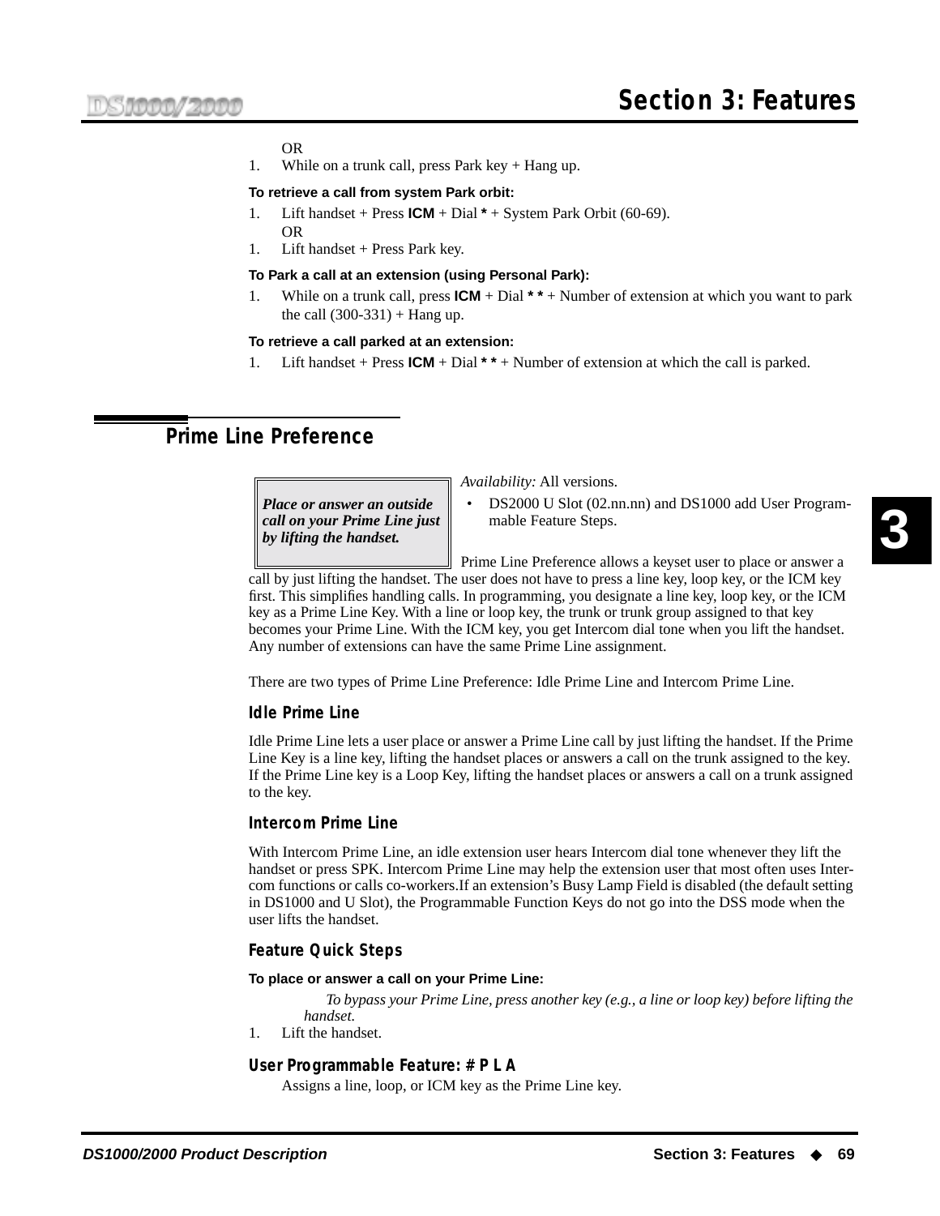OR

1. While on a trunk call, press Park key + Hang up.

**To retrieve a call from system Park orbit:**

1. Lift handset + Press **ICM** + Dial **\*** + System Park Orbit (60-69).

   OR

1. Lift handset + Press Park key.

**To Park a call at an extension (using Personal Park):**

1. While on a trunk call, press **ICM** + Dial **\* \*** + Number of extension at which you want to park the call (300-331) + Hang up.

**To retrieve a call parked at an extension:**

1. Lift handset + Press **ICM** + Dial **\* \*** + Number of extension at which the call is parked.

## Prime Line Preference

> ***Place or answer an outside call on your Prime Line just by lifting the handset.***

*Availability:* All versions.

- DS2000 U Slot (02.nn.nn) and DS1000 add User Programmable Feature Steps.

Prime Line Preference allows a keyset user to place or answer a call by just lifting the handset. The user does not have to press a line key, loop key, or the ICM key first. This simplifies handling calls. In programming, you designate a line key, loop key, or the ICM key as a Prime Line Key. With a line or loop key, the trunk or trunk group assigned to that key becomes your Prime Line. With the ICM key, you get Intercom dial tone when you lift the handset. Any number of extensions can have the same Prime Line assignment.

There are two types of Prime Line Preference: Idle Prime Line and Intercom Prime Line.

### Idle Prime Line

Idle Prime Line lets a user place or answer a Prime Line call by just lifting the handset. If the Prime Line Key is a line key, lifting the handset places or answers a call on the trunk assigned to the key. If the Prime Line key is a Loop Key, lifting the handset places or answers a call on a trunk assigned to the key.

### Intercom Prime Line

With Intercom Prime Line, an idle extension user hears Intercom dial tone whenever they lift the handset or press SPK. Intercom Prime Line may help the extension user that most often uses Intercom functions or calls co-workers.If an extension's Busy Lamp Field is disabled (the default setting in DS1000 and U Slot), the Programmable Function Keys do not go into the DSS mode when the user lifts the handset.

### Feature Quick Steps

**To place or answer a call on your Prime Line:**

*To bypass your Prime Line, press another key (e.g., a line or loop key) before lifting the handset.*

1. Lift the handset.

### User Programmable Feature: # P L A

Assigns a line, loop, or ICM key as the Prime Line key.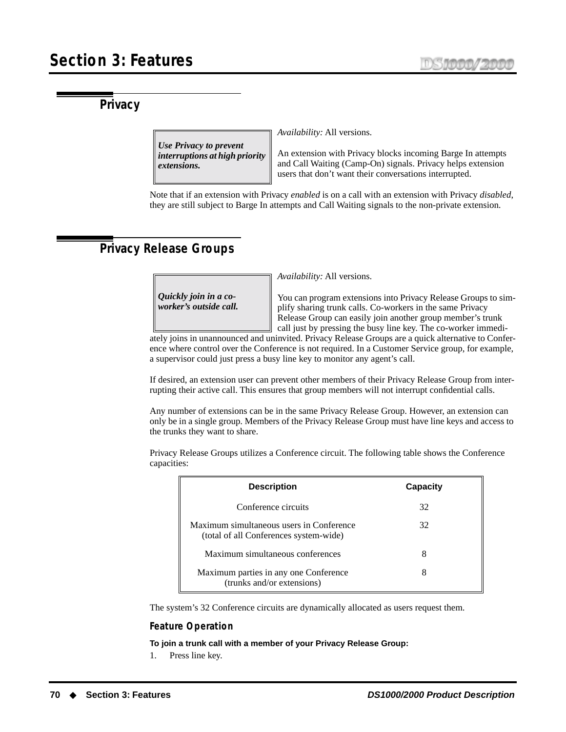## Privacy

***Use Privacy to prevent interruptions at high priority extensions.***

*Availability:* All versions.

An extension with Privacy blocks incoming Barge In attempts and Call Waiting (Camp-On) signals. Privacy helps extension users that don't want their conversations interrupted.

Note that if an extension with Privacy *enabled* is on a call with an extension with Privacy *disabled*, they are still subject to Barge In attempts and Call Waiting signals to the non-private extension.

## Privacy Release Groups

***Quickly join in a co-worker's outside call.***

*Availability:* All versions.

You can program extensions into Privacy Release Groups to simplify sharing trunk calls. Co-workers in the same Privacy Release Group can easily join another group member's trunk call just by pressing the busy line key. The co-worker immediately joins in unannounced and uninvited. Privacy Release Groups are a quick alternative to Conference where control over the Conference is not required. In a Customer Service group, for example, a supervisor could just press a busy line key to monitor any agent's call.

If desired, an extension user can prevent other members of their Privacy Release Group from interrupting their active call. This ensures that group members will not interrupt confidential calls.

Any number of extensions can be in the same Privacy Release Group. However, an extension can only be in a single group. Members of the Privacy Release Group must have line keys and access to the trunks they want to share.

Privacy Release Groups utilizes a Conference circuit. The following table shows the Conference capacities:

| Description | Capacity |
|---|---|
| Conference circuits | 32 |
| Maximum simultaneous users in Conference (total of all Conferences system-wide) | 32 |
| Maximum simultaneous conferences | 8 |
| Maximum parties in any one Conference (trunks and/or extensions) | 8 |

The system's 32 Conference circuits are dynamically allocated as users request them.

### Feature Operation

**To join a trunk call with a member of your Privacy Release Group:**

1. Press line key.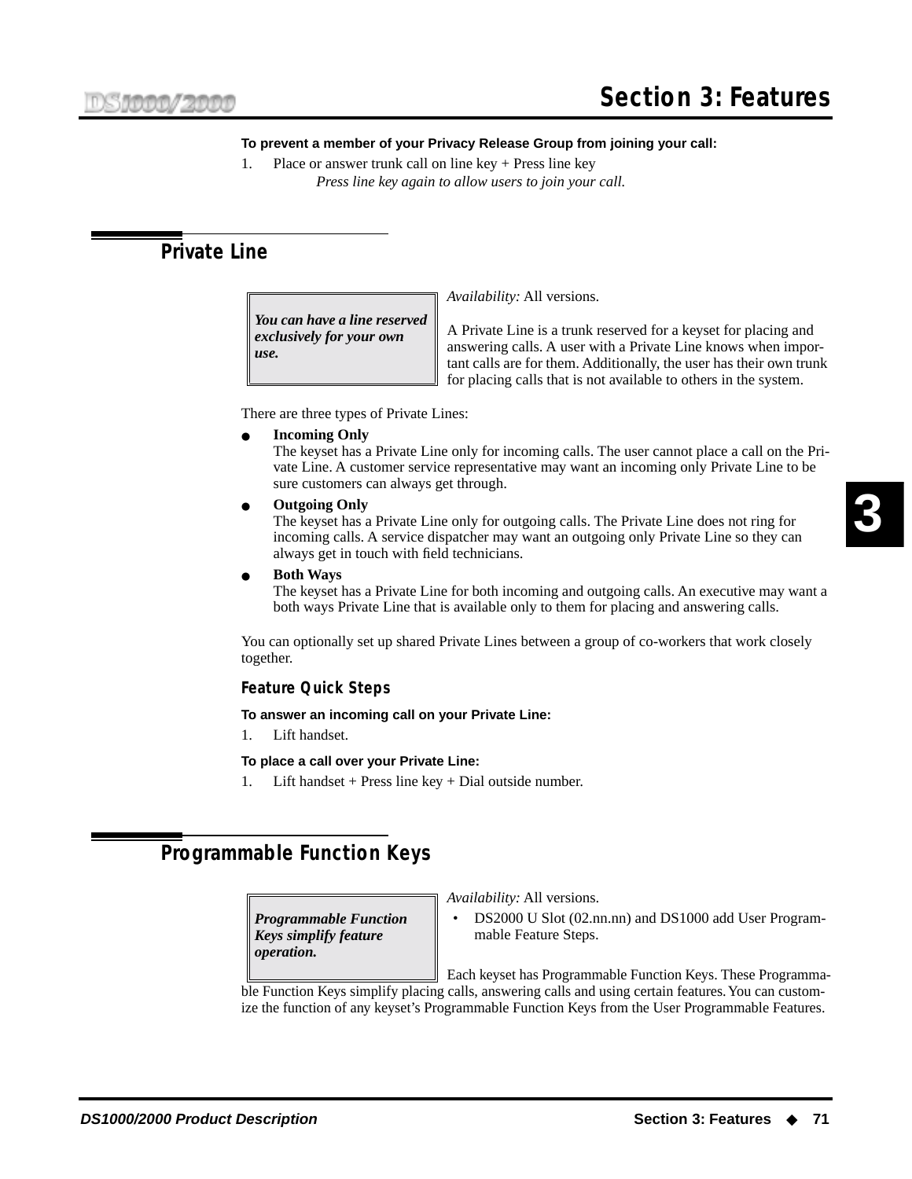**To prevent a member of your Privacy Release Group from joining your call:**

1. Place or answer trunk call on line key + Press line key
   *Press line key again to allow users to join your call.*

## Private Line

> ***You can have a line reserved exclusively for your own use.***

*Availability:* All versions.

A Private Line is a trunk reserved for a keyset for placing and answering calls. A user with a Private Line knows when important calls are for them. Additionally, the user has their own trunk for placing calls that is not available to others in the system.

There are three types of Private Lines:

- **Incoming Only**
  The keyset has a Private Line only for incoming calls. The user cannot place a call on the Private Line. A customer service representative may want an incoming only Private Line to be sure customers can always get through.
- **Outgoing Only**
  The keyset has a Private Line only for outgoing calls. The Private Line does not ring for incoming calls. A service dispatcher may want an outgoing only Private Line so they can always get in touch with field technicians.
- **Both Ways**
  The keyset has a Private Line for both incoming and outgoing calls. An executive may want a both ways Private Line that is available only to them for placing and answering calls.

You can optionally set up shared Private Lines between a group of co-workers that work closely together.

### Feature Quick Steps

**To answer an incoming call on your Private Line:**

1. Lift handset.

**To place a call over your Private Line:**

1. Lift handset + Press line key + Dial outside number.

## Programmable Function Keys

> ***Programmable Function Keys simplify feature operation.***

*Availability:* All versions.

- DS2000 U Slot (02.nn.nn) and DS1000 add User Programmable Feature Steps.

Each keyset has Programmable Function Keys. These Programmable Function Keys simplify placing calls, answering calls and using certain features. You can customize the function of any keyset's Programmable Function Keys from the User Programmable Features.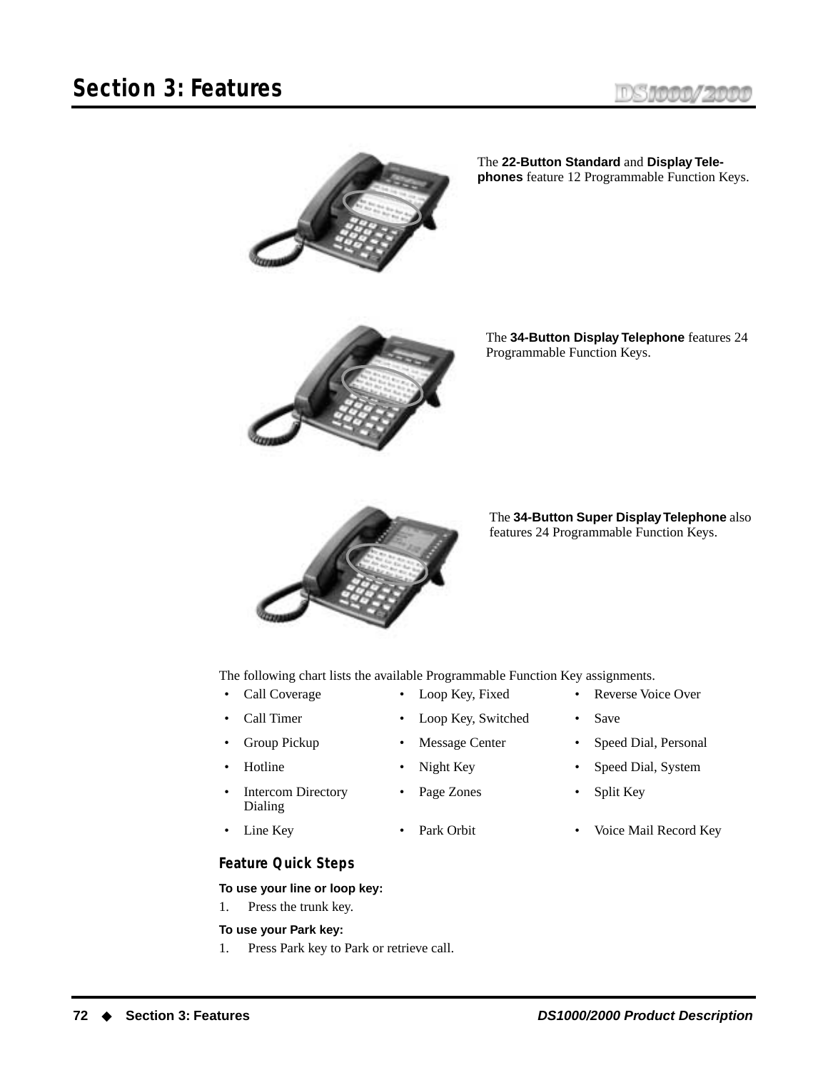The **22-Button Standard** and **Display Telephones** feature 12 Programmable Function Keys.

The **34-Button Display Telephone** features 24 Programmable Function Keys.

The **34-Button Super Display Telephone** also features 24 Programmable Function Keys.

The following chart lists the available Programmable Function Key assignments.

| | | |
|---|---|---|
| • Call Coverage | • Loop Key, Fixed | • Reverse Voice Over |
| • Call Timer | • Loop Key, Switched | • Save |
| • Group Pickup | • Message Center | • Speed Dial, Personal |
| • Hotline | • Night Key | • Speed Dial, System |
| • Intercom Directory Dialing | • Page Zones | • Split Key |
| • Line Key | • Park Orbit | • Voice Mail Record Key |

### Feature Quick Steps

**To use your line or loop key:**

1. Press the trunk key.

**To use your Park key:**

1. Press Park key to Park or retrieve call.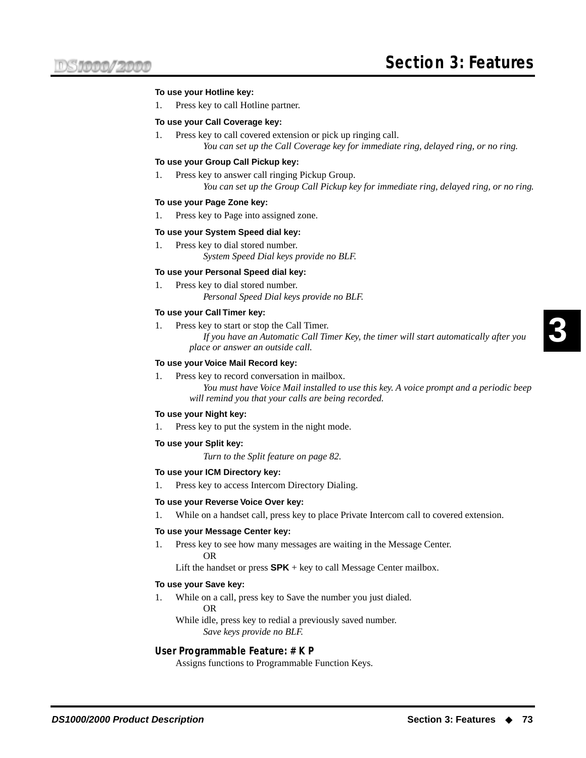**To use your Hotline key:**

1. Press key to call Hotline partner.

**To use your Call Coverage key:**

1. Press key to call covered extension or pick up ringing call.
   *You can set up the Call Coverage key for immediate ring, delayed ring, or no ring.*

**To use your Group Call Pickup key:**

1. Press key to answer call ringing Pickup Group.
   *You can set up the Group Call Pickup key for immediate ring, delayed ring, or no ring.*

**To use your Page Zone key:**

1. Press key to Page into assigned zone.

**To use your System Speed dial key:**

1. Press key to dial stored number.
   *System Speed Dial keys provide no BLF.*

**To use your Personal Speed dial key:**

1. Press key to dial stored number.
   *Personal Speed Dial keys provide no BLF.*

**To use your Call Timer key:**

1. Press key to start or stop the Call Timer.
   *If you have an Automatic Call Timer Key, the timer will start automatically after you place or answer an outside call.*

**To use your Voice Mail Record key:**

1. Press key to record conversation in mailbox.
   *You must have Voice Mail installed to use this key. A voice prompt and a periodic beep will remind you that your calls are being recorded.*

**To use your Night key:**

1. Press key to put the system in the night mode.

**To use your Split key:**

*Turn to the Split feature on page 82.*

**To use your ICM Directory key:**

1. Press key to access Intercom Directory Dialing.

**To use your Reverse Voice Over key:**

1. While on a handset call, press key to place Private Intercom call to covered extension.

**To use your Message Center key:**

1. Press key to see how many messages are waiting in the Message Center.
   OR
   Lift the handset or press **SPK** + key to call Message Center mailbox.

**To use your Save key:**

1. While on a call, press key to Save the number you just dialed.
   OR
   While idle, press key to redial a previously saved number.
   *Save keys provide no BLF.*

**User Programmable Feature: # K P**

Assigns functions to Programmable Function Keys.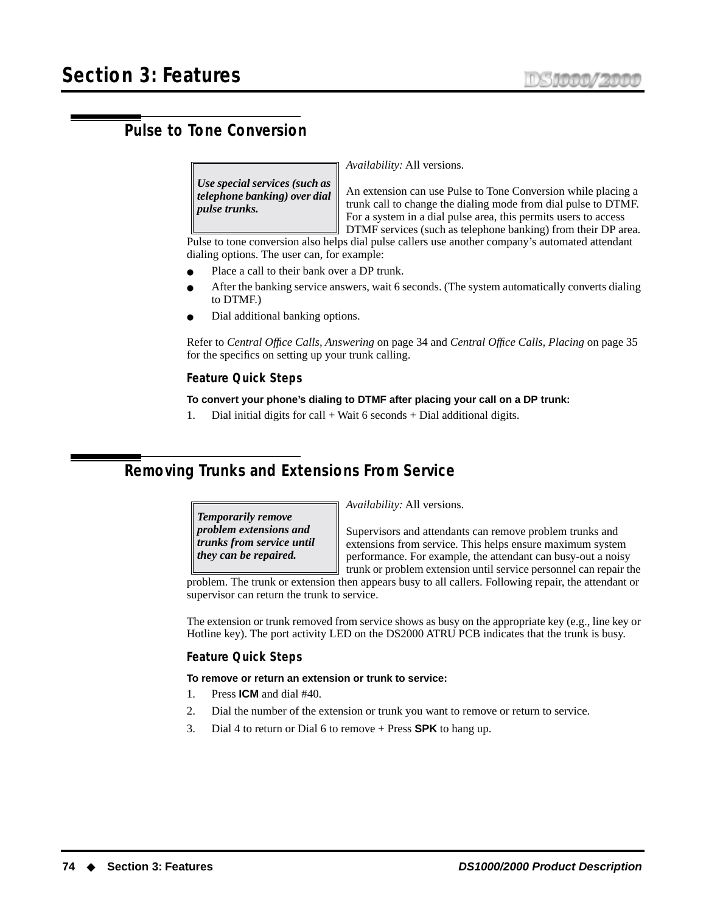## Pulse to Tone Conversion

***Use special services (such as telephone banking) over dial pulse trunks.***

*Availability:* All versions.

An extension can use Pulse to Tone Conversion while placing a trunk call to change the dialing mode from dial pulse to DTMF. For a system in a dial pulse area, this permits users to access DTMF services (such as telephone banking) from their DP area. Pulse to tone conversion also helps dial pulse callers use another company's automated attendant dialing options. The user can, for example:

- Place a call to their bank over a DP trunk.
- After the banking service answers, wait 6 seconds. (The system automatically converts dialing to DTMF.)
- Dial additional banking options.

Refer to *Central Office Calls, Answering* on page 34 and *Central Office Calls, Placing* on page 35 for the specifics on setting up your trunk calling.

### Feature Quick Steps

**To convert your phone's dialing to DTMF after placing your call on a DP trunk:**

1. Dial initial digits for call + Wait 6 seconds + Dial additional digits.

## Removing Trunks and Extensions From Service

***Temporarily remove problem extensions and trunks from service until they can be repaired.***

*Availability:* All versions.

Supervisors and attendants can remove problem trunks and extensions from service. This helps ensure maximum system performance. For example, the attendant can busy-out a noisy trunk or problem extension until service personnel can repair the problem. The trunk or extension then appears busy to all callers. Following repair, the attendant or supervisor can return the trunk to service.

The extension or trunk removed from service shows as busy on the appropriate key (e.g., line key or Hotline key). The port activity LED on the DS2000 ATRU PCB indicates that the trunk is busy.

### Feature Quick Steps

**To remove or return an extension or trunk to service:**

1. Press **ICM** and dial #40.
2. Dial the number of the extension or trunk you want to remove or return to service.
3. Dial 4 to return or Dial 6 to remove + Press **SPK** to hang up.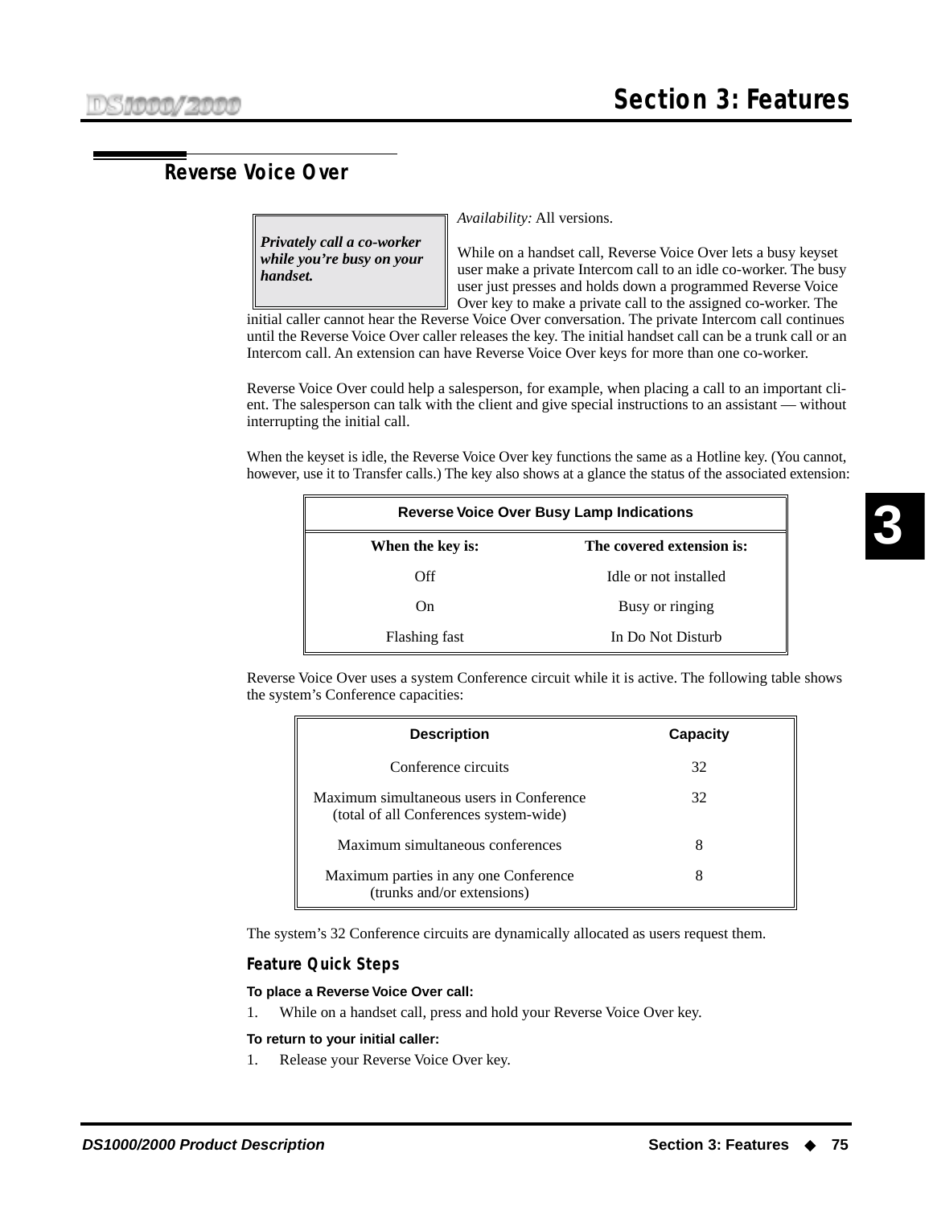## Reverse Voice Over

***Privately call a co-worker while you're busy on your handset.***

*Availability:* All versions.

While on a handset call, Reverse Voice Over lets a busy keyset user make a private Intercom call to an idle co-worker. The busy user just presses and holds down a programmed Reverse Voice Over key to make a private call to the assigned co-worker. The initial caller cannot hear the Reverse Voice Over conversation. The private Intercom call continues until the Reverse Voice Over caller releases the key. The initial handset call can be a trunk call or an Intercom call. An extension can have Reverse Voice Over keys for more than one co-worker.

Reverse Voice Over could help a salesperson, for example, when placing a call to an important client. The salesperson can talk with the client and give special instructions to an assistant — without interrupting the initial call.

When the keyset is idle, the Reverse Voice Over key functions the same as a Hotline key. (You cannot, however, use it to Transfer calls.) The key also shows at a glance the status of the associated extension:

| Reverse Voice Over Busy Lamp Indications | |
|---|---|
| **When the key is:** | **The covered extension is:** |
| Off | Idle or not installed |
| On | Busy or ringing |
| Flashing fast | In Do Not Disturb |

Reverse Voice Over uses a system Conference circuit while it is active. The following table shows the system's Conference capacities:

| Description | Capacity |
|---|---|
| Conference circuits | 32 |
| Maximum simultaneous users in Conference (total of all Conferences system-wide) | 32 |
| Maximum simultaneous conferences | 8 |
| Maximum parties in any one Conference (trunks and/or extensions) | 8 |

The system's 32 Conference circuits are dynamically allocated as users request them.

### Feature Quick Steps

**To place a Reverse Voice Over call:**

1. While on a handset call, press and hold your Reverse Voice Over key.

**To return to your initial caller:**

1. Release your Reverse Voice Over key.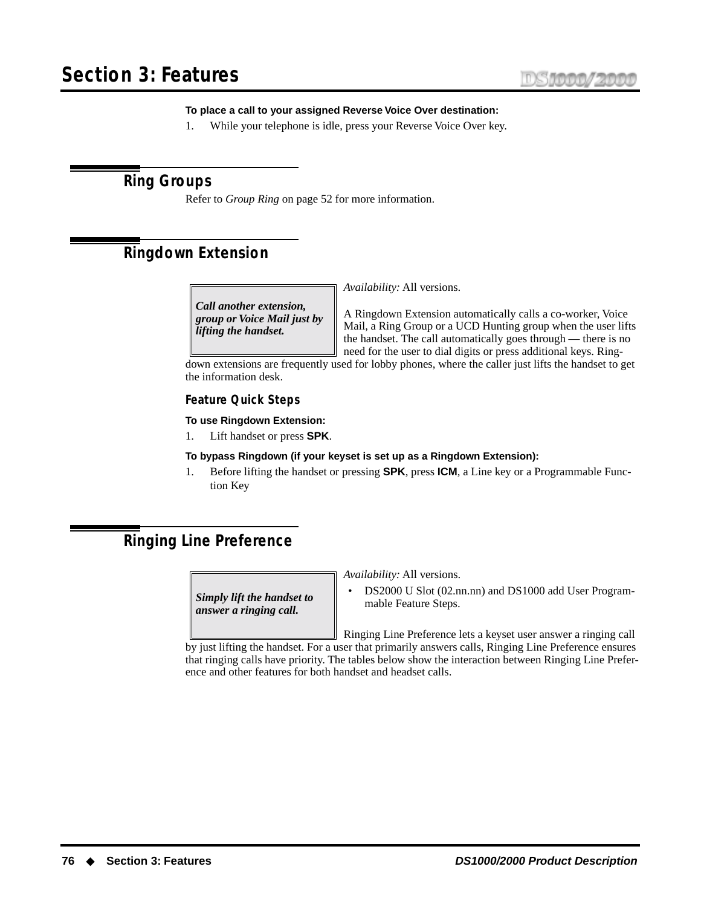**To place a call to your assigned Reverse Voice Over destination:**

1. While your telephone is idle, press your Reverse Voice Over key.

## Ring Groups

Refer to *Group Ring* on page 52 for more information.

## Ringdown Extension

***Call another extension, group or Voice Mail just by lifting the handset.***

*Availability:* All versions.

A Ringdown Extension automatically calls a co-worker, Voice Mail, a Ring Group or a UCD Hunting group when the user lifts the handset. The call automatically goes through — there is no need for the user to dial digits or press additional keys. Ringdown extensions are frequently used for lobby phones, where the caller just lifts the handset to get the information desk.

### Feature Quick Steps

**To use Ringdown Extension:**

1. Lift handset or press **SPK**.

**To bypass Ringdown (if your keyset is set up as a Ringdown Extension):**

1. Before lifting the handset or pressing **SPK**, press **ICM**, a Line key or a Programmable Function Key

## Ringing Line Preference

***Simply lift the handset to answer a ringing call.***

*Availability:* All versions.

- DS2000 U Slot (02.nn.nn) and DS1000 add User Programmable Feature Steps.

Ringing Line Preference lets a keyset user answer a ringing call by just lifting the handset. For a user that primarily answers calls, Ringing Line Preference ensures that ringing calls have priority. The tables below show the interaction between Ringing Line Preference and other features for both handset and headset calls.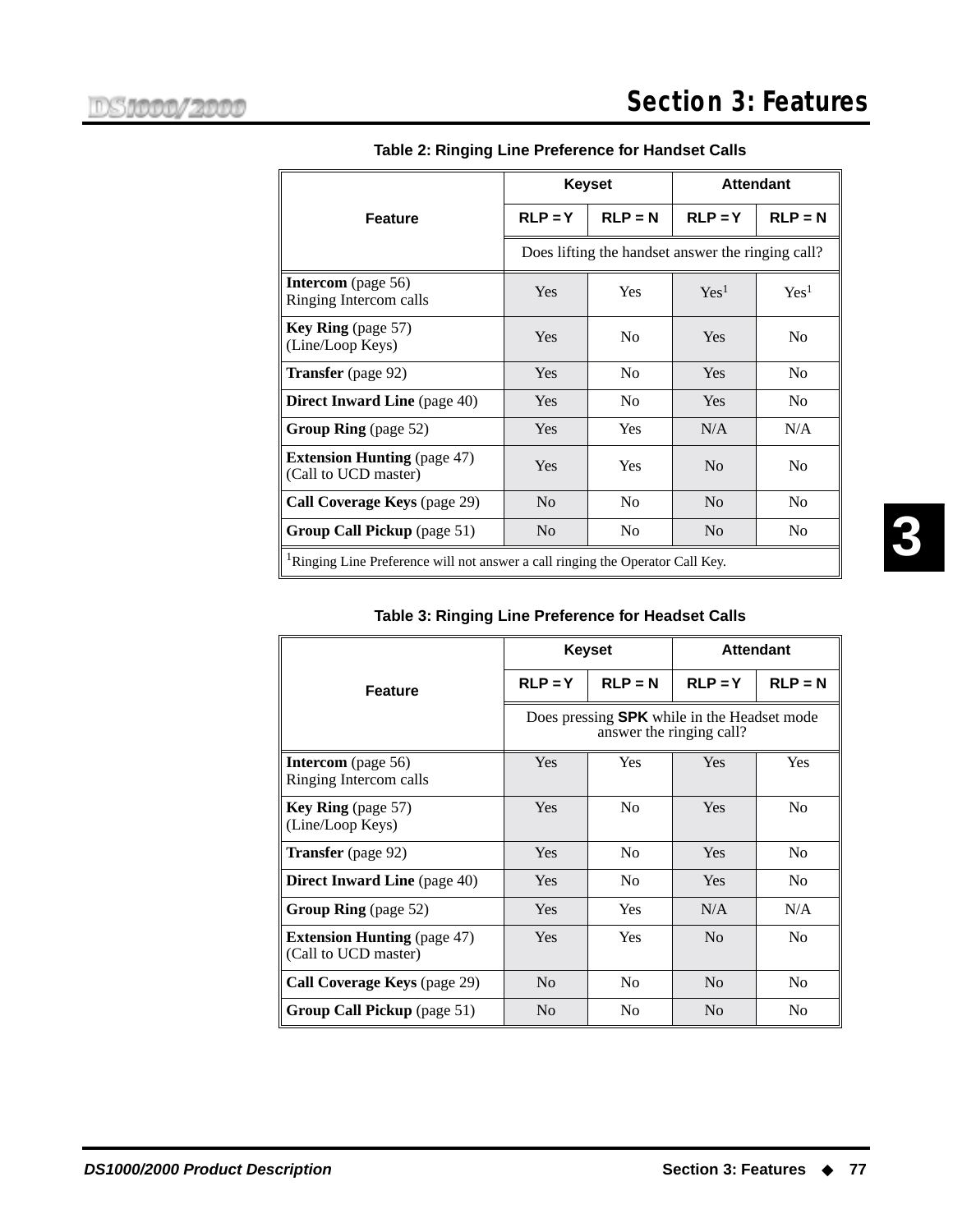**Table 2: Ringing Line Preference for Handset Calls**

| Feature | Keyset | | Attendant | |
|---|---|---|---|---|
| | RLP = Y | RLP = N | RLP = Y | RLP = N |
| | Does lifting the handset answer the ringing call? | | | |
| **Intercom** (page 56) Ringing Intercom calls | Yes | Yes | Yes[1] | Yes[1] |
| **Key Ring** (page 57) (Line/Loop Keys) | Yes | No | Yes | No |
| **Transfer** (page 92) | Yes | No | Yes | No |
| **Direct Inward Line** (page 40) | Yes | No | Yes | No |
| **Group Ring** (page 52) | Yes | Yes | N/A | N/A |
| **Extension Hunting** (page 47) (Call to UCD master) | Yes | Yes | No | No |
| **Call Coverage Keys** (page 29) | No | No | No | No |
| **Group Call Pickup** (page 51) | No | No | No | No |

[1]Ringing Line Preference will not answer a call ringing the Operator Call Key.

**Table 3: Ringing Line Preference for Headset Calls**

| Feature | Keyset | | Attendant | |
|---|---|---|---|---|
| | RLP = Y | RLP = N | RLP = Y | RLP = N |
| | Does pressing **SPK** while in the Headset mode answer the ringing call? | | | |
| **Intercom** (page 56) Ringing Intercom calls | Yes | Yes | Yes | Yes |
| **Key Ring** (page 57) (Line/Loop Keys) | Yes | No | Yes | No |
| **Transfer** (page 92) | Yes | No | Yes | No |
| **Direct Inward Line** (page 40) | Yes | No | Yes | No |
| **Group Ring** (page 52) | Yes | Yes | N/A | N/A |
| **Extension Hunting** (page 47) (Call to UCD master) | Yes | Yes | No | No |
| **Call Coverage Keys** (page 29) | No | No | No | No |
| **Group Call Pickup** (page 51) | No | No | No | No |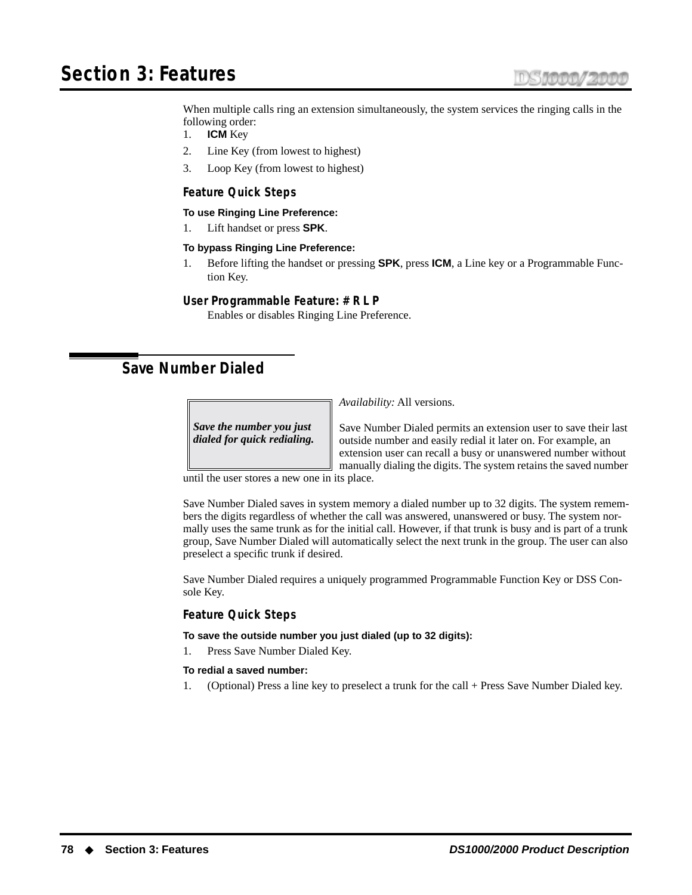When multiple calls ring an extension simultaneously, the system services the ringing calls in the following order:

1. **ICM** Key
2. Line Key (from lowest to highest)
3. Loop Key (from lowest to highest)

### Feature Quick Steps

**To use Ringing Line Preference:**

1. Lift handset or press **SPK**.

**To bypass Ringing Line Preference:**

1. Before lifting the handset or pressing **SPK**, press **ICM**, a Line key or a Programmable Function Key.

### User Programmable Feature: # R L P

Enables or disables Ringing Line Preference.

## Save Number Dialed

***Save the number you just dialed for quick redialing.***

*Availability:* All versions.

Save Number Dialed permits an extension user to save their last outside number and easily redial it later on. For example, an extension user can recall a busy or unanswered number without manually dialing the digits. The system retains the saved number until the user stores a new one in its place.

Save Number Dialed saves in system memory a dialed number up to 32 digits. The system remembers the digits regardless of whether the call was answered, unanswered or busy. The system normally uses the same trunk as for the initial call. However, if that trunk is busy and is part of a trunk group, Save Number Dialed will automatically select the next trunk in the group. The user can also preselect a specific trunk if desired.

Save Number Dialed requires a uniquely programmed Programmable Function Key or DSS Console Key.

### Feature Quick Steps

**To save the outside number you just dialed (up to 32 digits):**

1. Press Save Number Dialed Key.

**To redial a saved number:**

1. (Optional) Press a line key to preselect a trunk for the call + Press Save Number Dialed key.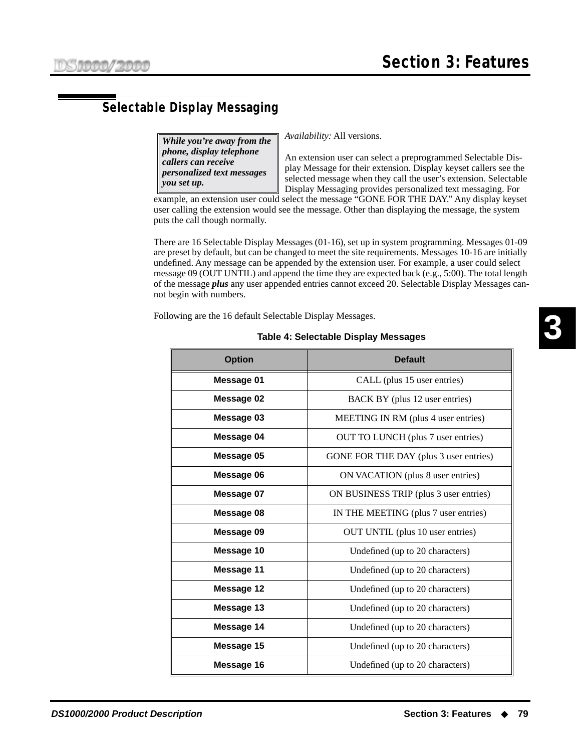## Selectable Display Messaging

> ***While you're away from the phone, display telephone callers can receive personalized text messages you set up.***

*Availability:* All versions.

An extension user can select a preprogrammed Selectable Display Message for their extension. Display keyset callers see the selected message when they call the user's extension. Selectable Display Messaging provides personalized text messaging. For example, an extension user could select the message "GONE FOR THE DAY." Any display keyset user calling the extension would see the message. Other than displaying the message, the system puts the call though normally.

There are 16 Selectable Display Messages (01-16), set up in system programming. Messages 01-09 are preset by default, but can be changed to meet the site requirements. Messages 10-16 are initially undefined. Any message can be appended by the extension user. For example, a user could select message 09 (OUT UNTIL) and append the time they are expected back (e.g., 5:00). The total length of the message ***plus*** any user appended entries cannot exceed 20. Selectable Display Messages cannot begin with numbers.

Following are the 16 default Selectable Display Messages.

**Table 4: Selectable Display Messages**

| Option | Default |
|---|---|
| **Message 01** | CALL (plus 15 user entries) |
| **Message 02** | BACK BY (plus 12 user entries) |
| **Message 03** | MEETING IN RM (plus 4 user entries) |
| **Message 04** | OUT TO LUNCH (plus 7 user entries) |
| **Message 05** | GONE FOR THE DAY (plus 3 user entries) |
| **Message 06** | ON VACATION (plus 8 user entries) |
| **Message 07** | ON BUSINESS TRIP (plus 3 user entries) |
| **Message 08** | IN THE MEETING (plus 7 user entries) |
| **Message 09** | OUT UNTIL (plus 10 user entries) |
| **Message 10** | Undefined (up to 20 characters) |
| **Message 11** | Undefined (up to 20 characters) |
| **Message 12** | Undefined (up to 20 characters) |
| **Message 13** | Undefined (up to 20 characters) |
| **Message 14** | Undefined (up to 20 characters) |
| **Message 15** | Undefined (up to 20 characters) |
| **Message 16** | Undefined (up to 20 characters) |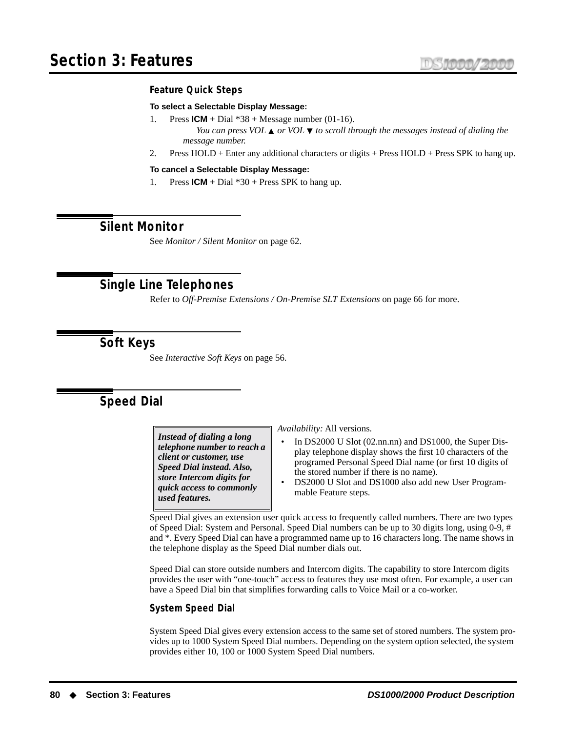#### Feature Quick Steps

**To select a Selectable Display Message:**

1. Press **ICM** + Dial *38 + Message number (01-16).
   *You can press VOL ▲ or VOL ▼ to scroll through the messages instead of dialing the message number.*
2. Press HOLD + Enter any additional characters or digits + Press HOLD + Press SPK to hang up.

**To cancel a Selectable Display Message:**

1. Press **ICM** + Dial *30 + Press SPK to hang up.

## Silent Monitor

See *Monitor / Silent Monitor* on page 62.

## Single Line Telephones

Refer to *Off-Premise Extensions / On-Premise SLT Extensions* on page 66 for more.

## Soft Keys

See *Interactive Soft Keys* on page 56.

## Speed Dial

***Instead of dialing a long telephone number to reach a client or customer, use Speed Dial instead. Also, store Intercom digits for quick access to commonly used features.***

*Availability:* All versions.

- In DS2000 U Slot (02.nn.nn) and DS1000, the Super Display telephone display shows the first 10 characters of the programed Personal Speed Dial name (or first 10 digits of the stored number if there is no name).
- DS2000 U Slot and DS1000 also add new User Programmable Feature steps.

Speed Dial gives an extension user quick access to frequently called numbers. There are two types of Speed Dial: System and Personal. Speed Dial numbers can be up to 30 digits long, using 0-9, # and *. Every Speed Dial can have a programmed name up to 16 characters long. The name shows in the telephone display as the Speed Dial number dials out.

Speed Dial can store outside numbers and Intercom digits. The capability to store Intercom digits provides the user with "one-touch" access to features they use most often. For example, a user can have a Speed Dial bin that simplifies forwarding calls to Voice Mail or a co-worker.

#### System Speed Dial

System Speed Dial gives every extension access to the same set of stored numbers. The system provides up to 1000 System Speed Dial numbers. Depending on the system option selected, the system provides either 10, 100 or 1000 System Speed Dial numbers.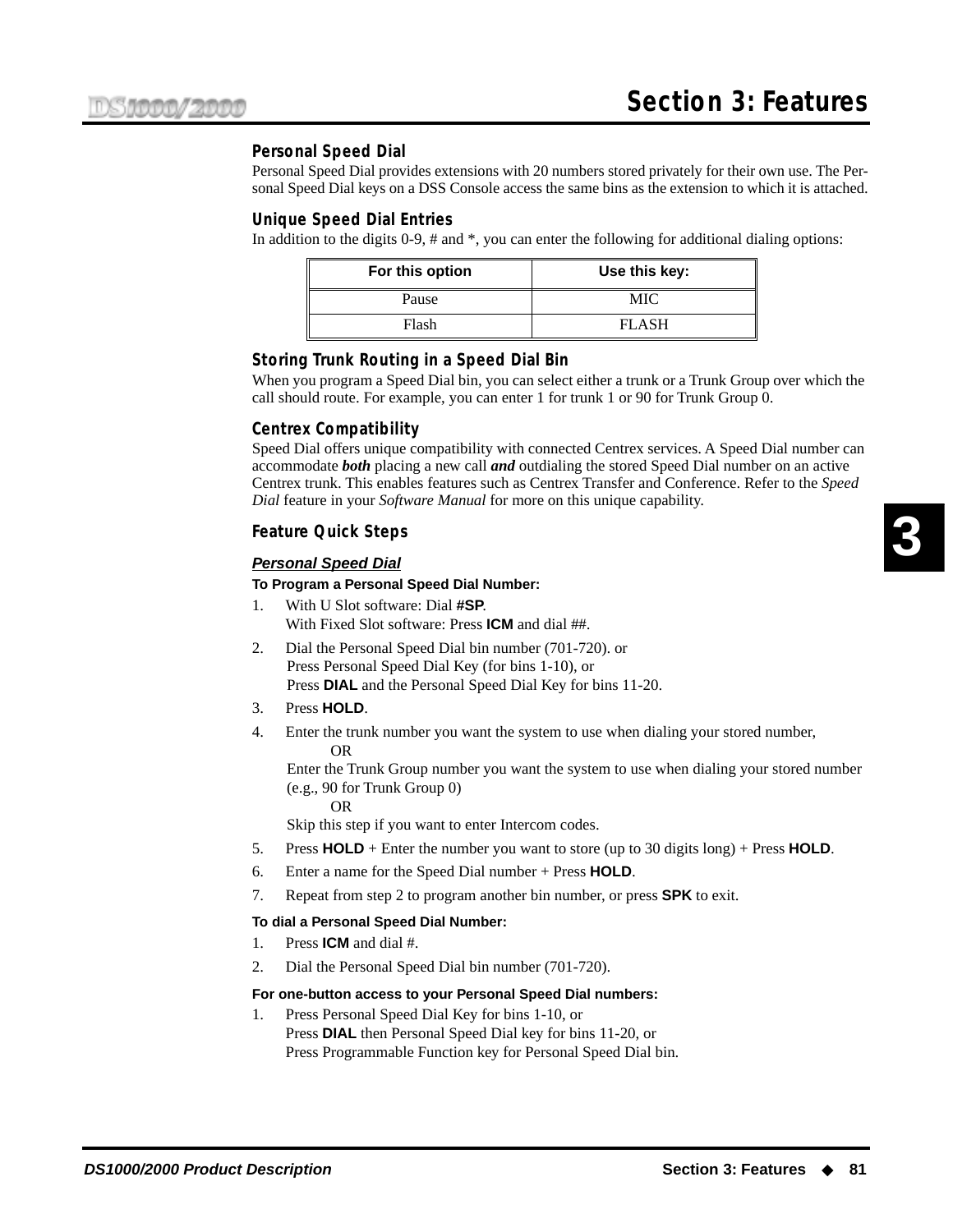### Personal Speed Dial

Personal Speed Dial provides extensions with 20 numbers stored privately for their own use. The Personal Speed Dial keys on a DSS Console access the same bins as the extension to which it is attached.

### Unique Speed Dial Entries

In addition to the digits 0-9, # and *, you can enter the following for additional dialing options:

| For this option | Use this key: |
|---|---|
| Pause | MIC |
| Flash | FLASH |

### Storing Trunk Routing in a Speed Dial Bin

When you program a Speed Dial bin, you can select either a trunk or a Trunk Group over which the call should route. For example, you can enter 1 for trunk 1 or 90 for Trunk Group 0.

### Centrex Compatibility

Speed Dial offers unique compatibility with connected Centrex services. A Speed Dial number can accommodate ***both*** placing a new call ***and*** outdialing the stored Speed Dial number on an active Centrex trunk. This enables features such as Centrex Transfer and Conference. Refer to the *Speed Dial* feature in your *Software Manual* for more on this unique capability.

### Feature Quick Steps

#### *Personal Speed Dial*

**To Program a Personal Speed Dial Number:**

1. With U Slot software: Dial **#SP**.
   With Fixed Slot software: Press **ICM** and dial ##.
2. Dial the Personal Speed Dial bin number (701-720). or
   Press Personal Speed Dial Key (for bins 1-10), or
   Press **DIAL** and the Personal Speed Dial Key for bins 11-20.
3. Press **HOLD**.
4. Enter the trunk number you want the system to use when dialing your stored number,
   OR
   Enter the Trunk Group number you want the system to use when dialing your stored number (e.g., 90 for Trunk Group 0)
   OR
   Skip this step if you want to enter Intercom codes.
5. Press **HOLD** + Enter the number you want to store (up to 30 digits long) + Press **HOLD**.
6. Enter a name for the Speed Dial number + Press **HOLD**.
7. Repeat from step 2 to program another bin number, or press **SPK** to exit.

**To dial a Personal Speed Dial Number:**

1. Press **ICM** and dial #.
2. Dial the Personal Speed Dial bin number (701-720).

**For one-button access to your Personal Speed Dial numbers:**

1. Press Personal Speed Dial Key for bins 1-10, or
   Press **DIAL** then Personal Speed Dial key for bins 11-20, or
   Press Programmable Function key for Personal Speed Dial bin.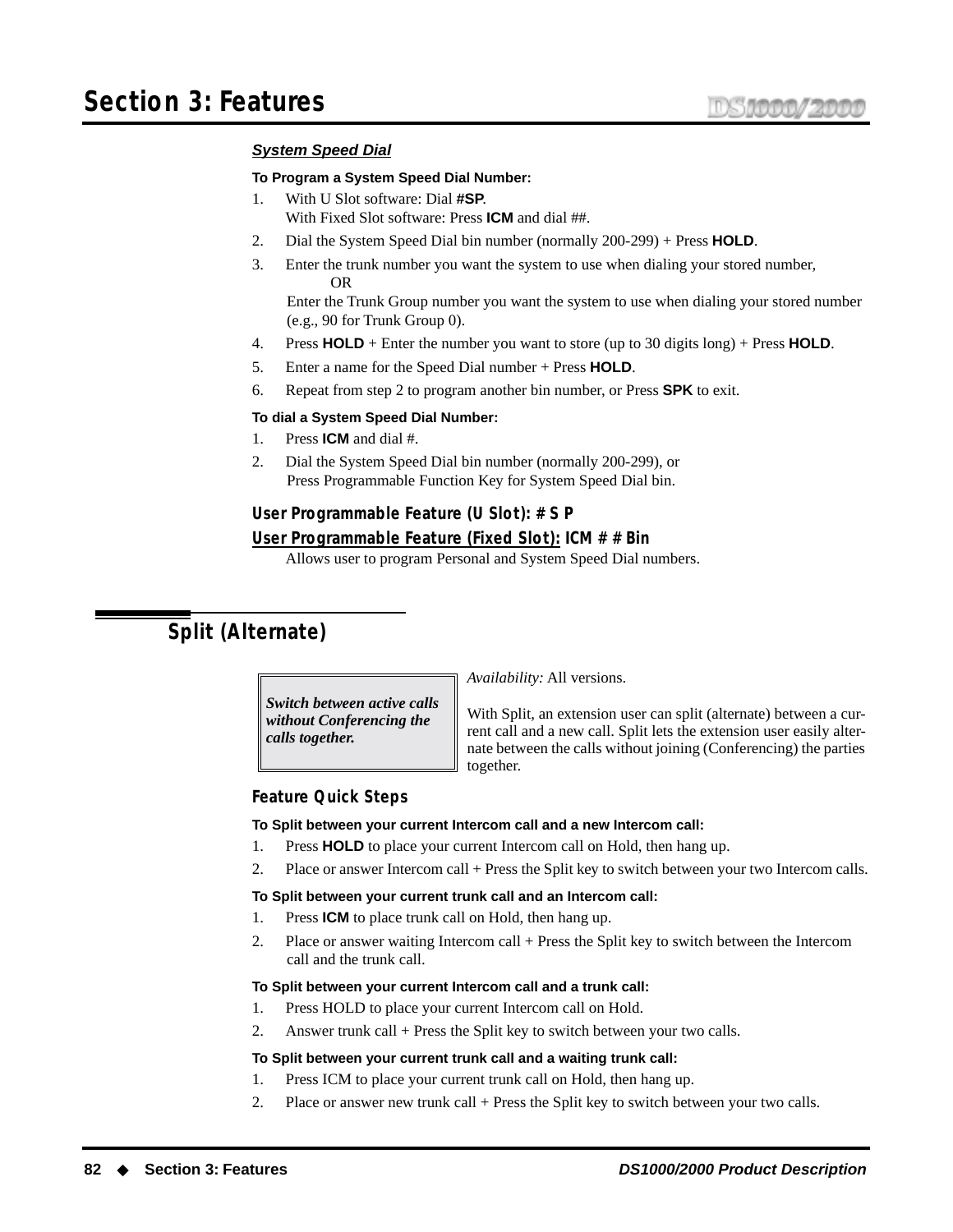#### *System Speed Dial*

**To Program a System Speed Dial Number:**

1. With U Slot software: Dial **#SP**.
   With Fixed Slot software: Press **ICM** and dial ##.
2. Dial the System Speed Dial bin number (normally 200-299) + Press **HOLD**.
3. Enter the trunk number you want the system to use when dialing your stored number,
   OR
   Enter the Trunk Group number you want the system to use when dialing your stored number (e.g., 90 for Trunk Group 0).
4. Press **HOLD** + Enter the number you want to store (up to 30 digits long) + Press **HOLD**.
5. Enter a name for the Speed Dial number + Press **HOLD**.
6. Repeat from step 2 to program another bin number, or Press **SPK** to exit.

**To dial a System Speed Dial Number:**

1. Press **ICM** and dial #.
2. Dial the System Speed Dial bin number (normally 200-299), or
   Press Programmable Function Key for System Speed Dial bin.

**User Programmable Feature (U Slot): # S P**

**User Programmable Feature (Fixed Slot): ICM # # Bin**

Allows user to program Personal and System Speed Dial numbers.

## Split (Alternate)

***Switch between active calls without Conferencing the calls together.***

*Availability:* All versions.

With Split, an extension user can split (alternate) between a current call and a new call. Split lets the extension user easily alternate between the calls without joining (Conferencing) the parties together.

### Feature Quick Steps

**To Split between your current Intercom call and a new Intercom call:**

1. Press **HOLD** to place your current Intercom call on Hold, then hang up.
2. Place or answer Intercom call + Press the Split key to switch between your two Intercom calls.

**To Split between your current trunk call and an Intercom call:**

1. Press **ICM** to place trunk call on Hold, then hang up.
2. Place or answer waiting Intercom call + Press the Split key to switch between the Intercom call and the trunk call.

**To Split between your current Intercom call and a trunk call:**

1. Press HOLD to place your current Intercom call on Hold.
2. Answer trunk call + Press the Split key to switch between your two calls.

**To Split between your current trunk call and a waiting trunk call:**

1. Press ICM to place your current trunk call on Hold, then hang up.
2. Place or answer new trunk call + Press the Split key to switch between your two calls.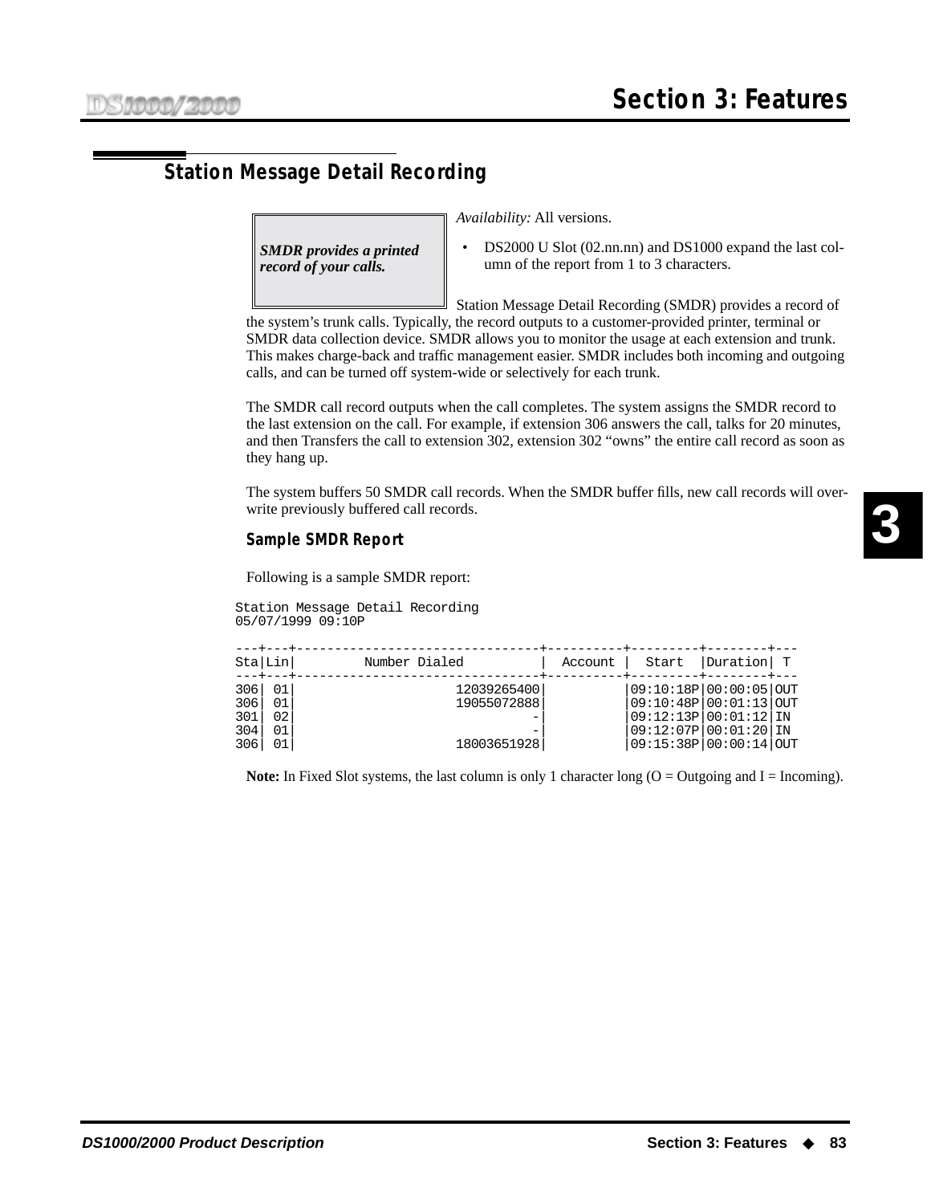## Station Message Detail Recording

***SMDR provides a printed record of your calls.***

*Availability:* All versions.

- DS2000 U Slot (02.nn.nn) and DS1000 expand the last column of the report from 1 to 3 characters.

Station Message Detail Recording (SMDR) provides a record of the system's trunk calls. Typically, the record outputs to a customer-provided printer, terminal or SMDR data collection device. SMDR allows you to monitor the usage at each extension and trunk. This makes charge-back and traffic management easier. SMDR includes both incoming and outgoing calls, and can be turned off system-wide or selectively for each trunk.

The SMDR call record outputs when the call completes. The system assigns the SMDR record to the last extension on the call. For example, if extension 306 answers the call, talks for 20 minutes, and then Transfers the call to extension 302, extension 302 "owns" the entire call record as soon as they hang up.

The system buffers 50 SMDR call records. When the SMDR buffer fills, new call records will overwrite previously buffered call records.

### Sample SMDR Report

Following is a sample SMDR report:

```
Station Message Detail Recording
05/07/1999 09:10P

---+---+--------------------------------+----------+---------+--------+---
Sta|Lin|         Number Dialed          | Account  |  Start  |Duration| T
---+---+--------------------------------+----------+---------+--------+---
306| 01|                     12039265400|          |09:10:18P|00:00:05|OUT
306| 01|                     19055072888|          |09:10:48P|00:01:13|OUT
301| 02|                               -|          |09:12:13P|00:01:12|IN
304| 01|                               -|          |09:12:07P|00:01:20|IN
306| 01|                     18003651928|          |09:15:38P|00:00:14|OUT
```

**Note:** In Fixed Slot systems, the last column is only 1 character long (O = Outgoing and I = Incoming).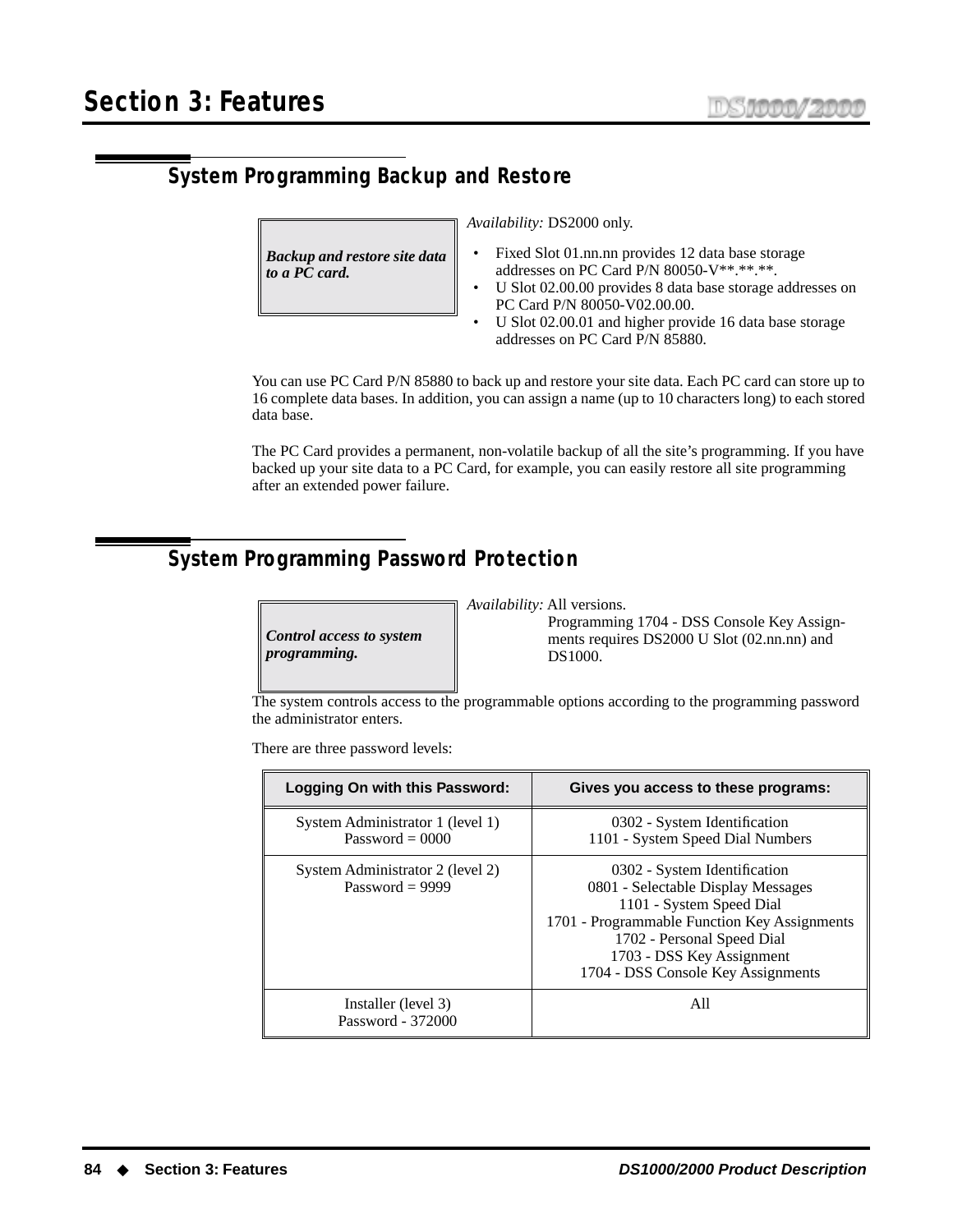## System Programming Backup and Restore

***Backup and restore site data to a PC card.***

*Availability:* DS2000 only.

- Fixed Slot 01.nn.nn provides 12 data base storage addresses on PC Card P/N 80050-V**.**.**.
- U Slot 02.00.00 provides 8 data base storage addresses on PC Card P/N 80050-V02.00.00.
- U Slot 02.00.01 and higher provide 16 data base storage addresses on PC Card P/N 85880.

You can use PC Card P/N 85880 to back up and restore your site data. Each PC card can store up to 16 complete data bases. In addition, you can assign a name (up to 10 characters long) to each stored data base.

The PC Card provides a permanent, non-volatile backup of all the site's programming. If you have backed up your site data to a PC Card, for example, you can easily restore all site programming after an extended power failure.

## System Programming Password Protection

***Control access to system programming.***

*Availability:* All versions.
Programming 1704 - DSS Console Key Assignments requires DS2000 U Slot (02.nn.nn) and DS1000.

The system controls access to the programmable options according to the programming password the administrator enters.

There are three password levels:

| Logging On with this Password: | Gives you access to these programs: |
|---|---|
| System Administrator 1 (level 1)<br>Password = 0000 | 0302 - System Identification<br>1101 - System Speed Dial Numbers |
| System Administrator 2 (level 2)<br>Password = 9999 | 0302 - System Identification<br>0801 - Selectable Display Messages<br>1101 - System Speed Dial<br>1701 - Programmable Function Key Assignments<br>1702 - Personal Speed Dial<br>1703 - DSS Key Assignment<br>1704 - DSS Console Key Assignments |
| Installer (level 3)<br>Password - 372000 | All |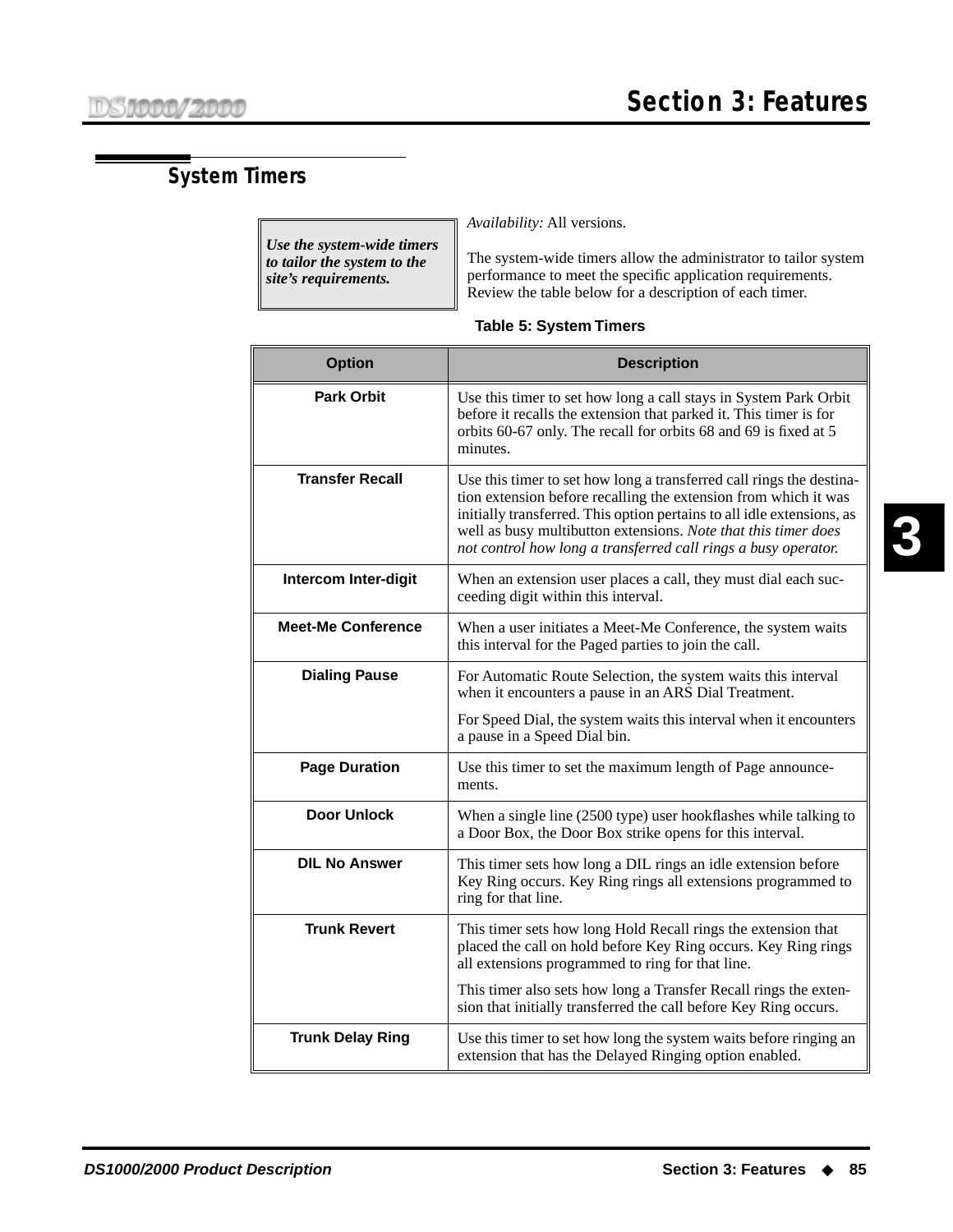## System Timers

*Use the system-wide timers to tailor the system to the site's requirements.*

*Availability:* All versions.

The system-wide timers allow the administrator to tailor system performance to meet the specific application requirements. Review the table below for a description of each timer.

**Table 5: System Timers**

| Option | Description |
|---|---|
| **Park Orbit** | Use this timer to set how long a call stays in System Park Orbit before it recalls the extension that parked it. This timer is for orbits 60-67 only. The recall for orbits 68 and 69 is fixed at 5 minutes. |
| **Transfer Recall** | Use this timer to set how long a transferred call rings the destination extension before recalling the extension from which it was initially transferred. This option pertains to all idle extensions, as well as busy multibutton extensions. *Note that this timer does not control how long a transferred call rings a busy operator.* |
| **Intercom Inter-digit** | When an extension user places a call, they must dial each succeeding digit within this interval. |
| **Meet-Me Conference** | When a user initiates a Meet-Me Conference, the system waits this interval for the Paged parties to join the call. |
| **Dialing Pause** | For Automatic Route Selection, the system waits this interval when it encounters a pause in an ARS Dial Treatment.<br><br>For Speed Dial, the system waits this interval when it encounters a pause in a Speed Dial bin. |
| **Page Duration** | Use this timer to set the maximum length of Page announcements. |
| **Door Unlock** | When a single line (2500 type) user hookflashes while talking to a Door Box, the Door Box strike opens for this interval. |
| **DIL No Answer** | This timer sets how long a DIL rings an idle extension before Key Ring occurs. Key Ring rings all extensions programmed to ring for that line. |
| **Trunk Revert** | This timer sets how long Hold Recall rings the extension that placed the call on hold before Key Ring occurs. Key Ring rings all extensions programmed to ring for that line.<br><br>This timer also sets how long a Transfer Recall rings the extension that initially transferred the call before Key Ring occurs. |
| **Trunk Delay Ring** | Use this timer to set how long the system waits before ringing an extension that has the Delayed Ringing option enabled. |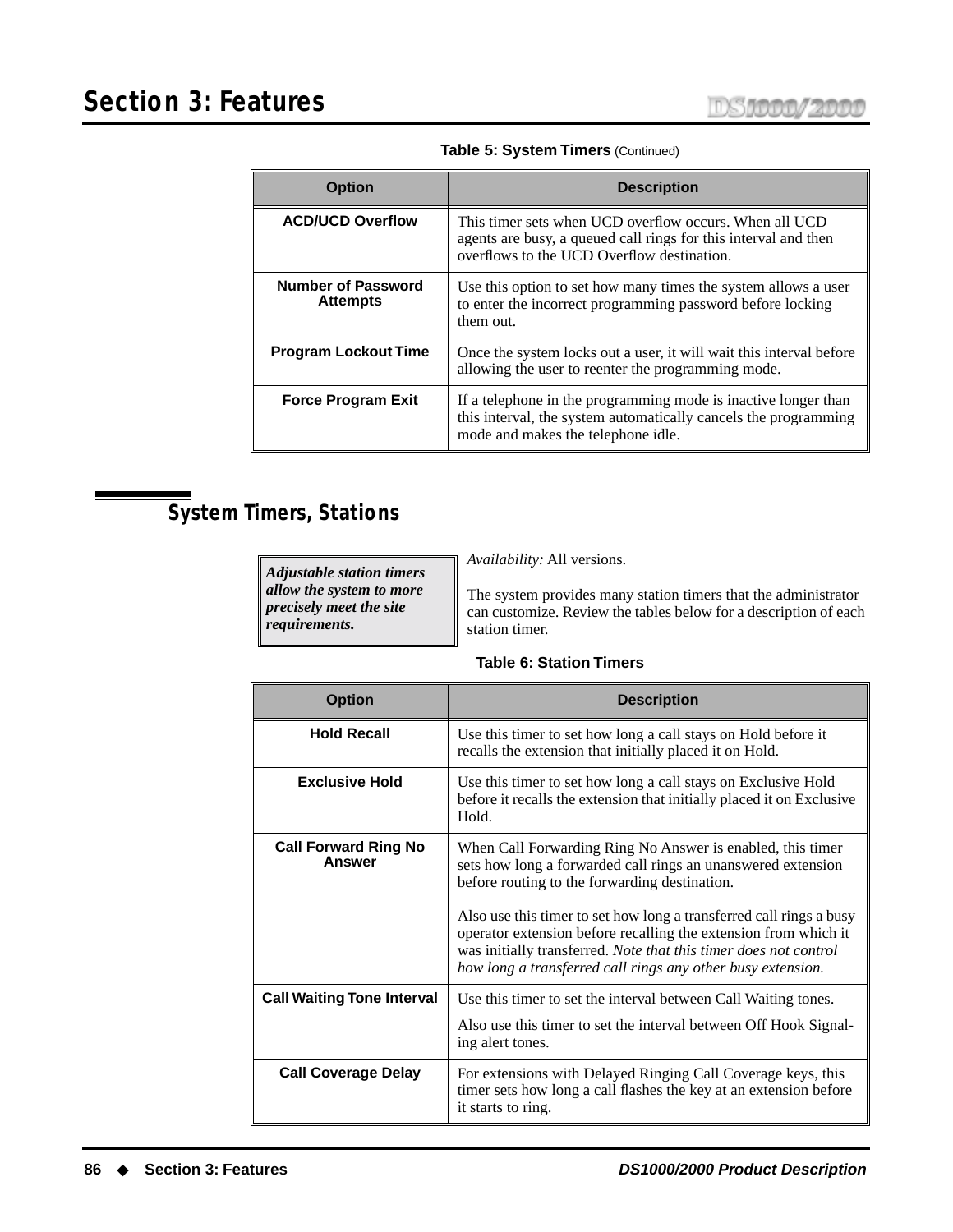**Table 5: System Timers** (Continued)

| Option | Description |
|---|---|
| **ACD/UCD Overflow** | This timer sets when UCD overflow occurs. When all UCD agents are busy, a queued call rings for this interval and then overflows to the UCD Overflow destination. |
| **Number of Password Attempts** | Use this option to set how many times the system allows a user to enter the incorrect programming password before locking them out. |
| **Program Lockout Time** | Once the system locks out a user, it will wait this interval before allowing the user to reenter the programming mode. |
| **Force Program Exit** | If a telephone in the programming mode is inactive longer than this interval, the system automatically cancels the programming mode and makes the telephone idle. |

## System Timers, Stations

***Adjustable station timers allow the system to more precisely meet the site requirements.***

*Availability:* All versions.

The system provides many station timers that the administrator can customize. Review the tables below for a description of each station timer.

**Table 6: Station Timers**

| Option | Description |
|---|---|
| **Hold Recall** | Use this timer to set how long a call stays on Hold before it recalls the extension that initially placed it on Hold. |
| **Exclusive Hold** | Use this timer to set how long a call stays on Exclusive Hold before it recalls the extension that initially placed it on Exclusive Hold. |
| **Call Forward Ring No Answer** | When Call Forwarding Ring No Answer is enabled, this timer sets how long a forwarded call rings an unanswered extension before routing to the forwarding destination.<br><br>Also use this timer to set how long a transferred call rings a busy operator extension before recalling the extension from which it was initially transferred. *Note that this timer does not control how long a transferred call rings any other busy extension.* |
| **Call Waiting Tone Interval** | Use this timer to set the interval between Call Waiting tones.<br><br>Also use this timer to set the interval between Off Hook Signaling alert tones. |
| **Call Coverage Delay** | For extensions with Delayed Ringing Call Coverage keys, this timer sets how long a call flashes the key at an extension before it starts to ring. |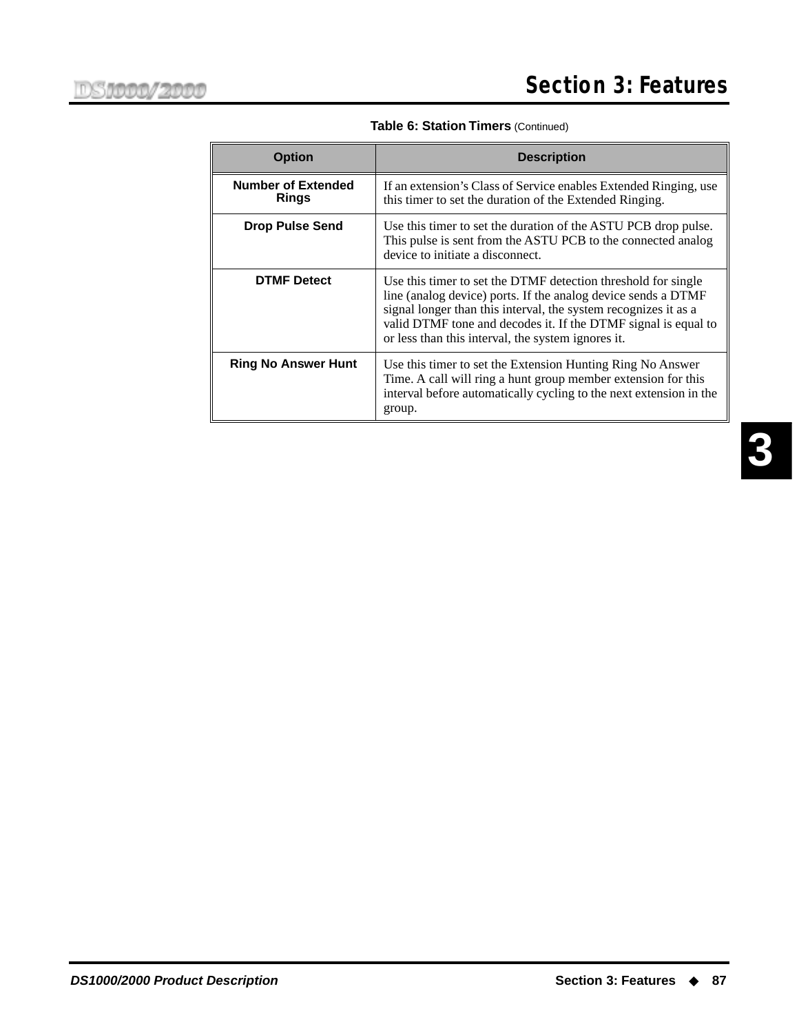**Table 6: Station Timers** (Continued)

| Option | Description |
| --- | --- |
| **Number of Extended Rings** | If an extension's Class of Service enables Extended Ringing, use this timer to set the duration of the Extended Ringing. |
| **Drop Pulse Send** | Use this timer to set the duration of the ASTU PCB drop pulse. This pulse is sent from the ASTU PCB to the connected analog device to initiate a disconnect. |
| **DTMF Detect** | Use this timer to set the DTMF detection threshold for single line (analog device) ports. If the analog device sends a DTMF signal longer than this interval, the system recognizes it as a valid DTMF tone and decodes it. If the DTMF signal is equal to or less than this interval, the system ignores it. |
| **Ring No Answer Hunt** | Use this timer to set the Extension Hunting Ring No Answer Time. A call will ring a hunt group member extension for this interval before automatically cycling to the next extension in the group. |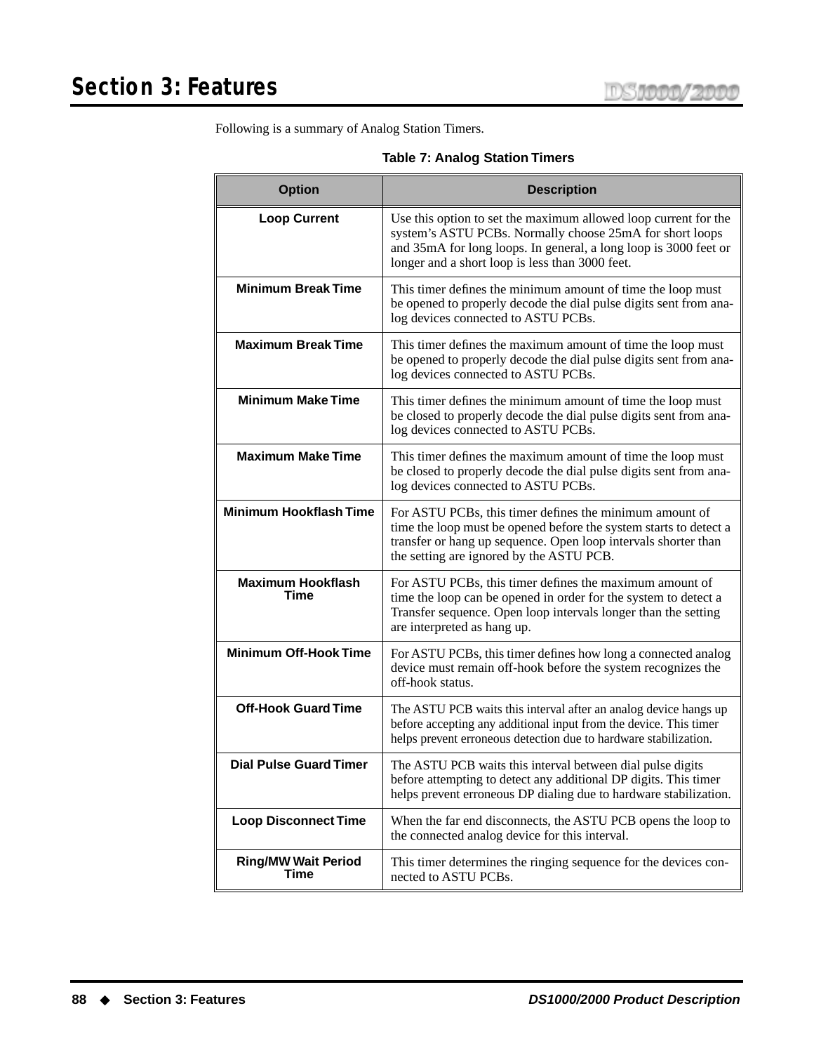Following is a summary of Analog Station Timers.

**Table 7: Analog Station Timers**

| Option | Description |
|---|---|
| **Loop Current** | Use this option to set the maximum allowed loop current for the system's ASTU PCBs. Normally choose 25mA for short loops and 35mA for long loops. In general, a long loop is 3000 feet or longer and a short loop is less than 3000 feet. |
| **Minimum Break Time** | This timer defines the minimum amount of time the loop must be opened to properly decode the dial pulse digits sent from analog devices connected to ASTU PCBs. |
| **Maximum Break Time** | This timer defines the maximum amount of time the loop must be opened to properly decode the dial pulse digits sent from analog devices connected to ASTU PCBs. |
| **Minimum Make Time** | This timer defines the minimum amount of time the loop must be closed to properly decode the dial pulse digits sent from analog devices connected to ASTU PCBs. |
| **Maximum Make Time** | This timer defines the maximum amount of time the loop must be closed to properly decode the dial pulse digits sent from analog devices connected to ASTU PCBs. |
| **Minimum Hookflash Time** | For ASTU PCBs, this timer defines the minimum amount of time the loop must be opened before the system starts to detect a transfer or hang up sequence. Open loop intervals shorter than the setting are ignored by the ASTU PCB. |
| **Maximum Hookflash Time** | For ASTU PCBs, this timer defines the maximum amount of time the loop can be opened in order for the system to detect a Transfer sequence. Open loop intervals longer than the setting are interpreted as hang up. |
| **Minimum Off-Hook Time** | For ASTU PCBs, this timer defines how long a connected analog device must remain off-hook before the system recognizes the off-hook status. |
| **Off-Hook Guard Time** | The ASTU PCB waits this interval after an analog device hangs up before accepting any additional input from the device. This timer helps prevent erroneous detection due to hardware stabilization. |
| **Dial Pulse Guard Timer** | The ASTU PCB waits this interval between dial pulse digits before attempting to detect any additional DP digits. This timer helps prevent erroneous DP dialing due to hardware stabilization. |
| **Loop Disconnect Time** | When the far end disconnects, the ASTU PCB opens the loop to the connected analog device for this interval. |
| **Ring/MW Wait Period Time** | This timer determines the ringing sequence for the devices connected to ASTU PCBs. |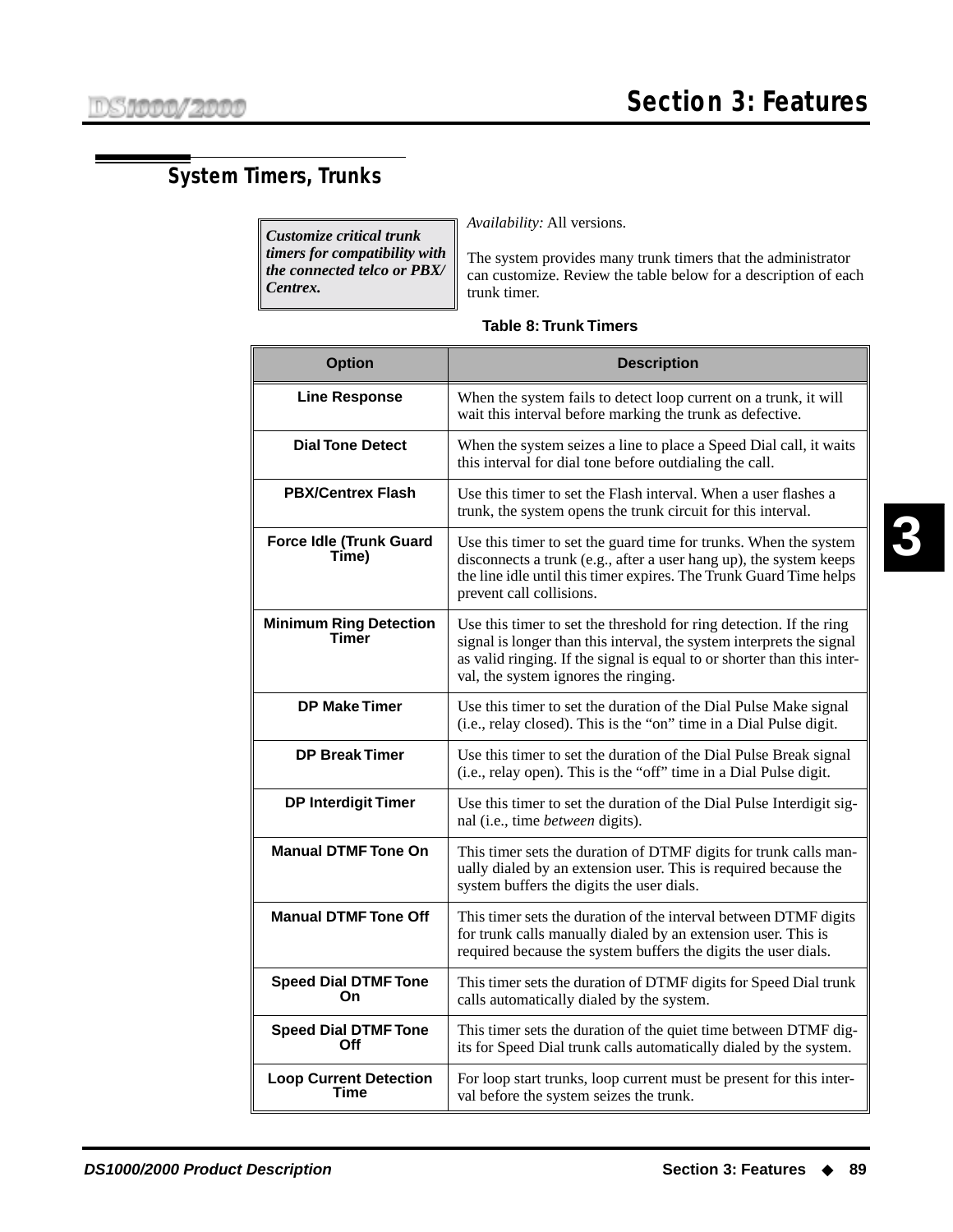## System Timers, Trunks

***Customize critical trunk timers for compatibility with the connected telco or PBX/ Centrex.***

*Availability:* All versions.

The system provides many trunk timers that the administrator can customize. Review the table below for a description of each trunk timer.

**Table 8: Trunk Timers**

| Option | Description |
|---|---|
| **Line Response** | When the system fails to detect loop current on a trunk, it will wait this interval before marking the trunk as defective. |
| **Dial Tone Detect** | When the system seizes a line to place a Speed Dial call, it waits this interval for dial tone before outdialing the call. |
| **PBX/Centrex Flash** | Use this timer to set the Flash interval. When a user flashes a trunk, the system opens the trunk circuit for this interval. |
| **Force Idle (Trunk Guard Time)** | Use this timer to set the guard time for trunks. When the system disconnects a trunk (e.g., after a user hang up), the system keeps the line idle until this timer expires. The Trunk Guard Time helps prevent call collisions. |
| **Minimum Ring Detection Timer** | Use this timer to set the threshold for ring detection. If the ring signal is longer than this interval, the system interprets the signal as valid ringing. If the signal is equal to or shorter than this interval, the system ignores the ringing. |
| **DP Make Timer** | Use this timer to set the duration of the Dial Pulse Make signal (i.e., relay closed). This is the "on" time in a Dial Pulse digit. |
| **DP Break Timer** | Use this timer to set the duration of the Dial Pulse Break signal (i.e., relay open). This is the "off" time in a Dial Pulse digit. |
| **DP Interdigit Timer** | Use this timer to set the duration of the Dial Pulse Interdigit signal (i.e., time *between* digits). |
| **Manual DTMF Tone On** | This timer sets the duration of DTMF digits for trunk calls manually dialed by an extension user. This is required because the system buffers the digits the user dials. |
| **Manual DTMF Tone Off** | This timer sets the duration of the interval between DTMF digits for trunk calls manually dialed by an extension user. This is required because the system buffers the digits the user dials. |
| **Speed Dial DTMF Tone On** | This timer sets the duration of DTMF digits for Speed Dial trunk calls automatically dialed by the system. |
| **Speed Dial DTMF Tone Off** | This timer sets the duration of the quiet time between DTMF digits for Speed Dial trunk calls automatically dialed by the system. |
| **Loop Current Detection Time** | For loop start trunks, loop current must be present for this interval before the system seizes the trunk. |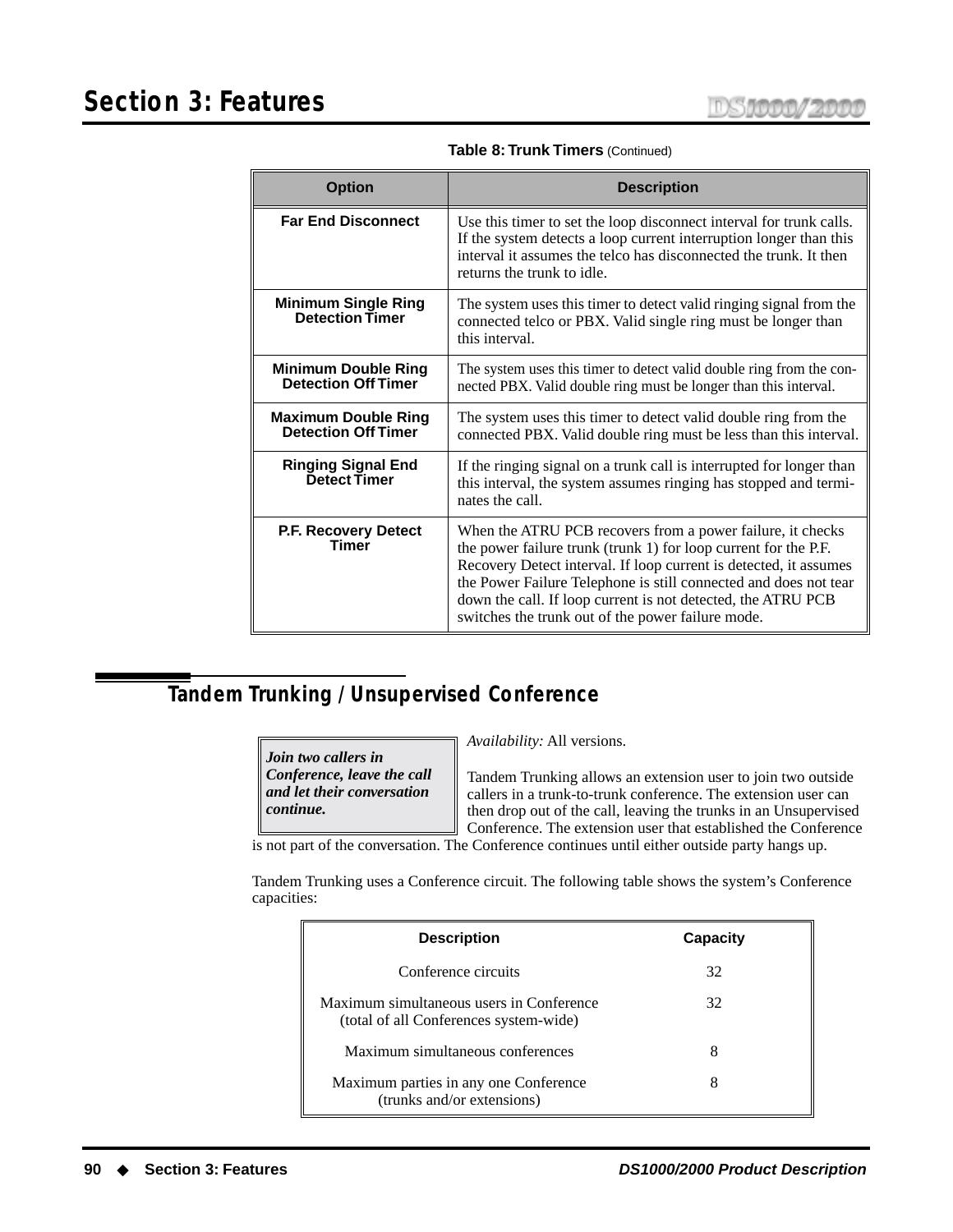**Table 8: Trunk Timers** (Continued)

| Option | Description |
|---|---|
| **Far End Disconnect** | Use this timer to set the loop disconnect interval for trunk calls. If the system detects a loop current interruption longer than this interval it assumes the telco has disconnected the trunk. It then returns the trunk to idle. |
| **Minimum Single Ring Detection Timer** | The system uses this timer to detect valid ringing signal from the connected telco or PBX. Valid single ring must be longer than this interval. |
| **Minimum Double Ring Detection Off Timer** | The system uses this timer to detect valid double ring from the connected PBX. Valid double ring must be longer than this interval. |
| **Maximum Double Ring Detection Off Timer** | The system uses this timer to detect valid double ring from the connected PBX. Valid double ring must be less than this interval. |
| **Ringing Signal End Detect Timer** | If the ringing signal on a trunk call is interrupted for longer than this interval, the system assumes ringing has stopped and terminates the call. |
| **P.F. Recovery Detect Timer** | When the ATRU PCB recovers from a power failure, it checks the power failure trunk (trunk 1) for loop current for the P.F. Recovery Detect interval. If loop current is detected, it assumes the Power Failure Telephone is still connected and does not tear down the call. If loop current is not detected, the ATRU PCB switches the trunk out of the power failure mode. |

## Tandem Trunking / Unsupervised Conference

***Join two callers in Conference, leave the call and let their conversation continue.***

*Availability:* All versions.

Tandem Trunking allows an extension user to join two outside callers in a trunk-to-trunk conference. The extension user can then drop out of the call, leaving the trunks in an Unsupervised Conference. The extension user that established the Conference is not part of the conversation. The Conference continues until either outside party hangs up.

Tandem Trunking uses a Conference circuit. The following table shows the system's Conference capacities:

| Description | Capacity |
|---|---|
| Conference circuits | 32 |
| Maximum simultaneous users in Conference (total of all Conferences system-wide) | 32 |
| Maximum simultaneous conferences | 8 |
| Maximum parties in any one Conference (trunks and/or extensions) | 8 |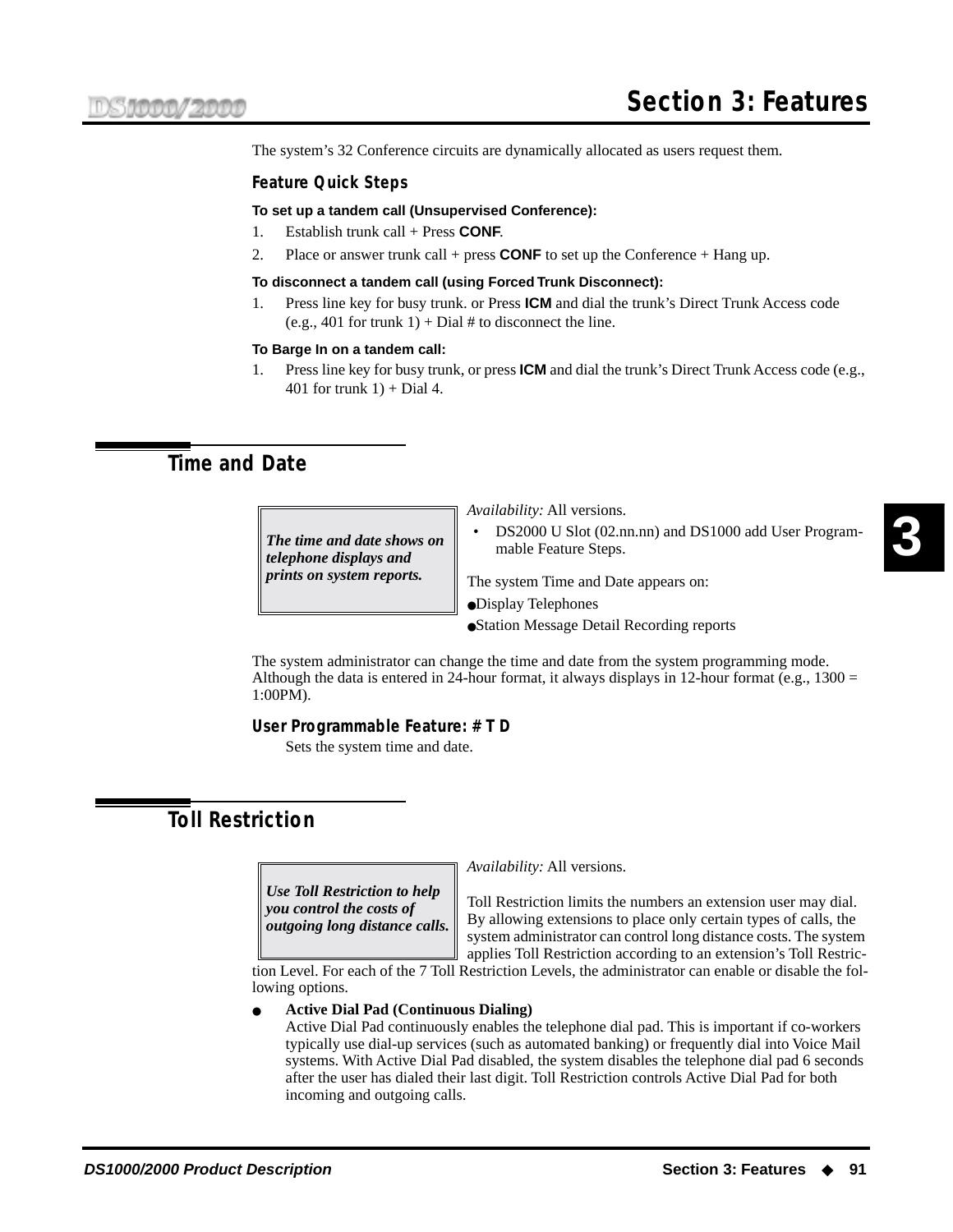The system's 32 Conference circuits are dynamically allocated as users request them.

### Feature Quick Steps

**To set up a tandem call (Unsupervised Conference):**

1. Establish trunk call + Press **CONF**.
2. Place or answer trunk call + press **CONF** to set up the Conference + Hang up.

**To disconnect a tandem call (using Forced Trunk Disconnect):**

1. Press line key for busy trunk. or Press **ICM** and dial the trunk's Direct Trunk Access code (e.g., 401 for trunk 1) + Dial # to disconnect the line.

**To Barge In on a tandem call:**

1. Press line key for busy trunk, or press **ICM** and dial the trunk's Direct Trunk Access code (e.g., 401 for trunk 1) + Dial 4.

## Time and Date

> ***The time and date shows on telephone displays and prints on system reports.***

*Availability:* All versions.

- DS2000 U Slot (02.nn.nn) and DS1000 add User Programmable Feature Steps.

The system Time and Date appears on:

- Display Telephones
- Station Message Detail Recording reports

The system administrator can change the time and date from the system programming mode. Although the data is entered in 24-hour format, it always displays in 12-hour format (e.g., 1300 = 1:00PM).

### User Programmable Feature: # T D

Sets the system time and date.

## Toll Restriction

> ***Use Toll Restriction to help you control the costs of outgoing long distance calls.***

*Availability:* All versions.

Toll Restriction limits the numbers an extension user may dial. By allowing extensions to place only certain types of calls, the system administrator can control long distance costs. The system applies Toll Restriction according to an extension's Toll Restriction Level. For each of the 7 Toll Restriction Levels, the administrator can enable or disable the following options.

- **Active Dial Pad (Continuous Dialing)**
  Active Dial Pad continuously enables the telephone dial pad. This is important if co-workers typically use dial-up services (such as automated banking) or frequently dial into Voice Mail systems. With Active Dial Pad disabled, the system disables the telephone dial pad 6 seconds after the user has dialed their last digit. Toll Restriction controls Active Dial Pad for both incoming and outgoing calls.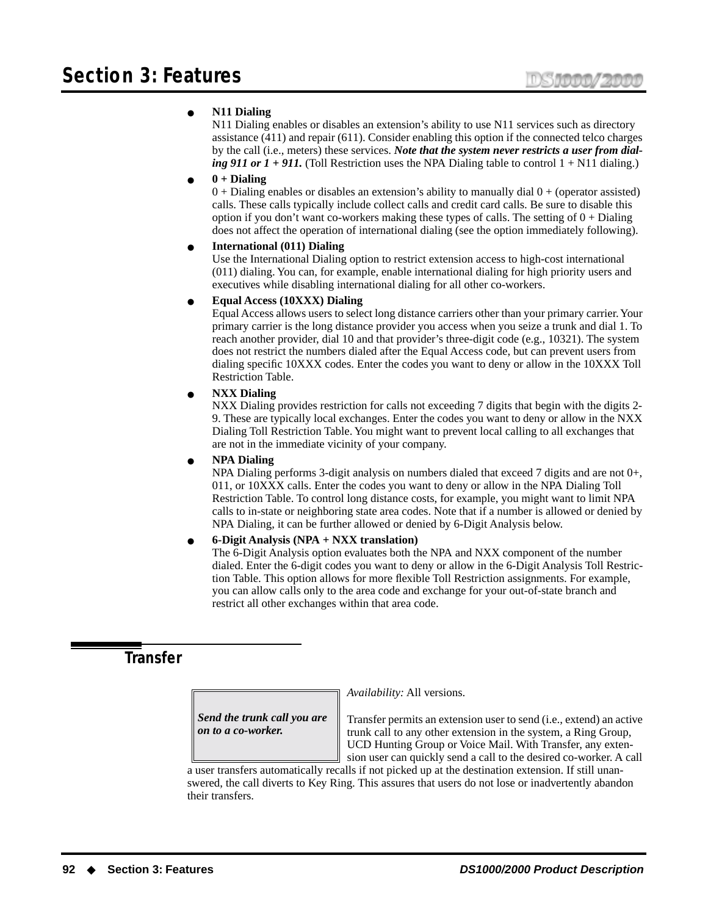- **N11 Dialing**
  N11 Dialing enables or disables an extension's ability to use N11 services such as directory assistance (411) and repair (611). Consider enabling this option if the connected telco charges by the call (i.e., meters) these services. ***Note that the system never restricts a user from dialing 911 or 1 + 911.*** (Toll Restriction uses the NPA Dialing table to control 1 + N11 dialing.)
- **0 + Dialing**
  0 + Dialing enables or disables an extension's ability to manually dial 0 + (operator assisted) calls. These calls typically include collect calls and credit card calls. Be sure to disable this option if you don't want co-workers making these types of calls. The setting of 0 + Dialing does not affect the operation of international dialing (see the option immediately following).
- **International (011) Dialing**
  Use the International Dialing option to restrict extension access to high-cost international (011) dialing. You can, for example, enable international dialing for high priority users and executives while disabling international dialing for all other co-workers.
- **Equal Access (10XXX) Dialing**
  Equal Access allows users to select long distance carriers other than your primary carrier. Your primary carrier is the long distance provider you access when you seize a trunk and dial 1. To reach another provider, dial 10 and that provider's three-digit code (e.g., 10321). The system does not restrict the numbers dialed after the Equal Access code, but can prevent users from dialing specific 10XXX codes. Enter the codes you want to deny or allow in the 10XXX Toll Restriction Table.
- **NXX Dialing**
  NXX Dialing provides restriction for calls not exceeding 7 digits that begin with the digits 2-9. These are typically local exchanges. Enter the codes you want to deny or allow in the NXX Dialing Toll Restriction Table. You might want to prevent local calling to all exchanges that are not in the immediate vicinity of your company.
- **NPA Dialing**
  NPA Dialing performs 3-digit analysis on numbers dialed that exceed 7 digits and are not 0+, 011, or 10XXX calls. Enter the codes you want to deny or allow in the NPA Dialing Toll Restriction Table. To control long distance costs, for example, you might want to limit NPA calls to in-state or neighboring state area codes. Note that if a number is allowed or denied by NPA Dialing, it can be further allowed or denied by 6-Digit Analysis below.
- **6-Digit Analysis (NPA + NXX translation)**
  The 6-Digit Analysis option evaluates both the NPA and NXX component of the number dialed. Enter the 6-digit codes you want to deny or allow in the 6-Digit Analysis Toll Restriction Table. This option allows for more flexible Toll Restriction assignments. For example, you can allow calls only to the area code and exchange for your out-of-state branch and restrict all other exchanges within that area code.

## Transfer

***Send the trunk call you are on to a co-worker.***

*Availability:* All versions.

Transfer permits an extension user to send (i.e., extend) an active trunk call to any other extension in the system, a Ring Group, UCD Hunting Group or Voice Mail. With Transfer, any extension user can quickly send a call to the desired co-worker. A call a user transfers automatically recalls if not picked up at the destination extension. If still unanswered, the call diverts to Key Ring. This assures that users do not lose or inadvertently abandon their transfers.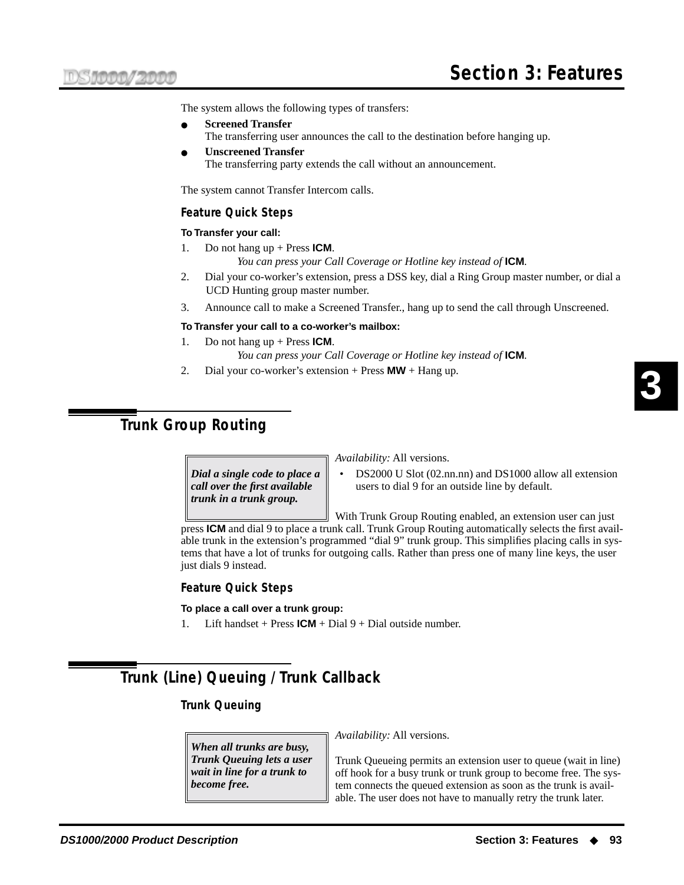The system allows the following types of transfers:

- **Screened Transfer**
  The transferring user announces the call to the destination before hanging up.
- **Unscreened Transfer**
  The transferring party extends the call without an announcement.

The system cannot Transfer Intercom calls.

### Feature Quick Steps

**To Transfer your call:**

1. Do not hang up + Press **ICM**.
   *You can press your Call Coverage or Hotline key instead of* **ICM**.
2. Dial your co-worker's extension, press a DSS key, dial a Ring Group master number, or dial a UCD Hunting group master number.
3. Announce call to make a Screened Transfer., hang up to send the call through Unscreened.

**To Transfer your call to a co-worker's mailbox:**

1. Do not hang up + Press **ICM**.
   *You can press your Call Coverage or Hotline key instead of* **ICM**.
2. Dial your co-worker's extension + Press **MW** + Hang up.

## Trunk Group Routing

***Dial a single code to place a call over the first available trunk in a trunk group.***

*Availability:* All versions.

- DS2000 U Slot (02.nn.nn) and DS1000 allow all extension users to dial 9 for an outside line by default.

With Trunk Group Routing enabled, an extension user can just press **ICM** and dial 9 to place a trunk call. Trunk Group Routing automatically selects the first available trunk in the extension's programmed "dial 9" trunk group. This simplifies placing calls in systems that have a lot of trunks for outgoing calls. Rather than press one of many line keys, the user just dials 9 instead.

### Feature Quick Steps

**To place a call over a trunk group:**

1. Lift handset + Press **ICM** + Dial 9 + Dial outside number.

## Trunk (Line) Queuing / Trunk Callback

### Trunk Queuing

***When all trunks are busy, Trunk Queuing lets a user wait in line for a trunk to become free.***

*Availability:* All versions.

Trunk Queueing permits an extension user to queue (wait in line) off hook for a busy trunk or trunk group to become free. The system connects the queued extension as soon as the trunk is available. The user does not have to manually retry the trunk later.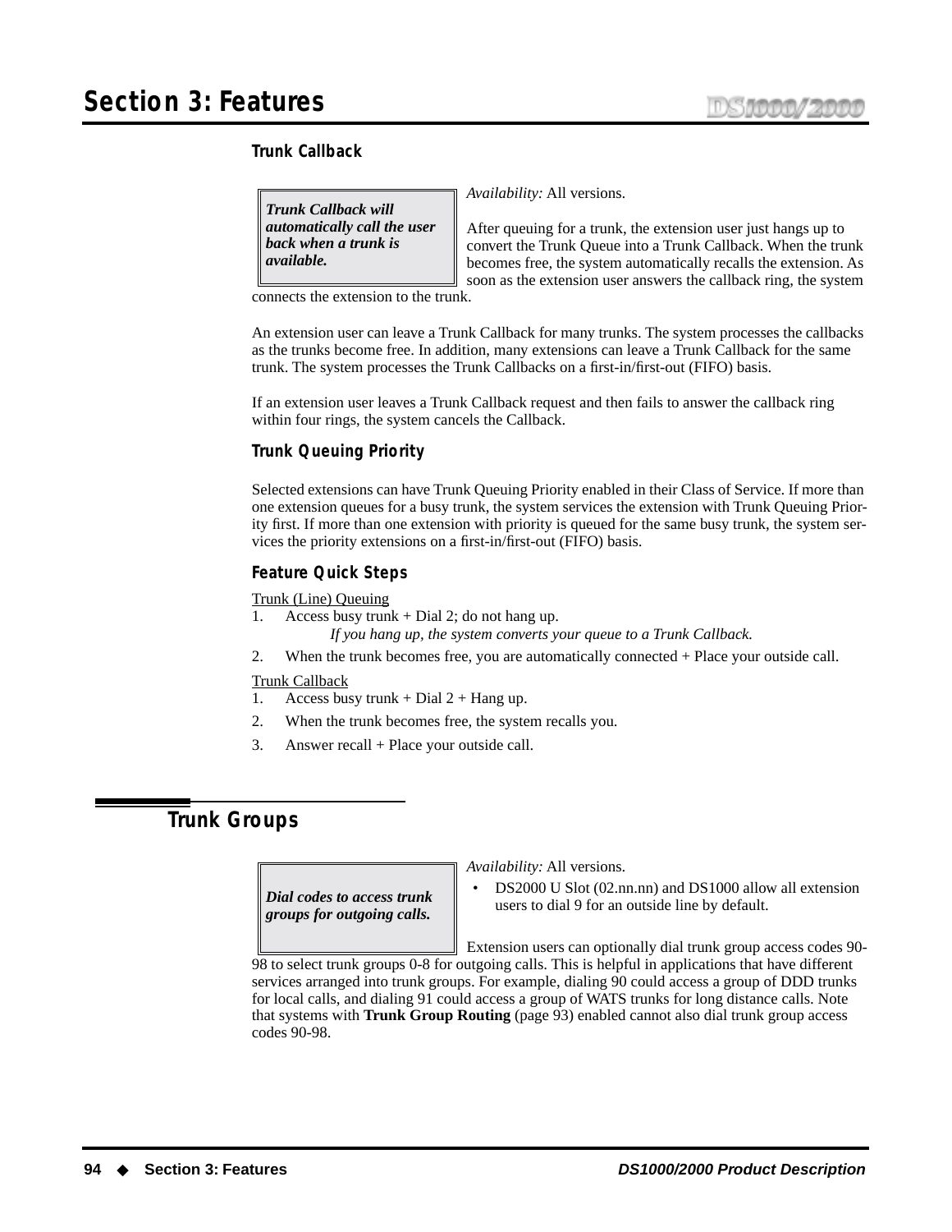### Trunk Callback

> ***Trunk Callback will automatically call the user back when a trunk is available.***

*Availability:* All versions.

After queuing for a trunk, the extension user just hangs up to convert the Trunk Queue into a Trunk Callback. When the trunk becomes free, the system automatically recalls the extension. As soon as the extension user answers the callback ring, the system connects the extension to the trunk.

An extension user can leave a Trunk Callback for many trunks. The system processes the callbacks as the trunks become free. In addition, many extensions can leave a Trunk Callback for the same trunk. The system processes the Trunk Callbacks on a first-in/first-out (FIFO) basis.

If an extension user leaves a Trunk Callback request and then fails to answer the callback ring within four rings, the system cancels the Callback.

### Trunk Queuing Priority

Selected extensions can have Trunk Queuing Priority enabled in their Class of Service. If more than one extension queues for a busy trunk, the system services the extension with Trunk Queuing Priority first. If more than one extension with priority is queued for the same busy trunk, the system services the priority extensions on a first-in/first-out (FIFO) basis.

### Feature Quick Steps

Trunk (Line) Queuing

1. Access busy trunk + Dial 2; do not hang up.
   *If you hang up, the system converts your queue to a Trunk Callback.*
2. When the trunk becomes free, you are automatically connected + Place your outside call.

Trunk Callback

1. Access busy trunk + Dial 2 + Hang up.
2. When the trunk becomes free, the system recalls you.
3. Answer recall + Place your outside call.

## Trunk Groups

> ***Dial codes to access trunk groups for outgoing calls.***

*Availability:* All versions.

- DS2000 U Slot (02.nn.nn) and DS1000 allow all extension users to dial 9 for an outside line by default.

Extension users can optionally dial trunk group access codes 90-98 to select trunk groups 0-8 for outgoing calls. This is helpful in applications that have different services arranged into trunk groups. For example, dialing 90 could access a group of DDD trunks for local calls, and dialing 91 could access a group of WATS trunks for long distance calls. Note that systems with **Trunk Group Routing** (page 93) enabled cannot also dial trunk group access codes 90-98.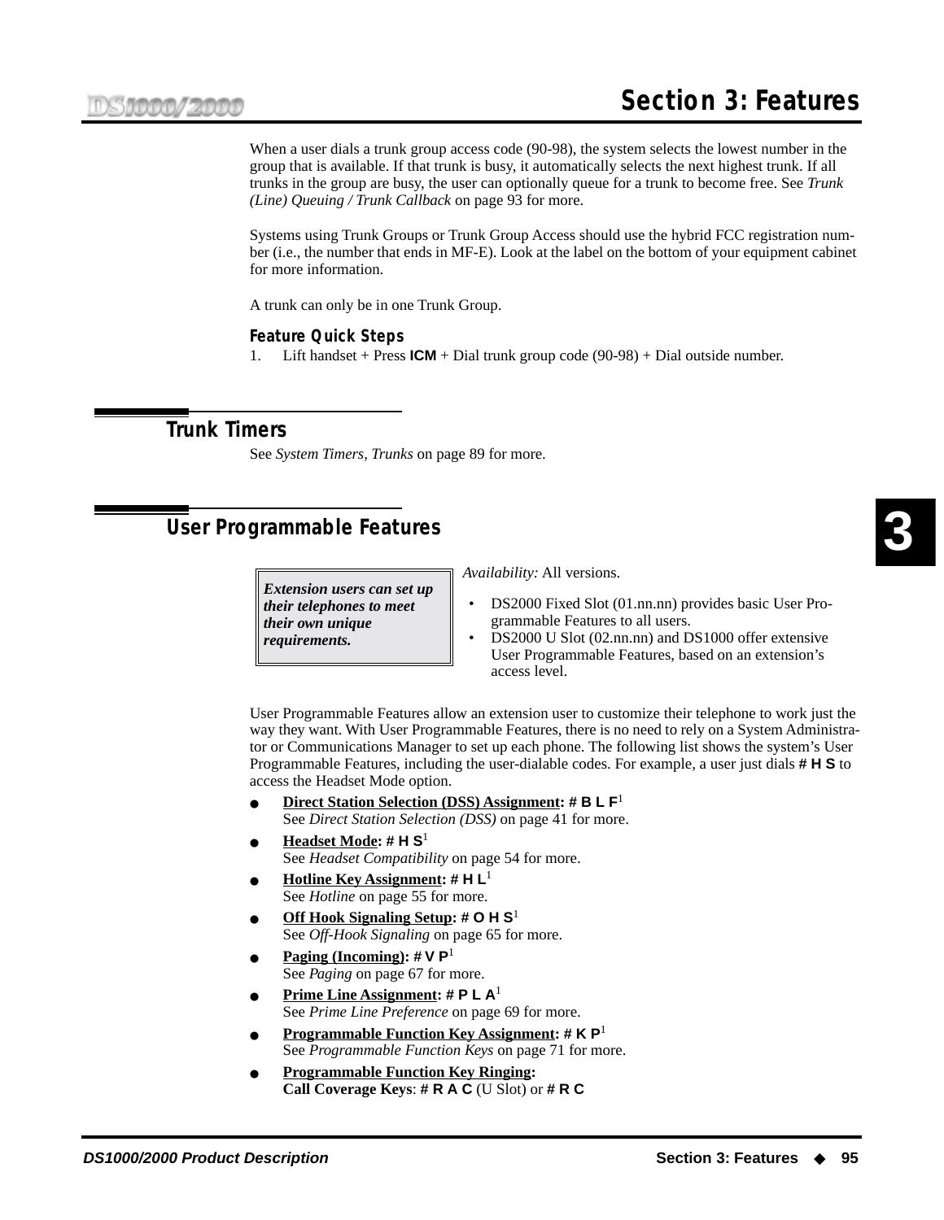When a user dials a trunk group access code (90-98), the system selects the lowest number in the group that is available. If that trunk is busy, it automatically selects the next highest trunk. If all trunks in the group are busy, the user can optionally queue for a trunk to become free. See *Trunk (Line) Queuing / Trunk Callback* on page 93 for more.

Systems using Trunk Groups or Trunk Group Access should use the hybrid FCC registration number (i.e., the number that ends in MF-E). Look at the label on the bottom of your equipment cabinet for more information.

A trunk can only be in one Trunk Group.

### Feature Quick Steps

1. Lift handset + Press **ICM** + Dial trunk group code (90-98) + Dial outside number.

## Trunk Timers

See *System Timers, Trunks* on page 89 for more.

## User Programmable Features

***Extension users can set up their telephones to meet their own unique requirements.***

*Availability:* All versions.

- DS2000 Fixed Slot (01.nn.nn) provides basic User Programmable Features to all users.
- DS2000 U Slot (02.nn.nn) and DS1000 offer extensive User Programmable Features, based on an extension's access level.

User Programmable Features allow an extension user to customize their telephone to work just the way they want. With User Programmable Features, there is no need to rely on a System Administrator or Communications Manager to set up each phone. The following list shows the system's User Programmable Features, including the user-dialable codes. For example, a user just dials **# H S** to access the Headset Mode option.

- **Direct Station Selection (DSS) Assignment: # B L F**[1]
  See *Direct Station Selection (DSS)* on page 41 for more.
- **Headset Mode: # H S**[1]
  See *Headset Compatibility* on page 54 for more.
- **Hotline Key Assignment: # H L**[1]
  See *Hotline* on page 55 for more.
- **Off Hook Signaling Setup: # O H S**[1]
  See *Off-Hook Signaling* on page 65 for more.
- **Paging (Incoming): # V P**[1]
  See *Paging* on page 67 for more.
- **Prime Line Assignment: # P L A**[1]
  See *Prime Line Preference* on page 69 for more.
- **Programmable Function Key Assignment: # K P**[1]
  See *Programmable Function Keys* on page 71 for more.
- **Programmable Function Key Ringing:**
  **Call Coverage Keys: # R A C** (U Slot) or **# R C**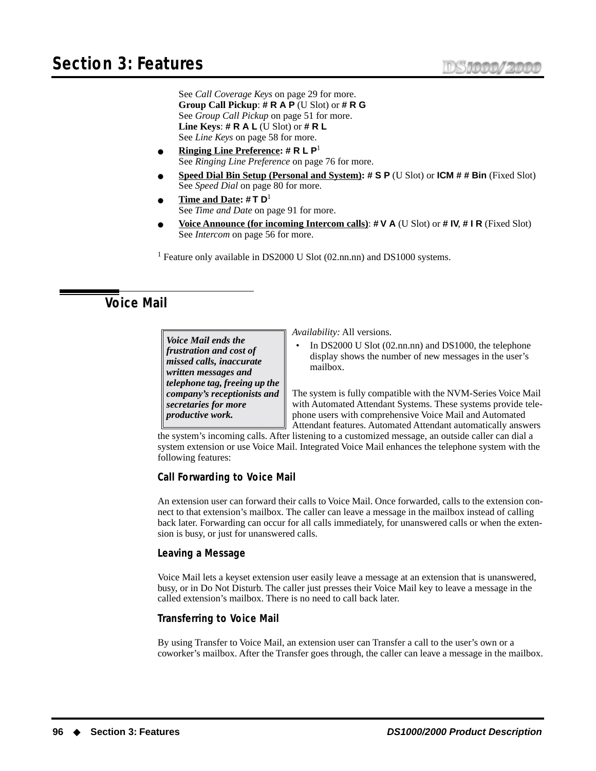See *Call Coverage Keys* on page 29 for more.
**Group Call Pickup**: **# R A P** (U Slot) or **# R G**
See *Group Call Pickup* on page 51 for more.
**Line Keys**: **# R A L** (U Slot) or **# R L**
See *Line Keys* on page 58 for more.

- **Ringing Line Preference: # R L P**[1]
  See *Ringing Line Preference* on page 76 for more.
- **Speed Dial Bin Setup (Personal and System): # S P** (U Slot) or **ICM # # Bin** (Fixed Slot)
  See *Speed Dial* on page 80 for more.
- **Time and Date: # T D**[1]
  See *Time and Date* on page 91 for more.
- **Voice Announce (for incoming Intercom calls)**: **# V A** (U Slot) or **# IV**, **# I R** (Fixed Slot)
  See *Intercom* on page 56 for more.

[1] Feature only available in DS2000 U Slot (02.nn.nn) and DS1000 systems.

## Voice Mail

***Voice Mail ends the frustration and cost of missed calls, inaccurate written messages and telephone tag, freeing up the company's receptionists and secretaries for more productive work.***

*Availability:* All versions.

- In DS2000 U Slot (02.nn.nn) and DS1000, the telephone display shows the number of new messages in the user's mailbox.

The system is fully compatible with the NVM-Series Voice Mail with Automated Attendant Systems. These systems provide telephone users with comprehensive Voice Mail and Automated Attendant features. Automated Attendant automatically answers the system's incoming calls. After listening to a customized message, an outside caller can dial a system extension or use Voice Mail. Integrated Voice Mail enhances the telephone system with the following features:

### Call Forwarding to Voice Mail

An extension user can forward their calls to Voice Mail. Once forwarded, calls to the extension connect to that extension's mailbox. The caller can leave a message in the mailbox instead of calling back later. Forwarding can occur for all calls immediately, for unanswered calls or when the extension is busy, or just for unanswered calls.

### Leaving a Message

Voice Mail lets a keyset extension user easily leave a message at an extension that is unanswered, busy, or in Do Not Disturb. The caller just presses their Voice Mail key to leave a message in the called extension's mailbox. There is no need to call back later.

### Transferring to Voice Mail

By using Transfer to Voice Mail, an extension user can Transfer a call to the user's own or a coworker's mailbox. After the Transfer goes through, the caller can leave a message in the mailbox.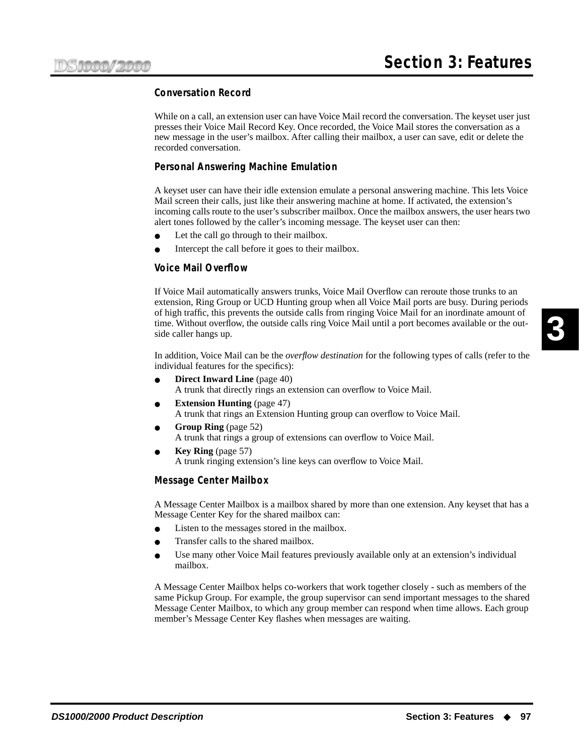### Conversation Record

While on a call, an extension user can have Voice Mail record the conversation. The keyset user just presses their Voice Mail Record Key. Once recorded, the Voice Mail stores the conversation as a new message in the user's mailbox. After calling their mailbox, a user can save, edit or delete the recorded conversation.

### Personal Answering Machine Emulation

A keyset user can have their idle extension emulate a personal answering machine. This lets Voice Mail screen their calls, just like their answering machine at home. If activated, the extension's incoming calls route to the user's subscriber mailbox. Once the mailbox answers, the user hears two alert tones followed by the caller's incoming message. The keyset user can then:

- Let the call go through to their mailbox.
- Intercept the call before it goes to their mailbox.

### Voice Mail Overflow

If Voice Mail automatically answers trunks, Voice Mail Overflow can reroute those trunks to an extension, Ring Group or UCD Hunting group when all Voice Mail ports are busy. During periods of high traffic, this prevents the outside calls from ringing Voice Mail for an inordinate amount of time. Without overflow, the outside calls ring Voice Mail until a port becomes available or the outside caller hangs up.

In addition, Voice Mail can be the *overflow destination* for the following types of calls (refer to the individual features for the specifics):

- **Direct Inward Line** (page 40)
  A trunk that directly rings an extension can overflow to Voice Mail.
- **Extension Hunting** (page 47)
  A trunk that rings an Extension Hunting group can overflow to Voice Mail.
- **Group Ring** (page 52)
  A trunk that rings a group of extensions can overflow to Voice Mail.
- **Key Ring** (page 57)
  A trunk ringing extension's line keys can overflow to Voice Mail.

### Message Center Mailbox

A Message Center Mailbox is a mailbox shared by more than one extension. Any keyset that has a Message Center Key for the shared mailbox can:

- Listen to the messages stored in the mailbox.
- Transfer calls to the shared mailbox.
- Use many other Voice Mail features previously available only at an extension's individual mailbox.

A Message Center Mailbox helps co-workers that work together closely - such as members of the same Pickup Group. For example, the group supervisor can send important messages to the shared Message Center Mailbox, to which any group member can respond when time allows. Each group member's Message Center Key flashes when messages are waiting.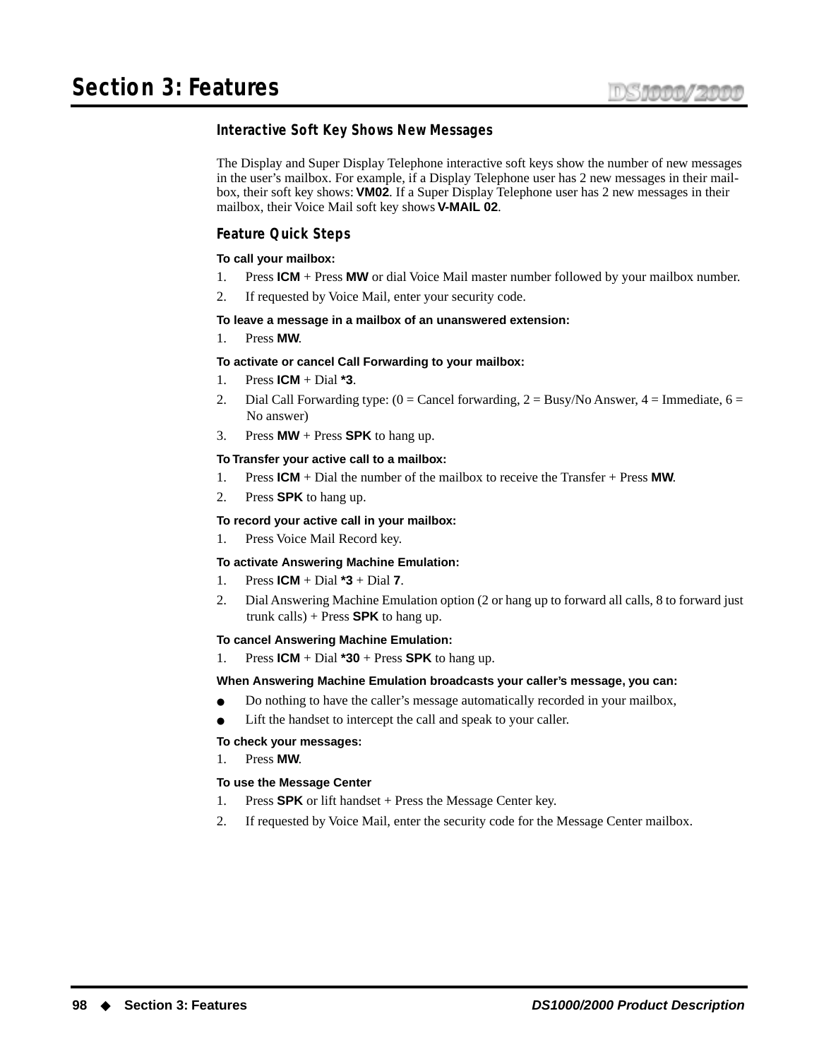### Interactive Soft Key Shows New Messages

The Display and Super Display Telephone interactive soft keys show the number of new messages in the user's mailbox. For example, if a Display Telephone user has 2 new messages in their mailbox, their soft key shows: **VM02**. If a Super Display Telephone user has 2 new messages in their mailbox, their Voice Mail soft key shows **V-MAIL 02**.

### Feature Quick Steps

**To call your mailbox:**

1. Press **ICM** + Press **MW** or dial Voice Mail master number followed by your mailbox number.
2. If requested by Voice Mail, enter your security code.

**To leave a message in a mailbox of an unanswered extension:**

1. Press **MW**.

**To activate or cancel Call Forwarding to your mailbox:**

1. Press **ICM** + Dial ***3**.
2. Dial Call Forwarding type: (0 = Cancel forwarding, 2 = Busy/No Answer, 4 = Immediate, 6 = No answer)
3. Press **MW** + Press **SPK** to hang up.

**To Transfer your active call to a mailbox:**

1. Press **ICM** + Dial the number of the mailbox to receive the Transfer + Press **MW**.
2. Press **SPK** to hang up.

**To record your active call in your mailbox:**

1. Press Voice Mail Record key.

**To activate Answering Machine Emulation:**

1. Press **ICM** + Dial ***3** + Dial **7**.
2. Dial Answering Machine Emulation option (2 or hang up to forward all calls, 8 to forward just trunk calls) + Press **SPK** to hang up.

**To cancel Answering Machine Emulation:**

1. Press **ICM** + Dial ***30** + Press **SPK** to hang up.

**When Answering Machine Emulation broadcasts your caller's message, you can:**

- Do nothing to have the caller's message automatically recorded in your mailbox,
- Lift the handset to intercept the call and speak to your caller.

**To check your messages:**

1. Press **MW**.

**To use the Message Center**

1. Press **SPK** or lift handset + Press the Message Center key.
2. If requested by Voice Mail, enter the security code for the Message Center mailbox.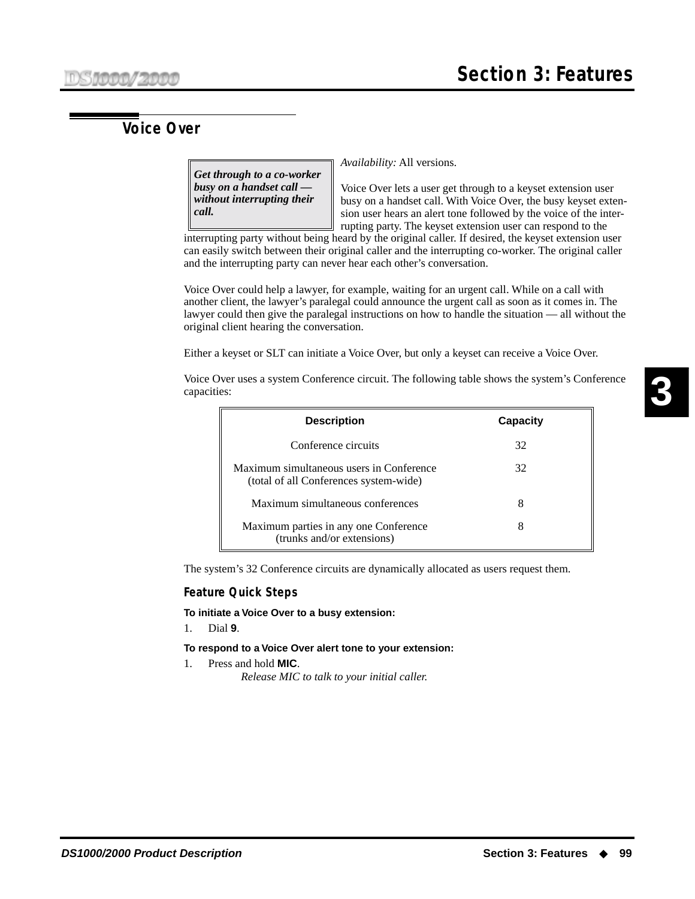## Voice Over

***Get through to a co-worker busy on a handset call — without interrupting their call.***

*Availability:* All versions.

Voice Over lets a user get through to a keyset extension user busy on a handset call. With Voice Over, the busy keyset extension user hears an alert tone followed by the voice of the interrupting party. The keyset extension user can respond to the interrupting party without being heard by the original caller. If desired, the keyset extension user can easily switch between their original caller and the interrupting co-worker. The original caller and the interrupting party can never hear each other's conversation.

Voice Over could help a lawyer, for example, waiting for an urgent call. While on a call with another client, the lawyer's paralegal could announce the urgent call as soon as it comes in. The lawyer could then give the paralegal instructions on how to handle the situation — all without the original client hearing the conversation.

Either a keyset or SLT can initiate a Voice Over, but only a keyset can receive a Voice Over.

Voice Over uses a system Conference circuit. The following table shows the system's Conference capacities:

| Description | Capacity |
|---|---|
| Conference circuits | 32 |
| Maximum simultaneous users in Conference (total of all Conferences system-wide) | 32 |
| Maximum simultaneous conferences | 8 |
| Maximum parties in any one Conference (trunks and/or extensions) | 8 |

The system's 32 Conference circuits are dynamically allocated as users request them.

### Feature Quick Steps

**To initiate a Voice Over to a busy extension:**

1. Dial **9**.

**To respond to a Voice Over alert tone to your extension:**

1. Press and hold **MIC**.
   *Release MIC to talk to your initial caller.*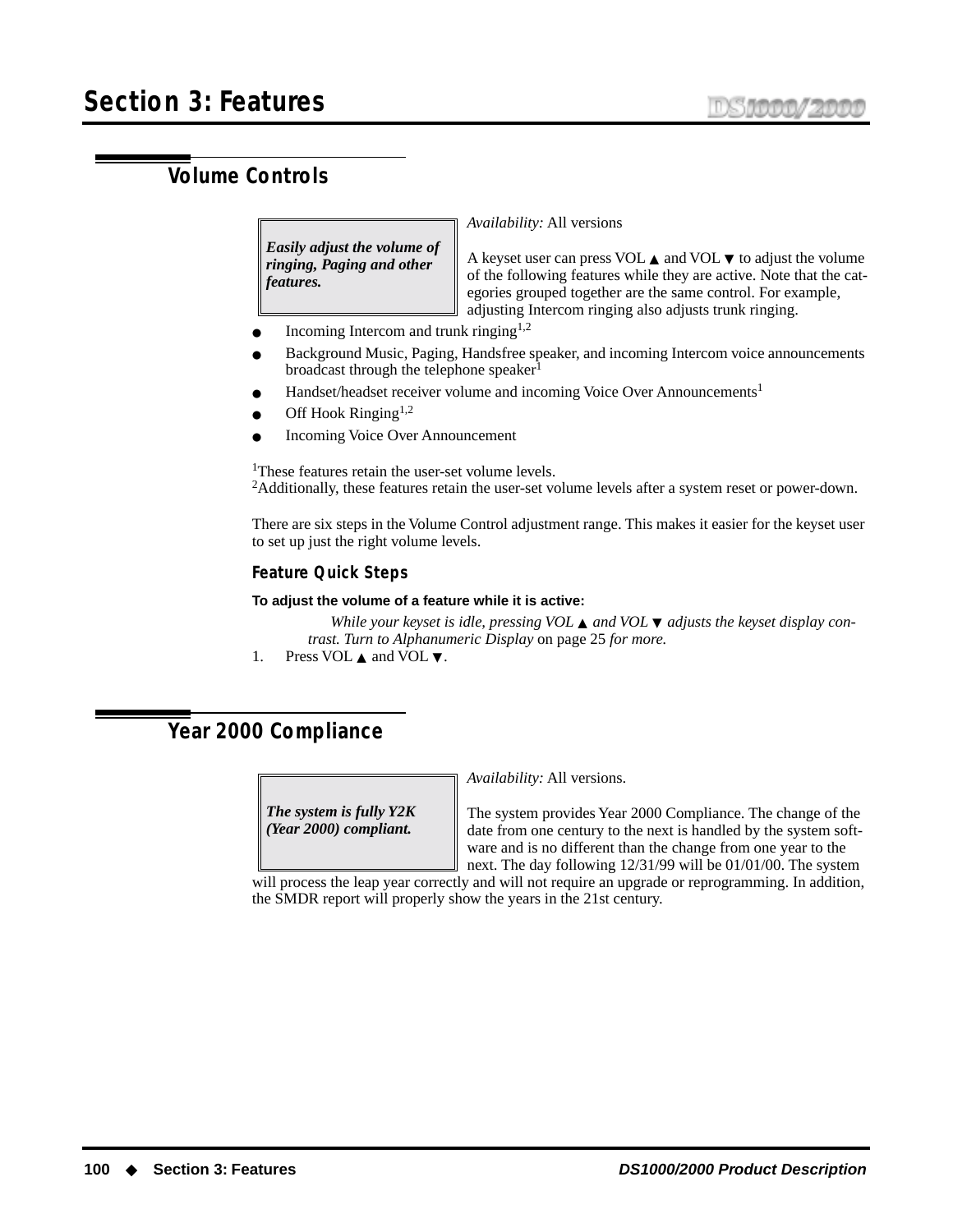## Volume Controls

***Easily adjust the volume of ringing, Paging and other features.***

*Availability:* All versions

A keyset user can press VOL ▲ and VOL ▼ to adjust the volume of the following features while they are active. Note that the categories grouped together are the same control. For example, adjusting Intercom ringing also adjusts trunk ringing.

- Incoming Intercom and trunk ringing[1,2]
- Background Music, Paging, Handsfree speaker, and incoming Intercom voice announcements broadcast through the telephone speaker[1]
- Handset/headset receiver volume and incoming Voice Over Announcements[1]
- Off Hook Ringing[1,2]
- Incoming Voice Over Announcement

[1]These features retain the user-set volume levels.
[2]Additionally, these features retain the user-set volume levels after a system reset or power-down.

There are six steps in the Volume Control adjustment range. This makes it easier for the keyset user to set up just the right volume levels.

### Feature Quick Steps

**To adjust the volume of a feature while it is active:**

*While your keyset is idle, pressing VOL ▲ and VOL ▼ adjusts the keyset display contrast. Turn to Alphanumeric Display* on page 25 *for more.*

1. Press VOL ▲ and VOL ▼.

## Year 2000 Compliance

***The system is fully Y2K (Year 2000) compliant.***

*Availability:* All versions.

The system provides Year 2000 Compliance. The change of the date from one century to the next is handled by the system software and is no different than the change from one year to the next. The day following 12/31/99 will be 01/01/00. The system will process the leap year correctly and will not require an upgrade or reprogramming. In addition, the SMDR report will properly show the years in the 21st century.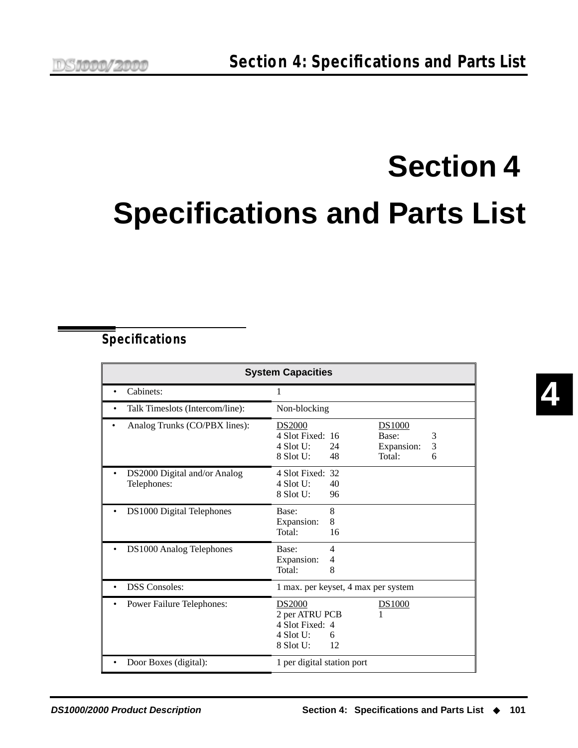# Section 4

# Specifications and Parts List

## Specifications

| System Capacities | |
|---|---|
| • Cabinets: | 1 |
| • Talk Timeslots (Intercom/line): | Non-blocking |
| • Analog Trunks (CO/PBX lines): | DS2000<br>4 Slot Fixed: 16<br>4 Slot U: 24<br>8 Slot U: 48<br><br>DS1000<br>Base: 3<br>Expansion: 3<br>Total: 6 |
| • DS2000 Digital and/or Analog Telephones: | 4 Slot Fixed: 32<br>4 Slot U: 40<br>8 Slot U: 96 |
| • DS1000 Digital Telephones | Base: 8<br>Expansion: 8<br>Total: 16 |
| • DS1000 Analog Telephones | Base: 4<br>Expansion: 4<br>Total: 8 |
| • DSS Consoles: | 1 max. per keyset, 4 max per system |
| • Power Failure Telephones: | DS2000<br>2 per ATRU PCB<br>4 Slot Fixed: 4<br>4 Slot U: 6<br>8 Slot U: 12<br><br>DS1000<br>1 |
| • Door Boxes (digital): | 1 per digital station port |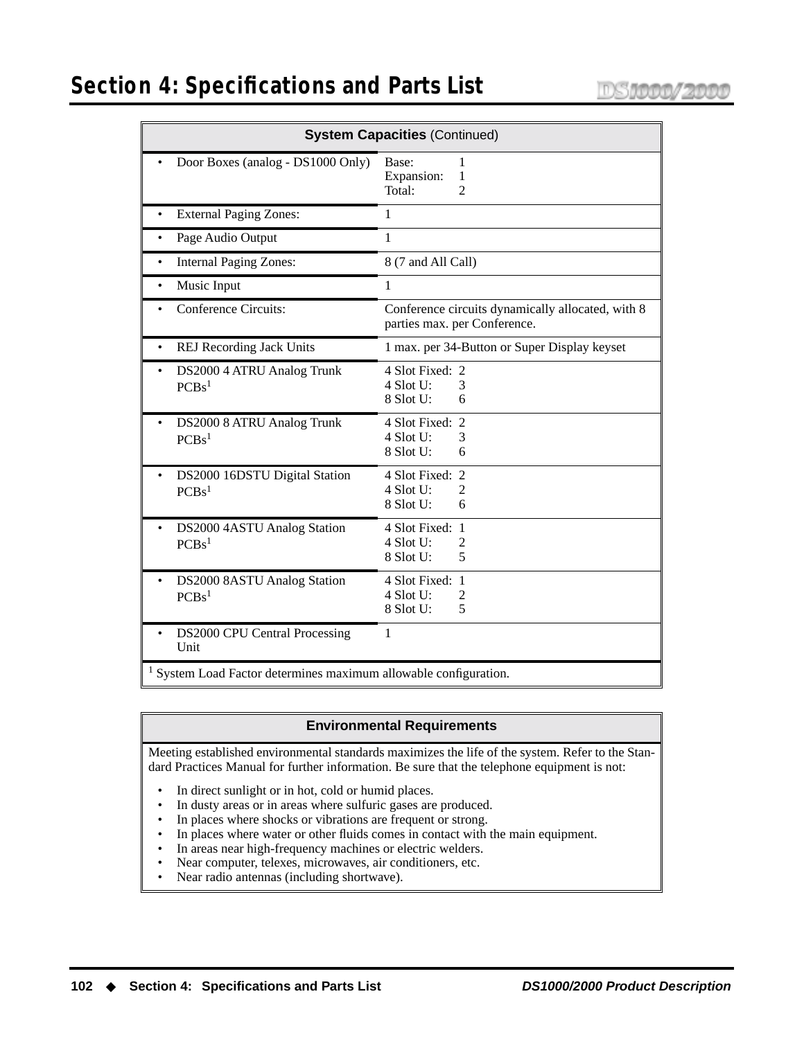## Section 4: Specifications and Parts List

| System Capacities (Continued) | |
|---|---|
| • Door Boxes (analog - DS1000 Only) | Base: 1<br>Expansion: 1<br>Total: 2 |
| • External Paging Zones: | 1 |
| • Page Audio Output | 1 |
| • Internal Paging Zones: | 8 (7 and All Call) |
| • Music Input | 1 |
| • Conference Circuits: | Conference circuits dynamically allocated, with 8 parties max. per Conference. |
| • REJ Recording Jack Units | 1 max. per 34-Button or Super Display keyset |
| • DS2000 4 ATRU Analog Trunk PCBs[1] | 4 Slot Fixed: 2<br>4 Slot U: 3<br>8 Slot U: 6 |
| • DS2000 8 ATRU Analog Trunk PCBs[1] | 4 Slot Fixed: 2<br>4 Slot U: 3<br>8 Slot U: 6 |
| • DS2000 16DSTU Digital Station PCBs[1] | 4 Slot Fixed: 2<br>4 Slot U: 2<br>8 Slot U: 6 |
| • DS2000 4ASTU Analog Station PCBs[1] | 4 Slot Fixed: 1<br>4 Slot U: 2<br>8 Slot U: 5 |
| • DS2000 8ASTU Analog Station PCBs[1] | 4 Slot Fixed: 1<br>4 Slot U: 2<br>8 Slot U: 5 |
| • DS2000 CPU Central Processing Unit | 1 |

[1] System Load Factor determines maximum allowable configuration.

### Environmental Requirements

Meeting established environmental standards maximizes the life of the system. Refer to the Standard Practices Manual for further information. Be sure that the telephone equipment is not:

- In direct sunlight or in hot, cold or humid places.
- In dusty areas or in areas where sulfuric gases are produced.
- In places where shocks or vibrations are frequent or strong.
- In places where water or other fluids comes in contact with the main equipment.
- In areas near high-frequency machines or electric welders.
- Near computer, telexes, microwaves, air conditioners, etc.
- Near radio antennas (including shortwave).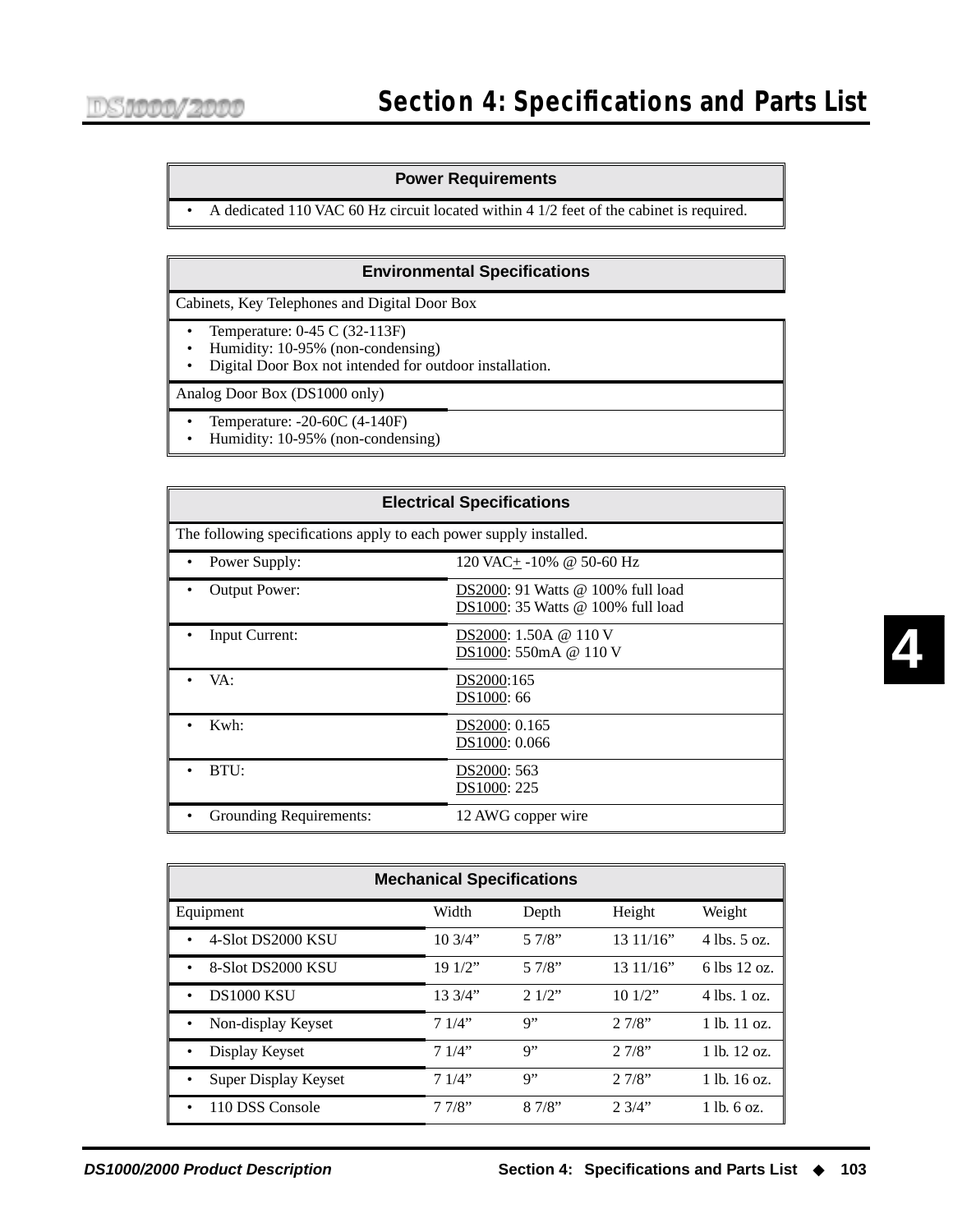# Section 4: Specifications and Parts List

| Power Requirements |
|---|
| • A dedicated 110 VAC 60 Hz circuit located within 4 1/2 feet of the cabinet is required. |

| Environmental Specifications |
|---|
| Cabinets, Key Telephones and Digital Door Box |
| • Temperature: 0-45 C (32-113F)<br>• Humidity: 10-95% (non-condensing)<br>• Digital Door Box not intended for outdoor installation. |
| Analog Door Box (DS1000 only) |
| • Temperature: -20-60C (4-140F)<br>• Humidity: 10-95% (non-condensing) |

| Electrical Specifications | |
|---|---|
| The following specifications apply to each power supply installed. | |
| • Power Supply: | 120 VAC+ -10% @ 50-60 Hz |
| • Output Power: | DS2000: 91 Watts @ 100% full load<br>DS1000: 35 Watts @ 100% full load |
| • Input Current: | DS2000: 1.50A @ 110 V<br>DS1000: 550mA @ 110 V |
| • VA: | DS2000:165<br>DS1000: 66 |
| • Kwh: | DS2000: 0.165<br>DS1000: 0.066 |
| • BTU: | DS2000: 563<br>DS1000: 225 |
| • Grounding Requirements: | 12 AWG copper wire |

| Mechanical Specifications | | | | |
|---|---|---|---|---|
| Equipment | Width | Depth | Height | Weight |
| • 4-Slot DS2000 KSU | 10 3/4” | 5 7/8” | 13 11/16” | 4 lbs. 5 oz. |
| • 8-Slot DS2000 KSU | 19 1/2” | 5 7/8” | 13 11/16” | 6 lbs 12 oz. |
| • DS1000 KSU | 13 3/4” | 2 1/2” | 10 1/2” | 4 lbs. 1 oz. |
| • Non-display Keyset | 7 1/4” | 9” | 2 7/8” | 1 lb. 11 oz. |
| • Display Keyset | 7 1/4” | 9” | 2 7/8” | 1 lb. 12 oz. |
| • Super Display Keyset | 7 1/4” | 9” | 2 7/8” | 1 lb. 16 oz. |
| • 110 DSS Console | 7 7/8” | 8 7/8” | 2 3/4” | 1 lb. 6 oz. |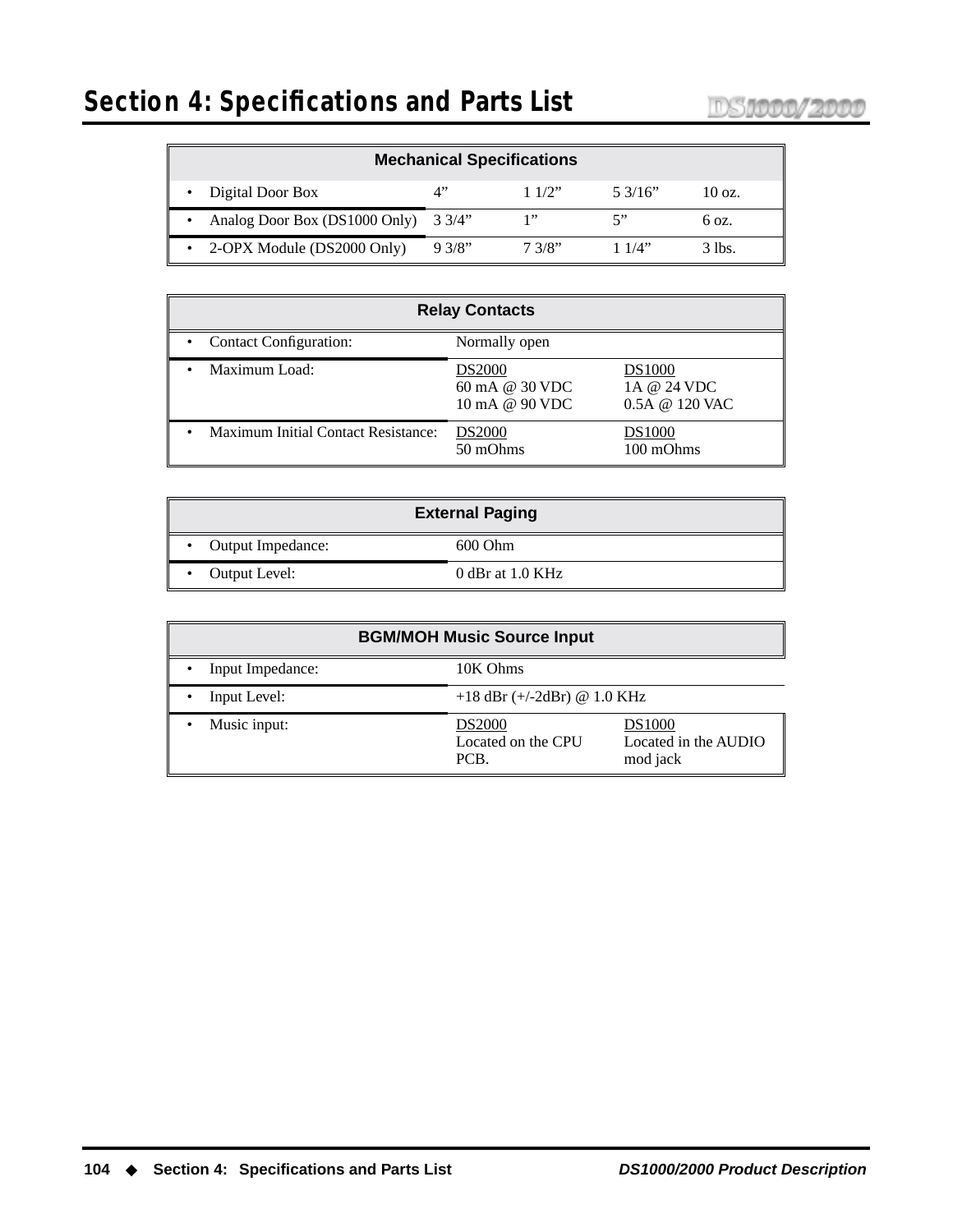# Section 4: Specifications and Parts List

| Mechanical Specifications | | | | |
|---|---|---|---|---|
| • Digital Door Box | 4” | 1 1/2” | 5 3/16” | 10 oz. |
| • Analog Door Box (DS1000 Only) | 3 3/4” | 1” | 5” | 6 oz. |
| • 2-OPX Module (DS2000 Only) | 9 3/8” | 7 3/8” | 1 1/4” | 3 lbs. |

| Relay Contacts | | |
|---|---|---|
| • Contact Configuration: | Normally open | |
| • Maximum Load: | DS2000<br>60 mA @ 30 VDC<br>10 mA @ 90 VDC | DS1000<br>1A @ 24 VDC<br>0.5A @ 120 VAC |
| • Maximum Initial Contact Resistance: | DS2000<br>50 mOhms | DS1000<br>100 mOhms |

| External Paging | |
|---|---|
| • Output Impedance: | 600 Ohm |
| • Output Level: | 0 dBr at 1.0 KHz |

| BGM/MOH Music Source Input | | |
|---|---|---|
| • Input Impedance: | 10K Ohms | |
| • Input Level: | +18 dBr (+/-2dBr) @ 1.0 KHz | |
| • Music input: | DS2000<br>Located on the CPU PCB. | DS1000<br>Located in the AUDIO mod jack |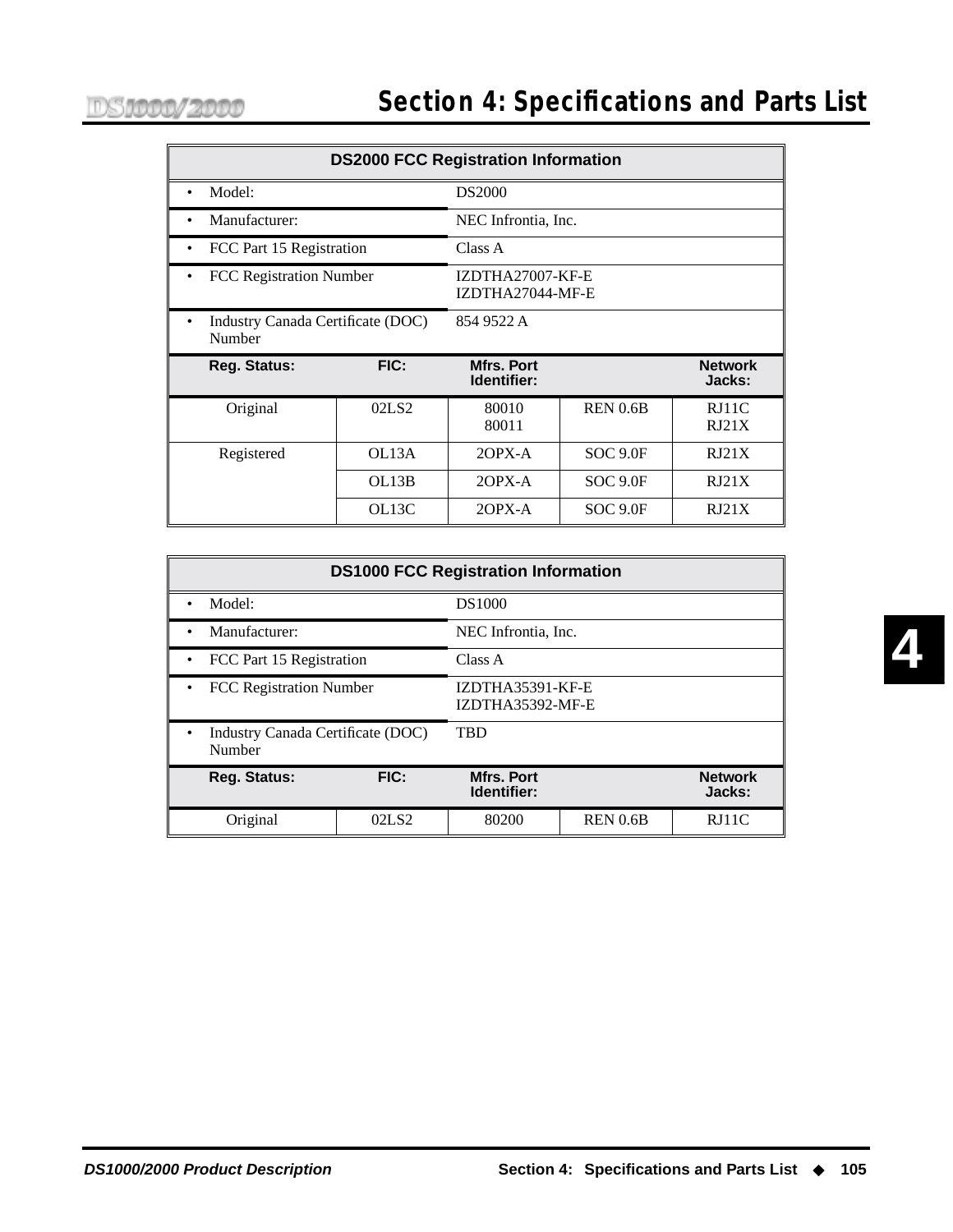| DS2000 FCC Registration Information | | | | |
| --- | --- | --- | --- | --- |
| • Model: | | DS2000 | | |
| • Manufacturer: | | NEC Infrontia, Inc. | | |
| • FCC Part 15 Registration | | Class A | | |
| • FCC Registration Number | | IZDTHA27007-KF-E<br>IZDTHA27044-MF-E | | |
| • Industry Canada Certificate (DOC) Number | | 854 9522 A | | |
| **Reg. Status:** | **FIC:** | **Mfrs. Port Identifier:** | | **Network Jacks:** |
| Original | 02LS2 | 80010<br>80011 | REN 0.6B | RJ11C<br>RJ21X |
| Registered | OL13A | 2OPX-A | SOC 9.0F | RJ21X |
| | OL13B | 2OPX-A | SOC 9.0F | RJ21X |
| | OL13C | 2OPX-A | SOC 9.0F | RJ21X |

| DS1000 FCC Registration Information | | | | |
| --- | --- | --- | --- | --- |
| • Model: | | DS1000 | | |
| • Manufacturer: | | NEC Infrontia, Inc. | | |
| • FCC Part 15 Registration | | Class A | | |
| • FCC Registration Number | | IZDTHA35391-KF-E<br>IZDTHA35392-MF-E | | |
| • Industry Canada Certificate (DOC) Number | | TBD | | |
| **Reg. Status:** | **FIC:** | **Mfrs. Port Identifier:** | | **Network Jacks:** |
| Original | 02LS2 | 80200 | REN 0.6B | RJ11C |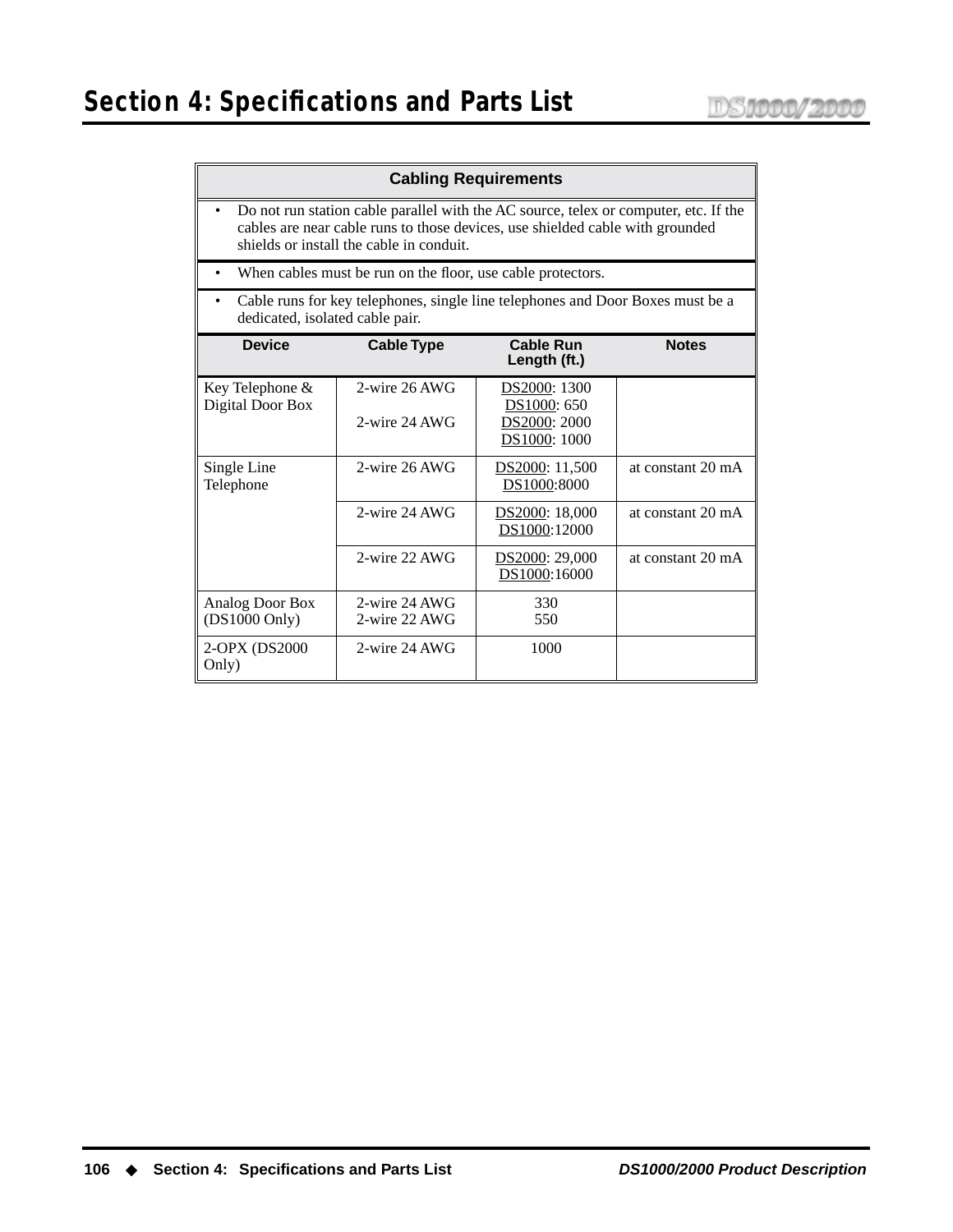# Section 4: Specifications and Parts List

| Cabling Requirements | | | |
|---|---|---|---|
| • Do not run station cable parallel with the AC source, telex or computer, etc. If the cables are near cable runs to those devices, use shielded cable with grounded shields or install the cable in conduit. | | | |
| • When cables must be run on the floor, use cable protectors. | | | |
| • Cable runs for key telephones, single line telephones and Door Boxes must be a dedicated, isolated cable pair. | | | |
| **Device** | **Cable Type** | **Cable Run Length (ft.)** | **Notes** |
| Key Telephone & Digital Door Box | 2-wire 26 AWG<br><br>2-wire 24 AWG | DS2000: 1300<br>DS1000: 650<br>DS2000: 2000<br>DS1000: 1000 | |
| Single Line Telephone | 2-wire 26 AWG | DS2000: 11,500<br>DS1000:8000 | at constant 20 mA |
| | 2-wire 24 AWG | DS2000: 18,000<br>DS1000:12000 | at constant 20 mA |
| | 2-wire 22 AWG | DS2000: 29,000<br>DS1000:16000 | at constant 20 mA |
| Analog Door Box (DS1000 Only) | 2-wire 24 AWG<br>2-wire 22 AWG | 330<br>550 | |
| 2-OPX (DS2000 Only) | 2-wire 24 AWG | 1000 | |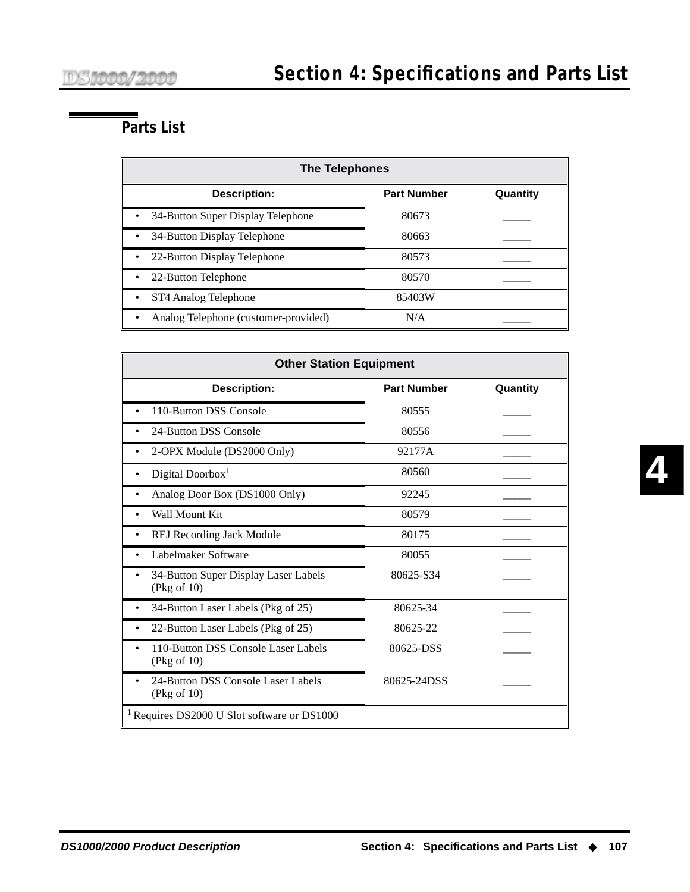## Parts List

| The Telephones | | |
|---|---|---|
| **Description:** | **Part Number** | **Quantity** |
| • 34-Button Super Display Telephone | 80673 | _____ |
| • 34-Button Display Telephone | 80663 | _____ |
| • 22-Button Display Telephone | 80573 | _____ |
| • 22-Button Telephone | 80570 | _____ |
| • ST4 Analog Telephone | 85403W | |
| • Analog Telephone (customer-provided) | N/A | _____ |

| Other Station Equipment | | |
|---|---|---|
| **Description:** | **Part Number** | **Quantity** |
| • 110-Button DSS Console | 80555 | _____ |
| • 24-Button DSS Console | 80556 | _____ |
| • 2-OPX Module (DS2000 Only) | 92177A | _____ |
| • Digital Doorbox[1] | 80560 | _____ |
| • Analog Door Box (DS1000 Only) | 92245 | _____ |
| • Wall Mount Kit | 80579 | _____ |
| • REJ Recording Jack Module | 80175 | _____ |
| • Labelmaker Software | 80055 | _____ |
| • 34-Button Super Display Laser Labels (Pkg of 10) | 80625-S34 | _____ |
| • 34-Button Laser Labels (Pkg of 25) | 80625-34 | _____ |
| • 22-Button Laser Labels (Pkg of 25) | 80625-22 | _____ |
| • 110-Button DSS Console Laser Labels (Pkg of 10) | 80625-DSS | _____ |
| • 24-Button DSS Console Laser Labels (Pkg of 10) | 80625-24DSS | _____ |
| [1] Requires DS2000 U Slot software or DS1000 | | |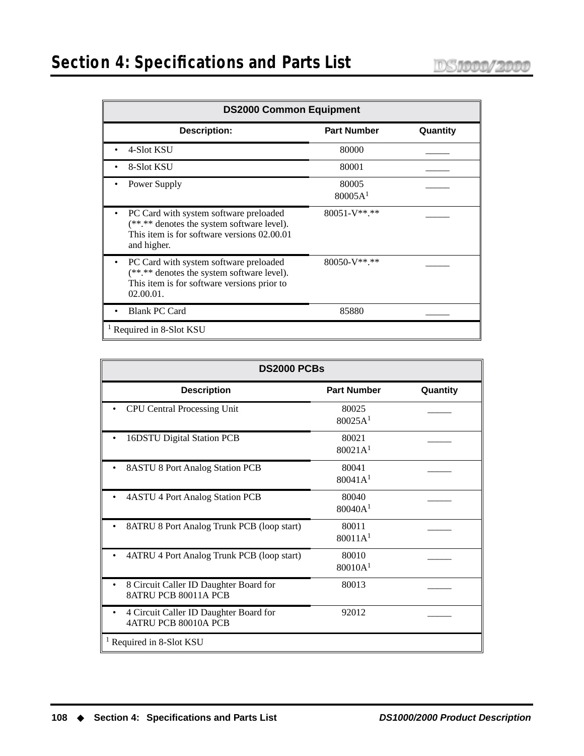# Section 4: Specifications and Parts List

| DS2000 Common Equipment | | |
|---|---|---|
| **Description:** | **Part Number** | **Quantity** |
| • 4-Slot KSU | 80000 | _____ |
| • 8-Slot KSU | 80001 | _____ |
| • Power Supply | 80005<br>80005A[1] | _____ |
| • PC Card with system software preloaded (**.** denotes the system software level). This item is for software versions 02.00.01 and higher. | 80051-V**.** | _____ |
| • PC Card with system software preloaded (**.** denotes the system software level). This item is for software versions prior to 02.00.01. | 80050-V**.** | _____ |
| • Blank PC Card | 85880 | _____ |
| [1] Required in 8-Slot KSU | | |

| DS2000 PCBs | | |
|---|---|---|
| **Description** | **Part Number** | **Quantity** |
| • CPU Central Processing Unit | 80025<br>80025A[1] | _____ |
| • 16DSTU Digital Station PCB | 80021<br>80021A[1] | _____ |
| • 8ASTU 8 Port Analog Station PCB | 80041<br>80041A[1] | _____ |
| • 4ASTU 4 Port Analog Station PCB | 80040<br>80040A[1] | _____ |
| • 8ATRU 8 Port Analog Trunk PCB (loop start) | 80011<br>80011A[1] | _____ |
| • 4ATRU 4 Port Analog Trunk PCB (loop start) | 80010<br>80010A[1] | _____ |
| • 8 Circuit Caller ID Daughter Board for 8ATRU PCB 80011A PCB | 80013 | _____ |
| • 4 Circuit Caller ID Daughter Board for 4ATRU PCB 80010A PCB | 92012 | _____ |
| [1] Required in 8-Slot KSU | | |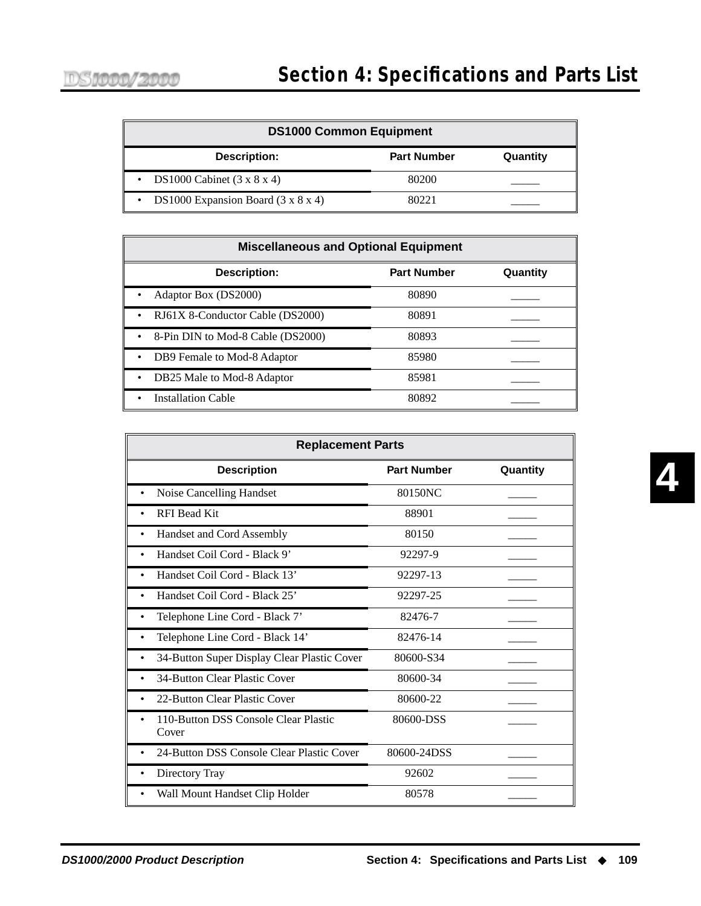## Section 4: Specifications and Parts List

| DS1000 Common Equipment | | |
|---|---|---|
| **Description:** | **Part Number** | **Quantity** |
| • DS1000 Cabinet (3 x 8 x 4) | 80200 | _____ |
| • DS1000 Expansion Board (3 x 8 x 4) | 80221 | _____ |

| Miscellaneous and Optional Equipment | | |
|---|---|---|
| **Description:** | **Part Number** | **Quantity** |
| • Adaptor Box (DS2000) | 80890 | _____ |
| • RJ61X 8-Conductor Cable (DS2000) | 80891 | _____ |
| • 8-Pin DIN to Mod-8 Cable (DS2000) | 80893 | _____ |
| • DB9 Female to Mod-8 Adaptor | 85980 | _____ |
| • DB25 Male to Mod-8 Adaptor | 85981 | _____ |
| • Installation Cable | 80892 | _____ |

| Replacement Parts | | |
|---|---|---|
| **Description** | **Part Number** | **Quantity** |
| • Noise Cancelling Handset | 80150NC | _____ |
| • RFI Bead Kit | 88901 | _____ |
| • Handset and Cord Assembly | 80150 | _____ |
| • Handset Coil Cord - Black 9’ | 92297-9 | _____ |
| • Handset Coil Cord - Black 13’ | 92297-13 | _____ |
| • Handset Coil Cord - Black 25’ | 92297-25 | _____ |
| • Telephone Line Cord - Black 7’ | 82476-7 | _____ |
| • Telephone Line Cord - Black 14’ | 82476-14 | _____ |
| • 34-Button Super Display Clear Plastic Cover | 80600-S34 | _____ |
| • 34-Button Clear Plastic Cover | 80600-34 | _____ |
| • 22-Button Clear Plastic Cover | 80600-22 | _____ |
| • 110-Button DSS Console Clear Plastic Cover | 80600-DSS | _____ |
| • 24-Button DSS Console Clear Plastic Cover | 80600-24DSS | _____ |
| • Directory Tray | 92602 | _____ |
| • Wall Mount Handset Clip Holder | 80578 | _____ |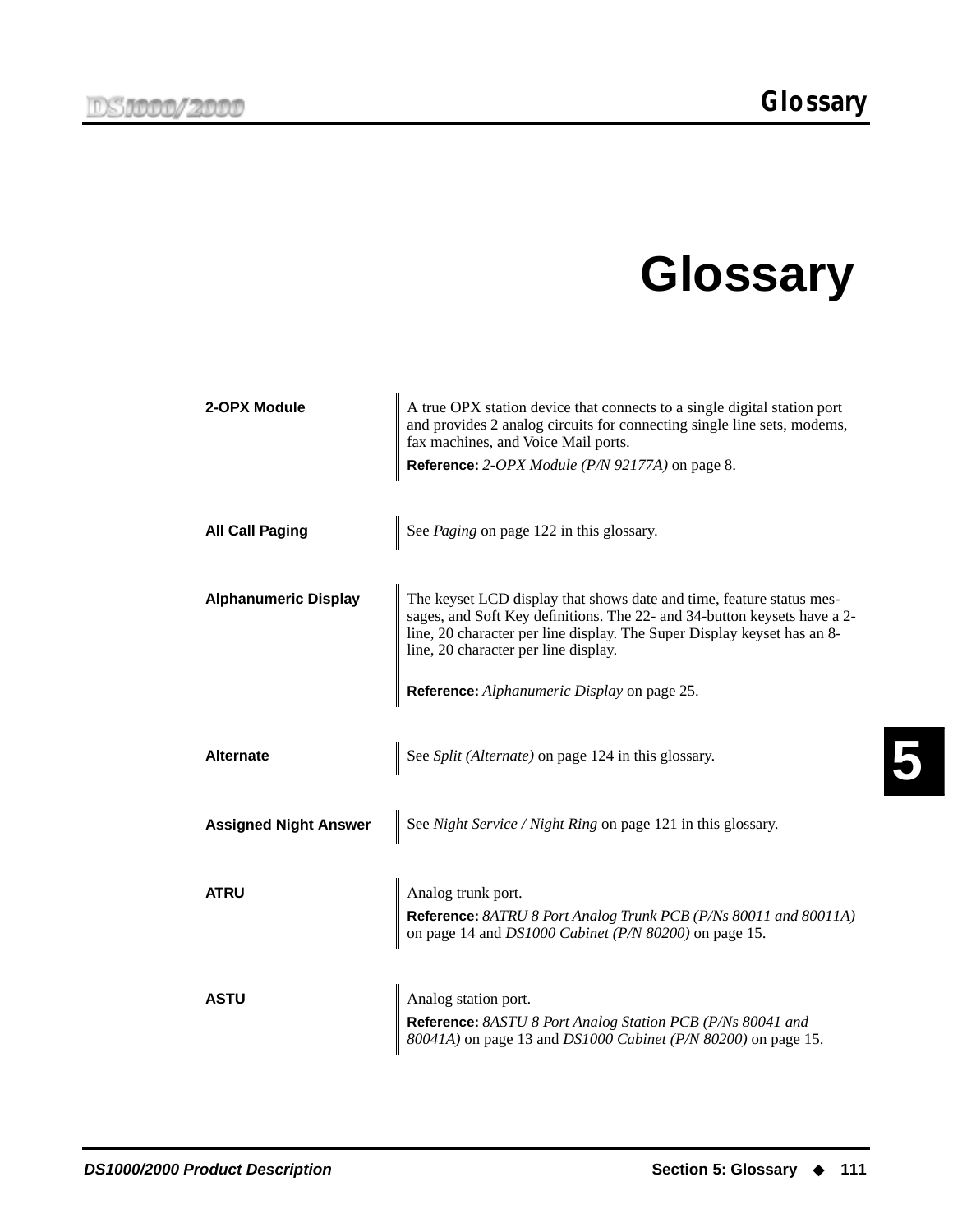# Glossary

**2-OPX Module**

A true OPX station device that connects to a single digital station port and provides 2 analog circuits for connecting single line sets, modems, fax machines, and Voice Mail ports.

**Reference:** *2-OPX Module (P/N 92177A)* on page 8.

**All Call Paging**

See *Paging* on page 122 in this glossary.

**Alphanumeric Display**

The keyset LCD display that shows date and time, feature status messages, and Soft Key definitions. The 22- and 34-button keysets have a 2-line, 20 character per line display. The Super Display keyset has an 8-line, 20 character per line display.

**Reference:** *Alphanumeric Display* on page 25.

**Alternate**

See *Split (Alternate)* on page 124 in this glossary.

**Assigned Night Answer**

See *Night Service / Night Ring* on page 121 in this glossary.

**ATRU**

Analog trunk port.

**Reference:** *8ATRU 8 Port Analog Trunk PCB (P/Ns 80011 and 80011A)* on page 14 and *DS1000 Cabinet (P/N 80200)* on page 15.

**ASTU**

Analog station port.

**Reference:** *8ASTU 8 Port Analog Station PCB (P/Ns 80041 and 80041A)* on page 13 and *DS1000 Cabinet (P/N 80200)* on page 15.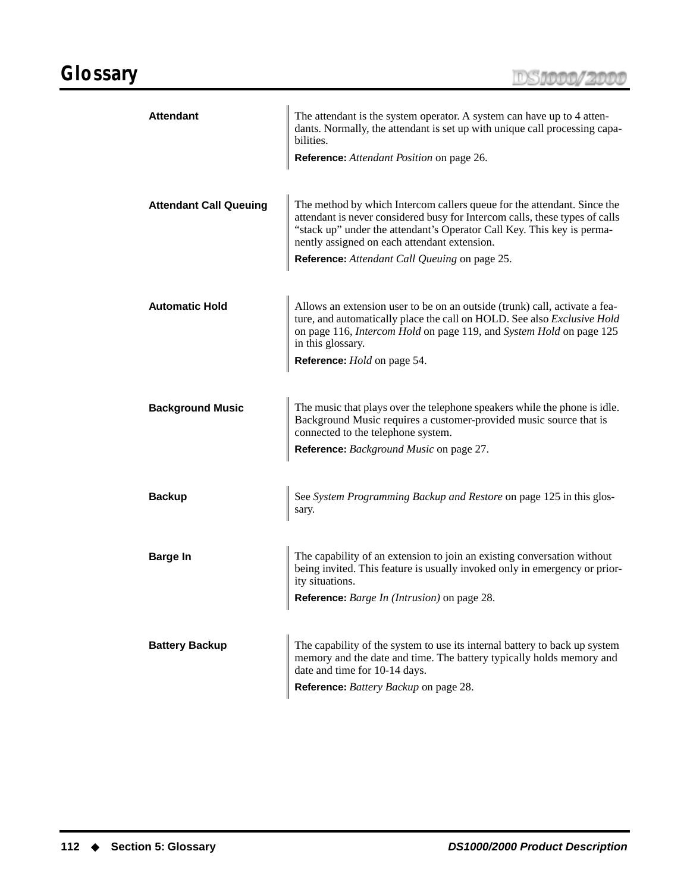# Glossary

**Attendant**

The attendant is the system operator. A system can have up to 4 attendants. Normally, the attendant is set up with unique call processing capabilities.

**Reference:** *Attendant Position* on page 26.

**Attendant Call Queuing**

The method by which Intercom callers queue for the attendant. Since the attendant is never considered busy for Intercom calls, these types of calls "stack up" under the attendant's Operator Call Key. This key is permanently assigned on each attendant extension.

**Reference:** *Attendant Call Queuing* on page 25.

**Automatic Hold**

Allows an extension user to be on an outside (trunk) call, activate a feature, and automatically place the call on HOLD. See also *Exclusive Hold* on page 116, *Intercom Hold* on page 119, and *System Hold* on page 125 in this glossary.

**Reference:** *Hold* on page 54.

**Background Music**

The music that plays over the telephone speakers while the phone is idle. Background Music requires a customer-provided music source that is connected to the telephone system.

**Reference:** *Background Music* on page 27.

**Backup**

See *System Programming Backup and Restore* on page 125 in this glossary.

**Barge In**

The capability of an extension to join an existing conversation without being invited. This feature is usually invoked only in emergency or priority situations.

**Reference:** *Barge In (Intrusion)* on page 28.

**Battery Backup**

The capability of the system to use its internal battery to back up system memory and the date and time. The battery typically holds memory and date and time for 10-14 days.

**Reference:** *Battery Backup* on page 28.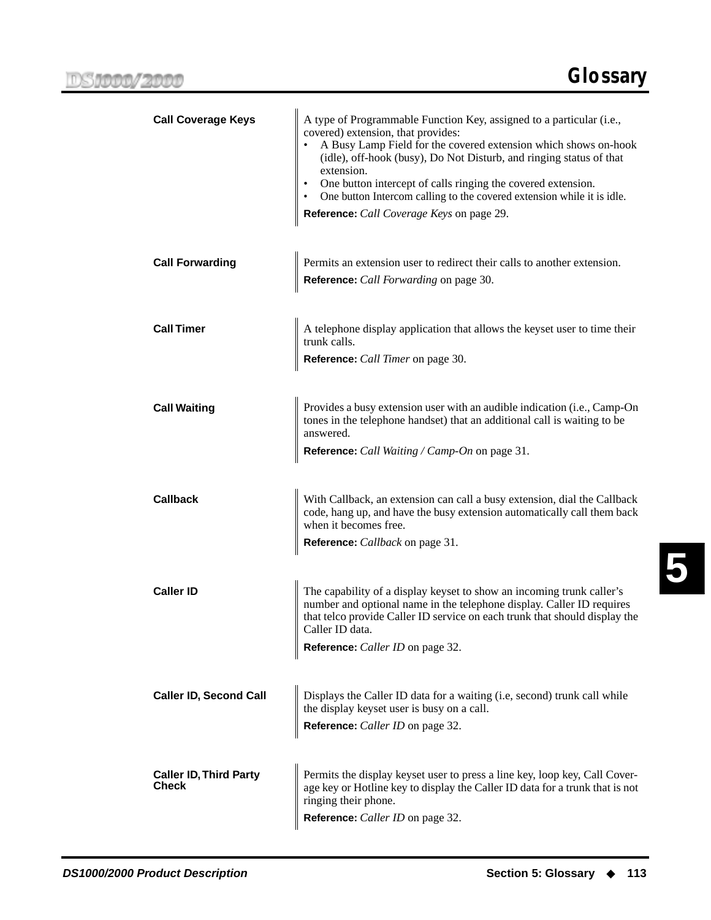**Call Coverage Keys**

A type of Programmable Function Key, assigned to a particular (i.e., covered) extension, that provides:

- A Busy Lamp Field for the covered extension which shows on-hook (idle), off-hook (busy), Do Not Disturb, and ringing status of that extension.
- One button intercept of calls ringing the covered extension.
- One button Intercom calling to the covered extension while it is idle.

**Reference:** *Call Coverage Keys* on page 29.

**Call Forwarding**

Permits an extension user to redirect their calls to another extension.

**Reference:** *Call Forwarding* on page 30.

**Call Timer**

A telephone display application that allows the keyset user to time their trunk calls.

**Reference:** *Call Timer* on page 30.

**Call Waiting**

Provides a busy extension user with an audible indication (i.e., Camp-On tones in the telephone handset) that an additional call is waiting to be answered.

**Reference:** *Call Waiting / Camp-On* on page 31.

**Callback**

With Callback, an extension can call a busy extension, dial the Callback code, hang up, and have the busy extension automatically call them back when it becomes free.

**Reference:** *Callback* on page 31.

**Caller ID**

The capability of a display keyset to show an incoming trunk caller's number and optional name in the telephone display. Caller ID requires that telco provide Caller ID service on each trunk that should display the Caller ID data.

**Reference:** *Caller ID* on page 32.

**Caller ID, Second Call**

Displays the Caller ID data for a waiting (i.e, second) trunk call while the display keyset user is busy on a call.

**Reference:** *Caller ID* on page 32.

**Caller ID, Third Party Check**

Permits the display keyset user to press a line key, loop key, Call Coverage key or Hotline key to display the Caller ID data for a trunk that is not ringing their phone.

**Reference:** *Caller ID* on page 32.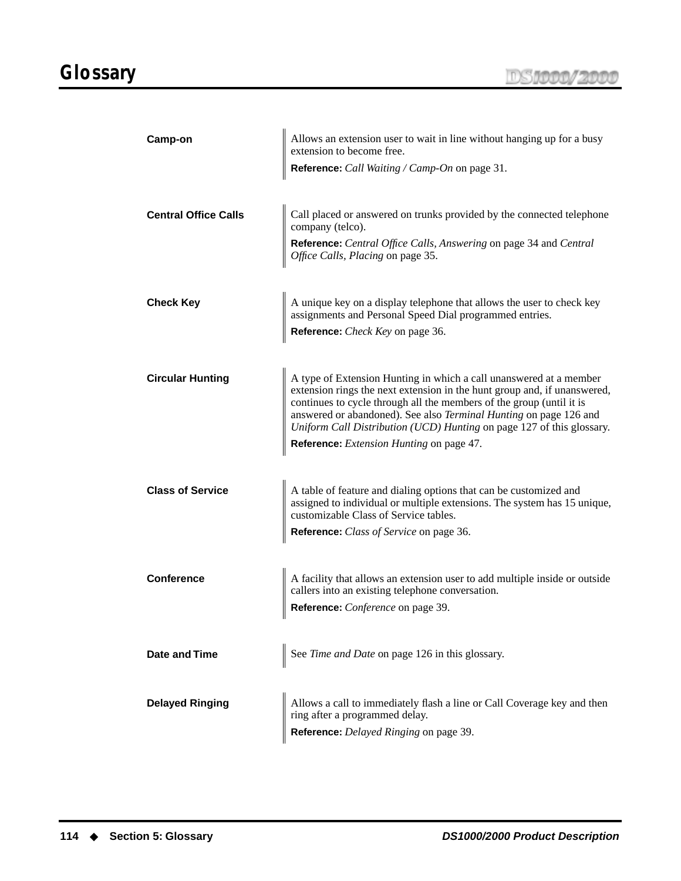# Glossary

**Camp-on**

Allows an extension user to wait in line without hanging up for a busy extension to become free.

**Reference:** *Call Waiting / Camp-On* on page 31.

**Central Office Calls**

Call placed or answered on trunks provided by the connected telephone company (telco).

**Reference:** *Central Office Calls, Answering* on page 34 and *Central Office Calls, Placing* on page 35.

**Check Key**

A unique key on a display telephone that allows the user to check key assignments and Personal Speed Dial programmed entries.

**Reference:** *Check Key* on page 36.

**Circular Hunting**

A type of Extension Hunting in which a call unanswered at a member extension rings the next extension in the hunt group and, if unanswered, continues to cycle through all the members of the group (until it is answered or abandoned). See also *Terminal Hunting* on page 126 and *Uniform Call Distribution (UCD) Hunting* on page 127 of this glossary.

**Reference:** *Extension Hunting* on page 47.

**Class of Service**

A table of feature and dialing options that can be customized and assigned to individual or multiple extensions. The system has 15 unique, customizable Class of Service tables.

**Reference:** *Class of Service* on page 36.

**Conference**

A facility that allows an extension user to add multiple inside or outside callers into an existing telephone conversation.

**Reference:** *Conference* on page 39.

**Date and Time**

See *Time and Date* on page 126 in this glossary.

**Delayed Ringing**

Allows a call to immediately flash a line or Call Coverage key and then ring after a programmed delay.

**Reference:** *Delayed Ringing* on page 39.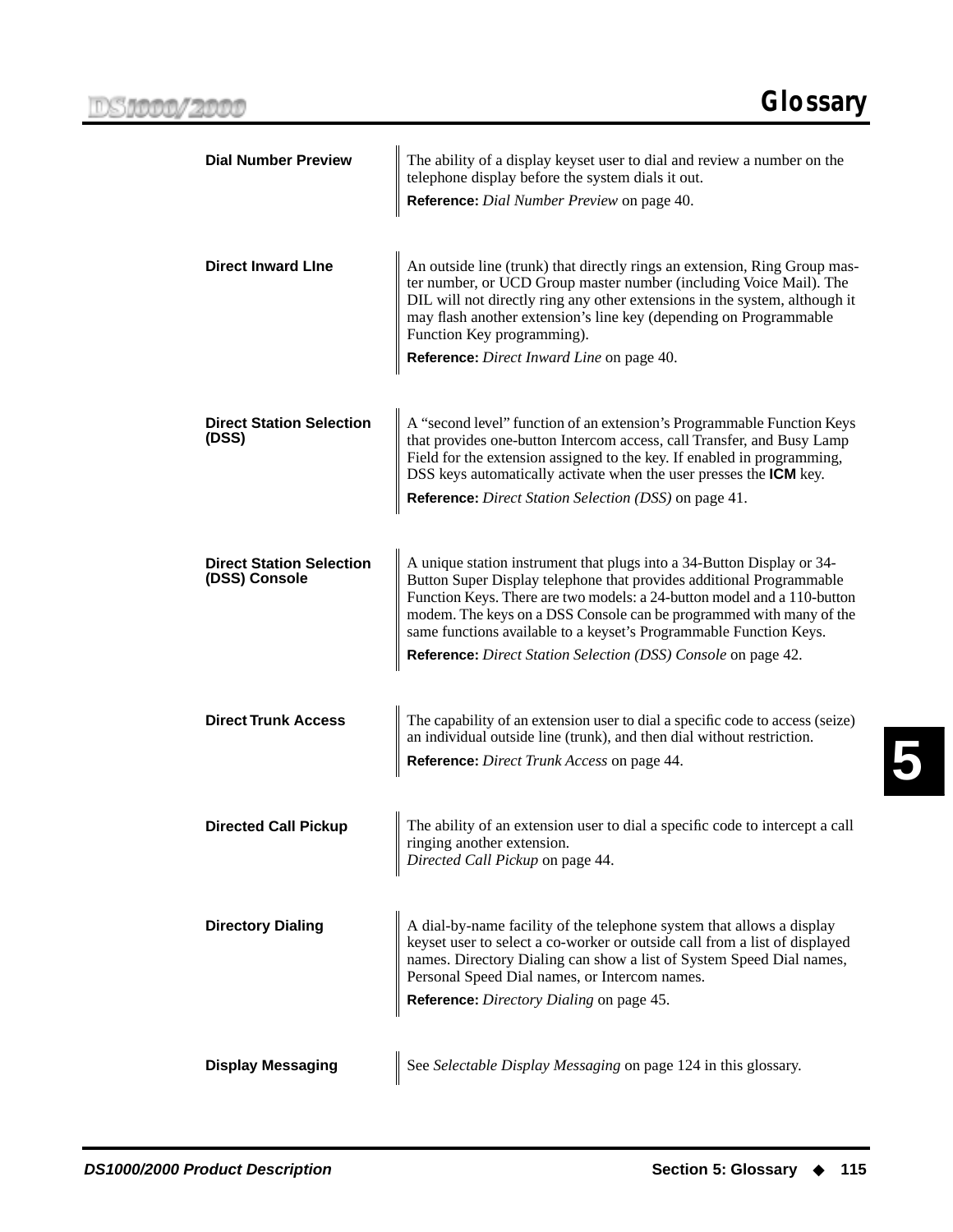**Dial Number Preview**

The ability of a display keyset user to dial and review a number on the telephone display before the system dials it out.

**Reference:** *Dial Number Preview* on page 40.

**Direct Inward LIne**

An outside line (trunk) that directly rings an extension, Ring Group master number, or UCD Group master number (including Voice Mail). The DIL will not directly ring any other extensions in the system, although it may flash another extension's line key (depending on Programmable Function Key programming).

**Reference:** *Direct Inward Line* on page 40.

**Direct Station Selection (DSS)**

A "second level" function of an extension's Programmable Function Keys that provides one-button Intercom access, call Transfer, and Busy Lamp Field for the extension assigned to the key. If enabled in programming, DSS keys automatically activate when the user presses the **ICM** key.

**Reference:** *Direct Station Selection (DSS)* on page 41.

**Direct Station Selection (DSS) Console**

A unique station instrument that plugs into a 34-Button Display or 34-Button Super Display telephone that provides additional Programmable Function Keys. There are two models: a 24-button model and a 110-button modem. The keys on a DSS Console can be programmed with many of the same functions available to a keyset's Programmable Function Keys.

**Reference:** *Direct Station Selection (DSS) Console* on page 42.

**Direct Trunk Access**

The capability of an extension user to dial a specific code to access (seize) an individual outside line (trunk), and then dial without restriction.

**Reference:** *Direct Trunk Access* on page 44.

**Directed Call Pickup**

The ability of an extension user to dial a specific code to intercept a call ringing another extension.
*Directed Call Pickup* on page 44.

**Directory Dialing**

A dial-by-name facility of the telephone system that allows a display keyset user to select a co-worker or outside call from a list of displayed names. Directory Dialing can show a list of System Speed Dial names, Personal Speed Dial names, or Intercom names.

**Reference:** *Directory Dialing* on page 45.

**Display Messaging**

See *Selectable Display Messaging* on page 124 in this glossary.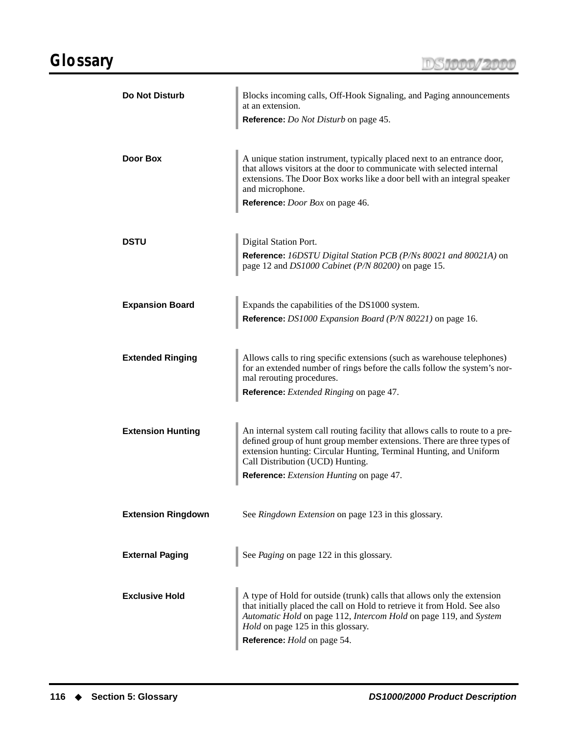# Glossary

**Do Not Disturb**

Blocks incoming calls, Off-Hook Signaling, and Paging announcements at an extension.

**Reference:** *Do Not Disturb* on page 45.

**Door Box**

A unique station instrument, typically placed next to an entrance door, that allows visitors at the door to communicate with selected internal extensions. The Door Box works like a door bell with an integral speaker and microphone.

**Reference:** *Door Box* on page 46.

**DSTU**

Digital Station Port.

**Reference:** *16DSTU Digital Station PCB (P/Ns 80021 and 80021A)* on page 12 and *DS1000 Cabinet (P/N 80200)* on page 15.

**Expansion Board**

Expands the capabilities of the DS1000 system.

**Reference:** *DS1000 Expansion Board (P/N 80221)* on page 16.

**Extended Ringing**

Allows calls to ring specific extensions (such as warehouse telephones) for an extended number of rings before the calls follow the system's normal rerouting procedures.

**Reference:** *Extended Ringing* on page 47.

**Extension Hunting**

An internal system call routing facility that allows calls to route to a predefined group of hunt group member extensions. There are three types of extension hunting: Circular Hunting, Terminal Hunting, and Uniform Call Distribution (UCD) Hunting.

**Reference:** *Extension Hunting* on page 47.

**Extension Ringdown**

See *Ringdown Extension* on page 123 in this glossary.

**External Paging**

See *Paging* on page 122 in this glossary.

**Exclusive Hold**

A type of Hold for outside (trunk) calls that allows only the extension that initially placed the call on Hold to retrieve it from Hold. See also *Automatic Hold* on page 112, *Intercom Hold* on page 119, and *System Hold* on page 125 in this glossary.

**Reference:** *Hold* on page 54.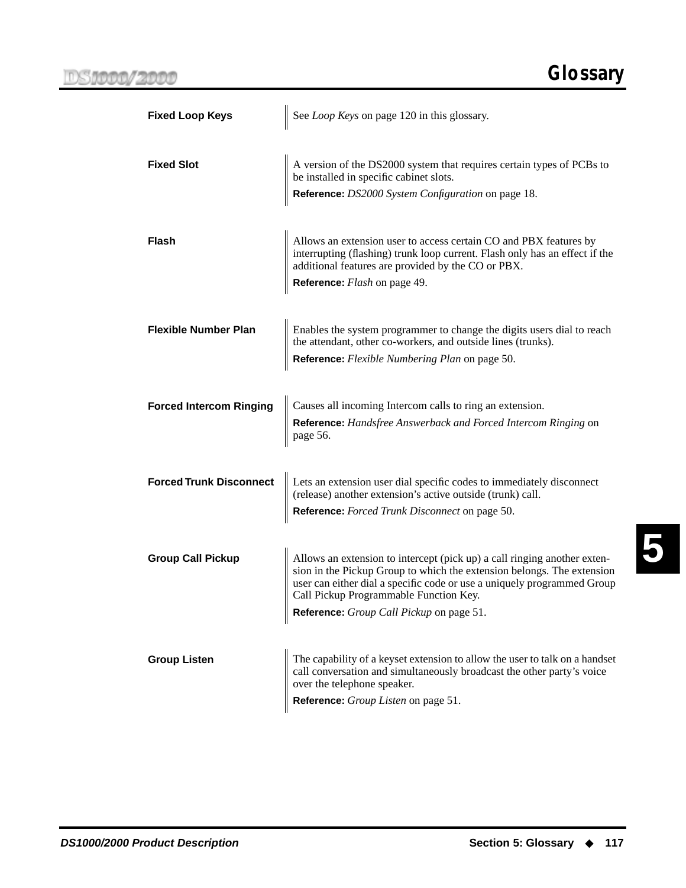**Fixed Loop Keys**

See *Loop Keys* on page 120 in this glossary.

**Fixed Slot**

A version of the DS2000 system that requires certain types of PCBs to be installed in specific cabinet slots.

**Reference:** *DS2000 System Configuration* on page 18.

**Flash**

Allows an extension user to access certain CO and PBX features by interrupting (flashing) trunk loop current. Flash only has an effect if the additional features are provided by the CO or PBX.

**Reference:** *Flash* on page 49.

**Flexible Number Plan**

Enables the system programmer to change the digits users dial to reach the attendant, other co-workers, and outside lines (trunks).

**Reference:** *Flexible Numbering Plan* on page 50.

**Forced Intercom Ringing**

Causes all incoming Intercom calls to ring an extension.

**Reference:** *Handsfree Answerback and Forced Intercom Ringing* on page 56.

**Forced Trunk Disconnect**

Lets an extension user dial specific codes to immediately disconnect (release) another extension's active outside (trunk) call.

**Reference:** *Forced Trunk Disconnect* on page 50.

**Group Call Pickup**

Allows an extension to intercept (pick up) a call ringing another extension in the Pickup Group to which the extension belongs. The extension user can either dial a specific code or use a uniquely programmed Group Call Pickup Programmable Function Key.

**Reference:** *Group Call Pickup* on page 51.

**Group Listen**

The capability of a keyset extension to allow the user to talk on a handset call conversation and simultaneously broadcast the other party's voice over the telephone speaker.

**Reference:** *Group Listen* on page 51.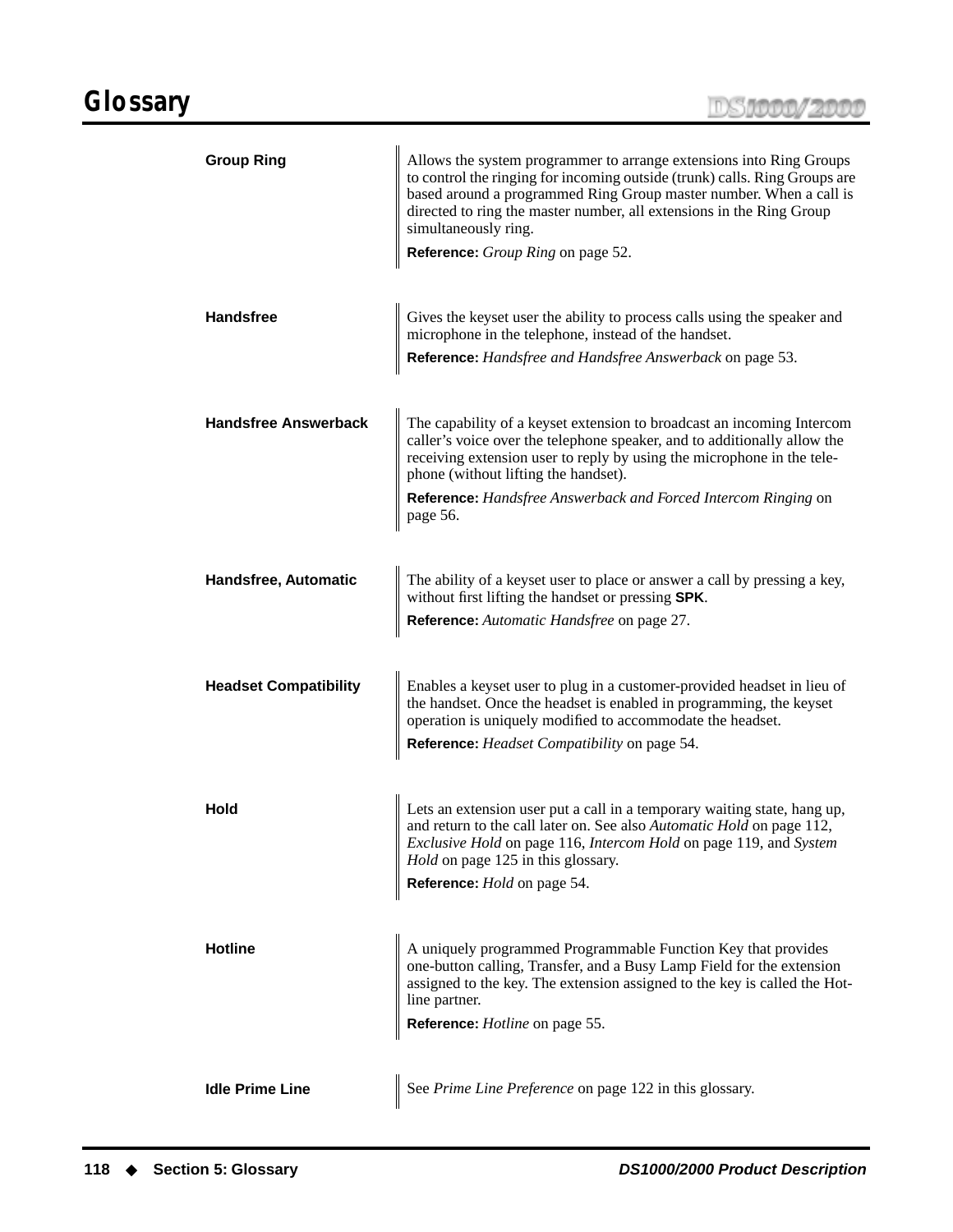**Group Ring**

Allows the system programmer to arrange extensions into Ring Groups to control the ringing for incoming outside (trunk) calls. Ring Groups are based around a programmed Ring Group master number. When a call is directed to ring the master number, all extensions in the Ring Group simultaneously ring.

**Reference:** *Group Ring* on page 52.

**Handsfree**

Gives the keyset user the ability to process calls using the speaker and microphone in the telephone, instead of the handset.

**Reference:** *Handsfree and Handsfree Answerback* on page 53.

**Handsfree Answerback**

The capability of a keyset extension to broadcast an incoming Intercom caller's voice over the telephone speaker, and to additionally allow the receiving extension user to reply by using the microphone in the telephone (without lifting the handset).

**Reference:** *Handsfree Answerback and Forced Intercom Ringing* on page 56.

**Handsfree, Automatic**

The ability of a keyset user to place or answer a call by pressing a key, without first lifting the handset or pressing **SPK**.

**Reference:** *Automatic Handsfree* on page 27.

**Headset Compatibility**

Enables a keyset user to plug in a customer-provided headset in lieu of the handset. Once the headset is enabled in programming, the keyset operation is uniquely modified to accommodate the headset.

**Reference:** *Headset Compatibility* on page 54.

**Hold**

Lets an extension user put a call in a temporary waiting state, hang up, and return to the call later on. See also *Automatic Hold* on page 112, *Exclusive Hold* on page 116, *Intercom Hold* on page 119, and *System Hold* on page 125 in this glossary.

**Reference:** *Hold* on page 54.

**Hotline**

A uniquely programmed Programmable Function Key that provides one-button calling, Transfer, and a Busy Lamp Field for the extension assigned to the key. The extension assigned to the key is called the Hotline partner.

**Reference:** *Hotline* on page 55.

**Idle Prime Line**

See *Prime Line Preference* on page 122 in this glossary.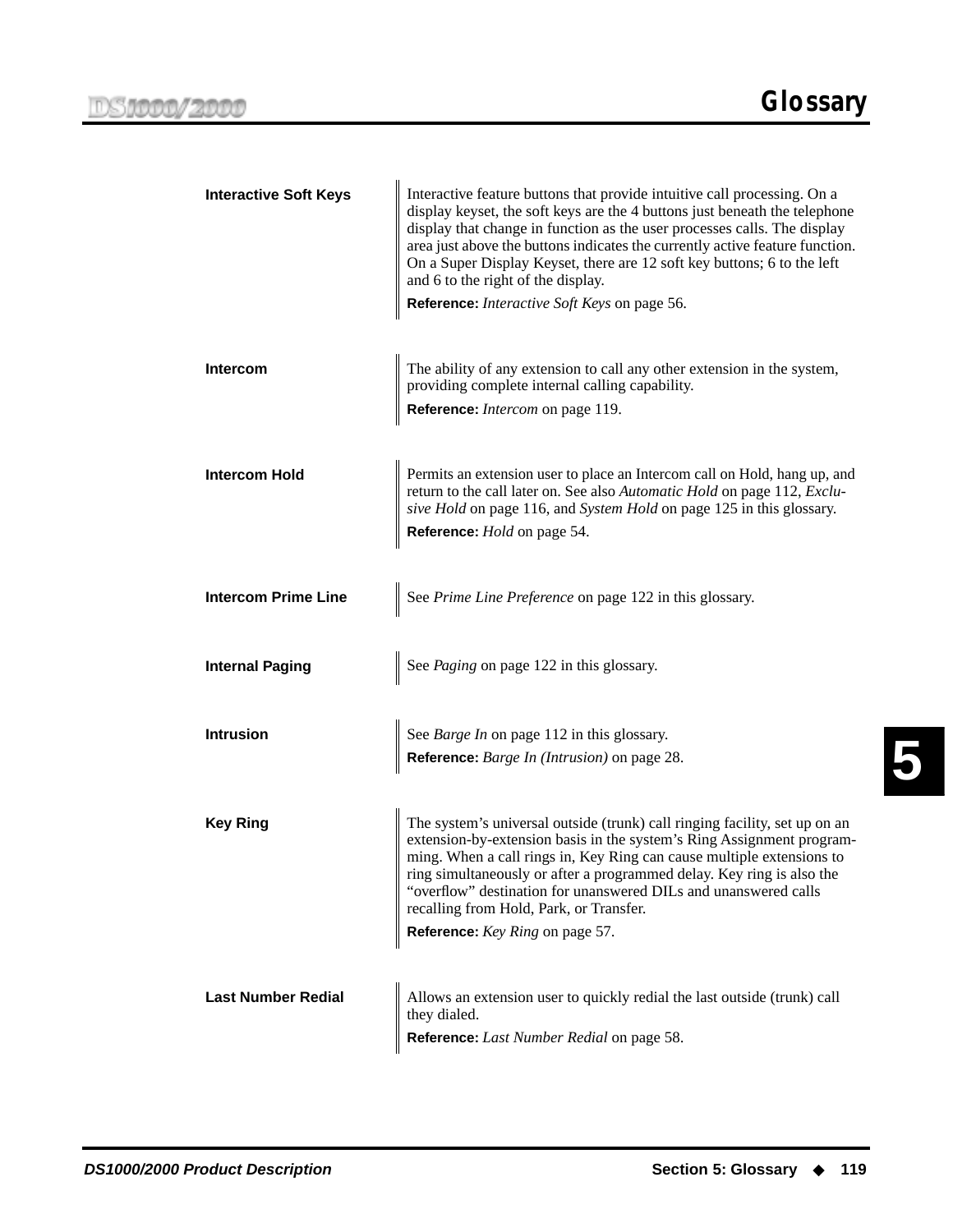**Interactive Soft Keys**

Interactive feature buttons that provide intuitive call processing. On a display keyset, the soft keys are the 4 buttons just beneath the telephone display that change in function as the user processes calls. The display area just above the buttons indicates the currently active feature function. On a Super Display Keyset, there are 12 soft key buttons; 6 to the left and 6 to the right of the display.

**Reference:** *Interactive Soft Keys* on page 56.

**Intercom**

The ability of any extension to call any other extension in the system, providing complete internal calling capability.

**Reference:** *Intercom* on page 119.

**Intercom Hold**

Permits an extension user to place an Intercom call on Hold, hang up, and return to the call later on. See also *Automatic Hold* on page 112, *Exclusive Hold* on page 116, and *System Hold* on page 125 in this glossary.

**Reference:** *Hold* on page 54.

**Intercom Prime Line**

See *Prime Line Preference* on page 122 in this glossary.

**Internal Paging**

See *Paging* on page 122 in this glossary.

**Intrusion**

See *Barge In* on page 112 in this glossary.

**Reference:** *Barge In (Intrusion)* on page 28.

**Key Ring**

The system's universal outside (trunk) call ringing facility, set up on an extension-by-extension basis in the system's Ring Assignment programming. When a call rings in, Key Ring can cause multiple extensions to ring simultaneously or after a programmed delay. Key ring is also the "overflow" destination for unanswered DILs and unanswered calls recalling from Hold, Park, or Transfer.

**Reference:** *Key Ring* on page 57.

**Last Number Redial**

Allows an extension user to quickly redial the last outside (trunk) call they dialed.

**Reference:** *Last Number Redial* on page 58.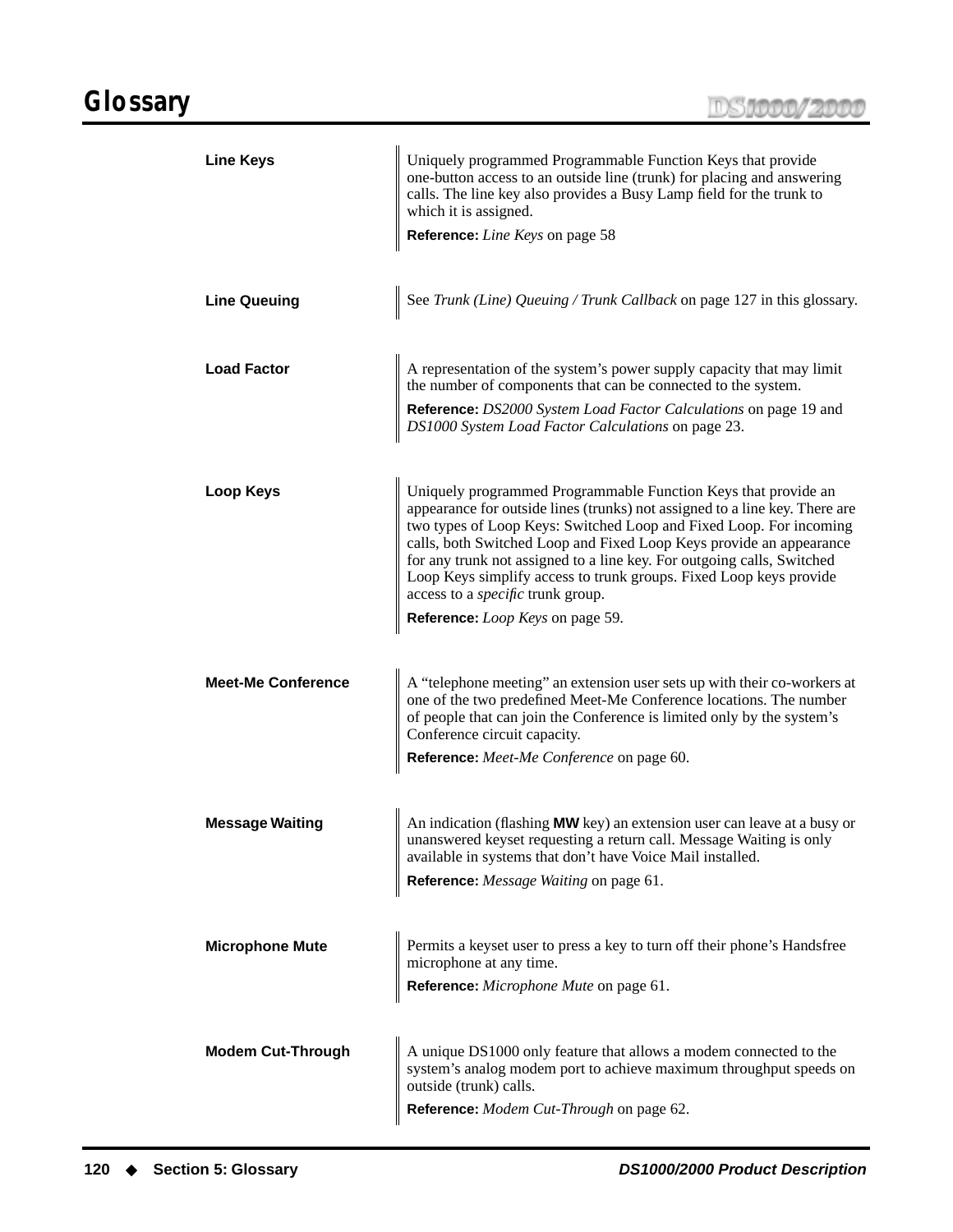**Line Keys**

Uniquely programmed Programmable Function Keys that provide one-button access to an outside line (trunk) for placing and answering calls. The line key also provides a Busy Lamp field for the trunk to which it is assigned.

**Reference:** *Line Keys* on page 58

**Line Queuing**

See *Trunk (Line) Queuing / Trunk Callback* on page 127 in this glossary.

**Load Factor**

A representation of the system's power supply capacity that may limit the number of components that can be connected to the system.

**Reference:** *DS2000 System Load Factor Calculations* on page 19 and *DS1000 System Load Factor Calculations* on page 23.

**Loop Keys**

Uniquely programmed Programmable Function Keys that provide an appearance for outside lines (trunks) not assigned to a line key. There are two types of Loop Keys: Switched Loop and Fixed Loop. For incoming calls, both Switched Loop and Fixed Loop Keys provide an appearance for any trunk not assigned to a line key. For outgoing calls, Switched Loop Keys simplify access to trunk groups. Fixed Loop keys provide access to a *specific* trunk group.

**Reference:** *Loop Keys* on page 59.

**Meet-Me Conference**

A "telephone meeting" an extension user sets up with their co-workers at one of the two predefined Meet-Me Conference locations. The number of people that can join the Conference is limited only by the system's Conference circuit capacity.

**Reference:** *Meet-Me Conference* on page 60.

**Message Waiting**

An indication (flashing **MW** key) an extension user can leave at a busy or unanswered keyset requesting a return call. Message Waiting is only available in systems that don't have Voice Mail installed.

**Reference:** *Message Waiting* on page 61.

**Microphone Mute**

Permits a keyset user to press a key to turn off their phone's Handsfree microphone at any time.

**Reference:** *Microphone Mute* on page 61.

**Modem Cut-Through**

A unique DS1000 only feature that allows a modem connected to the system's analog modem port to achieve maximum throughput speeds on outside (trunk) calls.

**Reference:** *Modem Cut-Through* on page 62.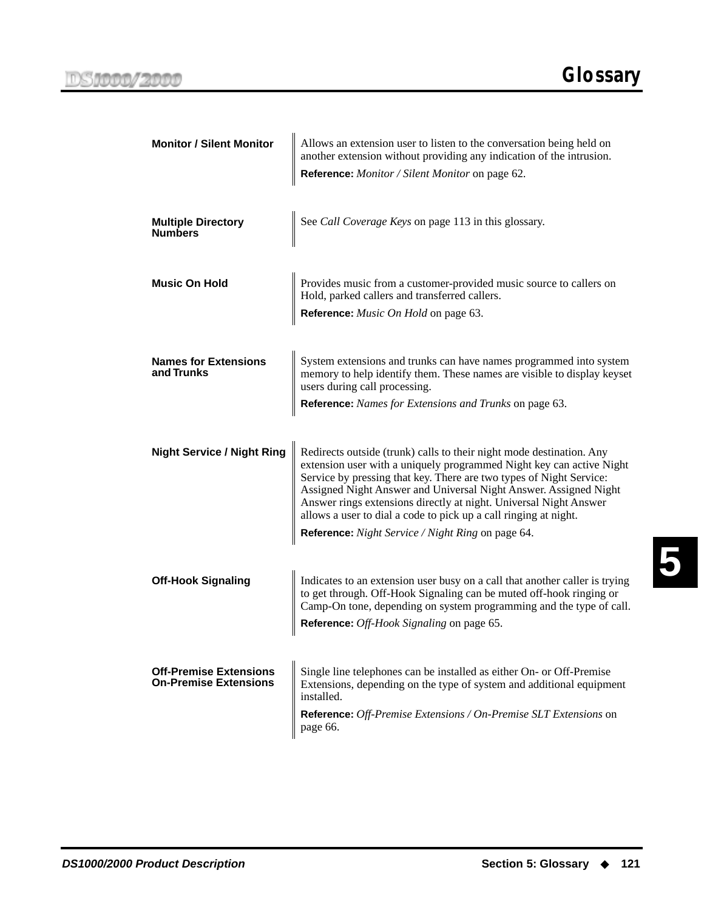**Monitor / Silent Monitor**

Allows an extension user to listen to the conversation being held on another extension without providing any indication of the intrusion.

**Reference:** *Monitor / Silent Monitor* on page 62.

**Multiple Directory Numbers**

See *Call Coverage Keys* on page 113 in this glossary.

**Music On Hold**

Provides music from a customer-provided music source to callers on Hold, parked callers and transferred callers.

**Reference:** *Music On Hold* on page 63.

**Names for Extensions and Trunks**

System extensions and trunks can have names programmed into system memory to help identify them. These names are visible to display keyset users during call processing.

**Reference:** *Names for Extensions and Trunks* on page 63.

**Night Service / Night Ring**

Redirects outside (trunk) calls to their night mode destination. Any extension user with a uniquely programmed Night key can active Night Service by pressing that key. There are two types of Night Service: Assigned Night Answer and Universal Night Answer. Assigned Night Answer rings extensions directly at night. Universal Night Answer allows a user to dial a code to pick up a call ringing at night.

**Reference:** *Night Service / Night Ring* on page 64.

**Off-Hook Signaling**

Indicates to an extension user busy on a call that another caller is trying to get through. Off-Hook Signaling can be muted off-hook ringing or Camp-On tone, depending on system programming and the type of call.

**Reference:** *Off-Hook Signaling* on page 65.

**Off-Premise Extensions On-Premise Extensions**

Single line telephones can be installed as either On- or Off-Premise Extensions, depending on the type of system and additional equipment installed.

**Reference:** *Off-Premise Extensions / On-Premise SLT Extensions* on page 66.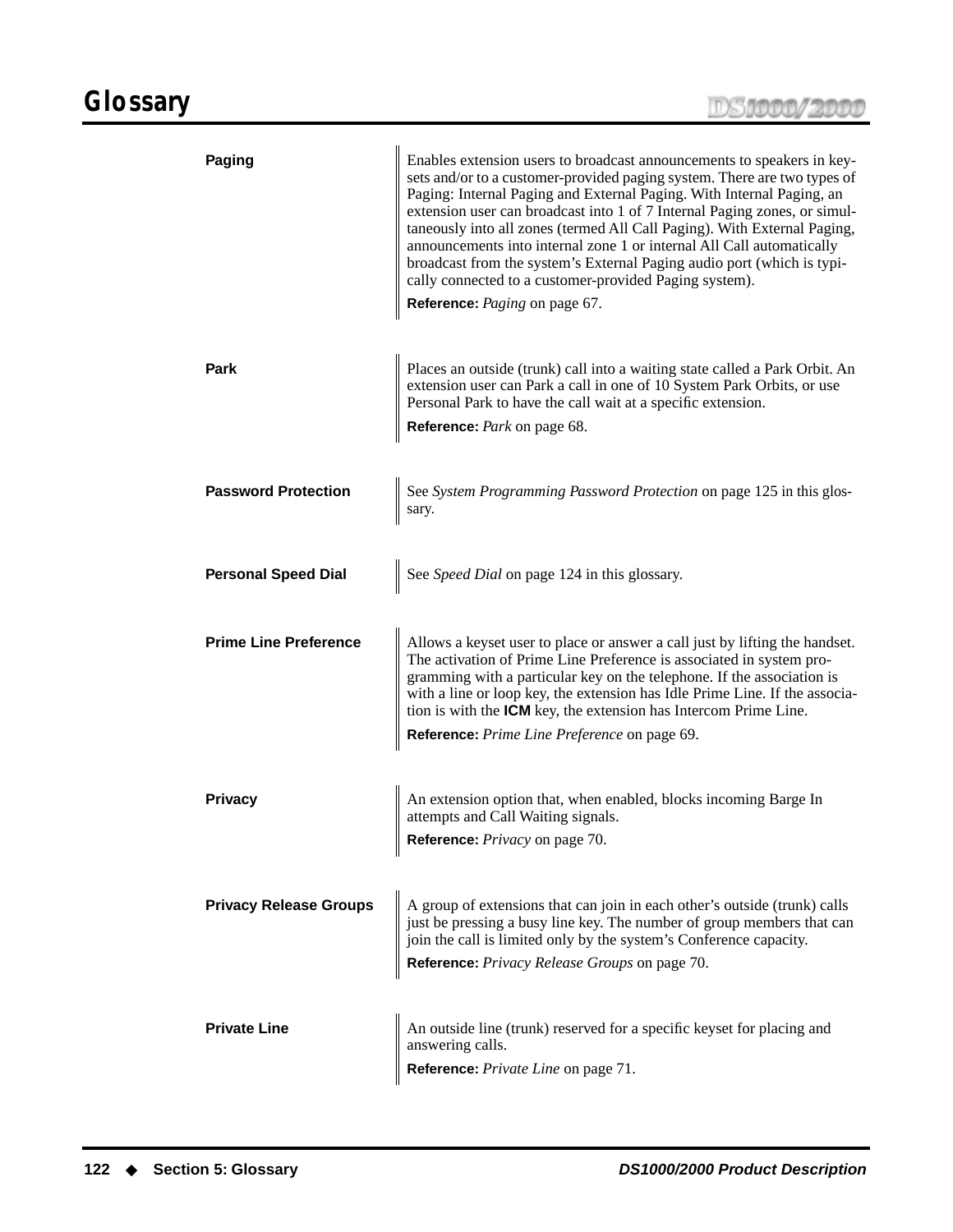**Paging**

Enables extension users to broadcast announcements to speakers in keysets and/or to a customer-provided paging system. There are two types of Paging: Internal Paging and External Paging. With Internal Paging, an extension user can broadcast into 1 of 7 Internal Paging zones, or simultaneously into all zones (termed All Call Paging). With External Paging, announcements into internal zone 1 or internal All Call automatically broadcast from the system's External Paging audio port (which is typically connected to a customer-provided Paging system).

**Reference:** *Paging* on page 67.

**Park**

Places an outside (trunk) call into a waiting state called a Park Orbit. An extension user can Park a call in one of 10 System Park Orbits, or use Personal Park to have the call wait at a specific extension.

**Reference:** *Park* on page 68.

**Password Protection**

See *System Programming Password Protection* on page 125 in this glossary.

**Personal Speed Dial**

See *Speed Dial* on page 124 in this glossary.

**Prime Line Preference**

Allows a keyset user to place or answer a call just by lifting the handset. The activation of Prime Line Preference is associated in system programming with a particular key on the telephone. If the association is with a line or loop key, the extension has Idle Prime Line. If the association is with the **ICM** key, the extension has Intercom Prime Line.

**Reference:** *Prime Line Preference* on page 69.

**Privacy**

An extension option that, when enabled, blocks incoming Barge In attempts and Call Waiting signals.

**Reference:** *Privacy* on page 70.

**Privacy Release Groups**

A group of extensions that can join in each other's outside (trunk) calls just be pressing a busy line key. The number of group members that can join the call is limited only by the system's Conference capacity.

**Reference:** *Privacy Release Groups* on page 70.

**Private Line**

An outside line (trunk) reserved for a specific keyset for placing and answering calls.

**Reference:** *Private Line* on page 71.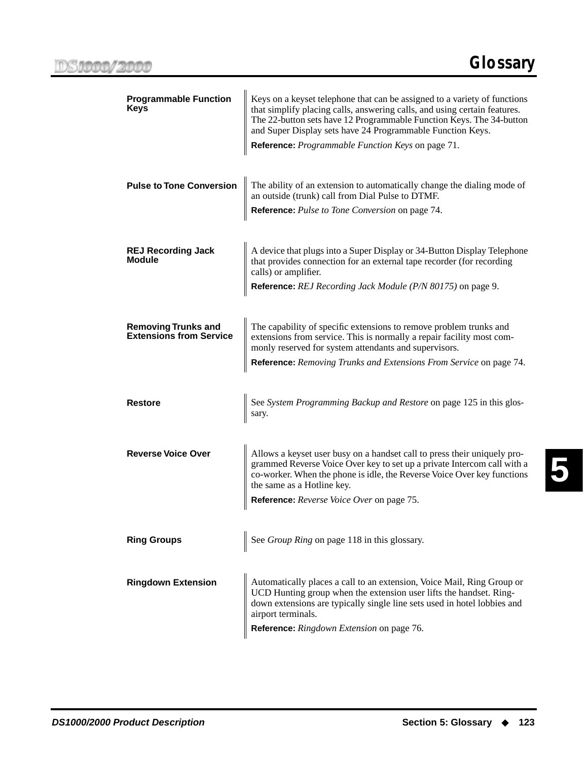**Programmable Function Keys**

Keys on a keyset telephone that can be assigned to a variety of functions that simplify placing calls, answering calls, and using certain features. The 22-button sets have 12 Programmable Function Keys. The 34-button and Super Display sets have 24 Programmable Function Keys.

**Reference:** *Programmable Function Keys* on page 71.

**Pulse to Tone Conversion**

The ability of an extension to automatically change the dialing mode of an outside (trunk) call from Dial Pulse to DTMF.

**Reference:** *Pulse to Tone Conversion* on page 74.

**REJ Recording Jack Module**

A device that plugs into a Super Display or 34-Button Display Telephone that provides connection for an external tape recorder (for recording calls) or amplifier.

**Reference:** *REJ Recording Jack Module (P/N 80175)* on page 9.

**Removing Trunks and Extensions from Service**

The capability of specific extensions to remove problem trunks and extensions from service. This is normally a repair facility most commonly reserved for system attendants and supervisors.

**Reference:** *Removing Trunks and Extensions From Service* on page 74.

**Restore**

See *System Programming Backup and Restore* on page 125 in this glossary.

**Reverse Voice Over**

Allows a keyset user busy on a handset call to press their uniquely programmed Reverse Voice Over key to set up a private Intercom call with a co-worker. When the phone is idle, the Reverse Voice Over key functions the same as a Hotline key.

**Reference:** *Reverse Voice Over* on page 75.

**Ring Groups**

See *Group Ring* on page 118 in this glossary.

**Ringdown Extension**

Automatically places a call to an extension, Voice Mail, Ring Group or UCD Hunting group when the extension user lifts the handset. Ringdown extensions are typically single line sets used in hotel lobbies and airport terminals.

**Reference:** *Ringdown Extension* on page 76.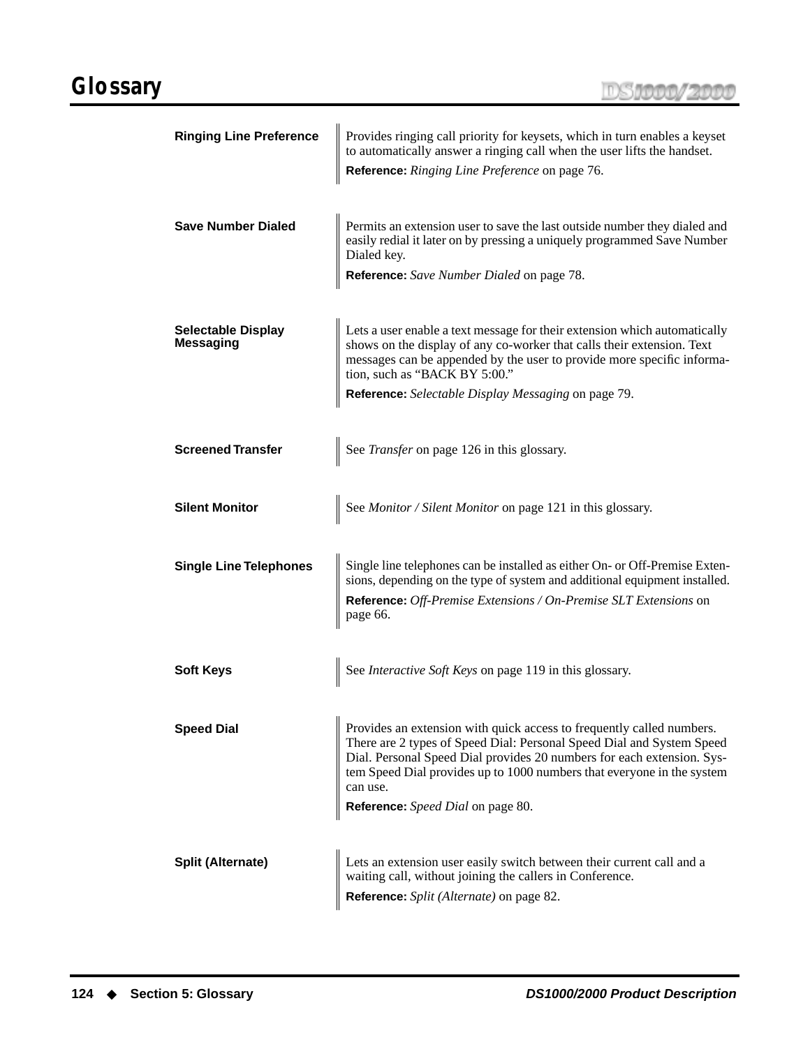**Ringing Line Preference**

Provides ringing call priority for keysets, which in turn enables a keyset to automatically answer a ringing call when the user lifts the handset.

**Reference:** *Ringing Line Preference* on page 76.

**Save Number Dialed**

Permits an extension user to save the last outside number they dialed and easily redial it later on by pressing a uniquely programmed Save Number Dialed key.

**Reference:** *Save Number Dialed* on page 78.

**Selectable Display Messaging**

Lets a user enable a text message for their extension which automatically shows on the display of any co-worker that calls their extension. Text messages can be appended by the user to provide more specific information, such as “BACK BY 5:00.”

**Reference:** *Selectable Display Messaging* on page 79.

**Screened Transfer**

See *Transfer* on page 126 in this glossary.

**Silent Monitor**

See *Monitor / Silent Monitor* on page 121 in this glossary.

**Single Line Telephones**

Single line telephones can be installed as either On- or Off-Premise Extensions, depending on the type of system and additional equipment installed.

**Reference:** *Off-Premise Extensions / On-Premise SLT Extensions* on page 66.

**Soft Keys**

See *Interactive Soft Keys* on page 119 in this glossary.

**Speed Dial**

Provides an extension with quick access to frequently called numbers. There are 2 types of Speed Dial: Personal Speed Dial and System Speed Dial. Personal Speed Dial provides 20 numbers for each extension. System Speed Dial provides up to 1000 numbers that everyone in the system can use.

**Reference:** *Speed Dial* on page 80.

**Split (Alternate)**

Lets an extension user easily switch between their current call and a waiting call, without joining the callers in Conference.

**Reference:** *Split (Alternate)* on page 82.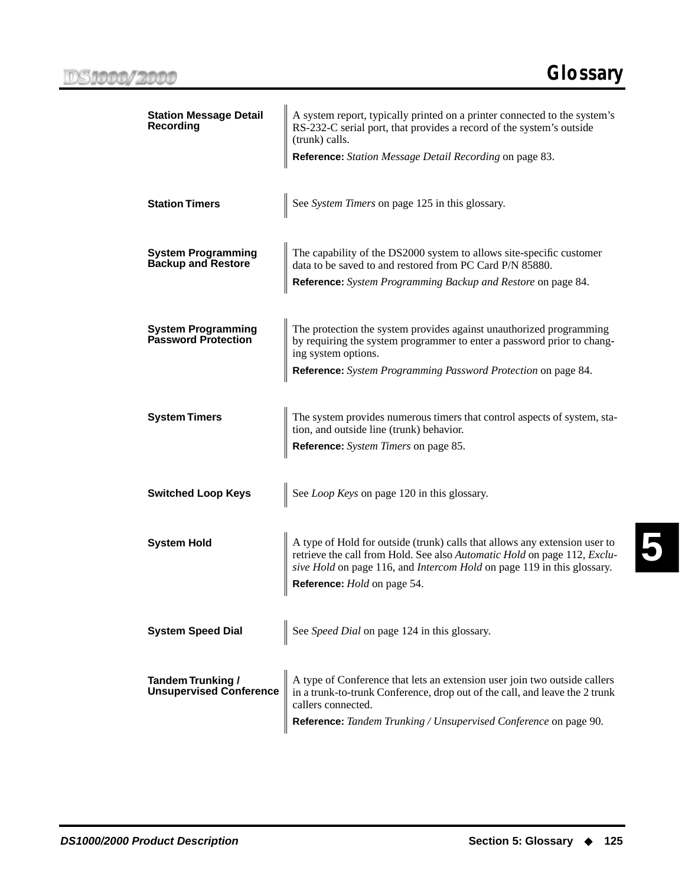**Station Message Detail Recording**

A system report, typically printed on a printer connected to the system's RS-232-C serial port, that provides a record of the system's outside (trunk) calls.

**Reference:** *Station Message Detail Recording* on page 83.

**Station Timers**

See *System Timers* on page 125 in this glossary.

**System Programming Backup and Restore**

The capability of the DS2000 system to allows site-specific customer data to be saved to and restored from PC Card P/N 85880.

**Reference:** *System Programming Backup and Restore* on page 84.

**System Programming Password Protection**

The protection the system provides against unauthorized programming by requiring the system programmer to enter a password prior to changing system options.

**Reference:** *System Programming Password Protection* on page 84.

**System Timers**

The system provides numerous timers that control aspects of system, station, and outside line (trunk) behavior.

**Reference:** *System Timers* on page 85.

**Switched Loop Keys**

See *Loop Keys* on page 120 in this glossary.

**System Hold**

A type of Hold for outside (trunk) calls that allows any extension user to retrieve the call from Hold. See also *Automatic Hold* on page 112, *Exclusive Hold* on page 116, and *Intercom Hold* on page 119 in this glossary.

**Reference:** *Hold* on page 54.

**System Speed Dial**

See *Speed Dial* on page 124 in this glossary.

**Tandem Trunking / Unsupervised Conference**

A type of Conference that lets an extension user join two outside callers in a trunk-to-trunk Conference, drop out of the call, and leave the 2 trunk callers connected.

**Reference:** *Tandem Trunking / Unsupervised Conference* on page 90.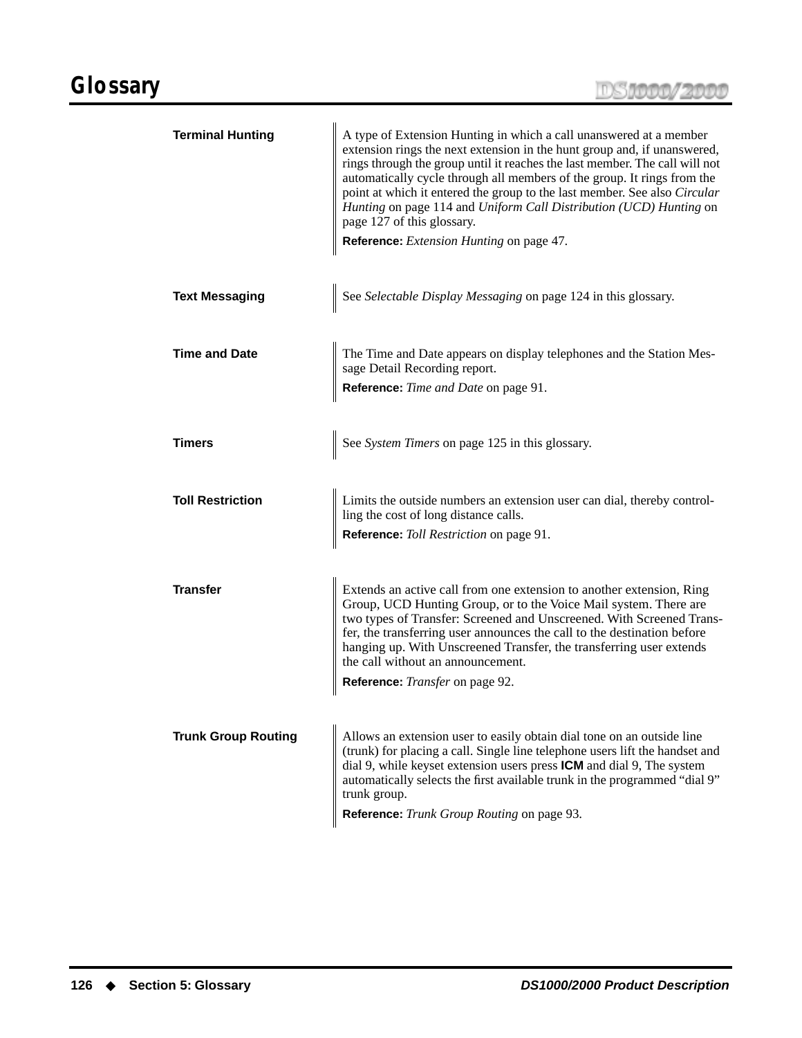**Terminal Hunting**

A type of Extension Hunting in which a call unanswered at a member extension rings the next extension in the hunt group and, if unanswered, rings through the group until it reaches the last member. The call will not automatically cycle through all members of the group. It rings from the point at which it entered the group to the last member. See also *Circular Hunting* on page 114 and *Uniform Call Distribution (UCD) Hunting* on page 127 of this glossary.

**Reference:** *Extension Hunting* on page 47.

**Text Messaging**

See *Selectable Display Messaging* on page 124 in this glossary.

**Time and Date**

The Time and Date appears on display telephones and the Station Message Detail Recording report.

**Reference:** *Time and Date* on page 91.

**Timers**

See *System Timers* on page 125 in this glossary.

**Toll Restriction**

Limits the outside numbers an extension user can dial, thereby controlling the cost of long distance calls.

**Reference:** *Toll Restriction* on page 91.

**Transfer**

Extends an active call from one extension to another extension, Ring Group, UCD Hunting Group, or to the Voice Mail system. There are two types of Transfer: Screened and Unscreened. With Screened Transfer, the transferring user announces the call to the destination before hanging up. With Unscreened Transfer, the transferring user extends the call without an announcement.

**Reference:** *Transfer* on page 92.

**Trunk Group Routing**

Allows an extension user to easily obtain dial tone on an outside line (trunk) for placing a call. Single line telephone users lift the handset and dial 9, while keyset extension users press **ICM** and dial 9, The system automatically selects the first available trunk in the programmed "dial 9" trunk group.

**Reference:** *Trunk Group Routing* on page 93.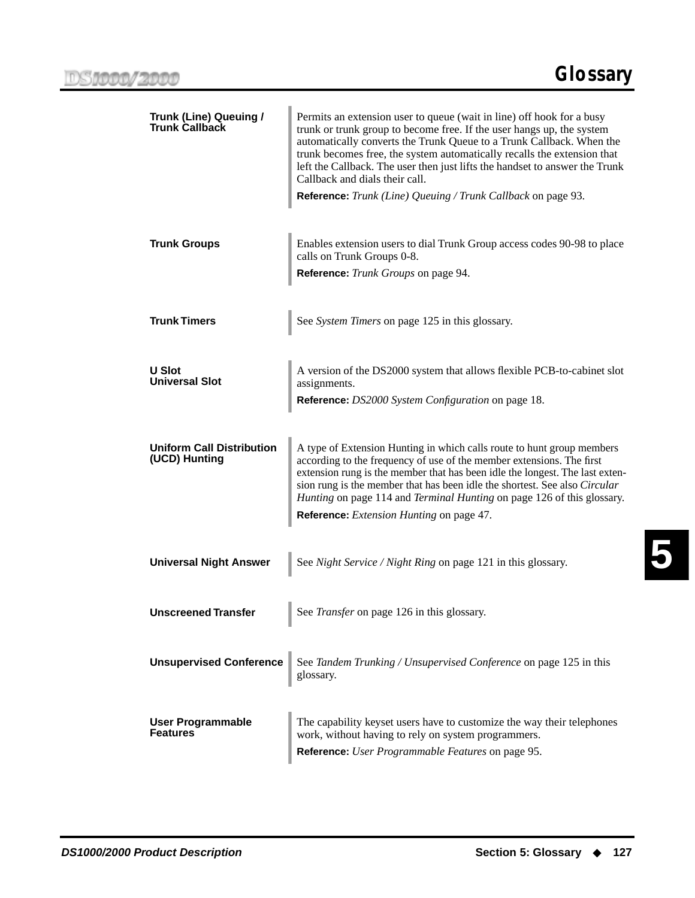**Trunk (Line) Queuing / Trunk Callback**

Permits an extension user to queue (wait in line) off hook for a busy trunk or trunk group to become free. If the user hangs up, the system automatically converts the Trunk Queue to a Trunk Callback. When the trunk becomes free, the system automatically recalls the extension that left the Callback. The user then just lifts the handset to answer the Trunk Callback and dials their call.

**Reference:** *Trunk (Line) Queuing / Trunk Callback* on page 93.

**Trunk Groups**

Enables extension users to dial Trunk Group access codes 90-98 to place calls on Trunk Groups 0-8.

**Reference:** *Trunk Groups* on page 94.

**Trunk Timers**

See *System Timers* on page 125 in this glossary.

**U Slot**
**Universal Slot**

A version of the DS2000 system that allows flexible PCB-to-cabinet slot assignments.

**Reference:** *DS2000 System Configuration* on page 18.

**Uniform Call Distribution (UCD) Hunting**

A type of Extension Hunting in which calls route to hunt group members according to the frequency of use of the member extensions. The first extension rung is the member that has been idle the longest. The last extension rung is the member that has been idle the shortest. See also *Circular Hunting* on page 114 and *Terminal Hunting* on page 126 of this glossary.

**Reference:** *Extension Hunting* on page 47.

**Universal Night Answer**

See *Night Service / Night Ring* on page 121 in this glossary.

**Unscreened Transfer**

See *Transfer* on page 126 in this glossary.

**Unsupervised Conference**

See *Tandem Trunking / Unsupervised Conference* on page 125 in this glossary.

**User Programmable Features**

The capability keyset users have to customize the way their telephones work, without having to rely on system programmers.

**Reference:** *User Programmable Features* on page 95.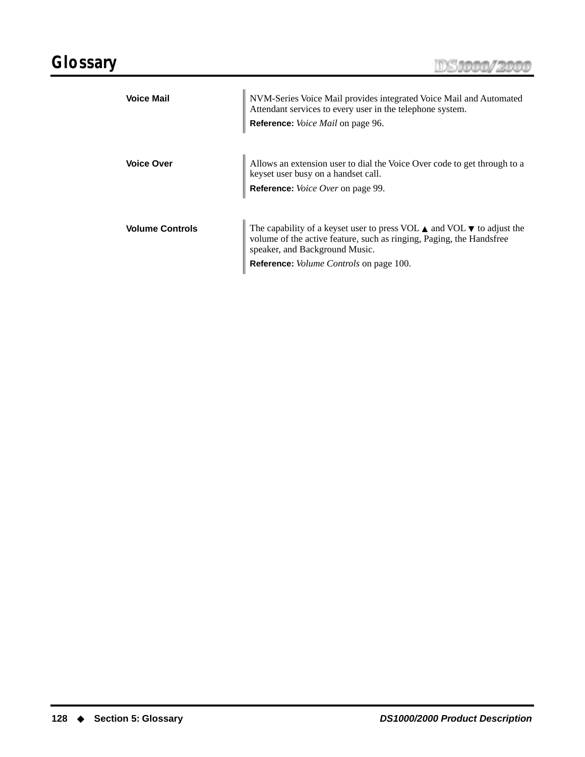**Voice Mail**

NVM-Series Voice Mail provides integrated Voice Mail and Automated Attendant services to every user in the telephone system.

**Reference:** *Voice Mail* on page 96.

**Voice Over**

Allows an extension user to dial the Voice Over code to get through to a keyset user busy on a handset call.

**Reference:** *Voice Over* on page 99.

**Volume Controls**

The capability of a keyset user to press VOL ▲ and VOL ▼ to adjust the volume of the active feature, such as ringing, Paging, the Handsfree speaker, and Background Music.

**Reference:** *Volume Controls* on page 100.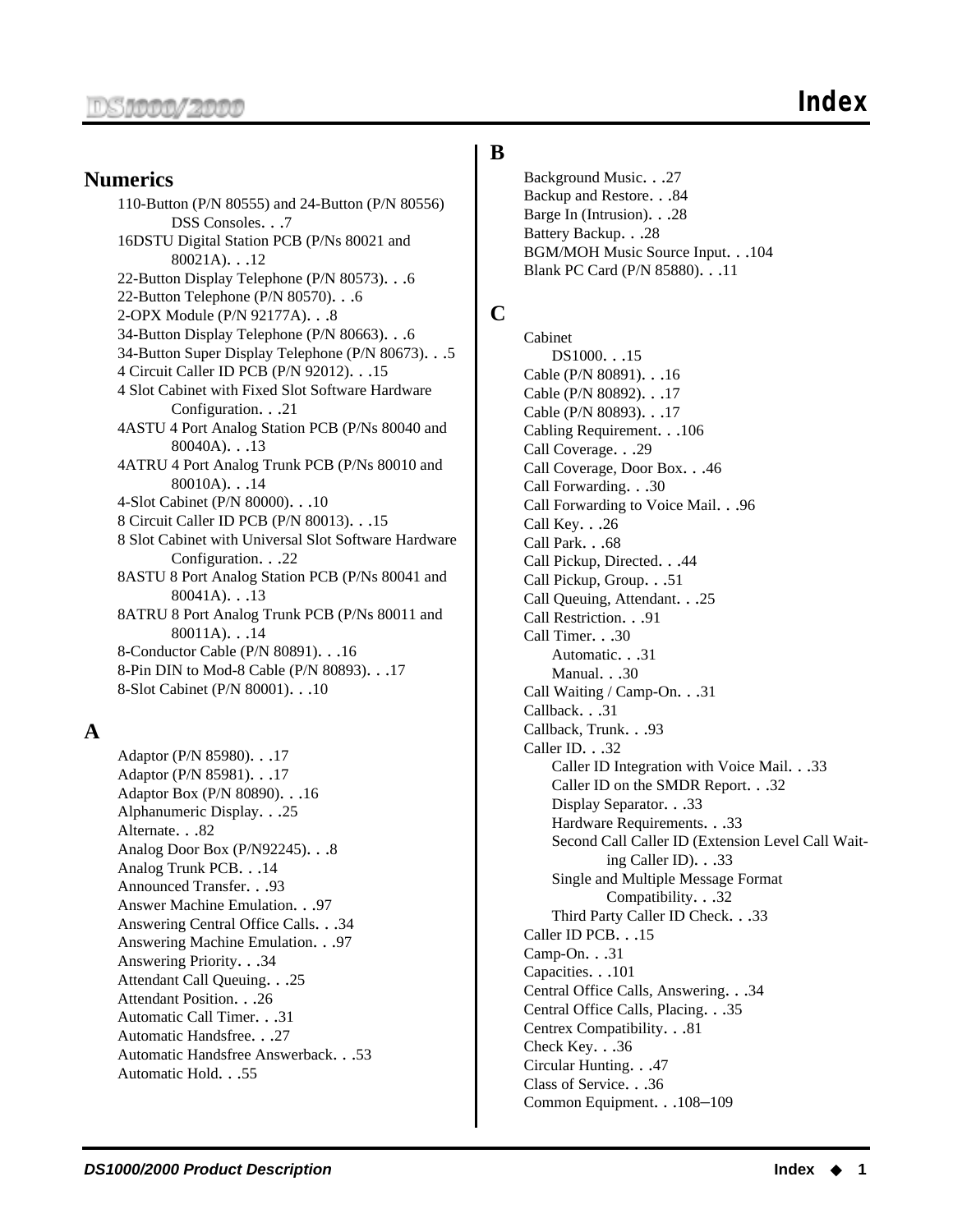## Numerics

- 110-Button (P/N 80555) and 24-Button (P/N 80556) DSS Consoles. . .7
- 16DSTU Digital Station PCB (P/Ns 80021 and 80021A). . .12
- 22-Button Display Telephone (P/N 80573). . .6
- 22-Button Telephone (P/N 80570). . .6
- 2-OPX Module (P/N 92177A). . .8
- 34-Button Display Telephone (P/N 80663). . .6
- 34-Button Super Display Telephone (P/N 80673). . .5
- 4 Circuit Caller ID PCB (P/N 92012). . .15
- 4 Slot Cabinet with Fixed Slot Software Hardware Configuration. . .21
- 4ASTU 4 Port Analog Station PCB (P/Ns 80040 and 80040A). . .13
- 4ATRU 4 Port Analog Trunk PCB (P/Ns 80010 and 80010A). . .14
- 4-Slot Cabinet (P/N 80000). . .10
- 8 Circuit Caller ID PCB (P/N 80013). . .15
- 8 Slot Cabinet with Universal Slot Software Hardware Configuration. . .22
- 8ASTU 8 Port Analog Station PCB (P/Ns 80041 and 80041A). . .13
- 8ATRU 8 Port Analog Trunk PCB (P/Ns 80011 and 80011A). . .14
- 8-Conductor Cable (P/N 80891). . .16
- 8-Pin DIN to Mod-8 Cable (P/N 80893). . .17
- 8-Slot Cabinet (P/N 80001). . .10

## A

- Adaptor (P/N 85980). . .17
- Adaptor (P/N 85981). . .17
- Adaptor Box (P/N 80890). . .16
- Alphanumeric Display. . .25
- Alternate. . .82
- Analog Door Box (P/N92245). . .8
- Analog Trunk PCB. . .14
- Announced Transfer. . .93
- Answer Machine Emulation. . .97
- Answering Central Office Calls. . .34
- Answering Machine Emulation. . .97
- Answering Priority. . .34
- Attendant Call Queuing. . .25
- Attendant Position. . .26
- Automatic Call Timer. . .31
- Automatic Handsfree. . .27
- Automatic Handsfree Answerback. . .53
- Automatic Hold. . .55

## B

- Background Music. . .27
- Backup and Restore. . .84
- Barge In (Intrusion). . .28
- Battery Backup. . .28
- BGM/MOH Music Source Input. . .104
- Blank PC Card (P/N 85880). . .11

## C

- Cabinet
  - DS1000. . .15
- Cable (P/N 80891). . .16
- Cable (P/N 80892). . .17
- Cable (P/N 80893). . .17
- Cabling Requirement. . .106
- Call Coverage. . .29
- Call Coverage, Door Box. . .46
- Call Forwarding. . .30
- Call Forwarding to Voice Mail. . .96
- Call Key. . .26
- Call Park. . .68
- Call Pickup, Directed. . .44
- Call Pickup, Group. . .51
- Call Queuing, Attendant. . .25
- Call Restriction. . .91
- Call Timer. . .30
  - Automatic. . .31
  - Manual. . .30
- Call Waiting / Camp-On. . .31
- Callback. . .31
- Callback, Trunk. . .93
- Caller ID. . .32
  - Caller ID Integration with Voice Mail. . .33
  - Caller ID on the SMDR Report. . .32
  - Display Separator. . .33
  - Hardware Requirements. . .33
  - Second Call Caller ID (Extension Level Call Waiting Caller ID). . .33
  - Single and Multiple Message Format Compatibility. . .32
  - Third Party Caller ID Check. . .33
- Caller ID PCB. . .15
- Camp-On. . .31
- Capacities. . .101
- Central Office Calls, Answering. . .34
- Central Office Calls, Placing. . .35
- Centrex Compatibility. . .81
- Check Key. . .36
- Circular Hunting. . .47
- Class of Service. . .36
- Common Equipment. . .108–109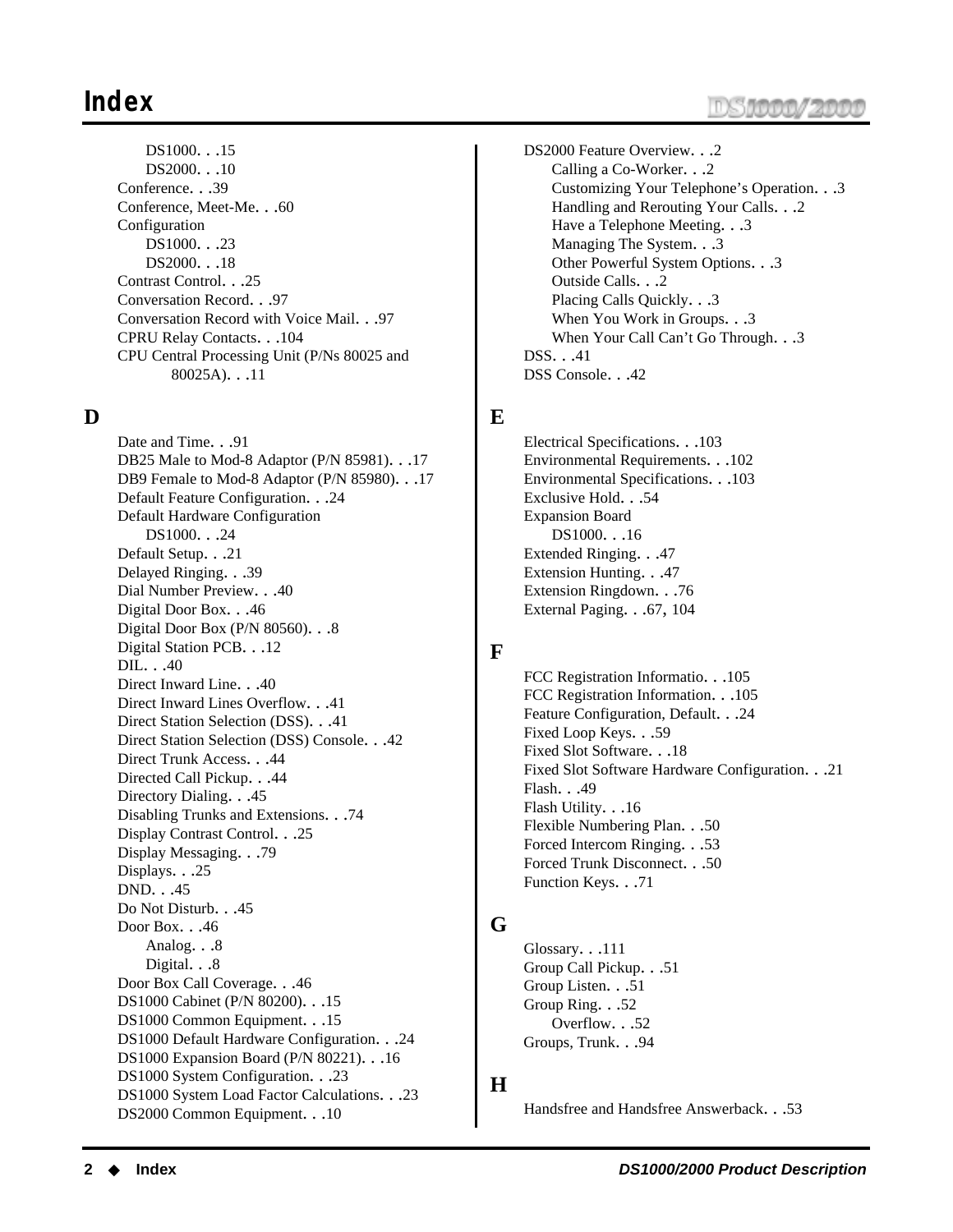# Index

- DS1000. . .15
- DS2000. . .10

Conference. . .39
Conference, Meet-Me. . .60
Configuration
- DS1000. . .23
- DS2000. . .18

Contrast Control. . .25
Conversation Record. . .97
Conversation Record with Voice Mail. . .97
CPRU Relay Contacts. . .104
CPU Central Processing Unit (P/Ns 80025 and 80025A). . .11

## D

Date and Time. . .91
DB25 Male to Mod-8 Adaptor (P/N 85981). . .17
DB9 Female to Mod-8 Adaptor (P/N 85980). . .17
Default Feature Configuration. . .24
Default Hardware Configuration
- DS1000. . .24

Default Setup. . .21
Delayed Ringing. . .39
Dial Number Preview. . .40
Digital Door Box. . .46
Digital Door Box (P/N 80560). . .8
Digital Station PCB. . .12
DIL. . .40
Direct Inward Line. . .40
Direct Inward Lines Overflow. . .41
Direct Station Selection (DSS). . .41
Direct Station Selection (DSS) Console. . .42
Direct Trunk Access. . .44
Directed Call Pickup. . .44
Directory Dialing. . .45
Disabling Trunks and Extensions. . .74
Display Contrast Control. . .25
Display Messaging. . .79
Displays. . .25
DND. . .45
Do Not Disturb. . .45
Door Box. . .46
- Analog. . .8
- Digital. . .8

Door Box Call Coverage. . .46
DS1000 Cabinet (P/N 80200). . .15
DS1000 Common Equipment. . .15
DS1000 Default Hardware Configuration. . .24
DS1000 Expansion Board (P/N 80221). . .16
DS1000 System Configuration. . .23
DS1000 System Load Factor Calculations. . .23
DS2000 Common Equipment. . .10
DS2000 Feature Overview. . .2
- Calling a Co-Worker. . .2
- Customizing Your Telephone’s Operation. . .3
- Handling and Rerouting Your Calls. . .2
- Have a Telephone Meeting. . .3
- Managing The System. . .3
- Other Powerful System Options. . .3
- Outside Calls. . .2
- Placing Calls Quickly. . .3
- When You Work in Groups. . .3
- When Your Call Can’t Go Through. . .3

DSS. . .41
DSS Console. . .42

## E

Electrical Specifications. . .103
Environmental Requirements. . .102
Environmental Specifications. . .103
Exclusive Hold. . .54
Expansion Board
- DS1000. . .16

Extended Ringing. . .47
Extension Hunting. . .47
Extension Ringdown. . .76
External Paging. . .67, 104

## F

FCC Registration Informatio. . .105
FCC Registration Information. . .105
Feature Configuration, Default. . .24
Fixed Loop Keys. . .59
Fixed Slot Software. . .18
Fixed Slot Software Hardware Configuration. . .21
Flash. . .49
Flash Utility. . .16
Flexible Numbering Plan. . .50
Forced Intercom Ringing. . .53
Forced Trunk Disconnect. . .50
Function Keys. . .71

## G

Glossary. . .111
Group Call Pickup. . .51
Group Listen. . .51
Group Ring. . .52
- Overflow. . .52

Groups, Trunk. . .94

## H

Handsfree and Handsfree Answerback. . .53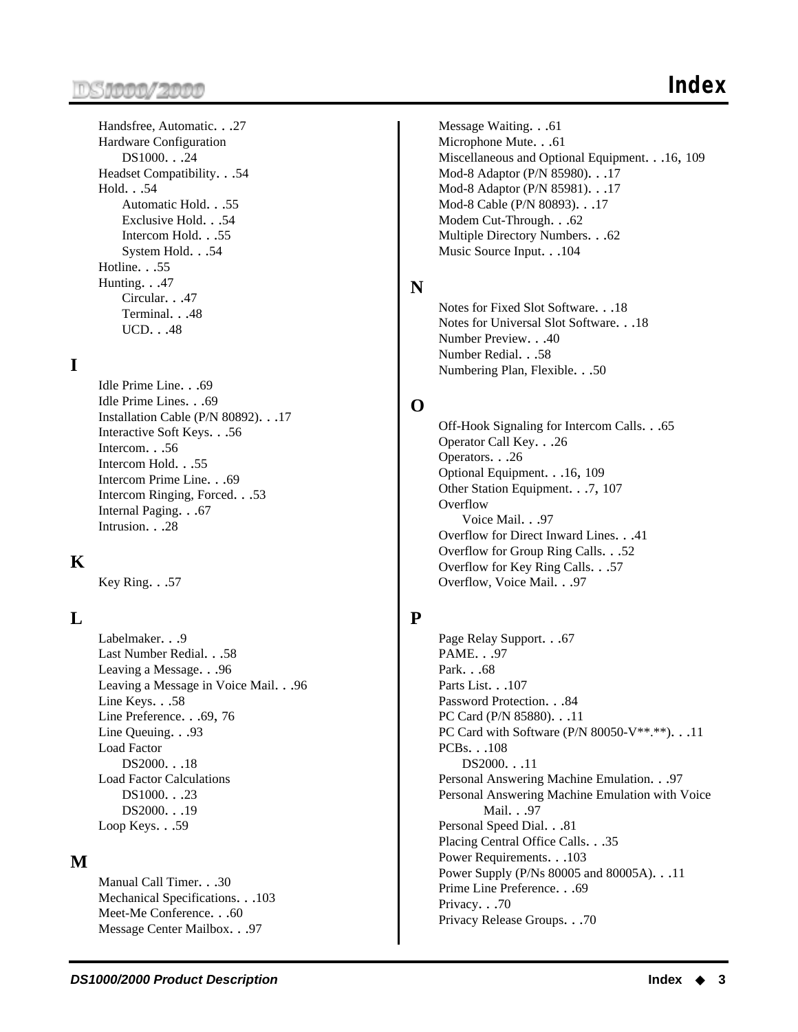Handsfree, Automatic. . .27
Hardware Configuration
    DS1000. . .24
Headset Compatibility. . .54
Hold. . .54
    Automatic Hold. . .55
    Exclusive Hold. . .54
    Intercom Hold. . .55
    System Hold. . .54
Hotline. . .55
Hunting. . .47
    Circular. . .47
    Terminal. . .48
    UCD. . .48

## I

Idle Prime Line. . .69
Idle Prime Lines. . .69
Installation Cable (P/N 80892). . .17
Interactive Soft Keys. . .56
Intercom. . .56
Intercom Hold. . .55
Intercom Prime Line. . .69
Intercom Ringing, Forced. . .53
Internal Paging. . .67
Intrusion. . .28

## K

Key Ring. . .57

## L

Labelmaker. . .9
Last Number Redial. . .58
Leaving a Message. . .96
Leaving a Message in Voice Mail. . .96
Line Keys. . .58
Line Preference. . .69, 76
Line Queuing. . .93
Load Factor
    DS2000. . .18
Load Factor Calculations
    DS1000. . .23
    DS2000. . .19
Loop Keys. . .59

## M

Manual Call Timer. . .30
Mechanical Specifications. . .103
Meet-Me Conference. . .60
Message Center Mailbox. . .97
Message Waiting. . .61
Microphone Mute. . .61
Miscellaneous and Optional Equipment. . .16, 109
Mod-8 Adaptor (P/N 85980). . .17
Mod-8 Adaptor (P/N 85981). . .17
Mod-8 Cable (P/N 80893). . .17
Modem Cut-Through. . .62
Multiple Directory Numbers. . .62
Music Source Input. . .104

## N

Notes for Fixed Slot Software. . .18
Notes for Universal Slot Software. . .18
Number Preview. . .40
Number Redial. . .58
Numbering Plan, Flexible. . .50

## O

Off-Hook Signaling for Intercom Calls. . .65
Operator Call Key. . .26
Operators. . .26
Optional Equipment. . .16, 109
Other Station Equipment. . .7, 107
Overflow
    Voice Mail. . .97
Overflow for Direct Inward Lines. . .41
Overflow for Group Ring Calls. . .52
Overflow for Key Ring Calls. . .57
Overflow, Voice Mail. . .97

## P

Page Relay Support. . .67
PAME. . .97
Park. . .68
Parts List. . .107
Password Protection. . .84
PC Card (P/N 85880). . .11
PC Card with Software (P/N 80050-V**.**). . .11
PCBs. . .108
    DS2000. . .11
Personal Answering Machine Emulation. . .97
Personal Answering Machine Emulation with Voice Mail. . .97
Personal Speed Dial. . .81
Placing Central Office Calls. . .35
Power Requirements. . .103
Power Supply (P/Ns 80005 and 80005A). . .11
Prime Line Preference. . .69
Privacy. . .70
Privacy Release Groups. . .70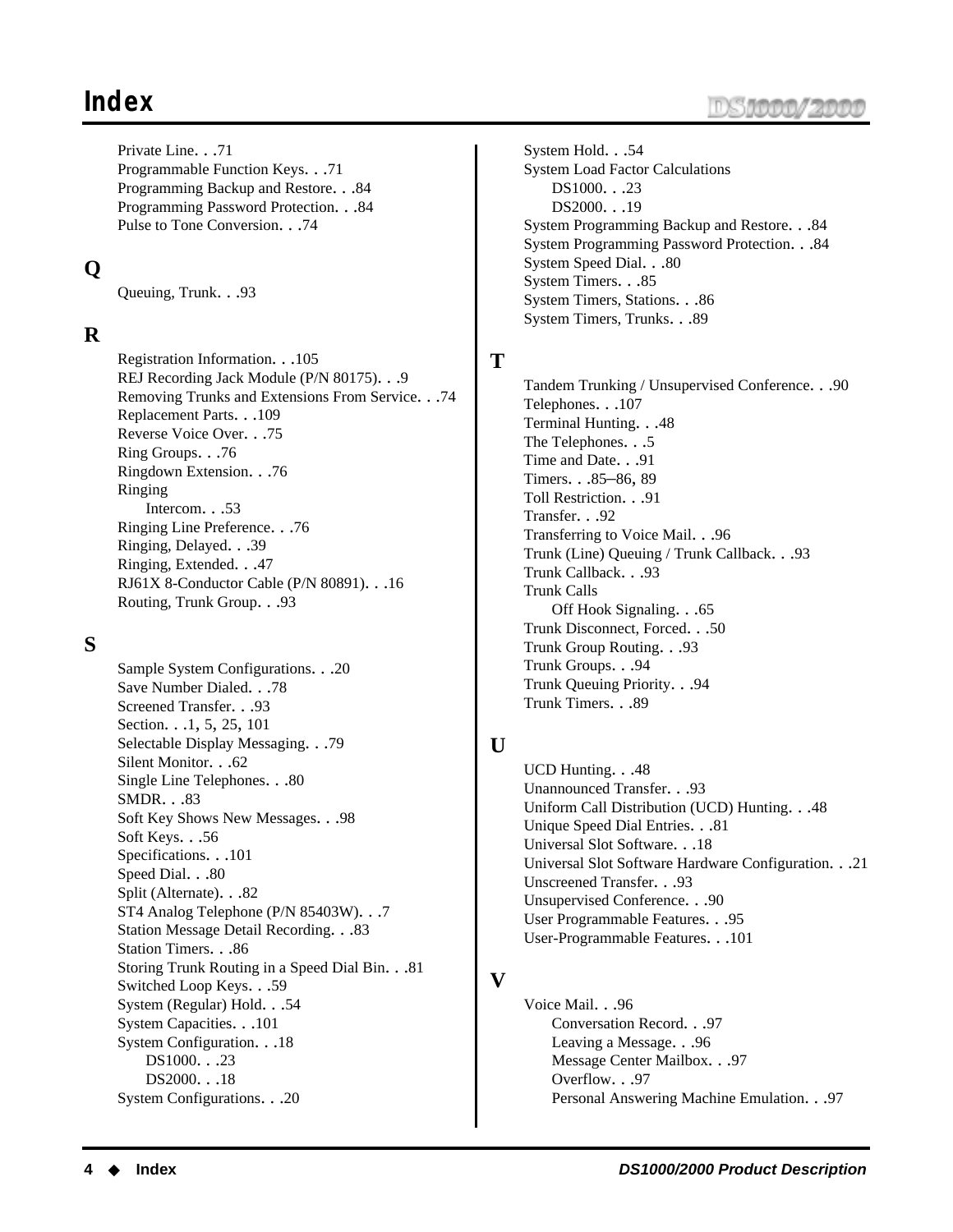# Index

Private Line. . .71
Programmable Function Keys. . .71
Programming Backup and Restore. . .84
Programming Password Protection. . .84
Pulse to Tone Conversion. . .74

## Q

Queuing, Trunk. . .93

## R

Registration Information. . .105
REJ Recording Jack Module (P/N 80175). . .9
Removing Trunks and Extensions From Service. . .74
Replacement Parts. . .109
Reverse Voice Over. . .75
Ring Groups. . .76
Ringdown Extension. . .76
Ringing
    Intercom. . .53
Ringing Line Preference. . .76
Ringing, Delayed. . .39
Ringing, Extended. . .47
RJ61X 8-Conductor Cable (P/N 80891). . .16
Routing, Trunk Group. . .93

## S

Sample System Configurations. . .20
Save Number Dialed. . .78
Screened Transfer. . .93
Section. . .1, 5, 25, 101
Selectable Display Messaging. . .79
Silent Monitor. . .62
Single Line Telephones. . .80
SMDR. . .83
Soft Key Shows New Messages. . .98
Soft Keys. . .56
Specifications. . .101
Speed Dial. . .80
Split (Alternate). . .82
ST4 Analog Telephone (P/N 85403W). . .7
Station Message Detail Recording. . .83
Station Timers. . .86
Storing Trunk Routing in a Speed Dial Bin. . .81
Switched Loop Keys. . .59
System (Regular) Hold. . .54
System Capacities. . .101
System Configuration. . .18
    DS1000. . .23
    DS2000. . .18
System Configurations. . .20
System Hold. . .54
System Load Factor Calculations
    DS1000. . .23
    DS2000. . .19
System Programming Backup and Restore. . .84
System Programming Password Protection. . .84
System Speed Dial. . .80
System Timers. . .85
System Timers, Stations. . .86
System Timers, Trunks. . .89

## T

Tandem Trunking / Unsupervised Conference. . .90
Telephones. . .107
Terminal Hunting. . .48
The Telephones. . .5
Time and Date. . .91
Timers. . .85–86, 89
Toll Restriction. . .91
Transfer. . .92
Transferring to Voice Mail. . .96
Trunk (Line) Queuing / Trunk Callback. . .93
Trunk Callback. . .93
Trunk Calls
    Off Hook Signaling. . .65
Trunk Disconnect, Forced. . .50
Trunk Group Routing. . .93
Trunk Groups. . .94
Trunk Queuing Priority. . .94
Trunk Timers. . .89

## U

UCD Hunting. . .48
Unannounced Transfer. . .93
Uniform Call Distribution (UCD) Hunting. . .48
Unique Speed Dial Entries. . .81
Universal Slot Software. . .18
Universal Slot Software Hardware Configuration. . .21
Unscreened Transfer. . .93
Unsupervised Conference. . .90
User Programmable Features. . .95
User-Programmable Features. . .101

## V

Voice Mail. . .96
    Conversation Record. . .97
    Leaving a Message. . .96
    Message Center Mailbox. . .97
    Overflow. . .97
    Personal Answering Machine Emulation. . .97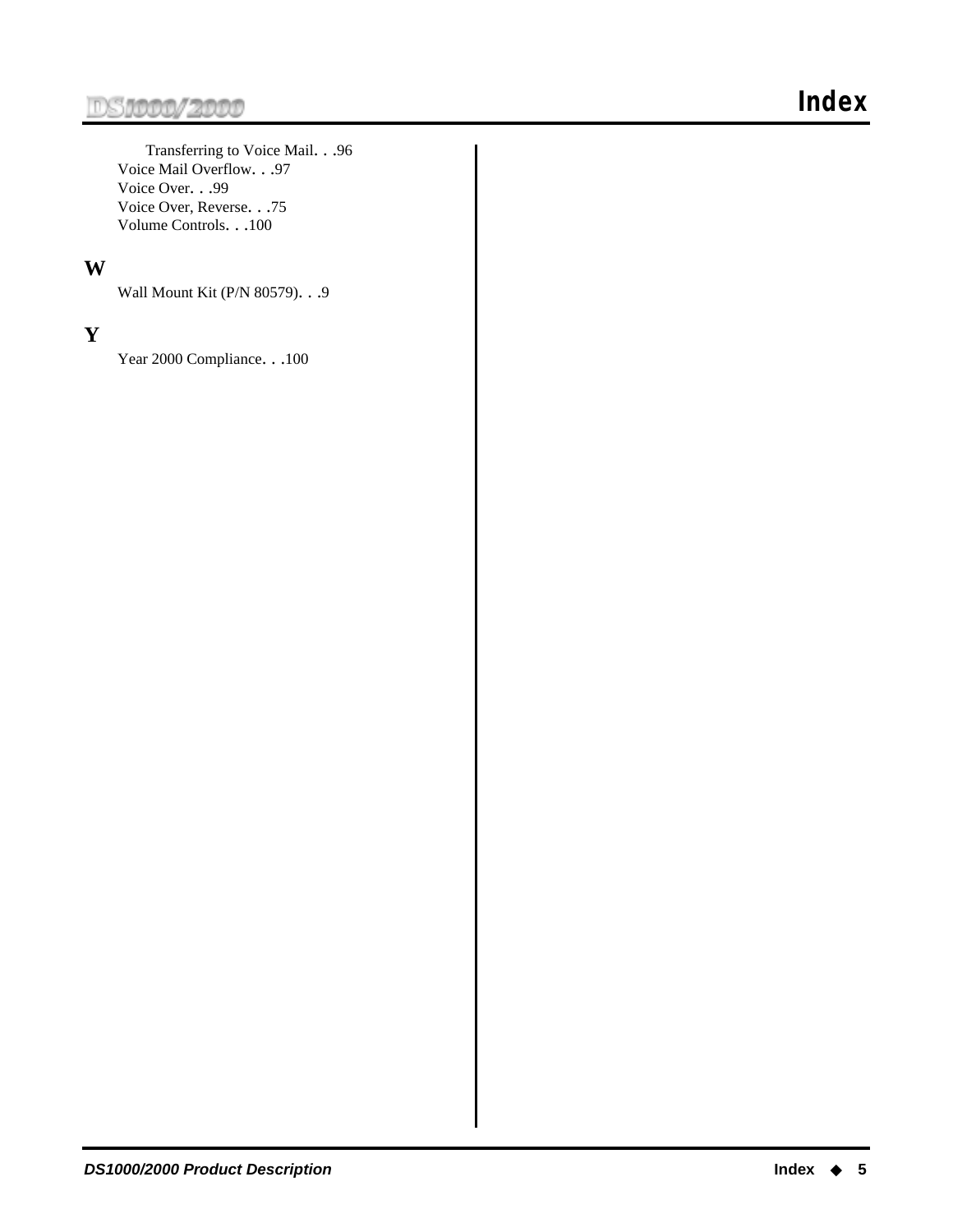Transferring to Voice Mail. . .96
  Voice Mail Overflow. . .97
  Voice Over. . .99
  Voice Over, Reverse. . .75
  Volume Controls. . .100

## W

Wall Mount Kit (P/N 80579). . .9

## Y

Year 2000 Compliance. . .100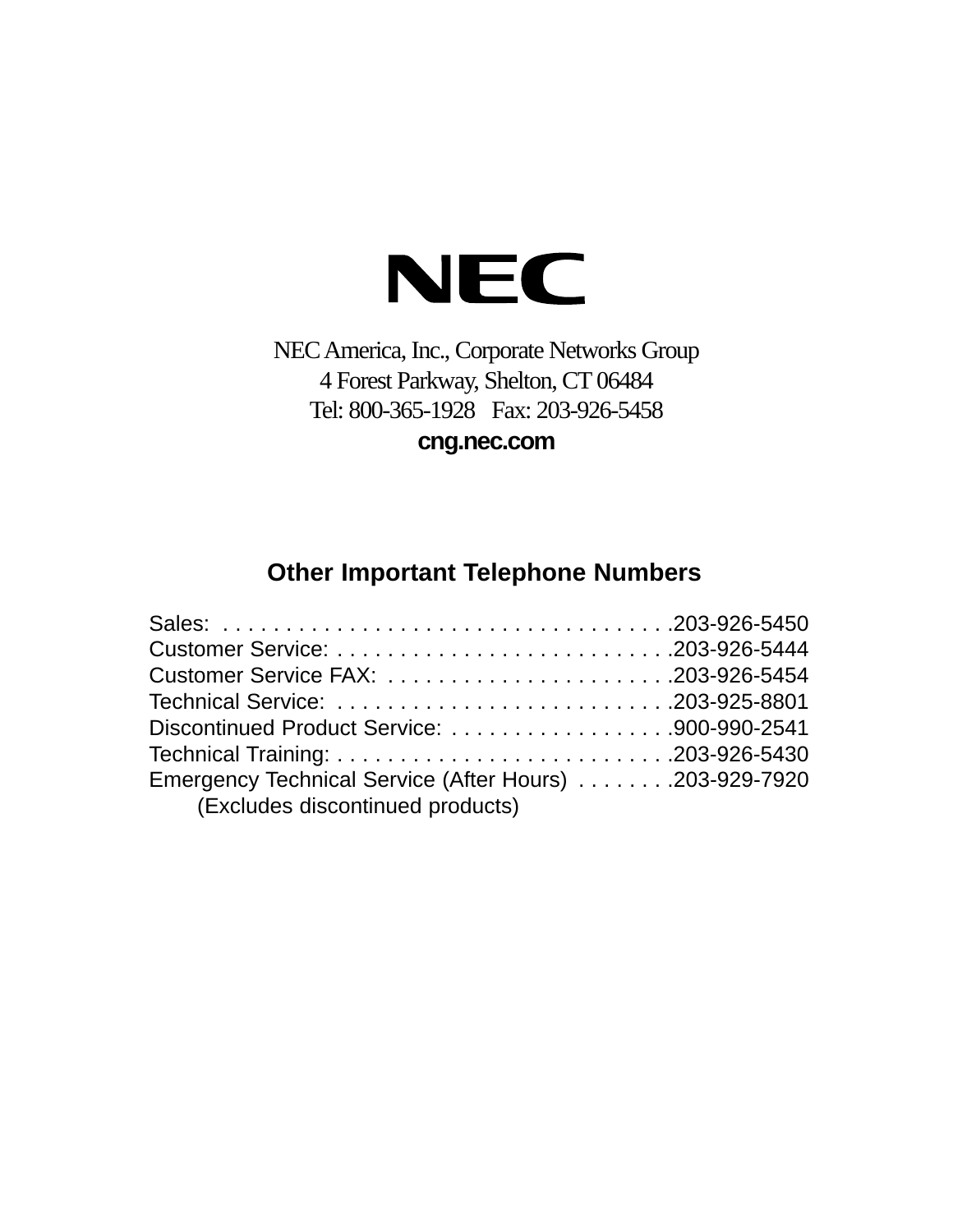# NEC

NEC America, Inc., Corporate Networks Group
4 Forest Parkway, Shelton, CT 06484
Tel: 800-365-1928   Fax: 203-926-5458
**cng.nec.com**

## Other Important Telephone Numbers

Sales: . . . . . . . . . . . . . . . . . . . . . . . . . . . . . . . . . . . .203-926-5450
Customer Service: . . . . . . . . . . . . . . . . . . . . . . . . . . .203-926-5444
Customer Service FAX: . . . . . . . . . . . . . . . . . . . . . . .203-926-5454
Technical Service: . . . . . . . . . . . . . . . . . . . . . . . . . . .203-925-8801
Discontinued Product Service: . . . . . . . . . . . . . . . . . .900-990-2541
Technical Training: . . . . . . . . . . . . . . . . . . . . . . . . . . .203-926-5430
Emergency Technical Service (After Hours) . . . . . . . .203-929-7920
(Excludes discontinued products)